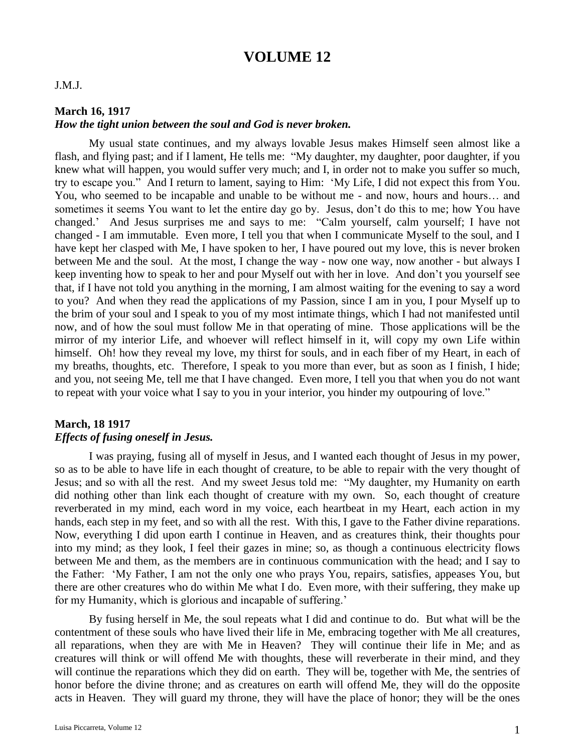# VOLUME 12

J.M.J.

**March 16, 1917**
***How the tight union between the soul and God is never broken.***

My usual state continues, and my always lovable Jesus makes Himself seen almost like a flash, and flying past; and if I lament, He tells me: "My daughter, my daughter, poor daughter, if you knew what will happen, you would suffer very much; and I, in order not to make you suffer so much, try to escape you." And I return to lament, saying to Him: 'My Life, I did not expect this from You. You, who seemed to be incapable and unable to be without me - and now, hours and hours… and sometimes it seems You want to let the entire day go by. Jesus, don't do this to me; how You have changed.' And Jesus surprises me and says to me: "Calm yourself, calm yourself; I have not changed - I am immutable. Even more, I tell you that when I communicate Myself to the soul, and I have kept her clasped with Me, I have spoken to her, I have poured out my love, this is never broken between Me and the soul. At the most, I change the way - now one way, now another - but always I keep inventing how to speak to her and pour Myself out with her in love. And don't you yourself see that, if I have not told you anything in the morning, I am almost waiting for the evening to say a word to you? And when they read the applications of my Passion, since I am in you, I pour Myself up to the brim of your soul and I speak to you of my most intimate things, which I had not manifested until now, and of how the soul must follow Me in that operating of mine. Those applications will be the mirror of my interior Life, and whoever will reflect himself in it, will copy my own Life within himself. Oh! how they reveal my love, my thirst for souls, and in each fiber of my Heart, in each of my breaths, thoughts, etc. Therefore, I speak to you more than ever, but as soon as I finish, I hide; and you, not seeing Me, tell me that I have changed. Even more, I tell you that when you do not want to repeat with your voice what I say to you in your interior, you hinder my outpouring of love."

**March, 18 1917**
***Effects of fusing oneself in Jesus.***

I was praying, fusing all of myself in Jesus, and I wanted each thought of Jesus in my power, so as to be able to have life in each thought of creature, to be able to repair with the very thought of Jesus; and so with all the rest. And my sweet Jesus told me: "My daughter, my Humanity on earth did nothing other than link each thought of creature with my own. So, each thought of creature reverberated in my mind, each word in my voice, each heartbeat in my Heart, each action in my hands, each step in my feet, and so with all the rest. With this, I gave to the Father divine reparations. Now, everything I did upon earth I continue in Heaven, and as creatures think, their thoughts pour into my mind; as they look, I feel their gazes in mine; so, as though a continuous electricity flows between Me and them, as the members are in continuous communication with the head; and I say to the Father: 'My Father, I am not the only one who prays You, repairs, satisfies, appeases You, but there are other creatures who do within Me what I do. Even more, with their suffering, they make up for my Humanity, which is glorious and incapable of suffering.'

By fusing herself in Me, the soul repeats what I did and continue to do. But what will be the contentment of these souls who have lived their life in Me, embracing together with Me all creatures, all reparations, when they are with Me in Heaven? They will continue their life in Me; and as creatures will think or will offend Me with thoughts, these will reverberate in their mind, and they will continue the reparations which they did on earth. They will be, together with Me, the sentries of honor before the divine throne; and as creatures on earth will offend Me, they will do the opposite acts in Heaven. They will guard my throne, they will have the place of honor; they will be the ones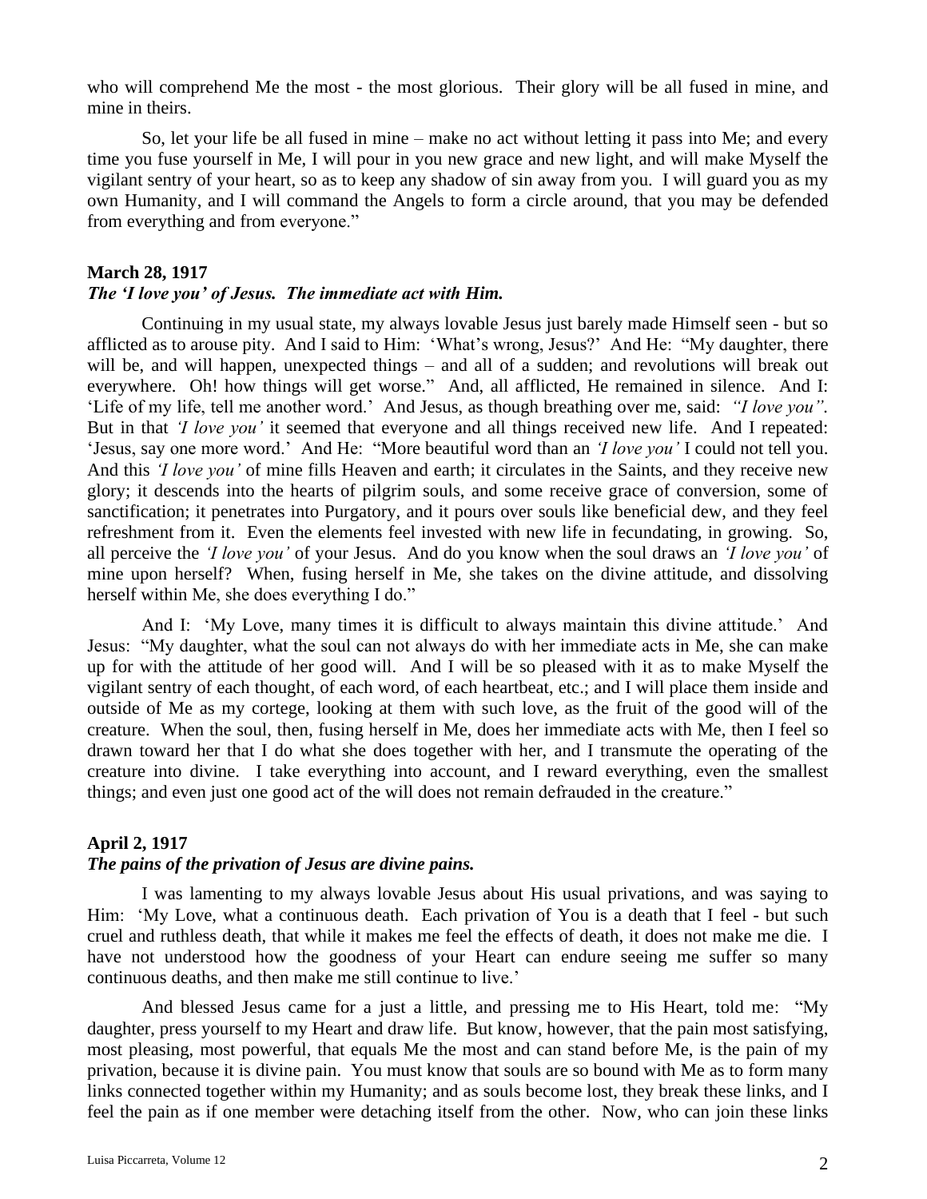who will comprehend Me the most - the most glorious. Their glory will be all fused in mine, and mine in theirs.

So, let your life be all fused in mine – make no act without letting it pass into Me; and every time you fuse yourself in Me, I will pour in you new grace and new light, and will make Myself the vigilant sentry of your heart, so as to keep any shadow of sin away from you. I will guard you as my own Humanity, and I will command the Angels to form a circle around, that you may be defended from everything and from everyone."

**March 28, 1917**

***The 'I love you' of Jesus. The immediate act with Him.***

Continuing in my usual state, my always lovable Jesus just barely made Himself seen - but so afflicted as to arouse pity. And I said to Him: 'What's wrong, Jesus?' And He: "My daughter, there will be, and will happen, unexpected things – and all of a sudden; and revolutions will break out everywhere. Oh! how things will get worse." And, all afflicted, He remained in silence. And I: 'Life of my life, tell me another word.' And Jesus, as though breathing over me, said: *"I love you".* But in that *'I love you'* it seemed that everyone and all things received new life. And I repeated: 'Jesus, say one more word.' And He: "More beautiful word than an *'I love you'* I could not tell you. And this *'I love you'* of mine fills Heaven and earth; it circulates in the Saints, and they receive new glory; it descends into the hearts of pilgrim souls, and some receive grace of conversion, some of sanctification; it penetrates into Purgatory, and it pours over souls like beneficial dew, and they feel refreshment from it. Even the elements feel invested with new life in fecundating, in growing. So, all perceive the *'I love you'* of your Jesus. And do you know when the soul draws an *'I love you'* of mine upon herself? When, fusing herself in Me, she takes on the divine attitude, and dissolving herself within Me, she does everything I do."

And I: 'My Love, many times it is difficult to always maintain this divine attitude.' And Jesus: "My daughter, what the soul can not always do with her immediate acts in Me, she can make up for with the attitude of her good will. And I will be so pleased with it as to make Myself the vigilant sentry of each thought, of each word, of each heartbeat, etc.; and I will place them inside and outside of Me as my cortege, looking at them with such love, as the fruit of the good will of the creature. When the soul, then, fusing herself in Me, does her immediate acts with Me, then I feel so drawn toward her that I do what she does together with her, and I transmute the operating of the creature into divine. I take everything into account, and I reward everything, even the smallest things; and even just one good act of the will does not remain defrauded in the creature."

**April 2, 1917**

***The pains of the privation of Jesus are divine pains.***

I was lamenting to my always lovable Jesus about His usual privations, and was saying to Him: 'My Love, what a continuous death. Each privation of You is a death that I feel - but such cruel and ruthless death, that while it makes me feel the effects of death, it does not make me die. I have not understood how the goodness of your Heart can endure seeing me suffer so many continuous deaths, and then make me still continue to live.'

And blessed Jesus came for a just a little, and pressing me to His Heart, told me: "My daughter, press yourself to my Heart and draw life. But know, however, that the pain most satisfying, most pleasing, most powerful, that equals Me the most and can stand before Me, is the pain of my privation, because it is divine pain. You must know that souls are so bound with Me as to form many links connected together within my Humanity; and as souls become lost, they break these links, and I feel the pain as if one member were detaching itself from the other. Now, who can join these links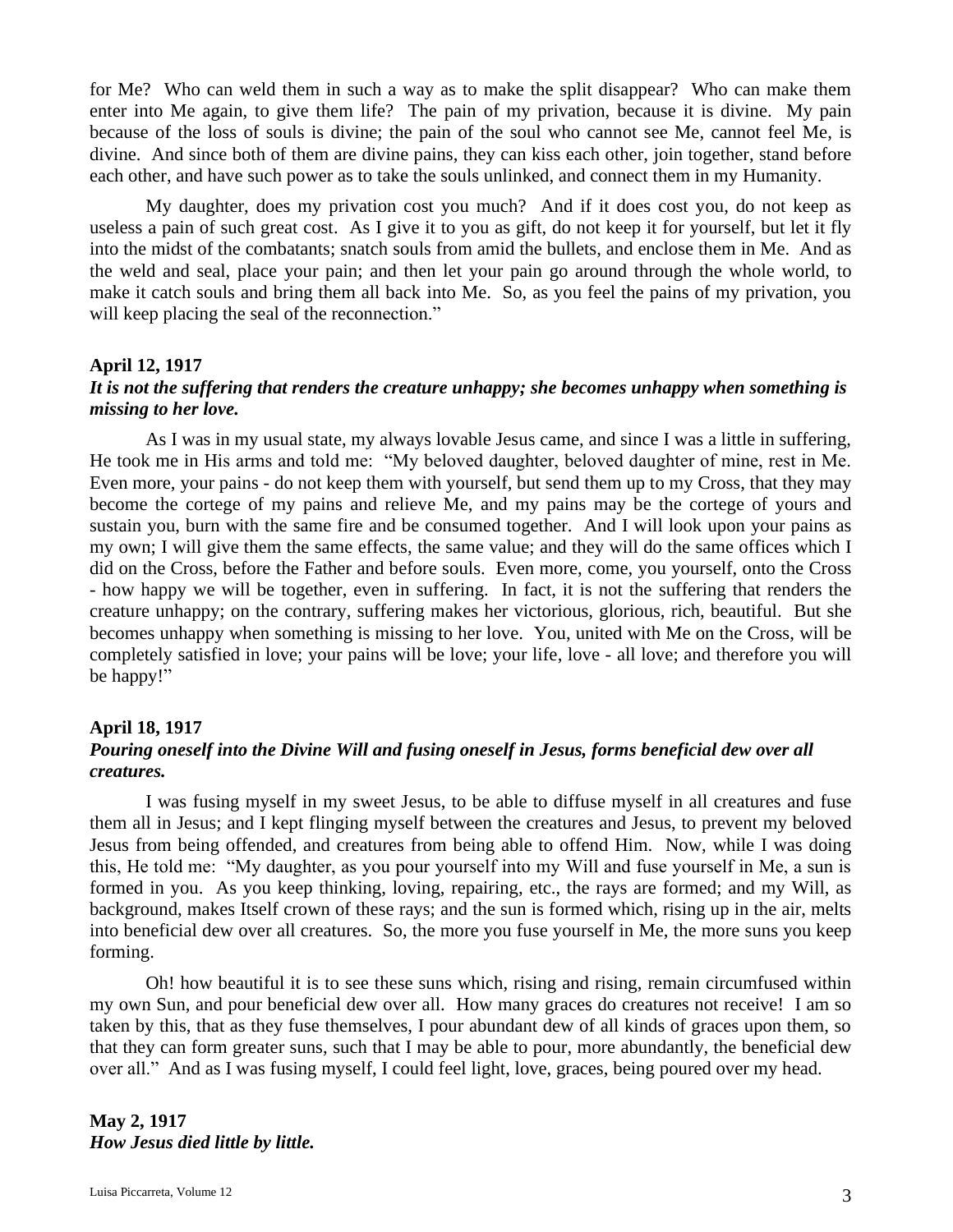for Me? Who can weld them in such a way as to make the split disappear? Who can make them enter into Me again, to give them life? The pain of my privation, because it is divine. My pain because of the loss of souls is divine; the pain of the soul who cannot see Me, cannot feel Me, is divine. And since both of them are divine pains, they can kiss each other, join together, stand before each other, and have such power as to take the souls unlinked, and connect them in my Humanity.

My daughter, does my privation cost you much? And if it does cost you, do not keep as useless a pain of such great cost. As I give it to you as gift, do not keep it for yourself, but let it fly into the midst of the combatants; snatch souls from amid the bullets, and enclose them in Me. And as the weld and seal, place your pain; and then let your pain go around through the whole world, to make it catch souls and bring them all back into Me. So, as you feel the pains of my privation, you will keep placing the seal of the reconnection."

**April 12, 1917**
***It is not the suffering that renders the creature unhappy; she becomes unhappy when something is missing to her love.***

As I was in my usual state, my always lovable Jesus came, and since I was a little in suffering, He took me in His arms and told me: "My beloved daughter, beloved daughter of mine, rest in Me. Even more, your pains - do not keep them with yourself, but send them up to my Cross, that they may become the cortege of my pains and relieve Me, and my pains may be the cortege of yours and sustain you, burn with the same fire and be consumed together. And I will look upon your pains as my own; I will give them the same effects, the same value; and they will do the same offices which I did on the Cross, before the Father and before souls. Even more, come, you yourself, onto the Cross - how happy we will be together, even in suffering. In fact, it is not the suffering that renders the creature unhappy; on the contrary, suffering makes her victorious, glorious, rich, beautiful. But she becomes unhappy when something is missing to her love. You, united with Me on the Cross, will be completely satisfied in love; your pains will be love; your life, love - all love; and therefore you will be happy!"

**April 18, 1917**
***Pouring oneself into the Divine Will and fusing oneself in Jesus, forms beneficial dew over all creatures.***

I was fusing myself in my sweet Jesus, to be able to diffuse myself in all creatures and fuse them all in Jesus; and I kept flinging myself between the creatures and Jesus, to prevent my beloved Jesus from being offended, and creatures from being able to offend Him. Now, while I was doing this, He told me: "My daughter, as you pour yourself into my Will and fuse yourself in Me, a sun is formed in you. As you keep thinking, loving, repairing, etc., the rays are formed; and my Will, as background, makes Itself crown of these rays; and the sun is formed which, rising up in the air, melts into beneficial dew over all creatures. So, the more you fuse yourself in Me, the more suns you keep forming.

Oh! how beautiful it is to see these suns which, rising and rising, remain circumfused within my own Sun, and pour beneficial dew over all. How many graces do creatures not receive! I am so taken by this, that as they fuse themselves, I pour abundant dew of all kinds of graces upon them, so that they can form greater suns, such that I may be able to pour, more abundantly, the beneficial dew over all." And as I was fusing myself, I could feel light, love, graces, being poured over my head.

**May 2, 1917**
***How Jesus died little by little.***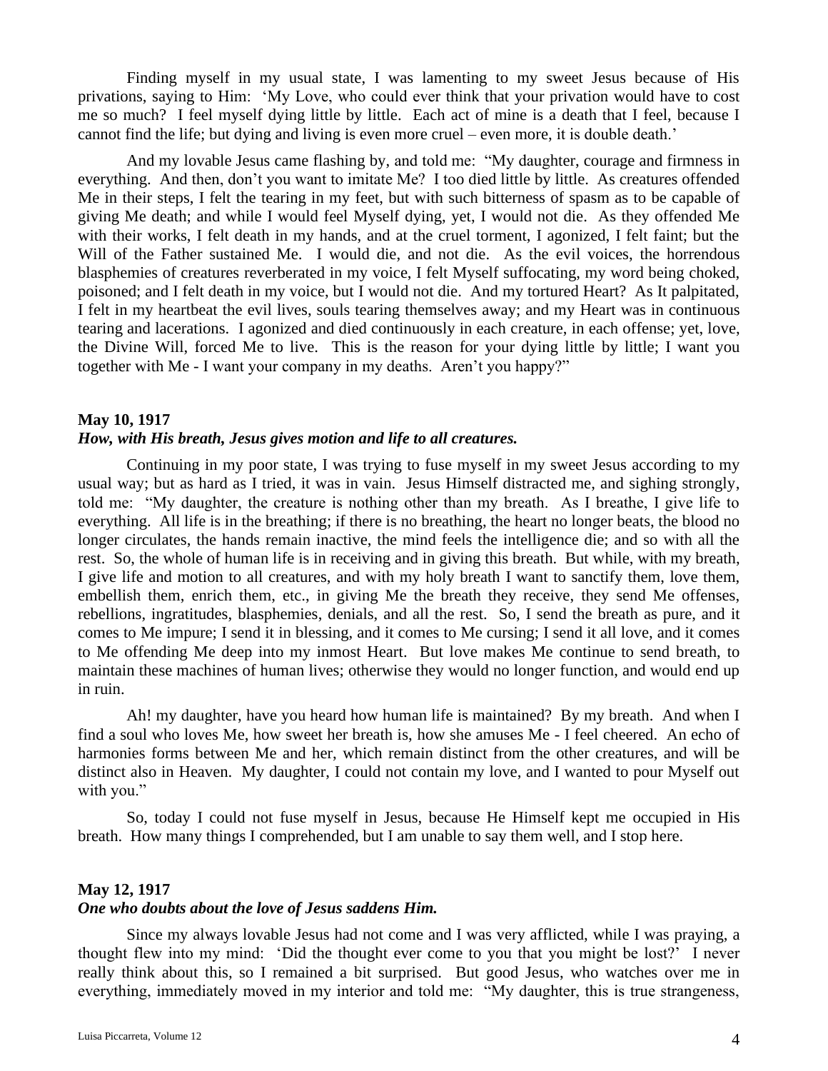Finding myself in my usual state, I was lamenting to my sweet Jesus because of His privations, saying to Him: 'My Love, who could ever think that your privation would have to cost me so much? I feel myself dying little by little. Each act of mine is a death that I feel, because I cannot find the life; but dying and living is even more cruel – even more, it is double death.'

And my lovable Jesus came flashing by, and told me: "My daughter, courage and firmness in everything. And then, don't you want to imitate Me? I too died little by little. As creatures offended Me in their steps, I felt the tearing in my feet, but with such bitterness of spasm as to be capable of giving Me death; and while I would feel Myself dying, yet, I would not die. As they offended Me with their works, I felt death in my hands, and at the cruel torment, I agonized, I felt faint; but the Will of the Father sustained Me. I would die, and not die. As the evil voices, the horrendous blasphemies of creatures reverberated in my voice, I felt Myself suffocating, my word being choked, poisoned; and I felt death in my voice, but I would not die. And my tortured Heart? As It palpitated, I felt in my heartbeat the evil lives, souls tearing themselves away; and my Heart was in continuous tearing and lacerations. I agonized and died continuously in each creature, in each offense; yet, love, the Divine Will, forced Me to live. This is the reason for your dying little by little; I want you together with Me - I want your company in my deaths. Aren't you happy?"

**May 10, 1917**
***How, with His breath, Jesus gives motion and life to all creatures.***

Continuing in my poor state, I was trying to fuse myself in my sweet Jesus according to my usual way; but as hard as I tried, it was in vain. Jesus Himself distracted me, and sighing strongly, told me: "My daughter, the creature is nothing other than my breath. As I breathe, I give life to everything. All life is in the breathing; if there is no breathing, the heart no longer beats, the blood no longer circulates, the hands remain inactive, the mind feels the intelligence die; and so with all the rest. So, the whole of human life is in receiving and in giving this breath. But while, with my breath, I give life and motion to all creatures, and with my holy breath I want to sanctify them, love them, embellish them, enrich them, etc., in giving Me the breath they receive, they send Me offenses, rebellions, ingratitudes, blasphemies, denials, and all the rest. So, I send the breath as pure, and it comes to Me impure; I send it in blessing, and it comes to Me cursing; I send it all love, and it comes to Me offending Me deep into my inmost Heart. But love makes Me continue to send breath, to maintain these machines of human lives; otherwise they would no longer function, and would end up in ruin.

Ah! my daughter, have you heard how human life is maintained? By my breath. And when I find a soul who loves Me, how sweet her breath is, how she amuses Me - I feel cheered. An echo of harmonies forms between Me and her, which remain distinct from the other creatures, and will be distinct also in Heaven. My daughter, I could not contain my love, and I wanted to pour Myself out with you."

So, today I could not fuse myself in Jesus, because He Himself kept me occupied in His breath. How many things I comprehended, but I am unable to say them well, and I stop here.

**May 12, 1917**
***One who doubts about the love of Jesus saddens Him.***

Since my always lovable Jesus had not come and I was very afflicted, while I was praying, a thought flew into my mind: 'Did the thought ever come to you that you might be lost?' I never really think about this, so I remained a bit surprised. But good Jesus, who watches over me in everything, immediately moved in my interior and told me: "My daughter, this is true strangeness,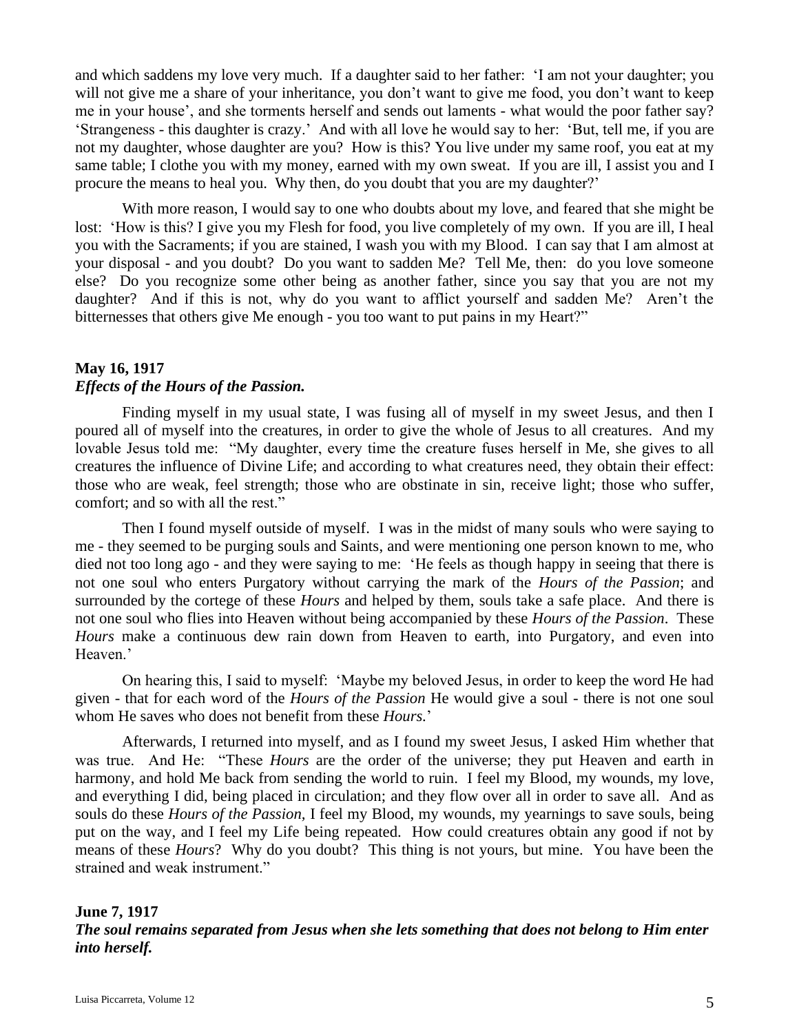and which saddens my love very much. If a daughter said to her father: 'I am not your daughter; you will not give me a share of your inheritance, you don't want to give me food, you don't want to keep me in your house', and she torments herself and sends out laments - what would the poor father say? 'Strangeness - this daughter is crazy.' And with all love he would say to her: 'But, tell me, if you are not my daughter, whose daughter are you? How is this? You live under my same roof, you eat at my same table; I clothe you with my money, earned with my own sweat. If you are ill, I assist you and I procure the means to heal you. Why then, do you doubt that you are my daughter?'

With more reason, I would say to one who doubts about my love, and feared that she might be lost: 'How is this? I give you my Flesh for food, you live completely of my own. If you are ill, I heal you with the Sacraments; if you are stained, I wash you with my Blood. I can say that I am almost at your disposal - and you doubt? Do you want to sadden Me? Tell Me, then: do you love someone else? Do you recognize some other being as another father, since you say that you are not my daughter? And if this is not, why do you want to afflict yourself and sadden Me? Aren't the bitternesses that others give Me enough - you too want to put pains in my Heart?"

**May 16, 1917**
***Effects of the Hours of the Passion.***

Finding myself in my usual state, I was fusing all of myself in my sweet Jesus, and then I poured all of myself into the creatures, in order to give the whole of Jesus to all creatures. And my lovable Jesus told me: "My daughter, every time the creature fuses herself in Me, she gives to all creatures the influence of Divine Life; and according to what creatures need, they obtain their effect: those who are weak, feel strength; those who are obstinate in sin, receive light; those who suffer, comfort; and so with all the rest."

Then I found myself outside of myself. I was in the midst of many souls who were saying to me - they seemed to be purging souls and Saints, and were mentioning one person known to me, who died not too long ago - and they were saying to me: 'He feels as though happy in seeing that there is not one soul who enters Purgatory without carrying the mark of the *Hours of the Passion*; and surrounded by the cortege of these *Hours* and helped by them, souls take a safe place. And there is not one soul who flies into Heaven without being accompanied by these *Hours of the Passion*. These *Hours* make a continuous dew rain down from Heaven to earth, into Purgatory, and even into Heaven.'

On hearing this, I said to myself: 'Maybe my beloved Jesus, in order to keep the word He had given - that for each word of the *Hours of the Passion* He would give a soul - there is not one soul whom He saves who does not benefit from these *Hours.*'

Afterwards, I returned into myself, and as I found my sweet Jesus, I asked Him whether that was true. And He: "These *Hours* are the order of the universe; they put Heaven and earth in harmony, and hold Me back from sending the world to ruin. I feel my Blood, my wounds, my love, and everything I did, being placed in circulation; and they flow over all in order to save all. And as souls do these *Hours of the Passion,* I feel my Blood, my wounds, my yearnings to save souls, being put on the way, and I feel my Life being repeated. How could creatures obtain any good if not by means of these *Hours*? Why do you doubt? This thing is not yours, but mine. You have been the strained and weak instrument."

**June 7, 1917**
***The soul remains separated from Jesus when she lets something that does not belong to Him enter into herself.***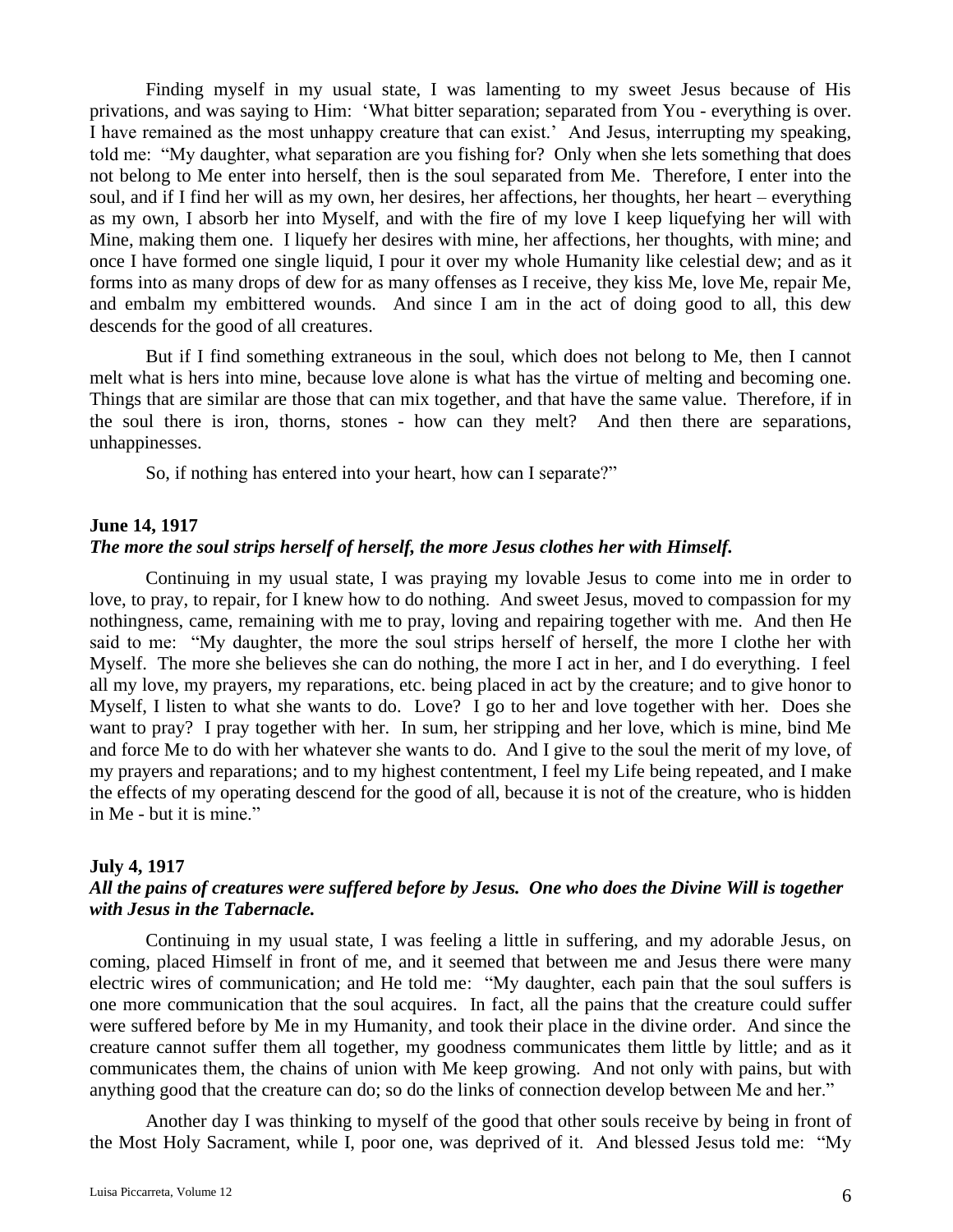Finding myself in my usual state, I was lamenting to my sweet Jesus because of His privations, and was saying to Him: 'What bitter separation; separated from You - everything is over. I have remained as the most unhappy creature that can exist.' And Jesus, interrupting my speaking, told me: "My daughter, what separation are you fishing for? Only when she lets something that does not belong to Me enter into herself, then is the soul separated from Me. Therefore, I enter into the soul, and if I find her will as my own, her desires, her affections, her thoughts, her heart – everything as my own, I absorb her into Myself, and with the fire of my love I keep liquefying her will with Mine, making them one. I liquefy her desires with mine, her affections, her thoughts, with mine; and once I have formed one single liquid, I pour it over my whole Humanity like celestial dew; and as it forms into as many drops of dew for as many offenses as I receive, they kiss Me, love Me, repair Me, and embalm my embittered wounds. And since I am in the act of doing good to all, this dew descends for the good of all creatures.

But if I find something extraneous in the soul, which does not belong to Me, then I cannot melt what is hers into mine, because love alone is what has the virtue of melting and becoming one. Things that are similar are those that can mix together, and that have the same value. Therefore, if in the soul there is iron, thorns, stones - how can they melt? And then there are separations, unhappinesses.

So, if nothing has entered into your heart, how can I separate?"

**June 14, 1917**
***The more the soul strips herself of herself, the more Jesus clothes her with Himself.***

Continuing in my usual state, I was praying my lovable Jesus to come into me in order to love, to pray, to repair, for I knew how to do nothing. And sweet Jesus, moved to compassion for my nothingness, came, remaining with me to pray, loving and repairing together with me. And then He said to me: "My daughter, the more the soul strips herself of herself, the more I clothe her with Myself. The more she believes she can do nothing, the more I act in her, and I do everything. I feel all my love, my prayers, my reparations, etc. being placed in act by the creature; and to give honor to Myself, I listen to what she wants to do. Love? I go to her and love together with her. Does she want to pray? I pray together with her. In sum, her stripping and her love, which is mine, bind Me and force Me to do with her whatever she wants to do. And I give to the soul the merit of my love, of my prayers and reparations; and to my highest contentment, I feel my Life being repeated, and I make the effects of my operating descend for the good of all, because it is not of the creature, who is hidden in Me - but it is mine."

**July 4, 1917**
***All the pains of creatures were suffered before by Jesus. One who does the Divine Will is together with Jesus in the Tabernacle.***

Continuing in my usual state, I was feeling a little in suffering, and my adorable Jesus, on coming, placed Himself in front of me, and it seemed that between me and Jesus there were many electric wires of communication; and He told me: "My daughter, each pain that the soul suffers is one more communication that the soul acquires. In fact, all the pains that the creature could suffer were suffered before by Me in my Humanity, and took their place in the divine order. And since the creature cannot suffer them all together, my goodness communicates them little by little; and as it communicates them, the chains of union with Me keep growing. And not only with pains, but with anything good that the creature can do; so do the links of connection develop between Me and her."

Another day I was thinking to myself of the good that other souls receive by being in front of the Most Holy Sacrament, while I, poor one, was deprived of it. And blessed Jesus told me: "My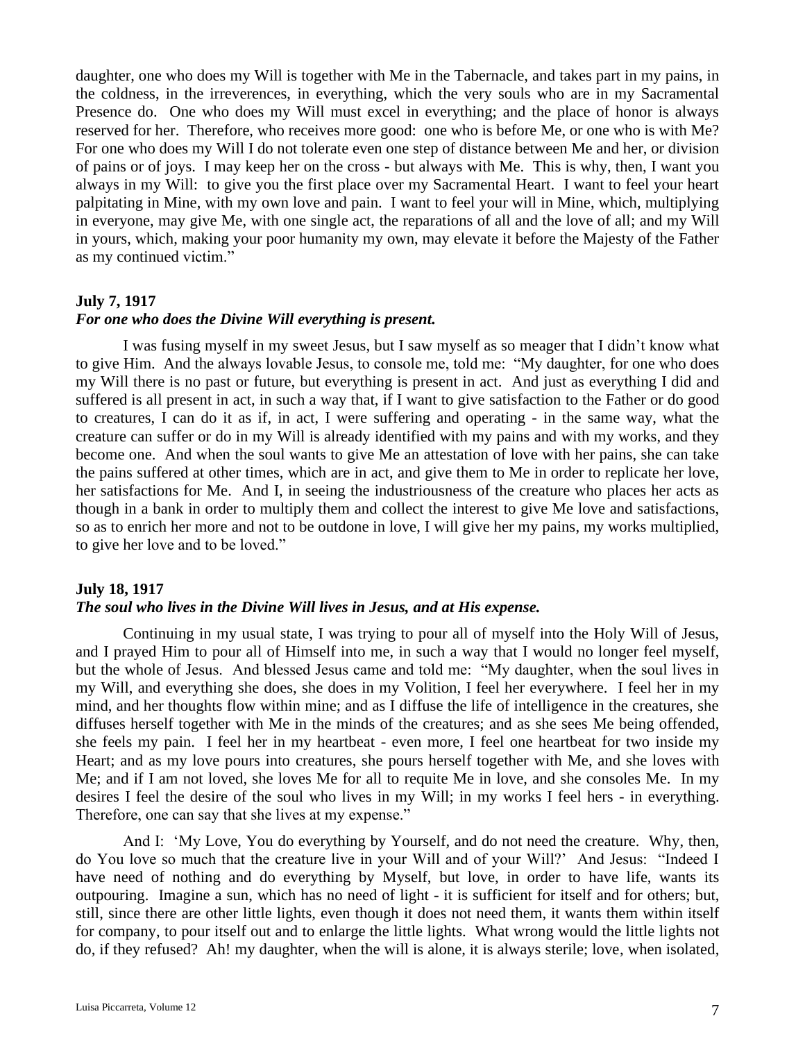daughter, one who does my Will is together with Me in the Tabernacle, and takes part in my pains, in the coldness, in the irreverences, in everything, which the very souls who are in my Sacramental Presence do. One who does my Will must excel in everything; and the place of honor is always reserved for her. Therefore, who receives more good: one who is before Me, or one who is with Me? For one who does my Will I do not tolerate even one step of distance between Me and her, or division of pains or of joys. I may keep her on the cross - but always with Me. This is why, then, I want you always in my Will: to give you the first place over my Sacramental Heart. I want to feel your heart palpitating in Mine, with my own love and pain. I want to feel your will in Mine, which, multiplying in everyone, may give Me, with one single act, the reparations of all and the love of all; and my Will in yours, which, making your poor humanity my own, may elevate it before the Majesty of the Father as my continued victim."

**July 7, 1917**
***For one who does the Divine Will everything is present.***

I was fusing myself in my sweet Jesus, but I saw myself as so meager that I didn't know what to give Him. And the always lovable Jesus, to console me, told me: "My daughter, for one who does my Will there is no past or future, but everything is present in act. And just as everything I did and suffered is all present in act, in such a way that, if I want to give satisfaction to the Father or do good to creatures, I can do it as if, in act, I were suffering and operating - in the same way, what the creature can suffer or do in my Will is already identified with my pains and with my works, and they become one. And when the soul wants to give Me an attestation of love with her pains, she can take the pains suffered at other times, which are in act, and give them to Me in order to replicate her love, her satisfactions for Me. And I, in seeing the industriousness of the creature who places her acts as though in a bank in order to multiply them and collect the interest to give Me love and satisfactions, so as to enrich her more and not to be outdone in love, I will give her my pains, my works multiplied, to give her love and to be loved."

**July 18, 1917**
***The soul who lives in the Divine Will lives in Jesus, and at His expense.***

Continuing in my usual state, I was trying to pour all of myself into the Holy Will of Jesus, and I prayed Him to pour all of Himself into me, in such a way that I would no longer feel myself, but the whole of Jesus. And blessed Jesus came and told me: "My daughter, when the soul lives in my Will, and everything she does, she does in my Volition, I feel her everywhere. I feel her in my mind, and her thoughts flow within mine; and as I diffuse the life of intelligence in the creatures, she diffuses herself together with Me in the minds of the creatures; and as she sees Me being offended, she feels my pain. I feel her in my heartbeat - even more, I feel one heartbeat for two inside my Heart; and as my love pours into creatures, she pours herself together with Me, and she loves with Me; and if I am not loved, she loves Me for all to requite Me in love, and she consoles Me. In my desires I feel the desire of the soul who lives in my Will; in my works I feel hers - in everything. Therefore, one can say that she lives at my expense."

And I: 'My Love, You do everything by Yourself, and do not need the creature. Why, then, do You love so much that the creature live in your Will and of your Will?' And Jesus: "Indeed I have need of nothing and do everything by Myself, but love, in order to have life, wants its outpouring. Imagine a sun, which has no need of light - it is sufficient for itself and for others; but, still, since there are other little lights, even though it does not need them, it wants them within itself for company, to pour itself out and to enlarge the little lights. What wrong would the little lights not do, if they refused? Ah! my daughter, when the will is alone, it is always sterile; love, when isolated,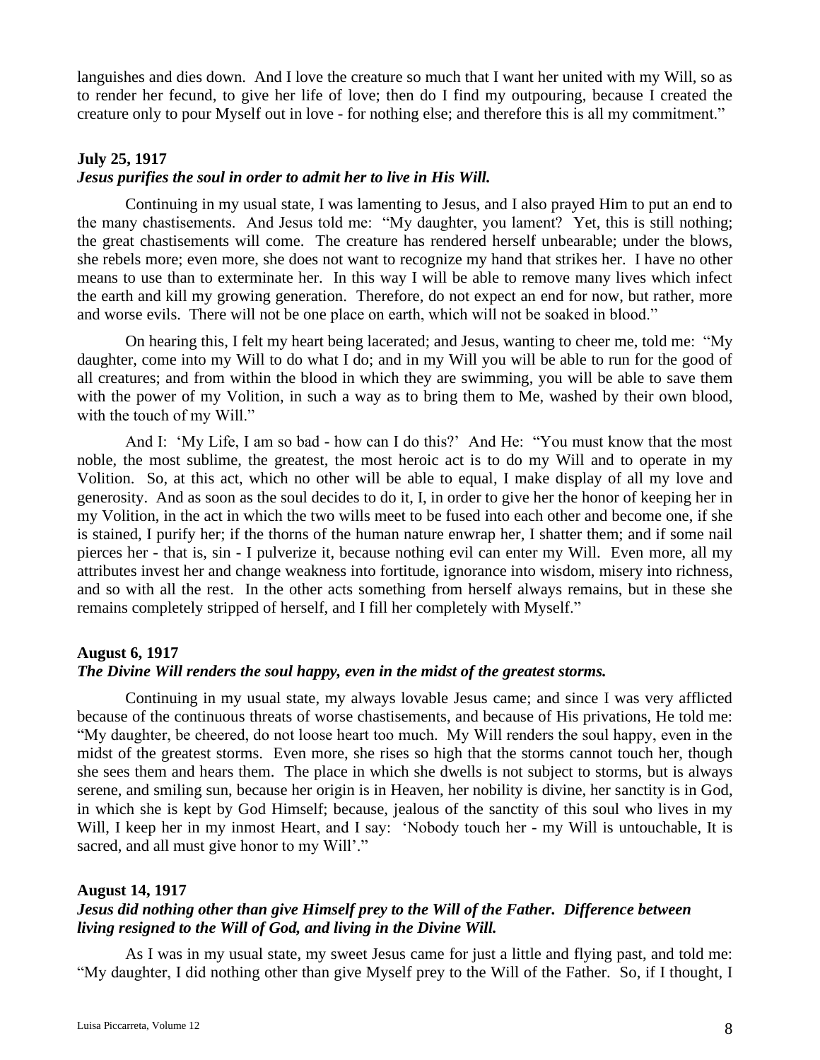languishes and dies down. And I love the creature so much that I want her united with my Will, so as to render her fecund, to give her life of love; then do I find my outpouring, because I created the creature only to pour Myself out in love - for nothing else; and therefore this is all my commitment."

**July 25, 1917**
***Jesus purifies the soul in order to admit her to live in His Will.***

Continuing in my usual state, I was lamenting to Jesus, and I also prayed Him to put an end to the many chastisements. And Jesus told me: "My daughter, you lament? Yet, this is still nothing; the great chastisements will come. The creature has rendered herself unbearable; under the blows, she rebels more; even more, she does not want to recognize my hand that strikes her. I have no other means to use than to exterminate her. In this way I will be able to remove many lives which infect the earth and kill my growing generation. Therefore, do not expect an end for now, but rather, more and worse evils. There will not be one place on earth, which will not be soaked in blood."

On hearing this, I felt my heart being lacerated; and Jesus, wanting to cheer me, told me: "My daughter, come into my Will to do what I do; and in my Will you will be able to run for the good of all creatures; and from within the blood in which they are swimming, you will be able to save them with the power of my Volition, in such a way as to bring them to Me, washed by their own blood, with the touch of my Will."

And I: 'My Life, I am so bad - how can I do this?' And He: "You must know that the most noble, the most sublime, the greatest, the most heroic act is to do my Will and to operate in my Volition. So, at this act, which no other will be able to equal, I make display of all my love and generosity. And as soon as the soul decides to do it, I, in order to give her the honor of keeping her in my Volition, in the act in which the two wills meet to be fused into each other and become one, if she is stained, I purify her; if the thorns of the human nature enwrap her, I shatter them; and if some nail pierces her - that is, sin - I pulverize it, because nothing evil can enter my Will. Even more, all my attributes invest her and change weakness into fortitude, ignorance into wisdom, misery into richness, and so with all the rest. In the other acts something from herself always remains, but in these she remains completely stripped of herself, and I fill her completely with Myself."

**August 6, 1917**
***The Divine Will renders the soul happy, even in the midst of the greatest storms.***

Continuing in my usual state, my always lovable Jesus came; and since I was very afflicted because of the continuous threats of worse chastisements, and because of His privations, He told me: "My daughter, be cheered, do not loose heart too much. My Will renders the soul happy, even in the midst of the greatest storms. Even more, she rises so high that the storms cannot touch her, though she sees them and hears them. The place in which she dwells is not subject to storms, but is always serene, and smiling sun, because her origin is in Heaven, her nobility is divine, her sanctity is in God, in which she is kept by God Himself; because, jealous of the sanctity of this soul who lives in my Will, I keep her in my inmost Heart, and I say: 'Nobody touch her - my Will is untouchable, It is sacred, and all must give honor to my Will'."

**August 14, 1917**
***Jesus did nothing other than give Himself prey to the Will of the Father. Difference between living resigned to the Will of God, and living in the Divine Will.***

As I was in my usual state, my sweet Jesus came for just a little and flying past, and told me: "My daughter, I did nothing other than give Myself prey to the Will of the Father. So, if I thought, I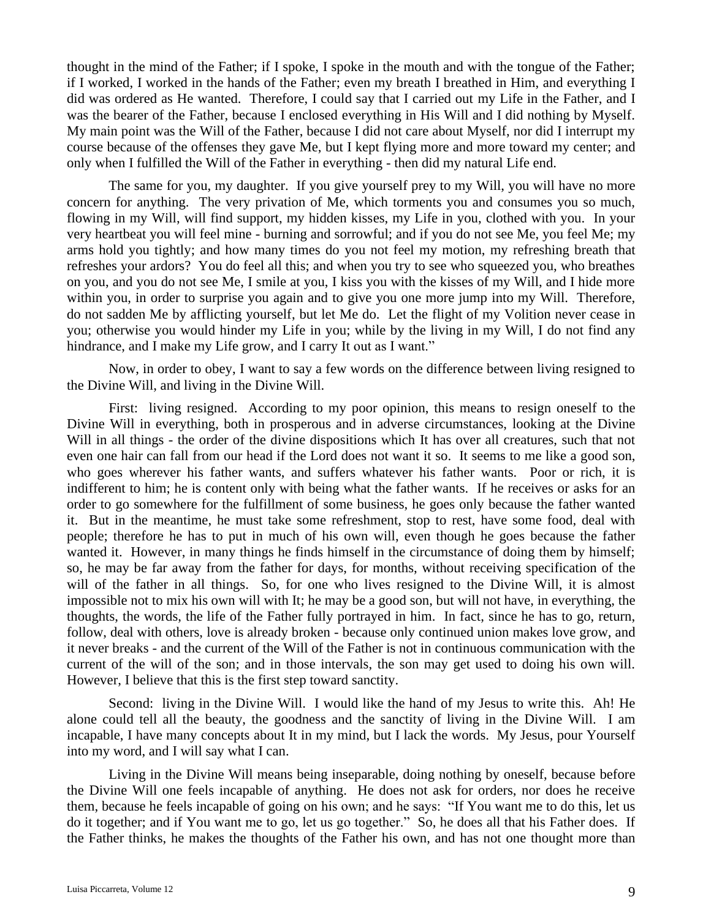thought in the mind of the Father; if I spoke, I spoke in the mouth and with the tongue of the Father; if I worked, I worked in the hands of the Father; even my breath I breathed in Him, and everything I did was ordered as He wanted. Therefore, I could say that I carried out my Life in the Father, and I was the bearer of the Father, because I enclosed everything in His Will and I did nothing by Myself. My main point was the Will of the Father, because I did not care about Myself, nor did I interrupt my course because of the offenses they gave Me, but I kept flying more and more toward my center; and only when I fulfilled the Will of the Father in everything - then did my natural Life end.

The same for you, my daughter. If you give yourself prey to my Will, you will have no more concern for anything. The very privation of Me, which torments you and consumes you so much, flowing in my Will, will find support, my hidden kisses, my Life in you, clothed with you. In your very heartbeat you will feel mine - burning and sorrowful; and if you do not see Me, you feel Me; my arms hold you tightly; and how many times do you not feel my motion, my refreshing breath that refreshes your ardors? You do feel all this; and when you try to see who squeezed you, who breathes on you, and you do not see Me, I smile at you, I kiss you with the kisses of my Will, and I hide more within you, in order to surprise you again and to give you one more jump into my Will. Therefore, do not sadden Me by afflicting yourself, but let Me do. Let the flight of my Volition never cease in you; otherwise you would hinder my Life in you; while by the living in my Will, I do not find any hindrance, and I make my Life grow, and I carry It out as I want."

Now, in order to obey, I want to say a few words on the difference between living resigned to the Divine Will, and living in the Divine Will.

First: living resigned. According to my poor opinion, this means to resign oneself to the Divine Will in everything, both in prosperous and in adverse circumstances, looking at the Divine Will in all things - the order of the divine dispositions which It has over all creatures, such that not even one hair can fall from our head if the Lord does not want it so. It seems to me like a good son, who goes wherever his father wants, and suffers whatever his father wants. Poor or rich, it is indifferent to him; he is content only with being what the father wants. If he receives or asks for an order to go somewhere for the fulfillment of some business, he goes only because the father wanted it. But in the meantime, he must take some refreshment, stop to rest, have some food, deal with people; therefore he has to put in much of his own will, even though he goes because the father wanted it. However, in many things he finds himself in the circumstance of doing them by himself; so, he may be far away from the father for days, for months, without receiving specification of the will of the father in all things. So, for one who lives resigned to the Divine Will, it is almost impossible not to mix his own will with It; he may be a good son, but will not have, in everything, the thoughts, the words, the life of the Father fully portrayed in him. In fact, since he has to go, return, follow, deal with others, love is already broken - because only continued union makes love grow, and it never breaks - and the current of the Will of the Father is not in continuous communication with the current of the will of the son; and in those intervals, the son may get used to doing his own will. However, I believe that this is the first step toward sanctity.

Second: living in the Divine Will. I would like the hand of my Jesus to write this. Ah! He alone could tell all the beauty, the goodness and the sanctity of living in the Divine Will. I am incapable, I have many concepts about It in my mind, but I lack the words. My Jesus, pour Yourself into my word, and I will say what I can.

Living in the Divine Will means being inseparable, doing nothing by oneself, because before the Divine Will one feels incapable of anything. He does not ask for orders, nor does he receive them, because he feels incapable of going on his own; and he says: "If You want me to do this, let us do it together; and if You want me to go, let us go together." So, he does all that his Father does. If the Father thinks, he makes the thoughts of the Father his own, and has not one thought more than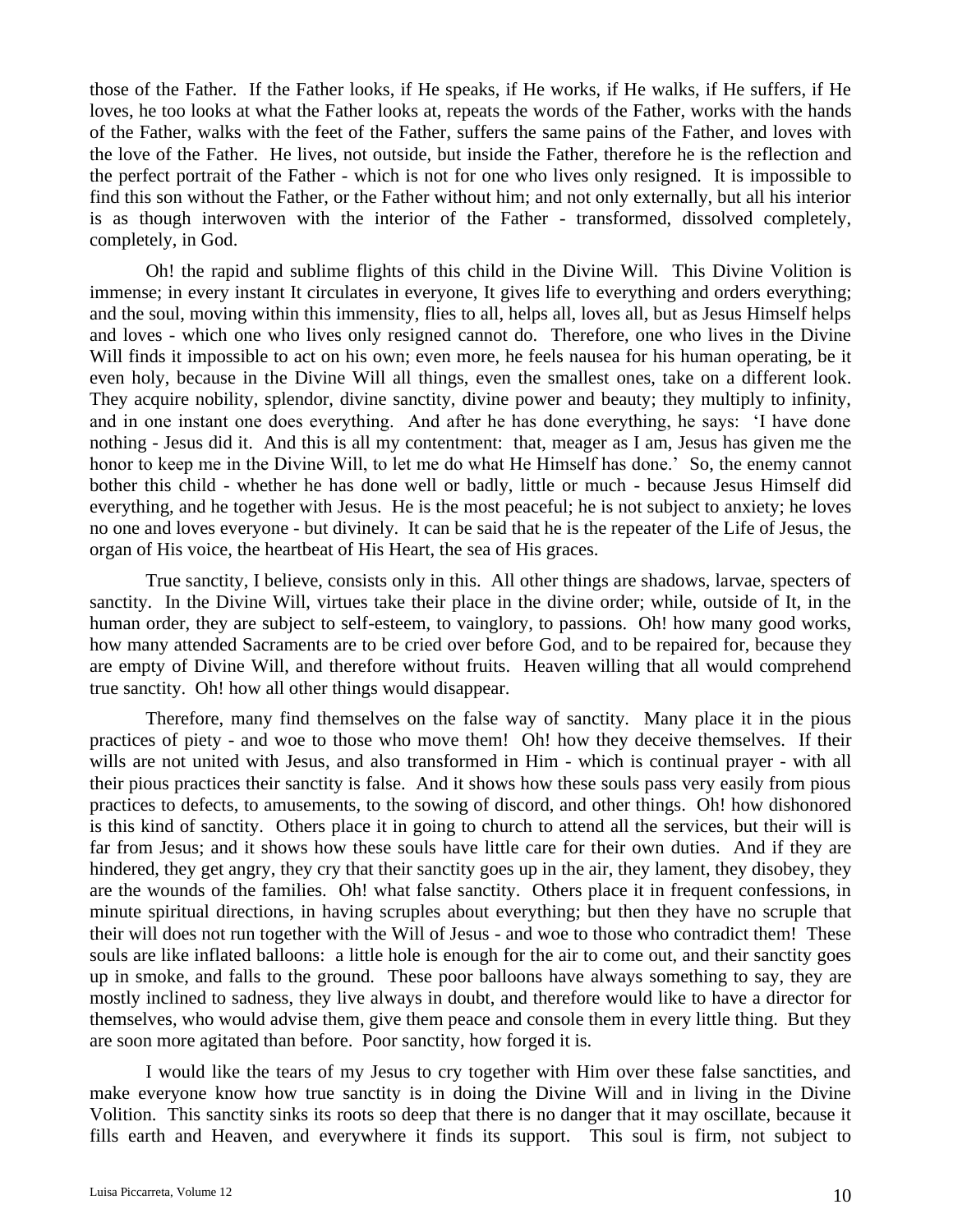those of the Father. If the Father looks, if He speaks, if He works, if He walks, if He suffers, if He loves, he too looks at what the Father looks at, repeats the words of the Father, works with the hands of the Father, walks with the feet of the Father, suffers the same pains of the Father, and loves with the love of the Father. He lives, not outside, but inside the Father, therefore he is the reflection and the perfect portrait of the Father - which is not for one who lives only resigned. It is impossible to find this son without the Father, or the Father without him; and not only externally, but all his interior is as though interwoven with the interior of the Father - transformed, dissolved completely, completely, in God.

Oh! the rapid and sublime flights of this child in the Divine Will. This Divine Volition is immense; in every instant It circulates in everyone, It gives life to everything and orders everything; and the soul, moving within this immensity, flies to all, helps all, loves all, but as Jesus Himself helps and loves - which one who lives only resigned cannot do. Therefore, one who lives in the Divine Will finds it impossible to act on his own; even more, he feels nausea for his human operating, be it even holy, because in the Divine Will all things, even the smallest ones, take on a different look. They acquire nobility, splendor, divine sanctity, divine power and beauty; they multiply to infinity, and in one instant one does everything. And after he has done everything, he says: 'I have done nothing - Jesus did it. And this is all my contentment: that, meager as I am, Jesus has given me the honor to keep me in the Divine Will, to let me do what He Himself has done.' So, the enemy cannot bother this child - whether he has done well or badly, little or much - because Jesus Himself did everything, and he together with Jesus. He is the most peaceful; he is not subject to anxiety; he loves no one and loves everyone - but divinely. It can be said that he is the repeater of the Life of Jesus, the organ of His voice, the heartbeat of His Heart, the sea of His graces.

True sanctity, I believe, consists only in this. All other things are shadows, larvae, specters of sanctity. In the Divine Will, virtues take their place in the divine order; while, outside of It, in the human order, they are subject to self-esteem, to vainglory, to passions. Oh! how many good works, how many attended Sacraments are to be cried over before God, and to be repaired for, because they are empty of Divine Will, and therefore without fruits. Heaven willing that all would comprehend true sanctity. Oh! how all other things would disappear.

Therefore, many find themselves on the false way of sanctity. Many place it in the pious practices of piety - and woe to those who move them! Oh! how they deceive themselves. If their wills are not united with Jesus, and also transformed in Him - which is continual prayer - with all their pious practices their sanctity is false. And it shows how these souls pass very easily from pious practices to defects, to amusements, to the sowing of discord, and other things. Oh! how dishonored is this kind of sanctity. Others place it in going to church to attend all the services, but their will is far from Jesus; and it shows how these souls have little care for their own duties. And if they are hindered, they get angry, they cry that their sanctity goes up in the air, they lament, they disobey, they are the wounds of the families. Oh! what false sanctity. Others place it in frequent confessions, in minute spiritual directions, in having scruples about everything; but then they have no scruple that their will does not run together with the Will of Jesus - and woe to those who contradict them! These souls are like inflated balloons: a little hole is enough for the air to come out, and their sanctity goes up in smoke, and falls to the ground. These poor balloons have always something to say, they are mostly inclined to sadness, they live always in doubt, and therefore would like to have a director for themselves, who would advise them, give them peace and console them in every little thing. But they are soon more agitated than before. Poor sanctity, how forged it is.

I would like the tears of my Jesus to cry together with Him over these false sanctities, and make everyone know how true sanctity is in doing the Divine Will and in living in the Divine Volition. This sanctity sinks its roots so deep that there is no danger that it may oscillate, because it fills earth and Heaven, and everywhere it finds its support. This soul is firm, not subject to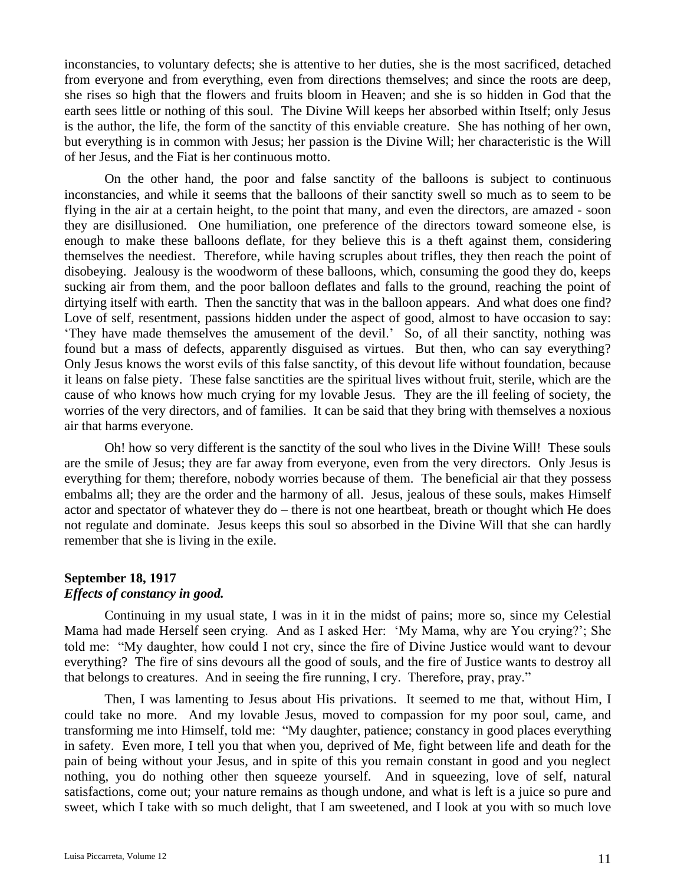inconstancies, to voluntary defects; she is attentive to her duties, she is the most sacrificed, detached from everyone and from everything, even from directions themselves; and since the roots are deep, she rises so high that the flowers and fruits bloom in Heaven; and she is so hidden in God that the earth sees little or nothing of this soul. The Divine Will keeps her absorbed within Itself; only Jesus is the author, the life, the form of the sanctity of this enviable creature. She has nothing of her own, but everything is in common with Jesus; her passion is the Divine Will; her characteristic is the Will of her Jesus, and the Fiat is her continuous motto.

On the other hand, the poor and false sanctity of the balloons is subject to continuous inconstancies, and while it seems that the balloons of their sanctity swell so much as to seem to be flying in the air at a certain height, to the point that many, and even the directors, are amazed - soon they are disillusioned. One humiliation, one preference of the directors toward someone else, is enough to make these balloons deflate, for they believe this is a theft against them, considering themselves the neediest. Therefore, while having scruples about trifles, they then reach the point of disobeying. Jealousy is the woodworm of these balloons, which, consuming the good they do, keeps sucking air from them, and the poor balloon deflates and falls to the ground, reaching the point of dirtying itself with earth. Then the sanctity that was in the balloon appears. And what does one find? Love of self, resentment, passions hidden under the aspect of good, almost to have occasion to say: 'They have made themselves the amusement of the devil.' So, of all their sanctity, nothing was found but a mass of defects, apparently disguised as virtues. But then, who can say everything? Only Jesus knows the worst evils of this false sanctity, of this devout life without foundation, because it leans on false piety. These false sanctities are the spiritual lives without fruit, sterile, which are the cause of who knows how much crying for my lovable Jesus. They are the ill feeling of society, the worries of the very directors, and of families. It can be said that they bring with themselves a noxious air that harms everyone.

Oh! how so very different is the sanctity of the soul who lives in the Divine Will! These souls are the smile of Jesus; they are far away from everyone, even from the very directors. Only Jesus is everything for them; therefore, nobody worries because of them. The beneficial air that they possess embalms all; they are the order and the harmony of all. Jesus, jealous of these souls, makes Himself actor and spectator of whatever they do – there is not one heartbeat, breath or thought which He does not regulate and dominate. Jesus keeps this soul so absorbed in the Divine Will that she can hardly remember that she is living in the exile.

**September 18, 1917**
***Effects of constancy in good.***

Continuing in my usual state, I was in it in the midst of pains; more so, since my Celestial Mama had made Herself seen crying. And as I asked Her: 'My Mama, why are You crying?'; She told me: "My daughter, how could I not cry, since the fire of Divine Justice would want to devour everything? The fire of sins devours all the good of souls, and the fire of Justice wants to destroy all that belongs to creatures. And in seeing the fire running, I cry. Therefore, pray, pray."

Then, I was lamenting to Jesus about His privations. It seemed to me that, without Him, I could take no more. And my lovable Jesus, moved to compassion for my poor soul, came, and transforming me into Himself, told me: "My daughter, patience; constancy in good places everything in safety. Even more, I tell you that when you, deprived of Me, fight between life and death for the pain of being without your Jesus, and in spite of this you remain constant in good and you neglect nothing, you do nothing other then squeeze yourself. And in squeezing, love of self, natural satisfactions, come out; your nature remains as though undone, and what is left is a juice so pure and sweet, which I take with so much delight, that I am sweetened, and I look at you with so much love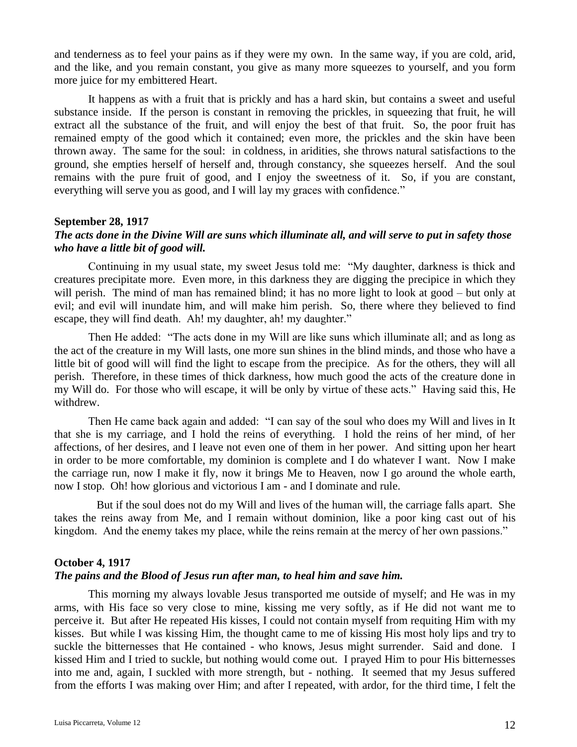and tenderness as to feel your pains as if they were my own. In the same way, if you are cold, arid, and the like, and you remain constant, you give as many more squeezes to yourself, and you form more juice for my embittered Heart.

It happens as with a fruit that is prickly and has a hard skin, but contains a sweet and useful substance inside. If the person is constant in removing the prickles, in squeezing that fruit, he will extract all the substance of the fruit, and will enjoy the best of that fruit. So, the poor fruit has remained empty of the good which it contained; even more, the prickles and the skin have been thrown away. The same for the soul: in coldness, in aridities, she throws natural satisfactions to the ground, she empties herself of herself and, through constancy, she squeezes herself. And the soul remains with the pure fruit of good, and I enjoy the sweetness of it. So, if you are constant, everything will serve you as good, and I will lay my graces with confidence."

**September 28, 1917**

***The acts done in the Divine Will are suns which illuminate all, and will serve to put in safety those who have a little bit of good will.***

Continuing in my usual state, my sweet Jesus told me: "My daughter, darkness is thick and creatures precipitate more. Even more, in this darkness they are digging the precipice in which they will perish. The mind of man has remained blind; it has no more light to look at good – but only at evil; and evil will inundate him, and will make him perish. So, there where they believed to find escape, they will find death. Ah! my daughter, ah! my daughter."

Then He added: "The acts done in my Will are like suns which illuminate all; and as long as the act of the creature in my Will lasts, one more sun shines in the blind minds, and those who have a little bit of good will will find the light to escape from the precipice. As for the others, they will all perish. Therefore, in these times of thick darkness, how much good the acts of the creature done in my Will do. For those who will escape, it will be only by virtue of these acts." Having said this, He withdrew.

Then He came back again and added: "I can say of the soul who does my Will and lives in It that she is my carriage, and I hold the reins of everything. I hold the reins of her mind, of her affections, of her desires, and I leave not even one of them in her power. And sitting upon her heart in order to be more comfortable, my dominion is complete and I do whatever I want. Now I make the carriage run, now I make it fly, now it brings Me to Heaven, now I go around the whole earth, now I stop. Oh! how glorious and victorious I am - and I dominate and rule.

But if the soul does not do my Will and lives of the human will, the carriage falls apart. She takes the reins away from Me, and I remain without dominion, like a poor king cast out of his kingdom. And the enemy takes my place, while the reins remain at the mercy of her own passions."

**October 4, 1917**

***The pains and the Blood of Jesus run after man, to heal him and save him.***

This morning my always lovable Jesus transported me outside of myself; and He was in my arms, with His face so very close to mine, kissing me very softly, as if He did not want me to perceive it. But after He repeated His kisses, I could not contain myself from requiting Him with my kisses. But while I was kissing Him, the thought came to me of kissing His most holy lips and try to suckle the bitternesses that He contained - who knows, Jesus might surrender. Said and done. I kissed Him and I tried to suckle, but nothing would come out. I prayed Him to pour His bitternesses into me and, again, I suckled with more strength, but - nothing. It seemed that my Jesus suffered from the efforts I was making over Him; and after I repeated, with ardor, for the third time, I felt the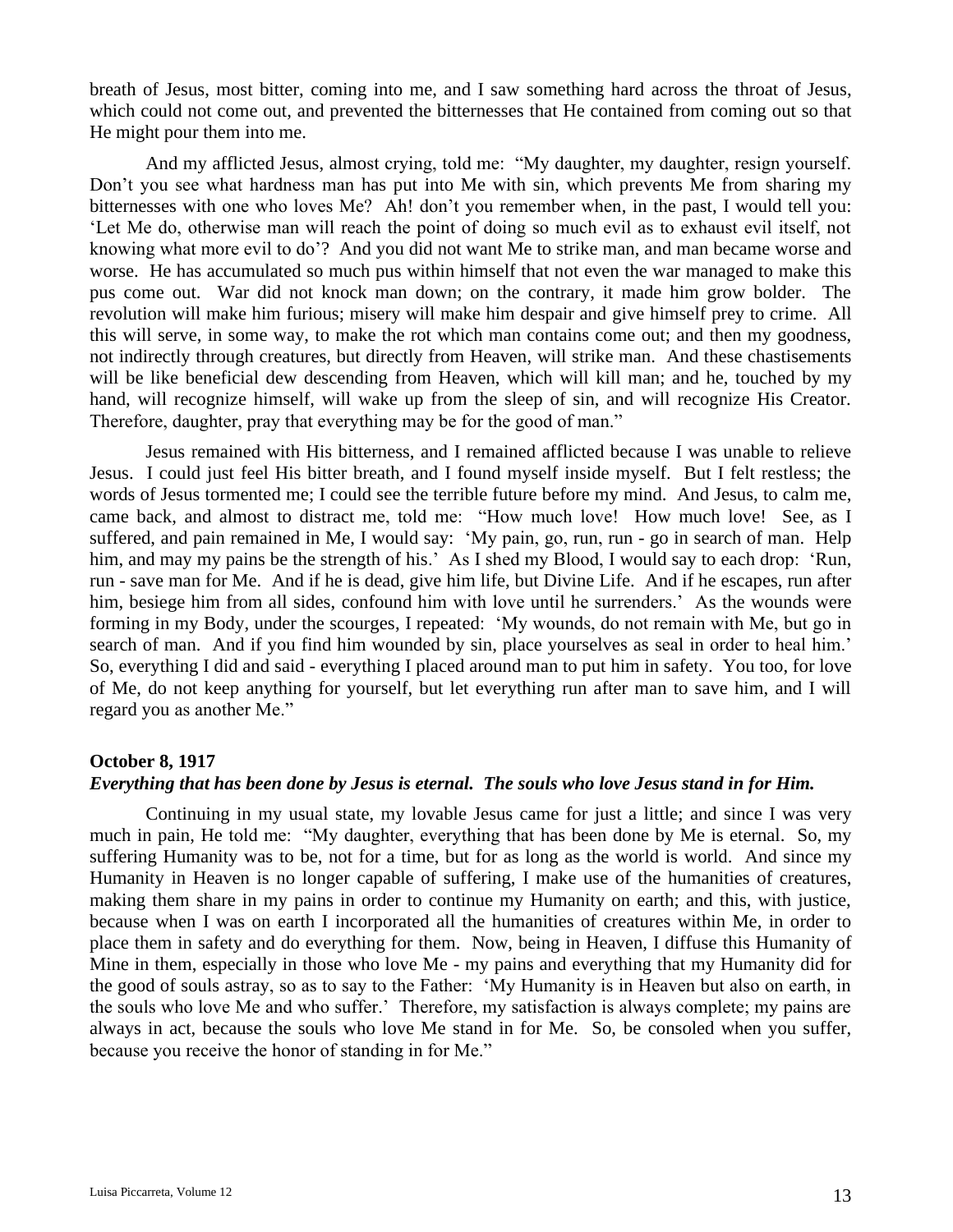breath of Jesus, most bitter, coming into me, and I saw something hard across the throat of Jesus, which could not come out, and prevented the bitternesses that He contained from coming out so that He might pour them into me.

And my afflicted Jesus, almost crying, told me: "My daughter, my daughter, resign yourself. Don't you see what hardness man has put into Me with sin, which prevents Me from sharing my bitternesses with one who loves Me? Ah! don't you remember when, in the past, I would tell you: 'Let Me do, otherwise man will reach the point of doing so much evil as to exhaust evil itself, not knowing what more evil to do'? And you did not want Me to strike man, and man became worse and worse. He has accumulated so much pus within himself that not even the war managed to make this pus come out. War did not knock man down; on the contrary, it made him grow bolder. The revolution will make him furious; misery will make him despair and give himself prey to crime. All this will serve, in some way, to make the rot which man contains come out; and then my goodness, not indirectly through creatures, but directly from Heaven, will strike man. And these chastisements will be like beneficial dew descending from Heaven, which will kill man; and he, touched by my hand, will recognize himself, will wake up from the sleep of sin, and will recognize His Creator. Therefore, daughter, pray that everything may be for the good of man."

Jesus remained with His bitterness, and I remained afflicted because I was unable to relieve Jesus. I could just feel His bitter breath, and I found myself inside myself. But I felt restless; the words of Jesus tormented me; I could see the terrible future before my mind. And Jesus, to calm me, came back, and almost to distract me, told me: "How much love! How much love! See, as I suffered, and pain remained in Me, I would say: 'My pain, go, run, run - go in search of man. Help him, and may my pains be the strength of his.' As I shed my Blood, I would say to each drop: 'Run, run - save man for Me. And if he is dead, give him life, but Divine Life. And if he escapes, run after him, besiege him from all sides, confound him with love until he surrenders.' As the wounds were forming in my Body, under the scourges, I repeated: 'My wounds, do not remain with Me, but go in search of man. And if you find him wounded by sin, place yourselves as seal in order to heal him.' So, everything I did and said - everything I placed around man to put him in safety. You too, for love of Me, do not keep anything for yourself, but let everything run after man to save him, and I will regard you as another Me."

**October 8, 1917**

***Everything that has been done by Jesus is eternal. The souls who love Jesus stand in for Him.***

Continuing in my usual state, my lovable Jesus came for just a little; and since I was very much in pain, He told me: "My daughter, everything that has been done by Me is eternal. So, my suffering Humanity was to be, not for a time, but for as long as the world is world. And since my Humanity in Heaven is no longer capable of suffering, I make use of the humanities of creatures, making them share in my pains in order to continue my Humanity on earth; and this, with justice, because when I was on earth I incorporated all the humanities of creatures within Me, in order to place them in safety and do everything for them. Now, being in Heaven, I diffuse this Humanity of Mine in them, especially in those who love Me - my pains and everything that my Humanity did for the good of souls astray, so as to say to the Father: 'My Humanity is in Heaven but also on earth, in the souls who love Me and who suffer.' Therefore, my satisfaction is always complete; my pains are always in act, because the souls who love Me stand in for Me. So, be consoled when you suffer, because you receive the honor of standing in for Me."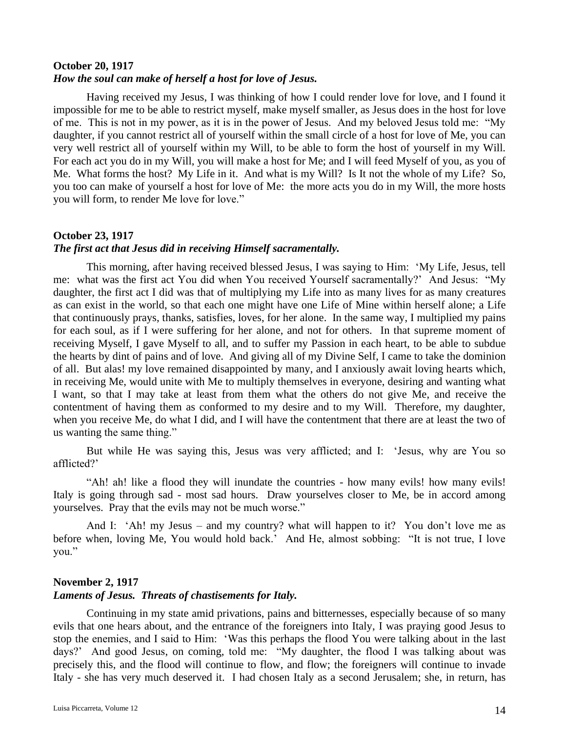**October 20, 1917**
***How the soul can make of herself a host for love of Jesus.***

Having received my Jesus, I was thinking of how I could render love for love, and I found it impossible for me to be able to restrict myself, make myself smaller, as Jesus does in the host for love of me. This is not in my power, as it is in the power of Jesus. And my beloved Jesus told me: "My daughter, if you cannot restrict all of yourself within the small circle of a host for love of Me, you can very well restrict all of yourself within my Will, to be able to form the host of yourself in my Will. For each act you do in my Will, you will make a host for Me; and I will feed Myself of you, as you of Me. What forms the host? My Life in it. And what is my Will? Is It not the whole of my Life? So, you too can make of yourself a host for love of Me: the more acts you do in my Will, the more hosts you will form, to render Me love for love."

**October 23, 1917**
***The first act that Jesus did in receiving Himself sacramentally.***

This morning, after having received blessed Jesus, I was saying to Him: 'My Life, Jesus, tell me: what was the first act You did when You received Yourself sacramentally?' And Jesus: "My daughter, the first act I did was that of multiplying my Life into as many lives for as many creatures as can exist in the world, so that each one might have one Life of Mine within herself alone; a Life that continuously prays, thanks, satisfies, loves, for her alone. In the same way, I multiplied my pains for each soul, as if I were suffering for her alone, and not for others. In that supreme moment of receiving Myself, I gave Myself to all, and to suffer my Passion in each heart, to be able to subdue the hearts by dint of pains and of love. And giving all of my Divine Self, I came to take the dominion of all. But alas! my love remained disappointed by many, and I anxiously await loving hearts which, in receiving Me, would unite with Me to multiply themselves in everyone, desiring and wanting what I want, so that I may take at least from them what the others do not give Me, and receive the contentment of having them as conformed to my desire and to my Will. Therefore, my daughter, when you receive Me, do what I did, and I will have the contentment that there are at least the two of us wanting the same thing."

But while He was saying this, Jesus was very afflicted; and I: 'Jesus, why are You so afflicted?'

"Ah! ah! like a flood they will inundate the countries - how many evils! how many evils! Italy is going through sad - most sad hours. Draw yourselves closer to Me, be in accord among yourselves. Pray that the evils may not be much worse."

And I: 'Ah! my Jesus – and my country? what will happen to it? You don't love me as before when, loving Me, You would hold back.' And He, almost sobbing: "It is not true, I love you."

**November 2, 1917**
***Laments of Jesus. Threats of chastisements for Italy.***

Continuing in my state amid privations, pains and bitternesses, especially because of so many evils that one hears about, and the entrance of the foreigners into Italy, I was praying good Jesus to stop the enemies, and I said to Him: 'Was this perhaps the flood You were talking about in the last days?' And good Jesus, on coming, told me: "My daughter, the flood I was talking about was precisely this, and the flood will continue to flow, and flow; the foreigners will continue to invade Italy - she has very much deserved it. I had chosen Italy as a second Jerusalem; she, in return, has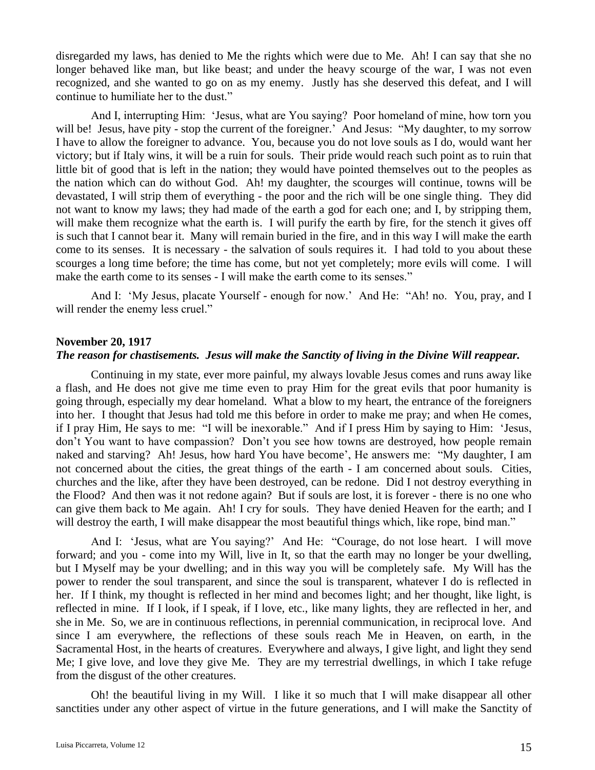disregarded my laws, has denied to Me the rights which were due to Me. Ah! I can say that she no longer behaved like man, but like beast; and under the heavy scourge of the war, I was not even recognized, and she wanted to go on as my enemy. Justly has she deserved this defeat, and I will continue to humiliate her to the dust."

And I, interrupting Him: 'Jesus, what are You saying? Poor homeland of mine, how torn you will be! Jesus, have pity - stop the current of the foreigner.' And Jesus: "My daughter, to my sorrow I have to allow the foreigner to advance. You, because you do not love souls as I do, would want her victory; but if Italy wins, it will be a ruin for souls. Their pride would reach such point as to ruin that little bit of good that is left in the nation; they would have pointed themselves out to the peoples as the nation which can do without God. Ah! my daughter, the scourges will continue, towns will be devastated, I will strip them of everything - the poor and the rich will be one single thing. They did not want to know my laws; they had made of the earth a god for each one; and I, by stripping them, will make them recognize what the earth is. I will purify the earth by fire, for the stench it gives off is such that I cannot bear it. Many will remain buried in the fire, and in this way I will make the earth come to its senses. It is necessary - the salvation of souls requires it. I had told to you about these scourges a long time before; the time has come, but not yet completely; more evils will come. I will make the earth come to its senses - I will make the earth come to its senses."

And I: 'My Jesus, placate Yourself - enough for now.' And He: "Ah! no. You, pray, and I will render the enemy less cruel."

### November 20, 1917
***The reason for chastisements. Jesus will make the Sanctity of living in the Divine Will reappear.***

Continuing in my state, ever more painful, my always lovable Jesus comes and runs away like a flash, and He does not give me time even to pray Him for the great evils that poor humanity is going through, especially my dear homeland. What a blow to my heart, the entrance of the foreigners into her. I thought that Jesus had told me this before in order to make me pray; and when He comes, if I pray Him, He says to me: "I will be inexorable." And if I press Him by saying to Him: 'Jesus, don't You want to have compassion? Don't you see how towns are destroyed, how people remain naked and starving? Ah! Jesus, how hard You have become', He answers me: "My daughter, I am not concerned about the cities, the great things of the earth - I am concerned about souls. Cities, churches and the like, after they have been destroyed, can be redone. Did I not destroy everything in the Flood? And then was it not redone again? But if souls are lost, it is forever - there is no one who can give them back to Me again. Ah! I cry for souls. They have denied Heaven for the earth; and I will destroy the earth, I will make disappear the most beautiful things which, like rope, bind man."

And I: 'Jesus, what are You saying?' And He: "Courage, do not lose heart. I will move forward; and you - come into my Will, live in It, so that the earth may no longer be your dwelling, but I Myself may be your dwelling; and in this way you will be completely safe. My Will has the power to render the soul transparent, and since the soul is transparent, whatever I do is reflected in her. If I think, my thought is reflected in her mind and becomes light; and her thought, like light, is reflected in mine. If I look, if I speak, if I love, etc., like many lights, they are reflected in her, and she in Me. So, we are in continuous reflections, in perennial communication, in reciprocal love. And since I am everywhere, the reflections of these souls reach Me in Heaven, on earth, in the Sacramental Host, in the hearts of creatures. Everywhere and always, I give light, and light they send Me; I give love, and love they give Me. They are my terrestrial dwellings, in which I take refuge from the disgust of the other creatures.

Oh! the beautiful living in my Will. I like it so much that I will make disappear all other sanctities under any other aspect of virtue in the future generations, and I will make the Sanctity of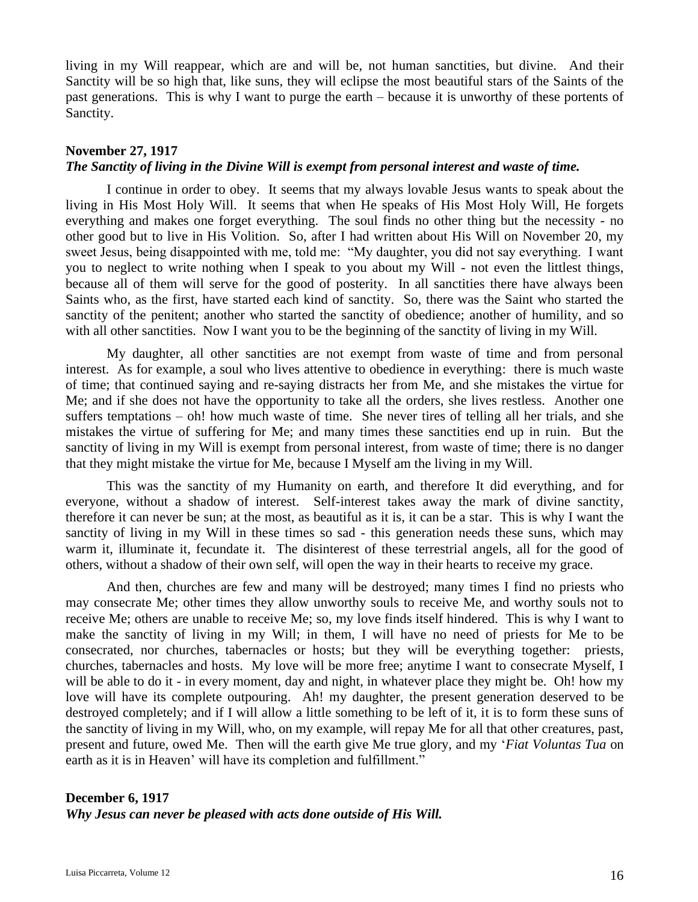living in my Will reappear, which are and will be, not human sanctities, but divine. And their Sanctity will be so high that, like suns, they will eclipse the most beautiful stars of the Saints of the past generations. This is why I want to purge the earth – because it is unworthy of these portents of Sanctity.

**November 27, 1917**

***The Sanctity of living in the Divine Will is exempt from personal interest and waste of time.***

I continue in order to obey. It seems that my always lovable Jesus wants to speak about the living in His Most Holy Will. It seems that when He speaks of His Most Holy Will, He forgets everything and makes one forget everything. The soul finds no other thing but the necessity - no other good but to live in His Volition. So, after I had written about His Will on November 20, my sweet Jesus, being disappointed with me, told me: "My daughter, you did not say everything. I want you to neglect to write nothing when I speak to you about my Will - not even the littlest things, because all of them will serve for the good of posterity. In all sanctities there have always been Saints who, as the first, have started each kind of sanctity. So, there was the Saint who started the sanctity of the penitent; another who started the sanctity of obedience; another of humility, and so with all other sanctities. Now I want you to be the beginning of the sanctity of living in my Will.

My daughter, all other sanctities are not exempt from waste of time and from personal interest. As for example, a soul who lives attentive to obedience in everything: there is much waste of time; that continued saying and re-saying distracts her from Me, and she mistakes the virtue for Me; and if she does not have the opportunity to take all the orders, she lives restless. Another one suffers temptations – oh! how much waste of time. She never tires of telling all her trials, and she mistakes the virtue of suffering for Me; and many times these sanctities end up in ruin. But the sanctity of living in my Will is exempt from personal interest, from waste of time; there is no danger that they might mistake the virtue for Me, because I Myself am the living in my Will.

This was the sanctity of my Humanity on earth, and therefore It did everything, and for everyone, without a shadow of interest. Self-interest takes away the mark of divine sanctity, therefore it can never be sun; at the most, as beautiful as it is, it can be a star. This is why I want the sanctity of living in my Will in these times so sad - this generation needs these suns, which may warm it, illuminate it, fecundate it. The disinterest of these terrestrial angels, all for the good of others, without a shadow of their own self, will open the way in their hearts to receive my grace.

And then, churches are few and many will be destroyed; many times I find no priests who may consecrate Me; other times they allow unworthy souls to receive Me, and worthy souls not to receive Me; others are unable to receive Me; so, my love finds itself hindered. This is why I want to make the sanctity of living in my Will; in them, I will have no need of priests for Me to be consecrated, nor churches, tabernacles or hosts; but they will be everything together: priests, churches, tabernacles and hosts. My love will be more free; anytime I want to consecrate Myself, I will be able to do it - in every moment, day and night, in whatever place they might be. Oh! how my love will have its complete outpouring. Ah! my daughter, the present generation deserved to be destroyed completely; and if I will allow a little something to be left of it, it is to form these suns of the sanctity of living in my Will, who, on my example, will repay Me for all that other creatures, past, present and future, owed Me. Then will the earth give Me true glory, and my '*Fiat Voluntas Tua* on earth as it is in Heaven' will have its completion and fulfillment."

**December 6, 1917**

***Why Jesus can never be pleased with acts done outside of His Will.***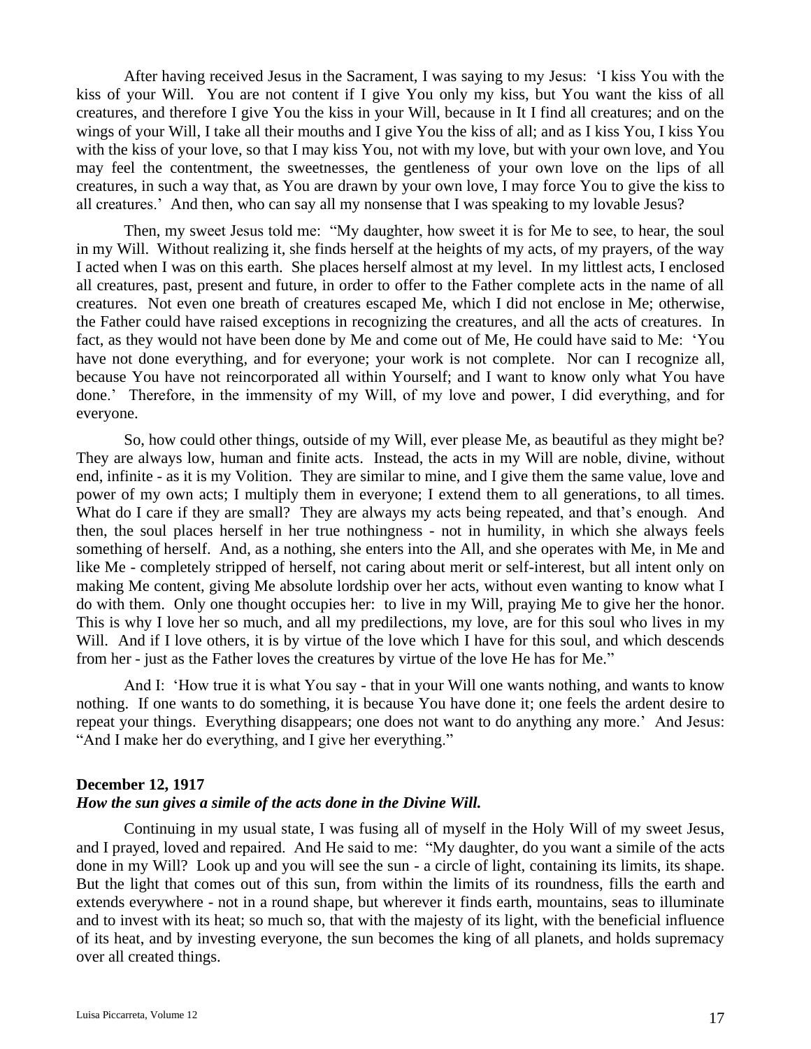After having received Jesus in the Sacrament, I was saying to my Jesus: 'I kiss You with the kiss of your Will. You are not content if I give You only my kiss, but You want the kiss of all creatures, and therefore I give You the kiss in your Will, because in It I find all creatures; and on the wings of your Will, I take all their mouths and I give You the kiss of all; and as I kiss You, I kiss You with the kiss of your love, so that I may kiss You, not with my love, but with your own love, and You may feel the contentment, the sweetnesses, the gentleness of your own love on the lips of all creatures, in such a way that, as You are drawn by your own love, I may force You to give the kiss to all creatures.' And then, who can say all my nonsense that I was speaking to my lovable Jesus?

Then, my sweet Jesus told me: "My daughter, how sweet it is for Me to see, to hear, the soul in my Will. Without realizing it, she finds herself at the heights of my acts, of my prayers, of the way I acted when I was on this earth. She places herself almost at my level. In my littlest acts, I enclosed all creatures, past, present and future, in order to offer to the Father complete acts in the name of all creatures. Not even one breath of creatures escaped Me, which I did not enclose in Me; otherwise, the Father could have raised exceptions in recognizing the creatures, and all the acts of creatures. In fact, as they would not have been done by Me and come out of Me, He could have said to Me: 'You have not done everything, and for everyone; your work is not complete. Nor can I recognize all, because You have not reincorporated all within Yourself; and I want to know only what You have done.' Therefore, in the immensity of my Will, of my love and power, I did everything, and for everyone.

So, how could other things, outside of my Will, ever please Me, as beautiful as they might be? They are always low, human and finite acts. Instead, the acts in my Will are noble, divine, without end, infinite - as it is my Volition. They are similar to mine, and I give them the same value, love and power of my own acts; I multiply them in everyone; I extend them to all generations, to all times. What do I care if they are small? They are always my acts being repeated, and that's enough. And then, the soul places herself in her true nothingness - not in humility, in which she always feels something of herself. And, as a nothing, she enters into the All, and she operates with Me, in Me and like Me - completely stripped of herself, not caring about merit or self-interest, but all intent only on making Me content, giving Me absolute lordship over her acts, without even wanting to know what I do with them. Only one thought occupies her: to live in my Will, praying Me to give her the honor. This is why I love her so much, and all my predilections, my love, are for this soul who lives in my Will. And if I love others, it is by virtue of the love which I have for this soul, and which descends from her - just as the Father loves the creatures by virtue of the love He has for Me."

And I: 'How true it is what You say - that in your Will one wants nothing, and wants to know nothing. If one wants to do something, it is because You have done it; one feels the ardent desire to repeat your things. Everything disappears; one does not want to do anything any more.' And Jesus: "And I make her do everything, and I give her everything."

**December 12, 1917**
***How the sun gives a simile of the acts done in the Divine Will.***

Continuing in my usual state, I was fusing all of myself in the Holy Will of my sweet Jesus, and I prayed, loved and repaired. And He said to me: "My daughter, do you want a simile of the acts done in my Will? Look up and you will see the sun - a circle of light, containing its limits, its shape. But the light that comes out of this sun, from within the limits of its roundness, fills the earth and extends everywhere - not in a round shape, but wherever it finds earth, mountains, seas to illuminate and to invest with its heat; so much so, that with the majesty of its light, with the beneficial influence of its heat, and by investing everyone, the sun becomes the king of all planets, and holds supremacy over all created things.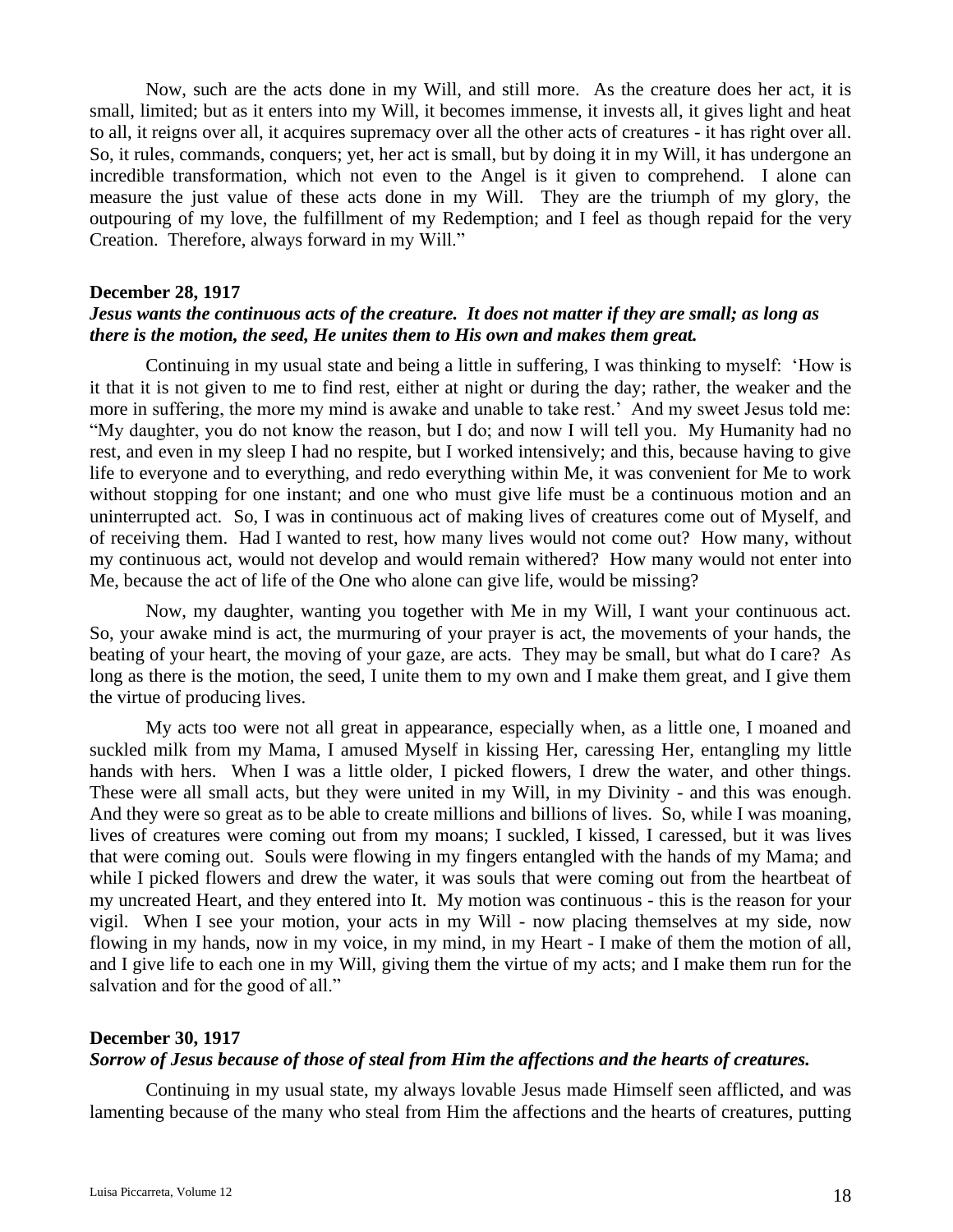Now, such are the acts done in my Will, and still more. As the creature does her act, it is small, limited; but as it enters into my Will, it becomes immense, it invests all, it gives light and heat to all, it reigns over all, it acquires supremacy over all the other acts of creatures - it has right over all. So, it rules, commands, conquers; yet, her act is small, but by doing it in my Will, it has undergone an incredible transformation, which not even to the Angel is it given to comprehend. I alone can measure the just value of these acts done in my Will. They are the triumph of my glory, the outpouring of my love, the fulfillment of my Redemption; and I feel as though repaid for the very Creation. Therefore, always forward in my Will."

**December 28, 1917**

***Jesus wants the continuous acts of the creature. It does not matter if they are small; as long as there is the motion, the seed, He unites them to His own and makes them great.***

Continuing in my usual state and being a little in suffering, I was thinking to myself: 'How is it that it is not given to me to find rest, either at night or during the day; rather, the weaker and the more in suffering, the more my mind is awake and unable to take rest.' And my sweet Jesus told me: "My daughter, you do not know the reason, but I do; and now I will tell you. My Humanity had no rest, and even in my sleep I had no respite, but I worked intensively; and this, because having to give life to everyone and to everything, and redo everything within Me, it was convenient for Me to work without stopping for one instant; and one who must give life must be a continuous motion and an uninterrupted act. So, I was in continuous act of making lives of creatures come out of Myself, and of receiving them. Had I wanted to rest, how many lives would not come out? How many, without my continuous act, would not develop and would remain withered? How many would not enter into Me, because the act of life of the One who alone can give life, would be missing?

Now, my daughter, wanting you together with Me in my Will, I want your continuous act. So, your awake mind is act, the murmuring of your prayer is act, the movements of your hands, the beating of your heart, the moving of your gaze, are acts. They may be small, but what do I care? As long as there is the motion, the seed, I unite them to my own and I make them great, and I give them the virtue of producing lives.

My acts too were not all great in appearance, especially when, as a little one, I moaned and suckled milk from my Mama, I amused Myself in kissing Her, caressing Her, entangling my little hands with hers. When I was a little older, I picked flowers, I drew the water, and other things. These were all small acts, but they were united in my Will, in my Divinity - and this was enough. And they were so great as to be able to create millions and billions of lives. So, while I was moaning, lives of creatures were coming out from my moans; I suckled, I kissed, I caressed, but it was lives that were coming out. Souls were flowing in my fingers entangled with the hands of my Mama; and while I picked flowers and drew the water, it was souls that were coming out from the heartbeat of my uncreated Heart, and they entered into It. My motion was continuous - this is the reason for your vigil. When I see your motion, your acts in my Will - now placing themselves at my side, now flowing in my hands, now in my voice, in my mind, in my Heart - I make of them the motion of all, and I give life to each one in my Will, giving them the virtue of my acts; and I make them run for the salvation and for the good of all."

**December 30, 1917**

***Sorrow of Jesus because of those of steal from Him the affections and the hearts of creatures.***

Continuing in my usual state, my always lovable Jesus made Himself seen afflicted, and was lamenting because of the many who steal from Him the affections and the hearts of creatures, putting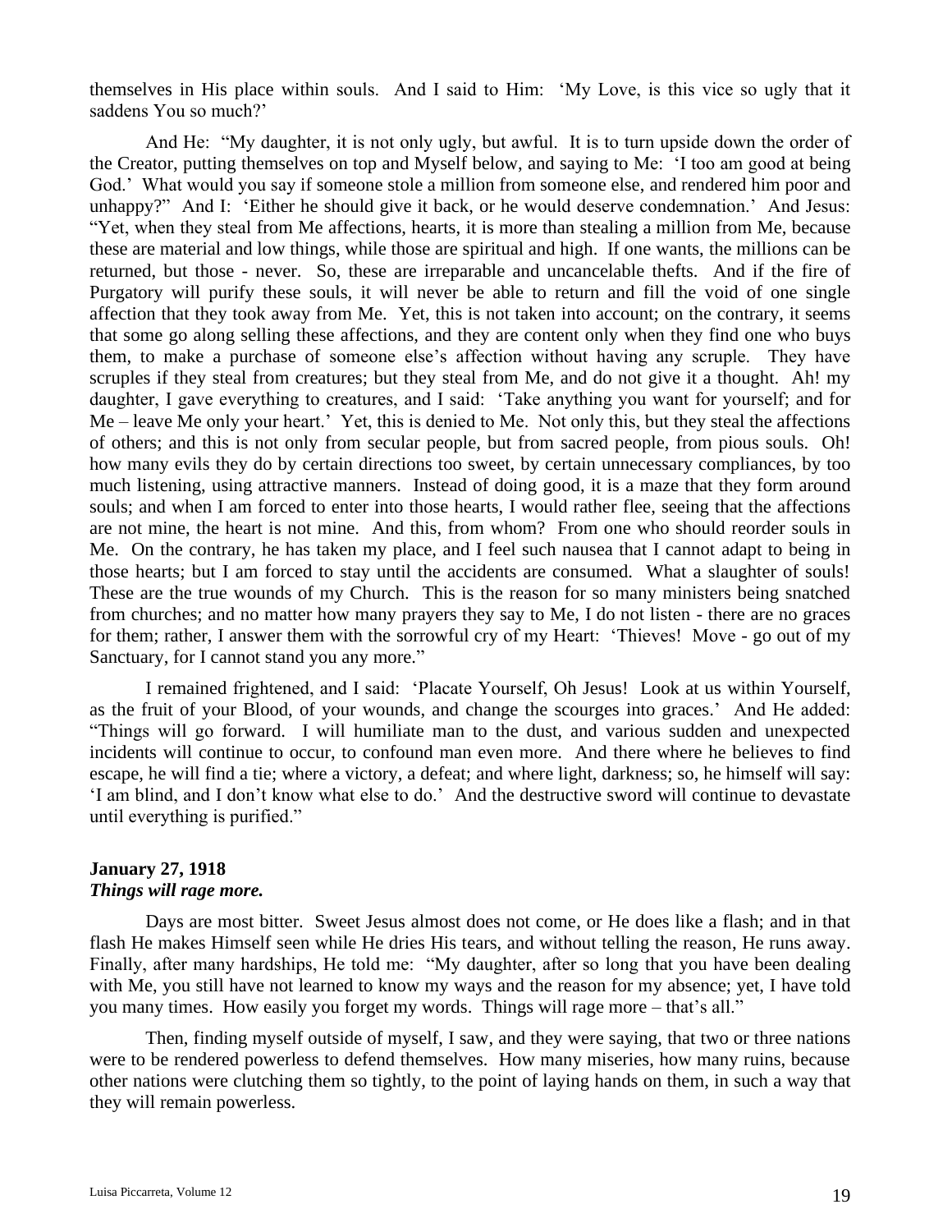themselves in His place within souls. And I said to Him: 'My Love, is this vice so ugly that it saddens You so much?'

And He: "My daughter, it is not only ugly, but awful. It is to turn upside down the order of the Creator, putting themselves on top and Myself below, and saying to Me: 'I too am good at being God.' What would you say if someone stole a million from someone else, and rendered him poor and unhappy?" And I: 'Either he should give it back, or he would deserve condemnation.' And Jesus: "Yet, when they steal from Me affections, hearts, it is more than stealing a million from Me, because these are material and low things, while those are spiritual and high. If one wants, the millions can be returned, but those - never. So, these are irreparable and uncancelable thefts. And if the fire of Purgatory will purify these souls, it will never be able to return and fill the void of one single affection that they took away from Me. Yet, this is not taken into account; on the contrary, it seems that some go along selling these affections, and they are content only when they find one who buys them, to make a purchase of someone else's affection without having any scruple. They have scruples if they steal from creatures; but they steal from Me, and do not give it a thought. Ah! my daughter, I gave everything to creatures, and I said: 'Take anything you want for yourself; and for Me – leave Me only your heart.' Yet, this is denied to Me. Not only this, but they steal the affections of others; and this is not only from secular people, but from sacred people, from pious souls. Oh! how many evils they do by certain directions too sweet, by certain unnecessary compliances, by too much listening, using attractive manners. Instead of doing good, it is a maze that they form around souls; and when I am forced to enter into those hearts, I would rather flee, seeing that the affections are not mine, the heart is not mine. And this, from whom? From one who should reorder souls in Me. On the contrary, he has taken my place, and I feel such nausea that I cannot adapt to being in those hearts; but I am forced to stay until the accidents are consumed. What a slaughter of souls! These are the true wounds of my Church. This is the reason for so many ministers being snatched from churches; and no matter how many prayers they say to Me, I do not listen - there are no graces for them; rather, I answer them with the sorrowful cry of my Heart: 'Thieves! Move - go out of my Sanctuary, for I cannot stand you any more."

I remained frightened, and I said: 'Placate Yourself, Oh Jesus! Look at us within Yourself, as the fruit of your Blood, of your wounds, and change the scourges into graces.' And He added: "Things will go forward. I will humiliate man to the dust, and various sudden and unexpected incidents will continue to occur, to confound man even more. And there where he believes to find escape, he will find a tie; where a victory, a defeat; and where light, darkness; so, he himself will say: 'I am blind, and I don't know what else to do.' And the destructive sword will continue to devastate until everything is purified."

**January 27, 1918**
***Things will rage more.***

Days are most bitter. Sweet Jesus almost does not come, or He does like a flash; and in that flash He makes Himself seen while He dries His tears, and without telling the reason, He runs away. Finally, after many hardships, He told me: "My daughter, after so long that you have been dealing with Me, you still have not learned to know my ways and the reason for my absence; yet, I have told you many times. How easily you forget my words. Things will rage more – that's all."

Then, finding myself outside of myself, I saw, and they were saying, that two or three nations were to be rendered powerless to defend themselves. How many miseries, how many ruins, because other nations were clutching them so tightly, to the point of laying hands on them, in such a way that they will remain powerless.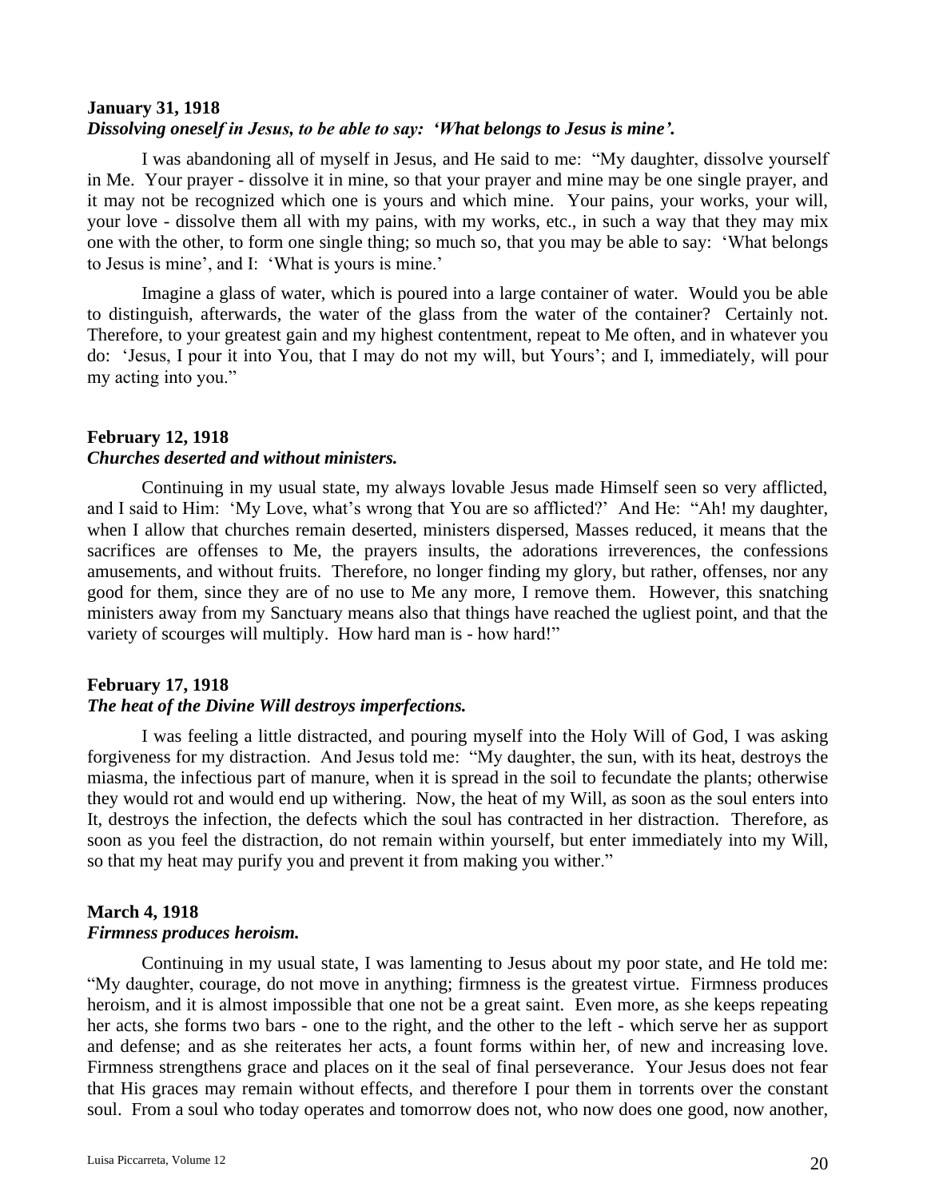**January 31, 1918**
***Dissolving oneself in Jesus, to be able to say: 'What belongs to Jesus is mine'.***

I was abandoning all of myself in Jesus, and He said to me: "My daughter, dissolve yourself in Me. Your prayer - dissolve it in mine, so that your prayer and mine may be one single prayer, and it may not be recognized which one is yours and which mine. Your pains, your works, your will, your love - dissolve them all with my pains, with my works, etc., in such a way that they may mix one with the other, to form one single thing; so much so, that you may be able to say: 'What belongs to Jesus is mine', and I: 'What is yours is mine.'

Imagine a glass of water, which is poured into a large container of water. Would you be able to distinguish, afterwards, the water of the glass from the water of the container? Certainly not. Therefore, to your greatest gain and my highest contentment, repeat to Me often, and in whatever you do: 'Jesus, I pour it into You, that I may do not my will, but Yours'; and I, immediately, will pour my acting into you."

**February 12, 1918**
***Churches deserted and without ministers.***

Continuing in my usual state, my always lovable Jesus made Himself seen so very afflicted, and I said to Him: 'My Love, what's wrong that You are so afflicted?' And He: "Ah! my daughter, when I allow that churches remain deserted, ministers dispersed, Masses reduced, it means that the sacrifices are offenses to Me, the prayers insults, the adorations irreverences, the confessions amusements, and without fruits. Therefore, no longer finding my glory, but rather, offenses, nor any good for them, since they are of no use to Me any more, I remove them. However, this snatching ministers away from my Sanctuary means also that things have reached the ugliest point, and that the variety of scourges will multiply. How hard man is - how hard!"

**February 17, 1918**
***The heat of the Divine Will destroys imperfections.***

I was feeling a little distracted, and pouring myself into the Holy Will of God, I was asking forgiveness for my distraction. And Jesus told me: "My daughter, the sun, with its heat, destroys the miasma, the infectious part of manure, when it is spread in the soil to fecundate the plants; otherwise they would rot and would end up withering. Now, the heat of my Will, as soon as the soul enters into It, destroys the infection, the defects which the soul has contracted in her distraction. Therefore, as soon as you feel the distraction, do not remain within yourself, but enter immediately into my Will, so that my heat may purify you and prevent it from making you wither."

**March 4, 1918**
***Firmness produces heroism.***

Continuing in my usual state, I was lamenting to Jesus about my poor state, and He told me: "My daughter, courage, do not move in anything; firmness is the greatest virtue. Firmness produces heroism, and it is almost impossible that one not be a great saint. Even more, as she keeps repeating her acts, she forms two bars - one to the right, and the other to the left - which serve her as support and defense; and as she reiterates her acts, a fount forms within her, of new and increasing love. Firmness strengthens grace and places on it the seal of final perseverance. Your Jesus does not fear that His graces may remain without effects, and therefore I pour them in torrents over the constant soul. From a soul who today operates and tomorrow does not, who now does one good, now another,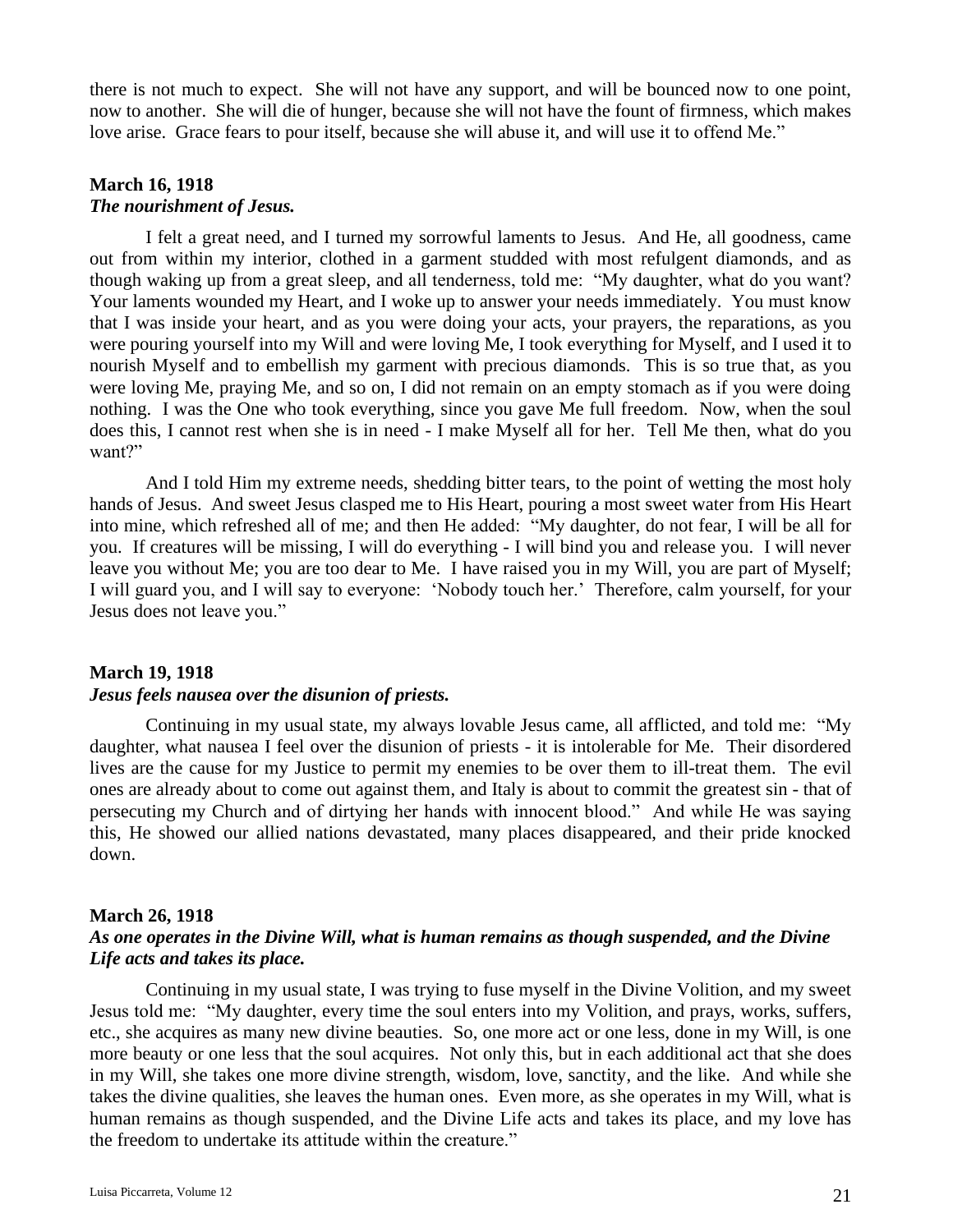there is not much to expect. She will not have any support, and will be bounced now to one point, now to another. She will die of hunger, because she will not have the fount of firmness, which makes love arise. Grace fears to pour itself, because she will abuse it, and will use it to offend Me."

**March 16, 1918**
***The nourishment of Jesus.***

I felt a great need, and I turned my sorrowful laments to Jesus. And He, all goodness, came out from within my interior, clothed in a garment studded with most refulgent diamonds, and as though waking up from a great sleep, and all tenderness, told me: "My daughter, what do you want? Your laments wounded my Heart, and I woke up to answer your needs immediately. You must know that I was inside your heart, and as you were doing your acts, your prayers, the reparations, as you were pouring yourself into my Will and were loving Me, I took everything for Myself, and I used it to nourish Myself and to embellish my garment with precious diamonds. This is so true that, as you were loving Me, praying Me, and so on, I did not remain on an empty stomach as if you were doing nothing. I was the One who took everything, since you gave Me full freedom. Now, when the soul does this, I cannot rest when she is in need - I make Myself all for her. Tell Me then, what do you want?"

And I told Him my extreme needs, shedding bitter tears, to the point of wetting the most holy hands of Jesus. And sweet Jesus clasped me to His Heart, pouring a most sweet water from His Heart into mine, which refreshed all of me; and then He added: "My daughter, do not fear, I will be all for you. If creatures will be missing, I will do everything - I will bind you and release you. I will never leave you without Me; you are too dear to Me. I have raised you in my Will, you are part of Myself; I will guard you, and I will say to everyone: 'Nobody touch her.' Therefore, calm yourself, for your Jesus does not leave you."

**March 19, 1918**
***Jesus feels nausea over the disunion of priests.***

Continuing in my usual state, my always lovable Jesus came, all afflicted, and told me: "My daughter, what nausea I feel over the disunion of priests - it is intolerable for Me. Their disordered lives are the cause for my Justice to permit my enemies to be over them to ill-treat them. The evil ones are already about to come out against them, and Italy is about to commit the greatest sin - that of persecuting my Church and of dirtying her hands with innocent blood." And while He was saying this, He showed our allied nations devastated, many places disappeared, and their pride knocked down.

**March 26, 1918**
***As one operates in the Divine Will, what is human remains as though suspended, and the Divine Life acts and takes its place.***

Continuing in my usual state, I was trying to fuse myself in the Divine Volition, and my sweet Jesus told me: "My daughter, every time the soul enters into my Volition, and prays, works, suffers, etc., she acquires as many new divine beauties. So, one more act or one less, done in my Will, is one more beauty or one less that the soul acquires. Not only this, but in each additional act that she does in my Will, she takes one more divine strength, wisdom, love, sanctity, and the like. And while she takes the divine qualities, she leaves the human ones. Even more, as she operates in my Will, what is human remains as though suspended, and the Divine Life acts and takes its place, and my love has the freedom to undertake its attitude within the creature."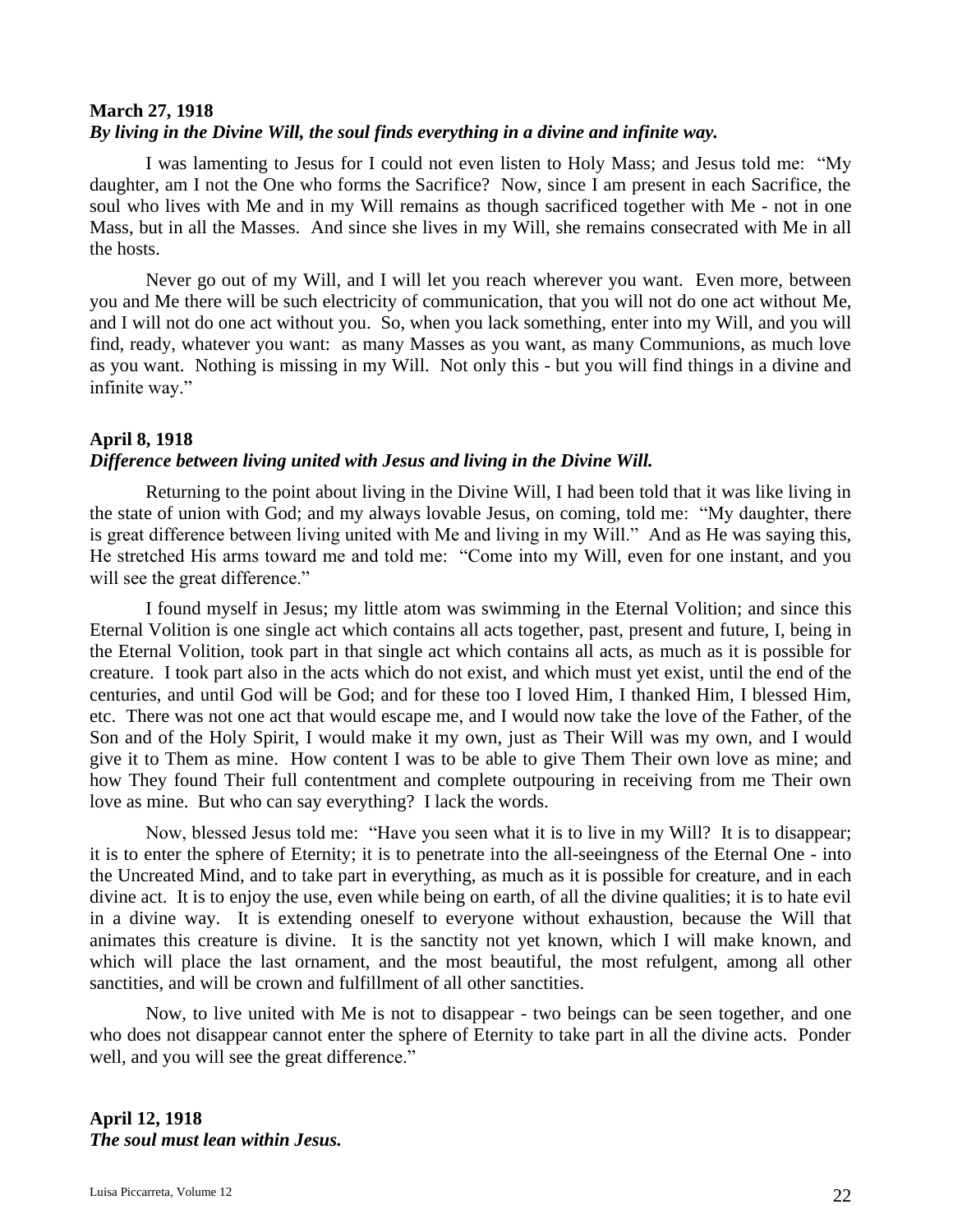**March 27, 1918**
***By living in the Divine Will, the soul finds everything in a divine and infinite way.***

I was lamenting to Jesus for I could not even listen to Holy Mass; and Jesus told me: "My daughter, am I not the One who forms the Sacrifice? Now, since I am present in each Sacrifice, the soul who lives with Me and in my Will remains as though sacrificed together with Me - not in one Mass, but in all the Masses. And since she lives in my Will, she remains consecrated with Me in all the hosts.

Never go out of my Will, and I will let you reach wherever you want. Even more, between you and Me there will be such electricity of communication, that you will not do one act without Me, and I will not do one act without you. So, when you lack something, enter into my Will, and you will find, ready, whatever you want: as many Masses as you want, as many Communions, as much love as you want. Nothing is missing in my Will. Not only this - but you will find things in a divine and infinite way."

**April 8, 1918**
***Difference between living united with Jesus and living in the Divine Will.***

Returning to the point about living in the Divine Will, I had been told that it was like living in the state of union with God; and my always lovable Jesus, on coming, told me: "My daughter, there is great difference between living united with Me and living in my Will." And as He was saying this, He stretched His arms toward me and told me: "Come into my Will, even for one instant, and you will see the great difference."

I found myself in Jesus; my little atom was swimming in the Eternal Volition; and since this Eternal Volition is one single act which contains all acts together, past, present and future, I, being in the Eternal Volition, took part in that single act which contains all acts, as much as it is possible for creature. I took part also in the acts which do not exist, and which must yet exist, until the end of the centuries, and until God will be God; and for these too I loved Him, I thanked Him, I blessed Him, etc. There was not one act that would escape me, and I would now take the love of the Father, of the Son and of the Holy Spirit, I would make it my own, just as Their Will was my own, and I would give it to Them as mine. How content I was to be able to give Them Their own love as mine; and how They found Their full contentment and complete outpouring in receiving from me Their own love as mine. But who can say everything? I lack the words.

Now, blessed Jesus told me: "Have you seen what it is to live in my Will? It is to disappear; it is to enter the sphere of Eternity; it is to penetrate into the all-seeingness of the Eternal One - into the Uncreated Mind, and to take part in everything, as much as it is possible for creature, and in each divine act. It is to enjoy the use, even while being on earth, of all the divine qualities; it is to hate evil in a divine way. It is extending oneself to everyone without exhaustion, because the Will that animates this creature is divine. It is the sanctity not yet known, which I will make known, and which will place the last ornament, and the most beautiful, the most refulgent, among all other sanctities, and will be crown and fulfillment of all other sanctities.

Now, to live united with Me is not to disappear - two beings can be seen together, and one who does not disappear cannot enter the sphere of Eternity to take part in all the divine acts. Ponder well, and you will see the great difference."

**April 12, 1918**
***The soul must lean within Jesus.***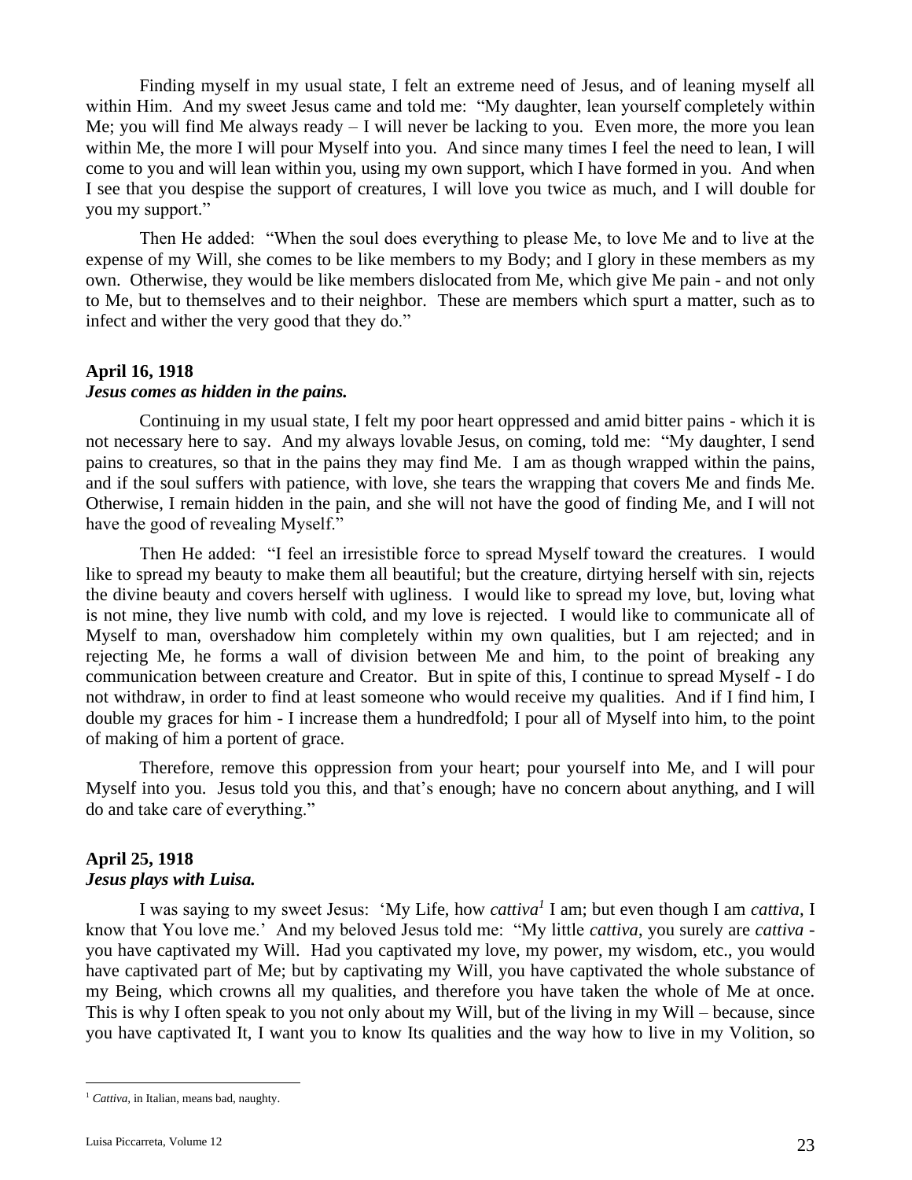Finding myself in my usual state, I felt an extreme need of Jesus, and of leaning myself all within Him. And my sweet Jesus came and told me: "My daughter, lean yourself completely within Me; you will find Me always ready – I will never be lacking to you. Even more, the more you lean within Me, the more I will pour Myself into you. And since many times I feel the need to lean, I will come to you and will lean within you, using my own support, which I have formed in you. And when I see that you despise the support of creatures, I will love you twice as much, and I will double for you my support."

Then He added: "When the soul does everything to please Me, to love Me and to live at the expense of my Will, she comes to be like members to my Body; and I glory in these members as my own. Otherwise, they would be like members dislocated from Me, which give Me pain - and not only to Me, but to themselves and to their neighbor. These are members which spurt a matter, such as to infect and wither the very good that they do."

### April 16, 1918
***Jesus comes as hidden in the pains.***

Continuing in my usual state, I felt my poor heart oppressed and amid bitter pains - which it is not necessary here to say. And my always lovable Jesus, on coming, told me: "My daughter, I send pains to creatures, so that in the pains they may find Me. I am as though wrapped within the pains, and if the soul suffers with patience, with love, she tears the wrapping that covers Me and finds Me. Otherwise, I remain hidden in the pain, and she will not have the good of finding Me, and I will not have the good of revealing Myself."

Then He added: "I feel an irresistible force to spread Myself toward the creatures. I would like to spread my beauty to make them all beautiful; but the creature, dirtying herself with sin, rejects the divine beauty and covers herself with ugliness. I would like to spread my love, but, loving what is not mine, they live numb with cold, and my love is rejected. I would like to communicate all of Myself to man, overshadow him completely within my own qualities, but I am rejected; and in rejecting Me, he forms a wall of division between Me and him, to the point of breaking any communication between creature and Creator. But in spite of this, I continue to spread Myself - I do not withdraw, in order to find at least someone who would receive my qualities. And if I find him, I double my graces for him - I increase them a hundredfold; I pour all of Myself into him, to the point of making of him a portent of grace.

Therefore, remove this oppression from your heart; pour yourself into Me, and I will pour Myself into you. Jesus told you this, and that's enough; have no concern about anything, and I will do and take care of everything."

### April 25, 1918
***Jesus plays with Luisa.***

I was saying to my sweet Jesus: 'My Life, how *cattiva*[1] I am; but even though I am *cattiva*, I know that You love me.' And my beloved Jesus told me: "My little *cattiva*, you surely are *cattiva* - you have captivated my Will. Had you captivated my love, my power, my wisdom, etc., you would have captivated part of Me; but by captivating my Will, you have captivated the whole substance of my Being, which crowns all my qualities, and therefore you have taken the whole of Me at once. This is why I often speak to you not only about my Will, but of the living in my Will – because, since you have captivated It, I want you to know Its qualities and the way how to live in my Volition, so

---

[1] *Cattiva*, in Italian, means bad, naughty.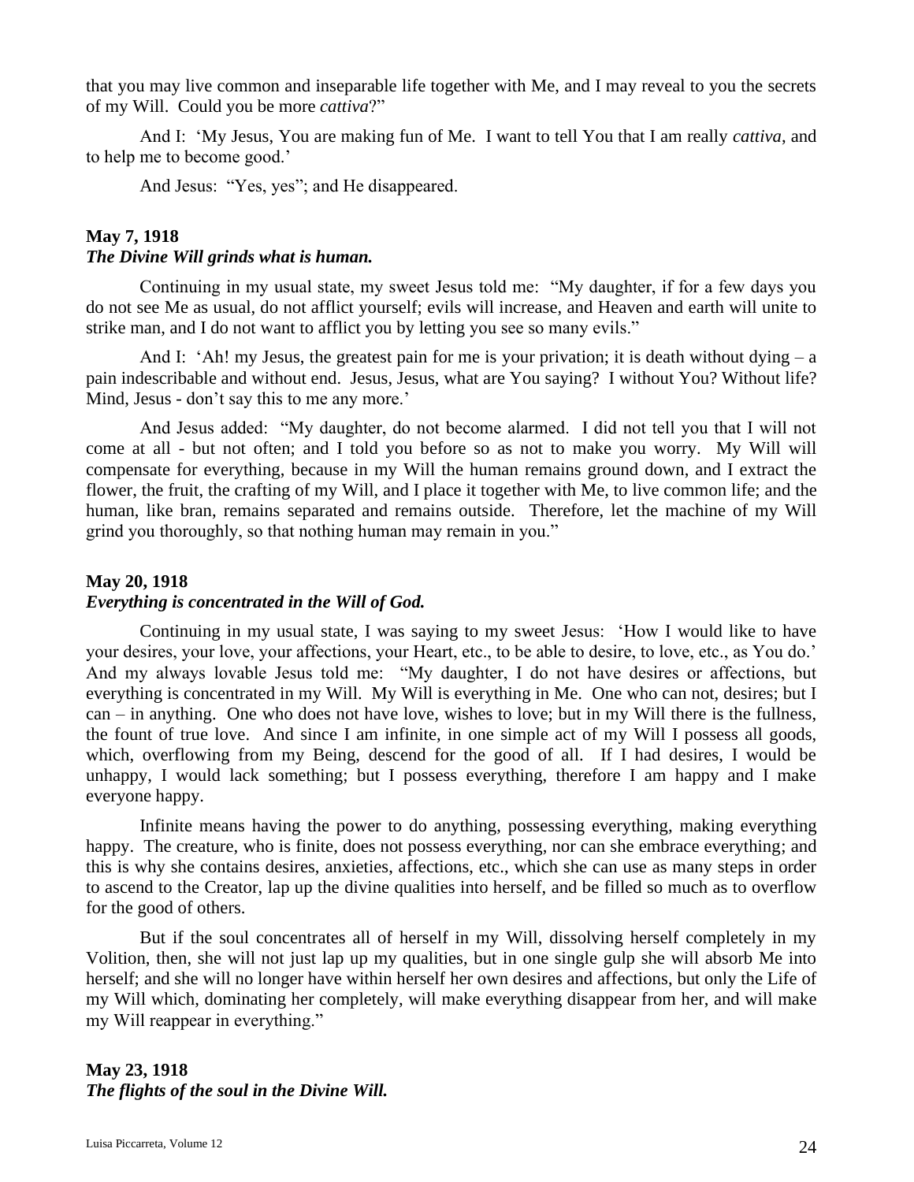that you may live common and inseparable life together with Me, and I may reveal to you the secrets of my Will. Could you be more *cattiva*?"

And I: 'My Jesus, You are making fun of Me. I want to tell You that I am really *cattiva*, and to help me to become good.'

And Jesus: "Yes, yes"; and He disappeared.

**May 7, 1918**
***The Divine Will grinds what is human.***

Continuing in my usual state, my sweet Jesus told me: "My daughter, if for a few days you do not see Me as usual, do not afflict yourself; evils will increase, and Heaven and earth will unite to strike man, and I do not want to afflict you by letting you see so many evils."

And I: 'Ah! my Jesus, the greatest pain for me is your privation; it is death without dying – a pain indescribable and without end. Jesus, Jesus, what are You saying? I without You? Without life? Mind, Jesus - don't say this to me any more.'

And Jesus added: "My daughter, do not become alarmed. I did not tell you that I will not come at all - but not often; and I told you before so as not to make you worry. My Will will compensate for everything, because in my Will the human remains ground down, and I extract the flower, the fruit, the crafting of my Will, and I place it together with Me, to live common life; and the human, like bran, remains separated and remains outside. Therefore, let the machine of my Will grind you thoroughly, so that nothing human may remain in you."

**May 20, 1918**
***Everything is concentrated in the Will of God.***

Continuing in my usual state, I was saying to my sweet Jesus: 'How I would like to have your desires, your love, your affections, your Heart, etc., to be able to desire, to love, etc., as You do.' And my always lovable Jesus told me: "My daughter, I do not have desires or affections, but everything is concentrated in my Will. My Will is everything in Me. One who can not, desires; but I can – in anything. One who does not have love, wishes to love; but in my Will there is the fullness, the fount of true love. And since I am infinite, in one simple act of my Will I possess all goods, which, overflowing from my Being, descend for the good of all. If I had desires, I would be unhappy, I would lack something; but I possess everything, therefore I am happy and I make everyone happy.

Infinite means having the power to do anything, possessing everything, making everything happy. The creature, who is finite, does not possess everything, nor can she embrace everything; and this is why she contains desires, anxieties, affections, etc., which she can use as many steps in order to ascend to the Creator, lap up the divine qualities into herself, and be filled so much as to overflow for the good of others.

But if the soul concentrates all of herself in my Will, dissolving herself completely in my Volition, then, she will not just lap up my qualities, but in one single gulp she will absorb Me into herself; and she will no longer have within herself her own desires and affections, but only the Life of my Will which, dominating her completely, will make everything disappear from her, and will make my Will reappear in everything."

**May 23, 1918**
***The flights of the soul in the Divine Will.***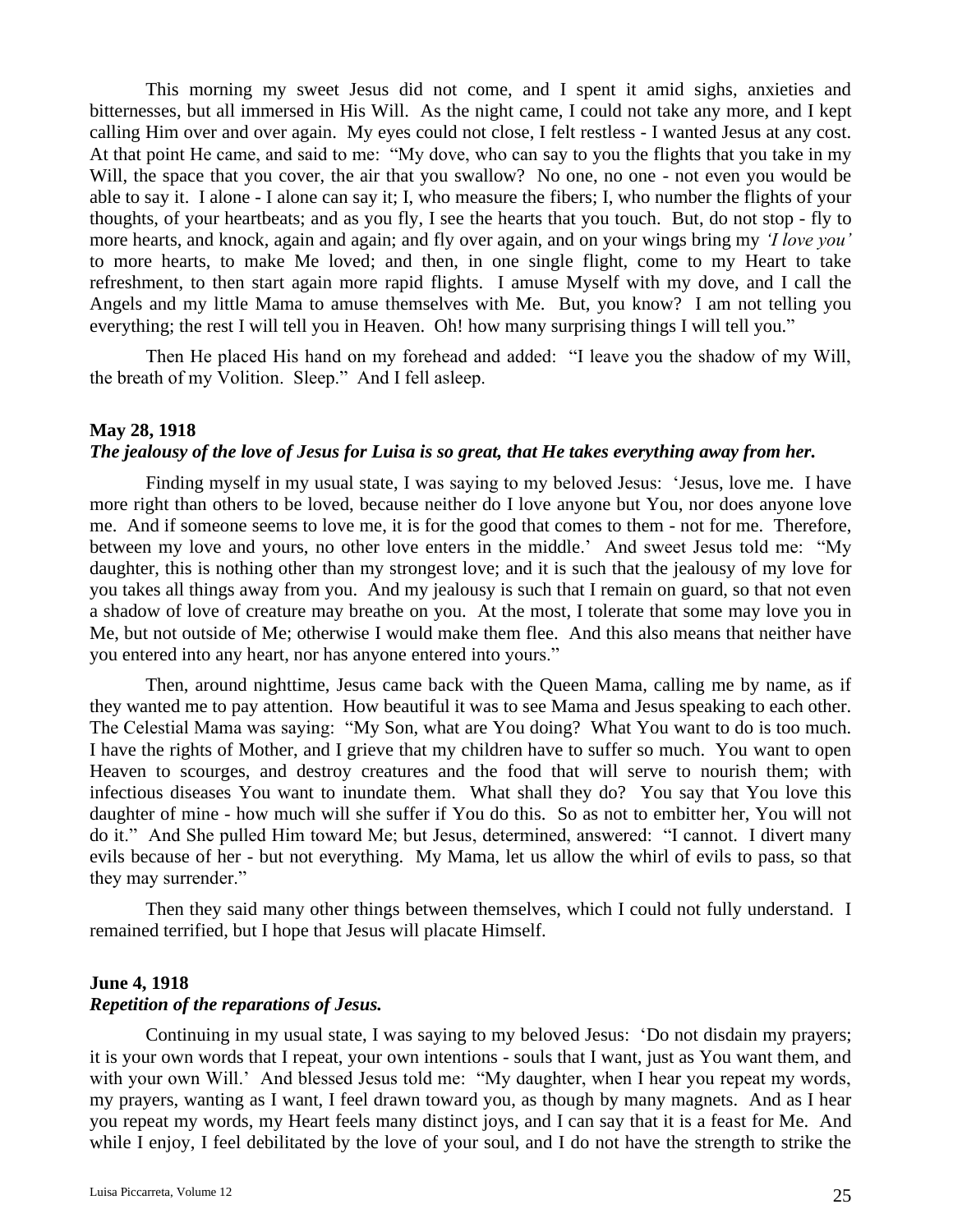This morning my sweet Jesus did not come, and I spent it amid sighs, anxieties and bitternesses, but all immersed in His Will. As the night came, I could not take any more, and I kept calling Him over and over again. My eyes could not close, I felt restless - I wanted Jesus at any cost. At that point He came, and said to me: "My dove, who can say to you the flights that you take in my Will, the space that you cover, the air that you swallow? No one, no one - not even you would be able to say it. I alone - I alone can say it; I, who measure the fibers; I, who number the flights of your thoughts, of your heartbeats; and as you fly, I see the hearts that you touch. But, do not stop - fly to more hearts, and knock, again and again; and fly over again, and on your wings bring my *'I love you'* to more hearts, to make Me loved; and then, in one single flight, come to my Heart to take refreshment, to then start again more rapid flights. I amuse Myself with my dove, and I call the Angels and my little Mama to amuse themselves with Me. But, you know? I am not telling you everything; the rest I will tell you in Heaven. Oh! how many surprising things I will tell you."

Then He placed His hand on my forehead and added: "I leave you the shadow of my Will, the breath of my Volition. Sleep." And I fell asleep.

**May 28, 1918**
***The jealousy of the love of Jesus for Luisa is so great, that He takes everything away from her.***

Finding myself in my usual state, I was saying to my beloved Jesus: 'Jesus, love me. I have more right than others to be loved, because neither do I love anyone but You, nor does anyone love me. And if someone seems to love me, it is for the good that comes to them - not for me. Therefore, between my love and yours, no other love enters in the middle.' And sweet Jesus told me: "My daughter, this is nothing other than my strongest love; and it is such that the jealousy of my love for you takes all things away from you. And my jealousy is such that I remain on guard, so that not even a shadow of love of creature may breathe on you. At the most, I tolerate that some may love you in Me, but not outside of Me; otherwise I would make them flee. And this also means that neither have you entered into any heart, nor has anyone entered into yours."

Then, around nighttime, Jesus came back with the Queen Mama, calling me by name, as if they wanted me to pay attention. How beautiful it was to see Mama and Jesus speaking to each other. The Celestial Mama was saying: "My Son, what are You doing? What You want to do is too much. I have the rights of Mother, and I grieve that my children have to suffer so much. You want to open Heaven to scourges, and destroy creatures and the food that will serve to nourish them; with infectious diseases You want to inundate them. What shall they do? You say that You love this daughter of mine - how much will she suffer if You do this. So as not to embitter her, You will not do it." And She pulled Him toward Me; but Jesus, determined, answered: "I cannot. I divert many evils because of her - but not everything. My Mama, let us allow the whirl of evils to pass, so that they may surrender."

Then they said many other things between themselves, which I could not fully understand. I remained terrified, but I hope that Jesus will placate Himself.

**June 4, 1918**
***Repetition of the reparations of Jesus.***

Continuing in my usual state, I was saying to my beloved Jesus: 'Do not disdain my prayers; it is your own words that I repeat, your own intentions - souls that I want, just as You want them, and with your own Will.' And blessed Jesus told me: "My daughter, when I hear you repeat my words, my prayers, wanting as I want, I feel drawn toward you, as though by many magnets. And as I hear you repeat my words, my Heart feels many distinct joys, and I can say that it is a feast for Me. And while I enjoy, I feel debilitated by the love of your soul, and I do not have the strength to strike the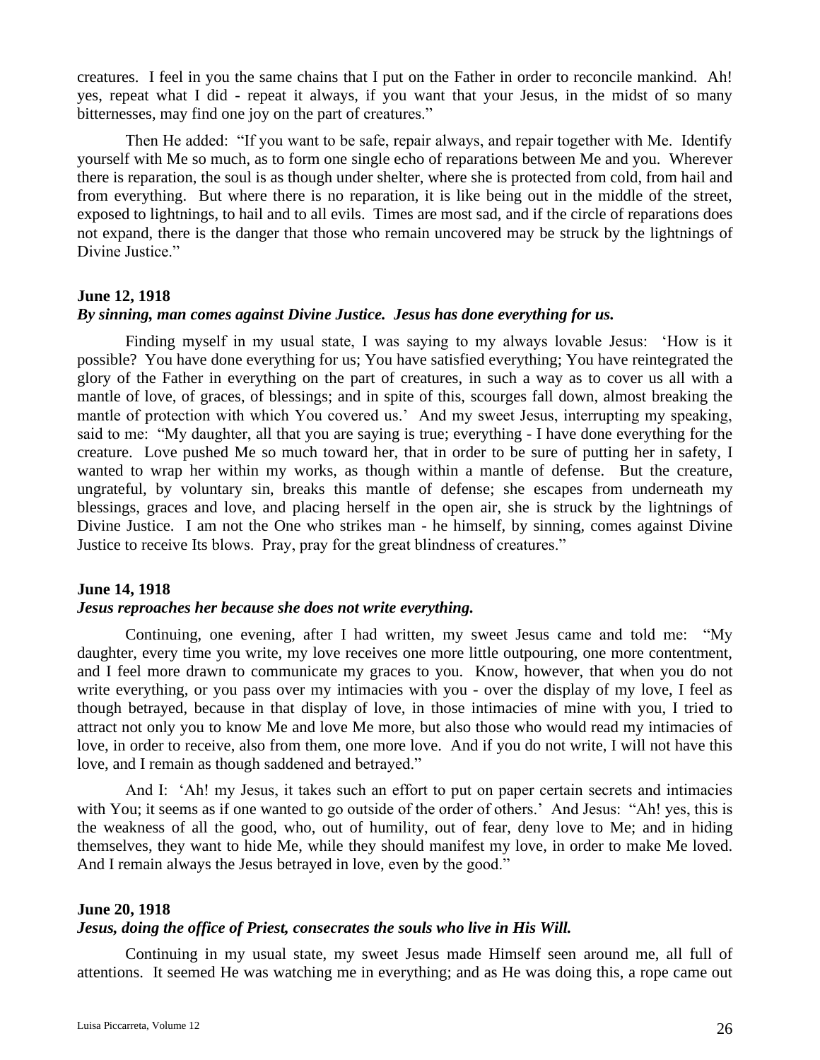creatures. I feel in you the same chains that I put on the Father in order to reconcile mankind. Ah! yes, repeat what I did - repeat it always, if you want that your Jesus, in the midst of so many bitternesses, may find one joy on the part of creatures."

Then He added: "If you want to be safe, repair always, and repair together with Me. Identify yourself with Me so much, as to form one single echo of reparations between Me and you. Wherever there is reparation, the soul is as though under shelter, where she is protected from cold, from hail and from everything. But where there is no reparation, it is like being out in the middle of the street, exposed to lightnings, to hail and to all evils. Times are most sad, and if the circle of reparations does not expand, there is the danger that those who remain uncovered may be struck by the lightnings of Divine Justice."

**June 12, 1918**

***By sinning, man comes against Divine Justice. Jesus has done everything for us.***

Finding myself in my usual state, I was saying to my always lovable Jesus: 'How is it possible? You have done everything for us; You have satisfied everything; You have reintegrated the glory of the Father in everything on the part of creatures, in such a way as to cover us all with a mantle of love, of graces, of blessings; and in spite of this, scourges fall down, almost breaking the mantle of protection with which You covered us.' And my sweet Jesus, interrupting my speaking, said to me: "My daughter, all that you are saying is true; everything - I have done everything for the creature. Love pushed Me so much toward her, that in order to be sure of putting her in safety, I wanted to wrap her within my works, as though within a mantle of defense. But the creature, ungrateful, by voluntary sin, breaks this mantle of defense; she escapes from underneath my blessings, graces and love, and placing herself in the open air, she is struck by the lightnings of Divine Justice. I am not the One who strikes man - he himself, by sinning, comes against Divine Justice to receive Its blows. Pray, pray for the great blindness of creatures."

**June 14, 1918**

***Jesus reproaches her because she does not write everything.***

Continuing, one evening, after I had written, my sweet Jesus came and told me: "My daughter, every time you write, my love receives one more little outpouring, one more contentment, and I feel more drawn to communicate my graces to you. Know, however, that when you do not write everything, or you pass over my intimacies with you - over the display of my love, I feel as though betrayed, because in that display of love, in those intimacies of mine with you, I tried to attract not only you to know Me and love Me more, but also those who would read my intimacies of love, in order to receive, also from them, one more love. And if you do not write, I will not have this love, and I remain as though saddened and betrayed."

And I: 'Ah! my Jesus, it takes such an effort to put on paper certain secrets and intimacies with You; it seems as if one wanted to go outside of the order of others.' And Jesus: "Ah! yes, this is the weakness of all the good, who, out of humility, out of fear, deny love to Me; and in hiding themselves, they want to hide Me, while they should manifest my love, in order to make Me loved. And I remain always the Jesus betrayed in love, even by the good."

**June 20, 1918**

***Jesus, doing the office of Priest, consecrates the souls who live in His Will.***

Continuing in my usual state, my sweet Jesus made Himself seen around me, all full of attentions. It seemed He was watching me in everything; and as He was doing this, a rope came out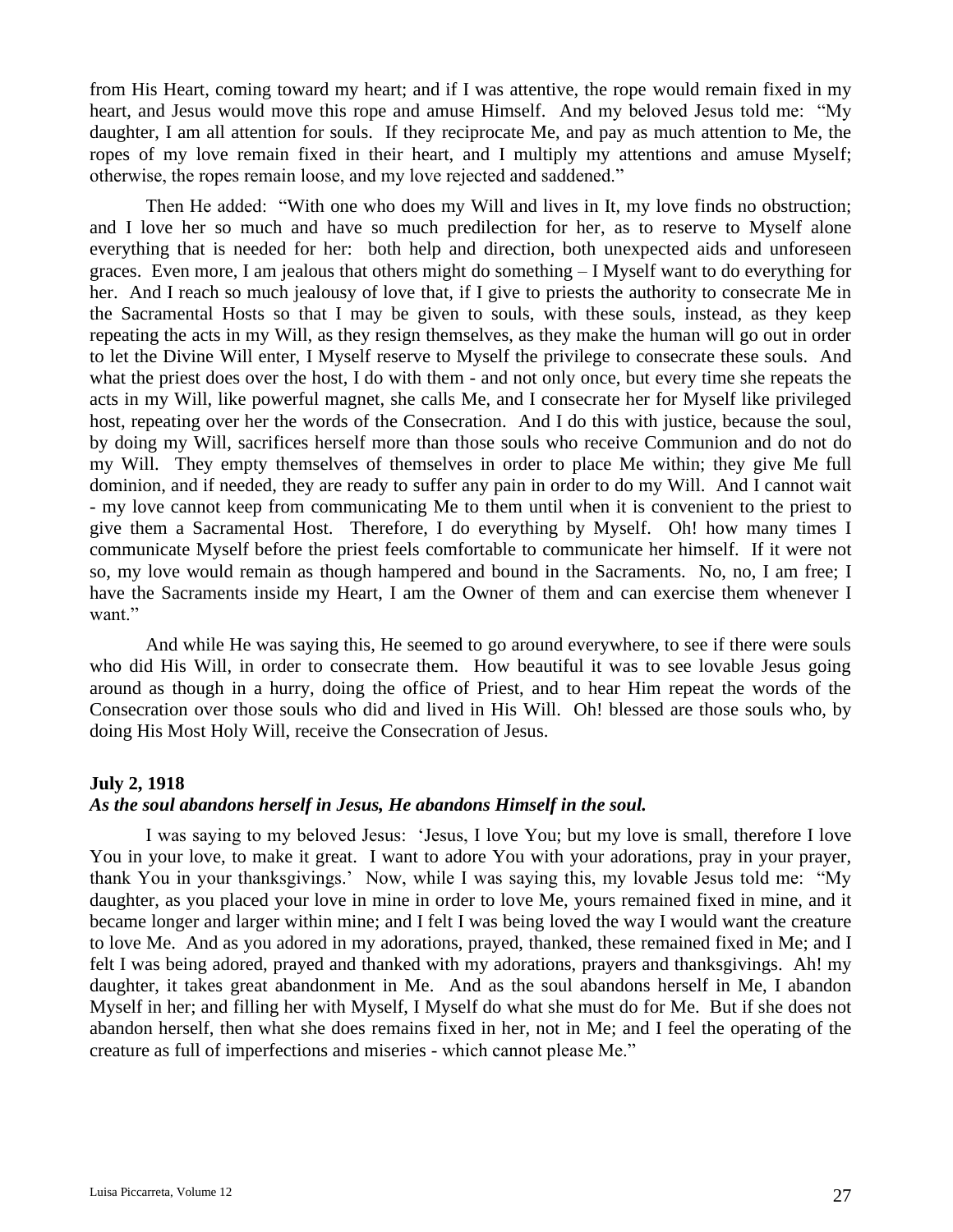from His Heart, coming toward my heart; and if I was attentive, the rope would remain fixed in my heart, and Jesus would move this rope and amuse Himself. And my beloved Jesus told me: "My daughter, I am all attention for souls. If they reciprocate Me, and pay as much attention to Me, the ropes of my love remain fixed in their heart, and I multiply my attentions and amuse Myself; otherwise, the ropes remain loose, and my love rejected and saddened."

Then He added: "With one who does my Will and lives in It, my love finds no obstruction; and I love her so much and have so much predilection for her, as to reserve to Myself alone everything that is needed for her: both help and direction, both unexpected aids and unforeseen graces. Even more, I am jealous that others might do something – I Myself want to do everything for her. And I reach so much jealousy of love that, if I give to priests the authority to consecrate Me in the Sacramental Hosts so that I may be given to souls, with these souls, instead, as they keep repeating the acts in my Will, as they resign themselves, as they make the human will go out in order to let the Divine Will enter, I Myself reserve to Myself the privilege to consecrate these souls. And what the priest does over the host, I do with them - and not only once, but every time she repeats the acts in my Will, like powerful magnet, she calls Me, and I consecrate her for Myself like privileged host, repeating over her the words of the Consecration. And I do this with justice, because the soul, by doing my Will, sacrifices herself more than those souls who receive Communion and do not do my Will. They empty themselves of themselves in order to place Me within; they give Me full dominion, and if needed, they are ready to suffer any pain in order to do my Will. And I cannot wait - my love cannot keep from communicating Me to them until when it is convenient to the priest to give them a Sacramental Host. Therefore, I do everything by Myself. Oh! how many times I communicate Myself before the priest feels comfortable to communicate her himself. If it were not so, my love would remain as though hampered and bound in the Sacraments. No, no, I am free; I have the Sacraments inside my Heart, I am the Owner of them and can exercise them whenever I want."

And while He was saying this, He seemed to go around everywhere, to see if there were souls who did His Will, in order to consecrate them. How beautiful it was to see lovable Jesus going around as though in a hurry, doing the office of Priest, and to hear Him repeat the words of the Consecration over those souls who did and lived in His Will. Oh! blessed are those souls who, by doing His Most Holy Will, receive the Consecration of Jesus.

**July 2, 1918**
***As the soul abandons herself in Jesus, He abandons Himself in the soul.***

I was saying to my beloved Jesus: 'Jesus, I love You; but my love is small, therefore I love You in your love, to make it great. I want to adore You with your adorations, pray in your prayer, thank You in your thanksgivings.' Now, while I was saying this, my lovable Jesus told me: "My daughter, as you placed your love in mine in order to love Me, yours remained fixed in mine, and it became longer and larger within mine; and I felt I was being loved the way I would want the creature to love Me. And as you adored in my adorations, prayed, thanked, these remained fixed in Me; and I felt I was being adored, prayed and thanked with my adorations, prayers and thanksgivings. Ah! my daughter, it takes great abandonment in Me. And as the soul abandons herself in Me, I abandon Myself in her; and filling her with Myself, I Myself do what she must do for Me. But if she does not abandon herself, then what she does remains fixed in her, not in Me; and I feel the operating of the creature as full of imperfections and miseries - which cannot please Me."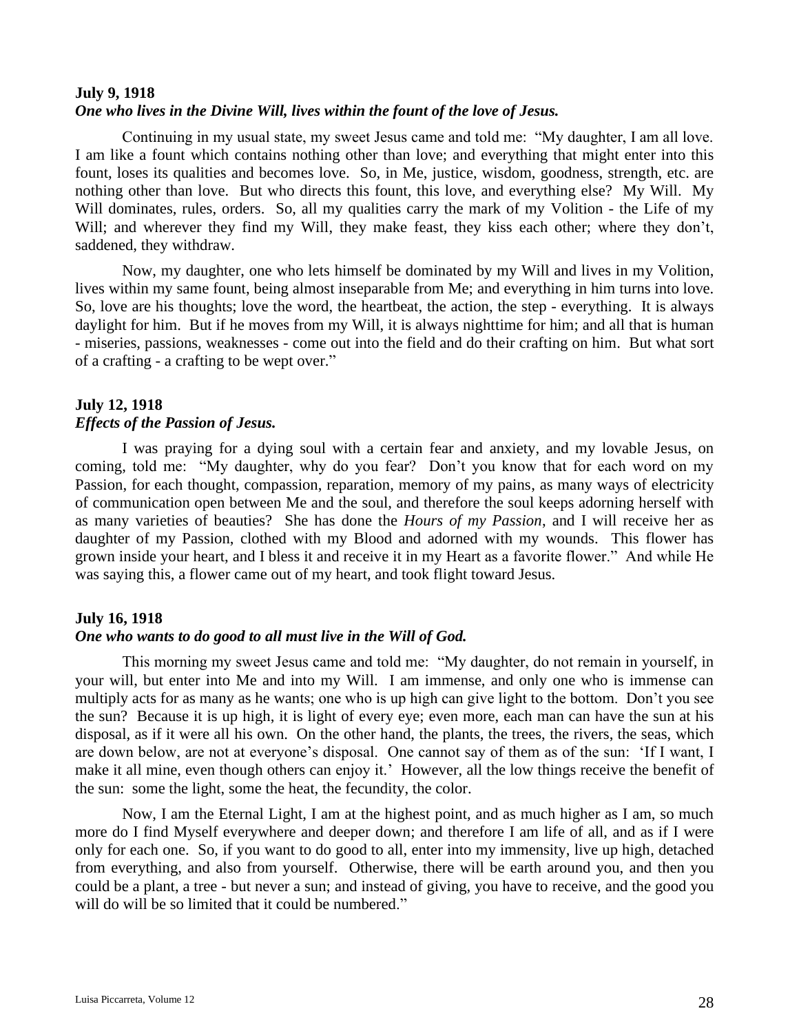**July 9, 1918**
***One who lives in the Divine Will, lives within the fount of the love of Jesus.***

Continuing in my usual state, my sweet Jesus came and told me: "My daughter, I am all love. I am like a fount which contains nothing other than love; and everything that might enter into this fount, loses its qualities and becomes love. So, in Me, justice, wisdom, goodness, strength, etc. are nothing other than love. But who directs this fount, this love, and everything else? My Will. My Will dominates, rules, orders. So, all my qualities carry the mark of my Volition - the Life of my Will; and wherever they find my Will, they make feast, they kiss each other; where they don't, saddened, they withdraw.

Now, my daughter, one who lets himself be dominated by my Will and lives in my Volition, lives within my same fount, being almost inseparable from Me; and everything in him turns into love. So, love are his thoughts; love the word, the heartbeat, the action, the step - everything. It is always daylight for him. But if he moves from my Will, it is always nighttime for him; and all that is human - miseries, passions, weaknesses - come out into the field and do their crafting on him. But what sort of a crafting - a crafting to be wept over."

**July 12, 1918**
***Effects of the Passion of Jesus.***

I was praying for a dying soul with a certain fear and anxiety, and my lovable Jesus, on coming, told me: "My daughter, why do you fear? Don't you know that for each word on my Passion, for each thought, compassion, reparation, memory of my pains, as many ways of electricity of communication open between Me and the soul, and therefore the soul keeps adorning herself with as many varieties of beauties? She has done the *Hours of my Passion*, and I will receive her as daughter of my Passion, clothed with my Blood and adorned with my wounds. This flower has grown inside your heart, and I bless it and receive it in my Heart as a favorite flower." And while He was saying this, a flower came out of my heart, and took flight toward Jesus.

**July 16, 1918**
***One who wants to do good to all must live in the Will of God.***

This morning my sweet Jesus came and told me: "My daughter, do not remain in yourself, in your will, but enter into Me and into my Will. I am immense, and only one who is immense can multiply acts for as many as he wants; one who is up high can give light to the bottom. Don't you see the sun? Because it is up high, it is light of every eye; even more, each man can have the sun at his disposal, as if it were all his own. On the other hand, the plants, the trees, the rivers, the seas, which are down below, are not at everyone's disposal. One cannot say of them as of the sun: 'If I want, I make it all mine, even though others can enjoy it.' However, all the low things receive the benefit of the sun: some the light, some the heat, the fecundity, the color.

Now, I am the Eternal Light, I am at the highest point, and as much higher as I am, so much more do I find Myself everywhere and deeper down; and therefore I am life of all, and as if I were only for each one. So, if you want to do good to all, enter into my immensity, live up high, detached from everything, and also from yourself. Otherwise, there will be earth around you, and then you could be a plant, a tree - but never a sun; and instead of giving, you have to receive, and the good you will do will be so limited that it could be numbered."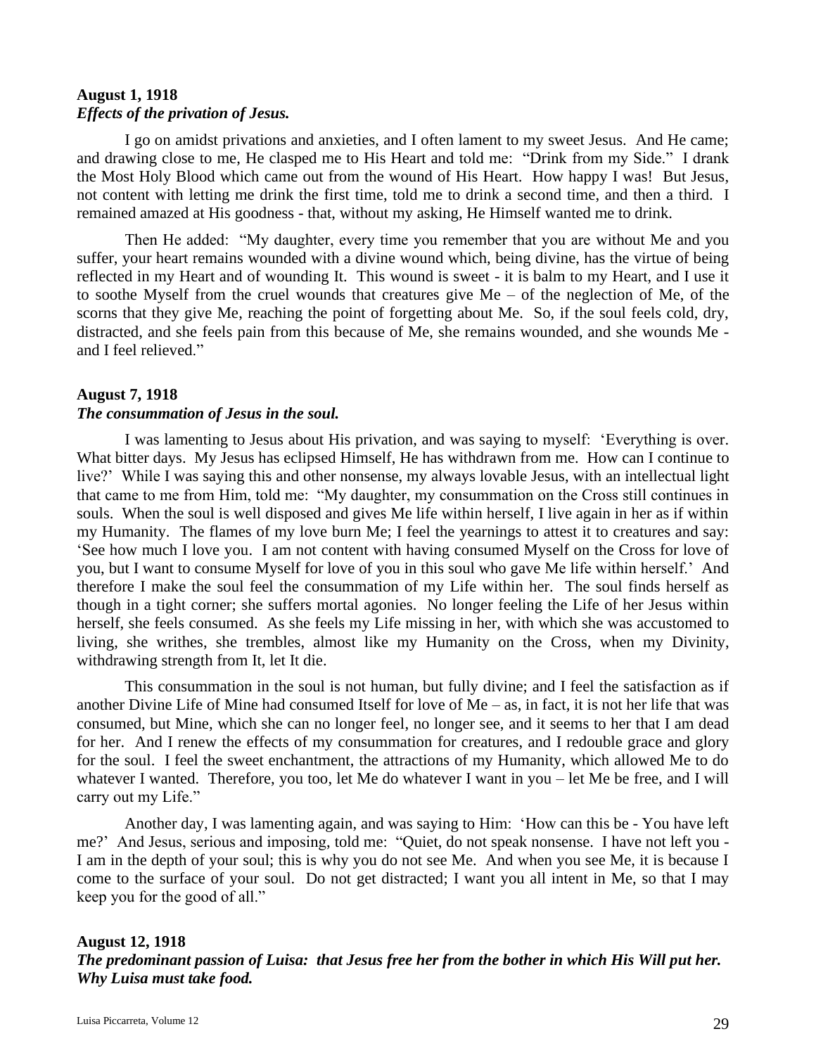**August 1, 1918**
***Effects of the privation of Jesus.***

I go on amidst privations and anxieties, and I often lament to my sweet Jesus. And He came; and drawing close to me, He clasped me to His Heart and told me: "Drink from my Side." I drank the Most Holy Blood which came out from the wound of His Heart. How happy I was! But Jesus, not content with letting me drink the first time, told me to drink a second time, and then a third. I remained amazed at His goodness - that, without my asking, He Himself wanted me to drink.

Then He added: "My daughter, every time you remember that you are without Me and you suffer, your heart remains wounded with a divine wound which, being divine, has the virtue of being reflected in my Heart and of wounding It. This wound is sweet - it is balm to my Heart, and I use it to soothe Myself from the cruel wounds that creatures give Me – of the neglection of Me, of the scorns that they give Me, reaching the point of forgetting about Me. So, if the soul feels cold, dry, distracted, and she feels pain from this because of Me, she remains wounded, and she wounds Me - and I feel relieved."

**August 7, 1918**
***The consummation of Jesus in the soul.***

I was lamenting to Jesus about His privation, and was saying to myself: 'Everything is over. What bitter days. My Jesus has eclipsed Himself, He has withdrawn from me. How can I continue to live?' While I was saying this and other nonsense, my always lovable Jesus, with an intellectual light that came to me from Him, told me: "My daughter, my consummation on the Cross still continues in souls. When the soul is well disposed and gives Me life within herself, I live again in her as if within my Humanity. The flames of my love burn Me; I feel the yearnings to attest it to creatures and say: 'See how much I love you. I am not content with having consumed Myself on the Cross for love of you, but I want to consume Myself for love of you in this soul who gave Me life within herself.' And therefore I make the soul feel the consummation of my Life within her. The soul finds herself as though in a tight corner; she suffers mortal agonies. No longer feeling the Life of her Jesus within herself, she feels consumed. As she feels my Life missing in her, with which she was accustomed to living, she writhes, she trembles, almost like my Humanity on the Cross, when my Divinity, withdrawing strength from It, let It die.

This consummation in the soul is not human, but fully divine; and I feel the satisfaction as if another Divine Life of Mine had consumed Itself for love of Me – as, in fact, it is not her life that was consumed, but Mine, which she can no longer feel, no longer see, and it seems to her that I am dead for her. And I renew the effects of my consummation for creatures, and I redouble grace and glory for the soul. I feel the sweet enchantment, the attractions of my Humanity, which allowed Me to do whatever I wanted. Therefore, you too, let Me do whatever I want in you – let Me be free, and I will carry out my Life."

Another day, I was lamenting again, and was saying to Him: 'How can this be - You have left me?' And Jesus, serious and imposing, told me: "Quiet, do not speak nonsense. I have not left you - I am in the depth of your soul; this is why you do not see Me. And when you see Me, it is because I come to the surface of your soul. Do not get distracted; I want you all intent in Me, so that I may keep you for the good of all."

**August 12, 1918**
***The predominant passion of Luisa: that Jesus free her from the bother in which His Will put her. Why Luisa must take food.***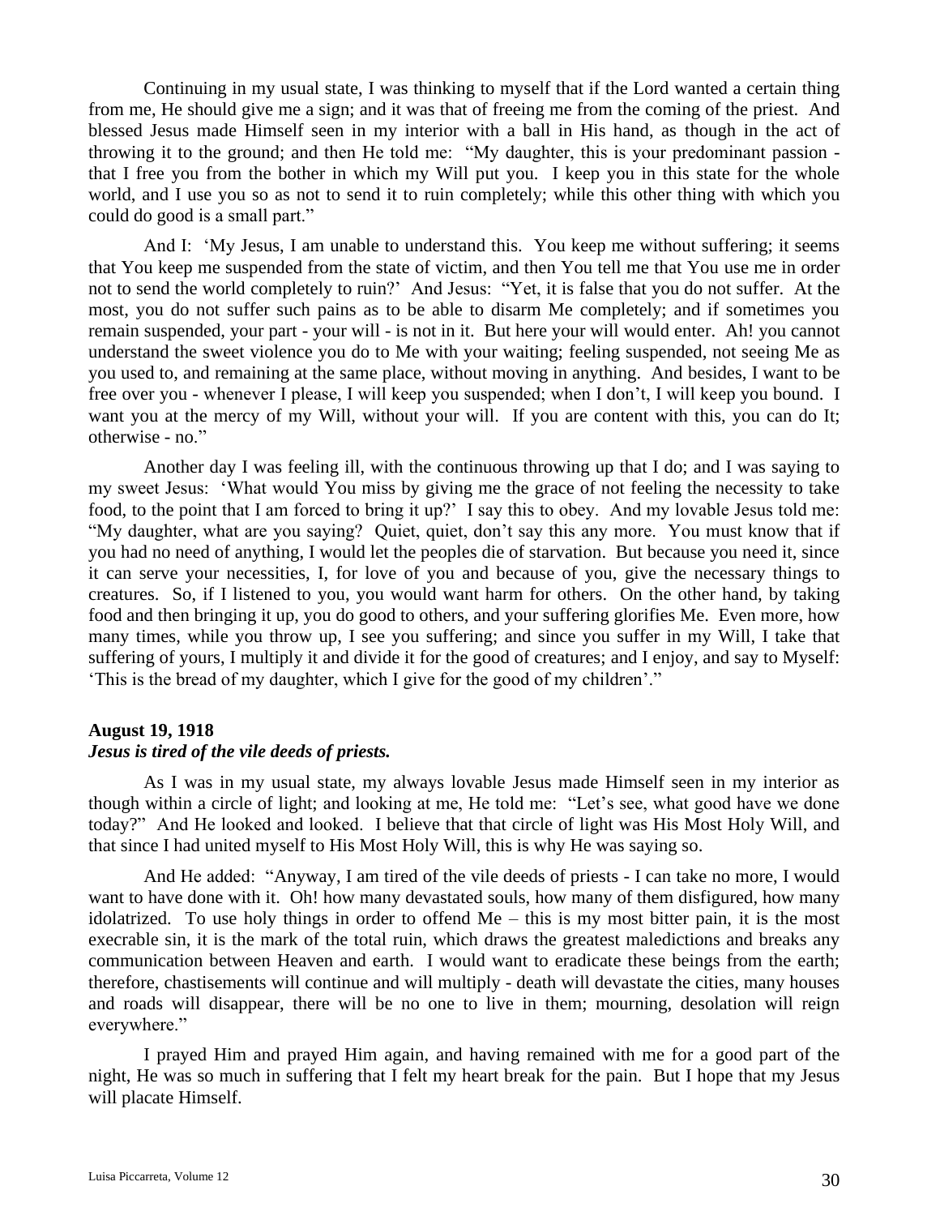Continuing in my usual state, I was thinking to myself that if the Lord wanted a certain thing from me, He should give me a sign; and it was that of freeing me from the coming of the priest. And blessed Jesus made Himself seen in my interior with a ball in His hand, as though in the act of throwing it to the ground; and then He told me: "My daughter, this is your predominant passion - that I free you from the bother in which my Will put you. I keep you in this state for the whole world, and I use you so as not to send it to ruin completely; while this other thing with which you could do good is a small part."

And I: 'My Jesus, I am unable to understand this. You keep me without suffering; it seems that You keep me suspended from the state of victim, and then You tell me that You use me in order not to send the world completely to ruin?' And Jesus: "Yet, it is false that you do not suffer. At the most, you do not suffer such pains as to be able to disarm Me completely; and if sometimes you remain suspended, your part - your will - is not in it. But here your will would enter. Ah! you cannot understand the sweet violence you do to Me with your waiting; feeling suspended, not seeing Me as you used to, and remaining at the same place, without moving in anything. And besides, I want to be free over you - whenever I please, I will keep you suspended; when I don't, I will keep you bound. I want you at the mercy of my Will, without your will. If you are content with this, you can do It; otherwise - no."

Another day I was feeling ill, with the continuous throwing up that I do; and I was saying to my sweet Jesus: 'What would You miss by giving me the grace of not feeling the necessity to take food, to the point that I am forced to bring it up?' I say this to obey. And my lovable Jesus told me: "My daughter, what are you saying? Quiet, quiet, don't say this any more. You must know that if you had no need of anything, I would let the peoples die of starvation. But because you need it, since it can serve your necessities, I, for love of you and because of you, give the necessary things to creatures. So, if I listened to you, you would want harm for others. On the other hand, by taking food and then bringing it up, you do good to others, and your suffering glorifies Me. Even more, how many times, while you throw up, I see you suffering; and since you suffer in my Will, I take that suffering of yours, I multiply it and divide it for the good of creatures; and I enjoy, and say to Myself: 'This is the bread of my daughter, which I give for the good of my children'."

**August 19, 1918**
***Jesus is tired of the vile deeds of priests.***

As I was in my usual state, my always lovable Jesus made Himself seen in my interior as though within a circle of light; and looking at me, He told me: "Let's see, what good have we done today?" And He looked and looked. I believe that that circle of light was His Most Holy Will, and that since I had united myself to His Most Holy Will, this is why He was saying so.

And He added: "Anyway, I am tired of the vile deeds of priests - I can take no more, I would want to have done with it. Oh! how many devastated souls, how many of them disfigured, how many idolatrized. To use holy things in order to offend Me – this is my most bitter pain, it is the most execrable sin, it is the mark of the total ruin, which draws the greatest maledictions and breaks any communication between Heaven and earth. I would want to eradicate these beings from the earth; therefore, chastisements will continue and will multiply - death will devastate the cities, many houses and roads will disappear, there will be no one to live in them; mourning, desolation will reign everywhere."

I prayed Him and prayed Him again, and having remained with me for a good part of the night, He was so much in suffering that I felt my heart break for the pain. But I hope that my Jesus will placate Himself.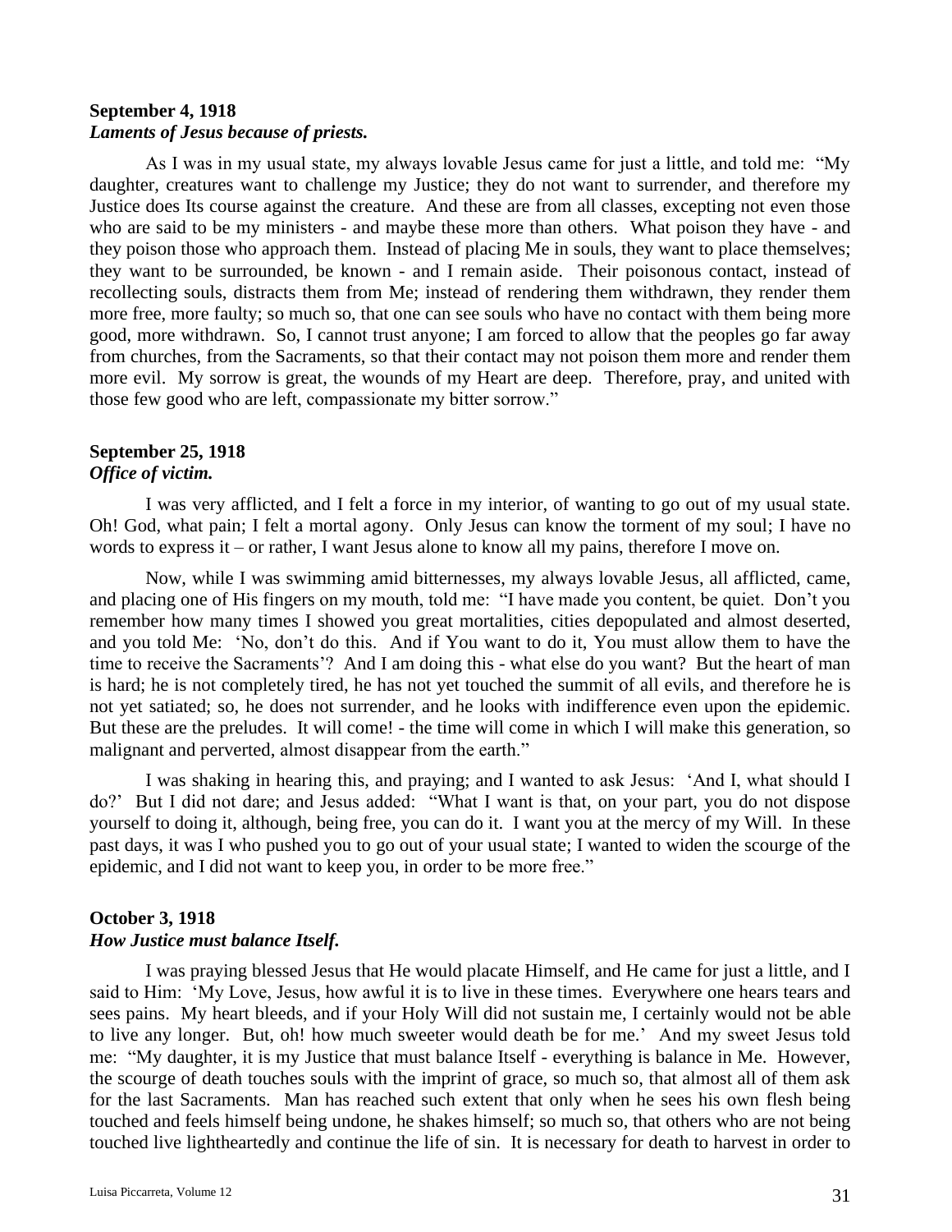**September 4, 1918**
***Laments of Jesus because of priests.***

As I was in my usual state, my always lovable Jesus came for just a little, and told me: "My daughter, creatures want to challenge my Justice; they do not want to surrender, and therefore my Justice does Its course against the creature. And these are from all classes, excepting not even those who are said to be my ministers - and maybe these more than others. What poison they have - and they poison those who approach them. Instead of placing Me in souls, they want to place themselves; they want to be surrounded, be known - and I remain aside. Their poisonous contact, instead of recollecting souls, distracts them from Me; instead of rendering them withdrawn, they render them more free, more faulty; so much so, that one can see souls who have no contact with them being more good, more withdrawn. So, I cannot trust anyone; I am forced to allow that the peoples go far away from churches, from the Sacraments, so that their contact may not poison them more and render them more evil. My sorrow is great, the wounds of my Heart are deep. Therefore, pray, and united with those few good who are left, compassionate my bitter sorrow."

**September 25, 1918**
***Office of victim.***

I was very afflicted, and I felt a force in my interior, of wanting to go out of my usual state. Oh! God, what pain; I felt a mortal agony. Only Jesus can know the torment of my soul; I have no words to express it – or rather, I want Jesus alone to know all my pains, therefore I move on.

Now, while I was swimming amid bitternesses, my always lovable Jesus, all afflicted, came, and placing one of His fingers on my mouth, told me: "I have made you content, be quiet. Don't you remember how many times I showed you great mortalities, cities depopulated and almost deserted, and you told Me: 'No, don't do this. And if You want to do it, You must allow them to have the time to receive the Sacraments'? And I am doing this - what else do you want? But the heart of man is hard; he is not completely tired, he has not yet touched the summit of all evils, and therefore he is not yet satiated; so, he does not surrender, and he looks with indifference even upon the epidemic. But these are the preludes. It will come! - the time will come in which I will make this generation, so malignant and perverted, almost disappear from the earth."

I was shaking in hearing this, and praying; and I wanted to ask Jesus: 'And I, what should I do?' But I did not dare; and Jesus added: "What I want is that, on your part, you do not dispose yourself to doing it, although, being free, you can do it. I want you at the mercy of my Will. In these past days, it was I who pushed you to go out of your usual state; I wanted to widen the scourge of the epidemic, and I did not want to keep you, in order to be more free."

**October 3, 1918**
***How Justice must balance Itself.***

I was praying blessed Jesus that He would placate Himself, and He came for just a little, and I said to Him: 'My Love, Jesus, how awful it is to live in these times. Everywhere one hears tears and sees pains. My heart bleeds, and if your Holy Will did not sustain me, I certainly would not be able to live any longer. But, oh! how much sweeter would death be for me.' And my sweet Jesus told me: "My daughter, it is my Justice that must balance Itself - everything is balance in Me. However, the scourge of death touches souls with the imprint of grace, so much so, that almost all of them ask for the last Sacraments. Man has reached such extent that only when he sees his own flesh being touched and feels himself being undone, he shakes himself; so much so, that others who are not being touched live lightheartedly and continue the life of sin. It is necessary for death to harvest in order to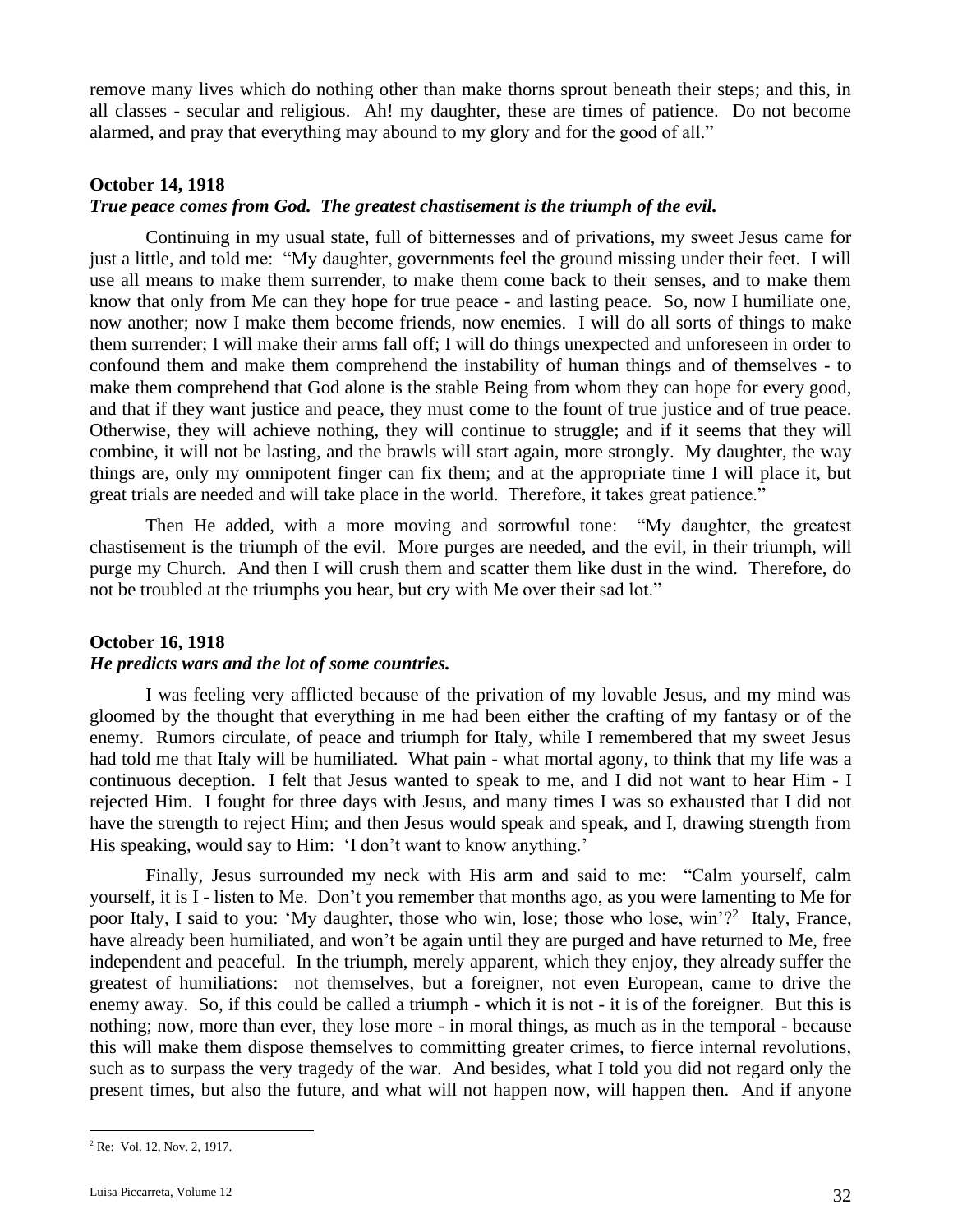remove many lives which do nothing other than make thorns sprout beneath their steps; and this, in all classes - secular and religious. Ah! my daughter, these are times of patience. Do not become alarmed, and pray that everything may abound to my glory and for the good of all."

### October 14, 1918

***True peace comes from God. The greatest chastisement is the triumph of the evil.***

Continuing in my usual state, full of bitternesses and of privations, my sweet Jesus came for just a little, and told me: "My daughter, governments feel the ground missing under their feet. I will use all means to make them surrender, to make them come back to their senses, and to make them know that only from Me can they hope for true peace - and lasting peace. So, now I humiliate one, now another; now I make them become friends, now enemies. I will do all sorts of things to make them surrender; I will make their arms fall off; I will do things unexpected and unforeseen in order to confound them and make them comprehend the instability of human things and of themselves - to make them comprehend that God alone is the stable Being from whom they can hope for every good, and that if they want justice and peace, they must come to the fount of true justice and of true peace. Otherwise, they will achieve nothing, they will continue to struggle; and if it seems that they will combine, it will not be lasting, and the brawls will start again, more strongly. My daughter, the way things are, only my omnipotent finger can fix them; and at the appropriate time I will place it, but great trials are needed and will take place in the world. Therefore, it takes great patience."

Then He added, with a more moving and sorrowful tone: "My daughter, the greatest chastisement is the triumph of the evil. More purges are needed, and the evil, in their triumph, will purge my Church. And then I will crush them and scatter them like dust in the wind. Therefore, do not be troubled at the triumphs you hear, but cry with Me over their sad lot."

### October 16, 1918

***He predicts wars and the lot of some countries.***

I was feeling very afflicted because of the privation of my lovable Jesus, and my mind was gloomed by the thought that everything in me had been either the crafting of my fantasy or of the enemy. Rumors circulate, of peace and triumph for Italy, while I remembered that my sweet Jesus had told me that Italy will be humiliated. What pain - what mortal agony, to think that my life was a continuous deception. I felt that Jesus wanted to speak to me, and I did not want to hear Him - I rejected Him. I fought for three days with Jesus, and many times I was so exhausted that I did not have the strength to reject Him; and then Jesus would speak and speak, and I, drawing strength from His speaking, would say to Him: 'I don't want to know anything.'

Finally, Jesus surrounded my neck with His arm and said to me: "Calm yourself, calm yourself, it is I - listen to Me. Don't you remember that months ago, as you were lamenting to Me for poor Italy, I said to you: 'My daughter, those who win, lose; those who lose, win'?[2] Italy, France, have already been humiliated, and won't be again until they are purged and have returned to Me, free independent and peaceful. In the triumph, merely apparent, which they enjoy, they already suffer the greatest of humiliations: not themselves, but a foreigner, not even European, came to drive the enemy away. So, if this could be called a triumph - which it is not - it is of the foreigner. But this is nothing; now, more than ever, they lose more - in moral things, as much as in the temporal - because this will make them dispose themselves to committing greater crimes, to fierce internal revolutions, such as to surpass the very tragedy of the war. And besides, what I told you did not regard only the present times, but also the future, and what will not happen now, will happen then. And if anyone

[2] Re: Vol. 12, Nov. 2, 1917.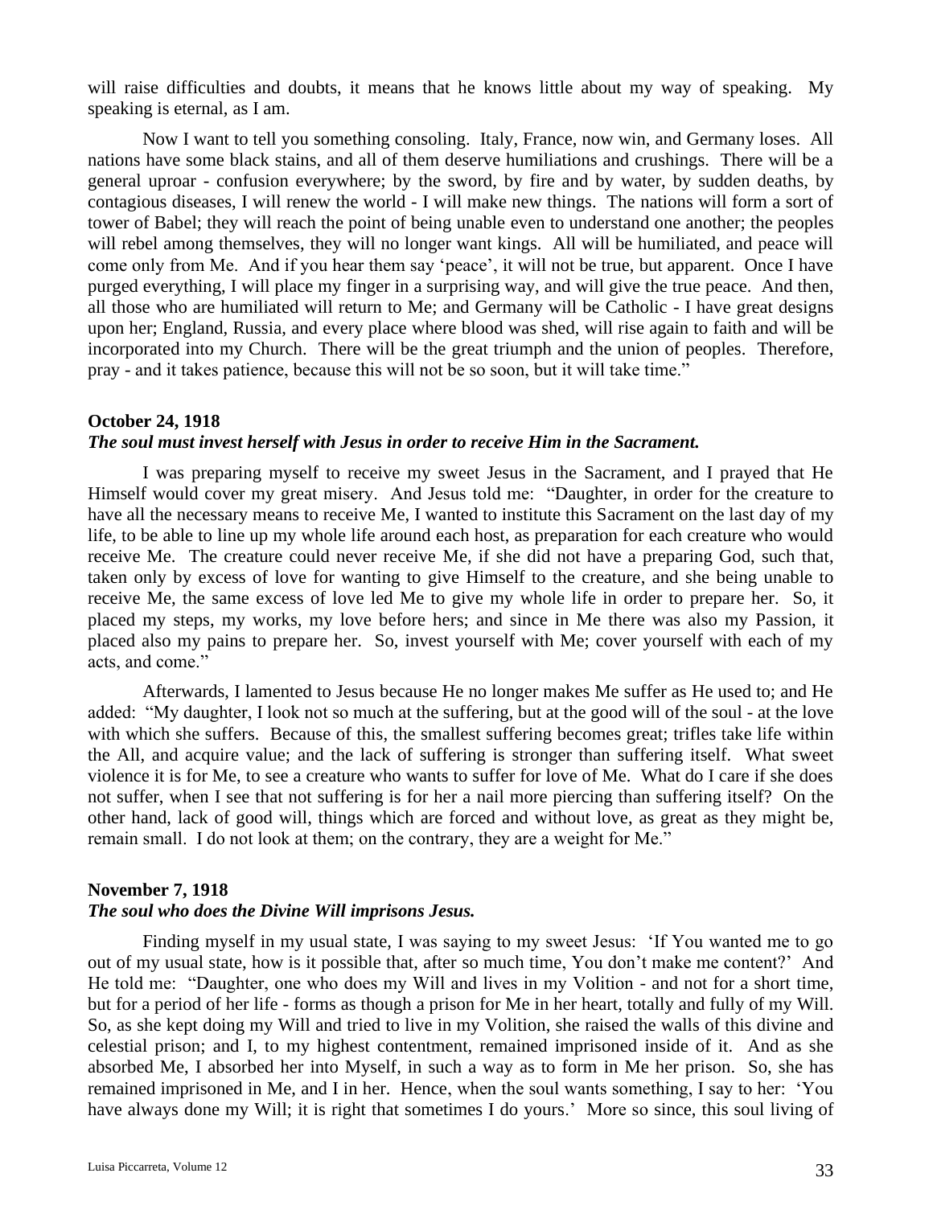will raise difficulties and doubts, it means that he knows little about my way of speaking. My speaking is eternal, as I am.

Now I want to tell you something consoling. Italy, France, now win, and Germany loses. All nations have some black stains, and all of them deserve humiliations and crushings. There will be a general uproar - confusion everywhere; by the sword, by fire and by water, by sudden deaths, by contagious diseases, I will renew the world - I will make new things. The nations will form a sort of tower of Babel; they will reach the point of being unable even to understand one another; the peoples will rebel among themselves, they will no longer want kings. All will be humiliated, and peace will come only from Me. And if you hear them say 'peace', it will not be true, but apparent. Once I have purged everything, I will place my finger in a surprising way, and will give the true peace. And then, all those who are humiliated will return to Me; and Germany will be Catholic - I have great designs upon her; England, Russia, and every place where blood was shed, will rise again to faith and will be incorporated into my Church. There will be the great triumph and the union of peoples. Therefore, pray - and it takes patience, because this will not be so soon, but it will take time."

**October 24, 1918**
***The soul must invest herself with Jesus in order to receive Him in the Sacrament.***

I was preparing myself to receive my sweet Jesus in the Sacrament, and I prayed that He Himself would cover my great misery. And Jesus told me: "Daughter, in order for the creature to have all the necessary means to receive Me, I wanted to institute this Sacrament on the last day of my life, to be able to line up my whole life around each host, as preparation for each creature who would receive Me. The creature could never receive Me, if she did not have a preparing God, such that, taken only by excess of love for wanting to give Himself to the creature, and she being unable to receive Me, the same excess of love led Me to give my whole life in order to prepare her. So, it placed my steps, my works, my love before hers; and since in Me there was also my Passion, it placed also my pains to prepare her. So, invest yourself with Me; cover yourself with each of my acts, and come."

Afterwards, I lamented to Jesus because He no longer makes Me suffer as He used to; and He added: "My daughter, I look not so much at the suffering, but at the good will of the soul - at the love with which she suffers. Because of this, the smallest suffering becomes great; trifles take life within the All, and acquire value; and the lack of suffering is stronger than suffering itself. What sweet violence it is for Me, to see a creature who wants to suffer for love of Me. What do I care if she does not suffer, when I see that not suffering is for her a nail more piercing than suffering itself? On the other hand, lack of good will, things which are forced and without love, as great as they might be, remain small. I do not look at them; on the contrary, they are a weight for Me."

**November 7, 1918**
***The soul who does the Divine Will imprisons Jesus.***

Finding myself in my usual state, I was saying to my sweet Jesus: 'If You wanted me to go out of my usual state, how is it possible that, after so much time, You don't make me content?' And He told me: "Daughter, one who does my Will and lives in my Volition - and not for a short time, but for a period of her life - forms as though a prison for Me in her heart, totally and fully of my Will. So, as she kept doing my Will and tried to live in my Volition, she raised the walls of this divine and celestial prison; and I, to my highest contentment, remained imprisoned inside of it. And as she absorbed Me, I absorbed her into Myself, in such a way as to form in Me her prison. So, she has remained imprisoned in Me, and I in her. Hence, when the soul wants something, I say to her: 'You have always done my Will; it is right that sometimes I do yours.' More so since, this soul living of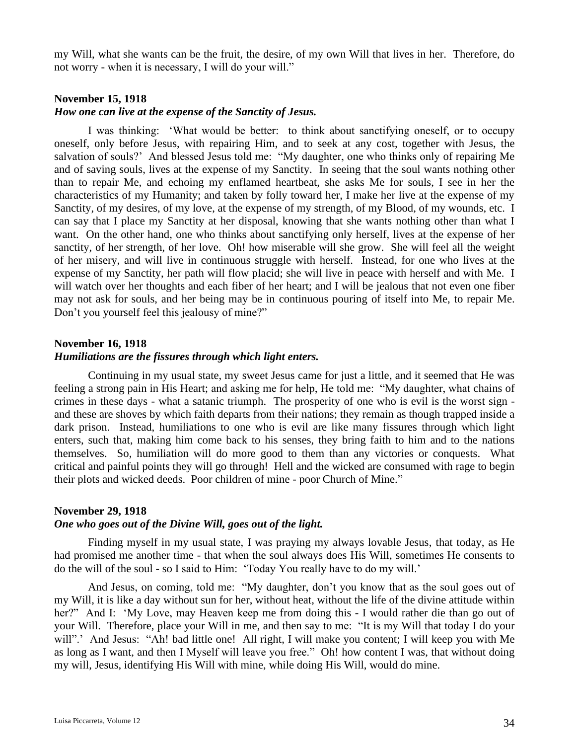my Will, what she wants can be the fruit, the desire, of my own Will that lives in her. Therefore, do not worry - when it is necessary, I will do your will."

**November 15, 1918**
***How one can live at the expense of the Sanctity of Jesus.***

I was thinking: 'What would be better: to think about sanctifying oneself, or to occupy oneself, only before Jesus, with repairing Him, and to seek at any cost, together with Jesus, the salvation of souls?' And blessed Jesus told me: "My daughter, one who thinks only of repairing Me and of saving souls, lives at the expense of my Sanctity. In seeing that the soul wants nothing other than to repair Me, and echoing my enflamed heartbeat, she asks Me for souls, I see in her the characteristics of my Humanity; and taken by folly toward her, I make her live at the expense of my Sanctity, of my desires, of my love, at the expense of my strength, of my Blood, of my wounds, etc. I can say that I place my Sanctity at her disposal, knowing that she wants nothing other than what I want. On the other hand, one who thinks about sanctifying only herself, lives at the expense of her sanctity, of her strength, of her love. Oh! how miserable will she grow. She will feel all the weight of her misery, and will live in continuous struggle with herself. Instead, for one who lives at the expense of my Sanctity, her path will flow placid; she will live in peace with herself and with Me. I will watch over her thoughts and each fiber of her heart; and I will be jealous that not even one fiber may not ask for souls, and her being may be in continuous pouring of itself into Me, to repair Me. Don't you yourself feel this jealousy of mine?"

**November 16, 1918**
***Humiliations are the fissures through which light enters.***

Continuing in my usual state, my sweet Jesus came for just a little, and it seemed that He was feeling a strong pain in His Heart; and asking me for help, He told me: "My daughter, what chains of crimes in these days - what a satanic triumph. The prosperity of one who is evil is the worst sign - and these are shoves by which faith departs from their nations; they remain as though trapped inside a dark prison. Instead, humiliations to one who is evil are like many fissures through which light enters, such that, making him come back to his senses, they bring faith to him and to the nations themselves. So, humiliation will do more good to them than any victories or conquests. What critical and painful points they will go through! Hell and the wicked are consumed with rage to begin their plots and wicked deeds. Poor children of mine - poor Church of Mine."

**November 29, 1918**
***One who goes out of the Divine Will, goes out of the light.***

Finding myself in my usual state, I was praying my always lovable Jesus, that today, as He had promised me another time - that when the soul always does His Will, sometimes He consents to do the will of the soul - so I said to Him: 'Today You really have to do my will.'

And Jesus, on coming, told me: "My daughter, don't you know that as the soul goes out of my Will, it is like a day without sun for her, without heat, without the life of the divine attitude within her?" And I: 'My Love, may Heaven keep me from doing this - I would rather die than go out of your Will. Therefore, place your Will in me, and then say to me: "It is my Will that today I do your will".' And Jesus: "Ah! bad little one! All right, I will make you content; I will keep you with Me as long as I want, and then I Myself will leave you free." Oh! how content I was, that without doing my will, Jesus, identifying His Will with mine, while doing His Will, would do mine.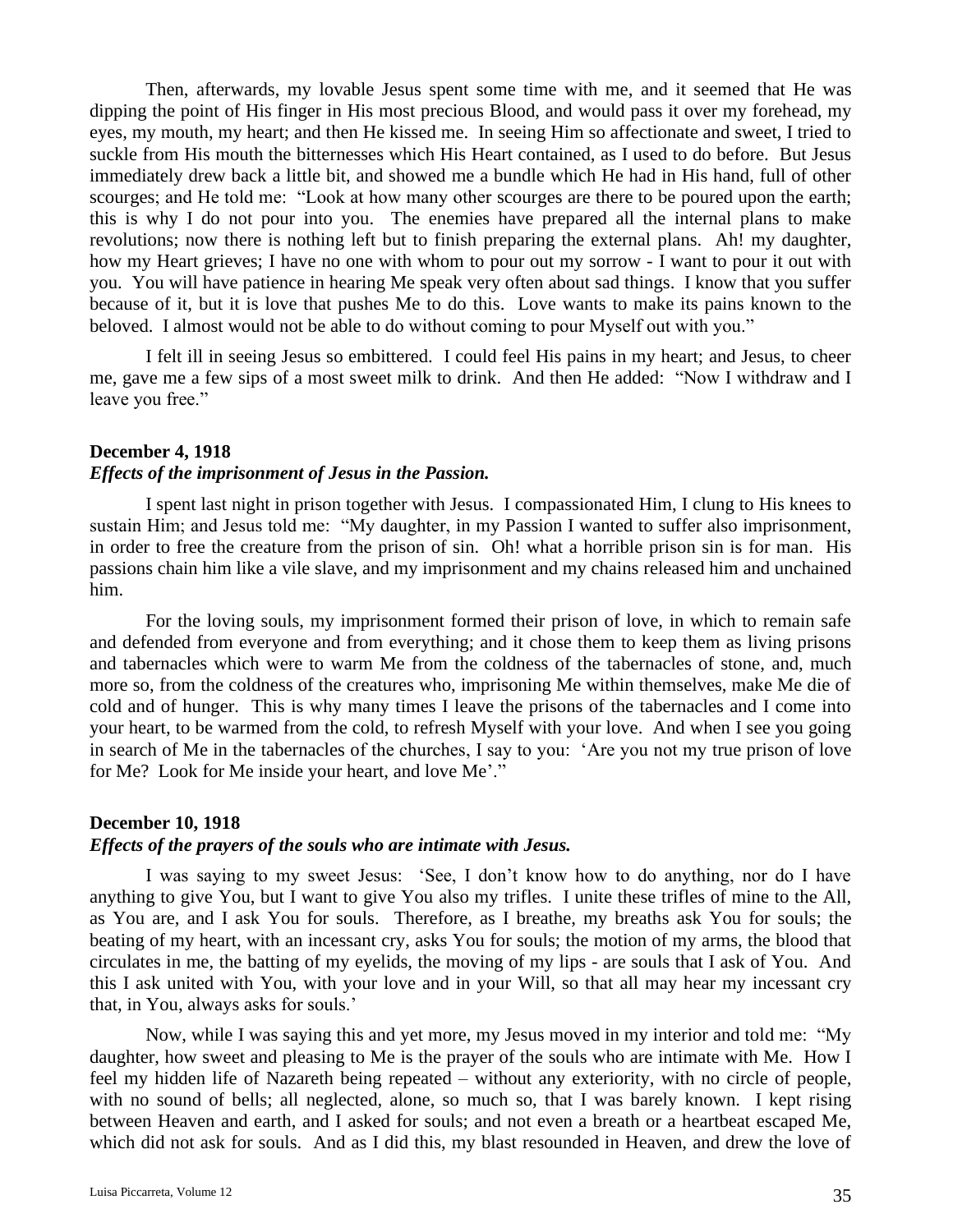Then, afterwards, my lovable Jesus spent some time with me, and it seemed that He was dipping the point of His finger in His most precious Blood, and would pass it over my forehead, my eyes, my mouth, my heart; and then He kissed me. In seeing Him so affectionate and sweet, I tried to suckle from His mouth the bitternesses which His Heart contained, as I used to do before. But Jesus immediately drew back a little bit, and showed me a bundle which He had in His hand, full of other scourges; and He told me: "Look at how many other scourges are there to be poured upon the earth; this is why I do not pour into you. The enemies have prepared all the internal plans to make revolutions; now there is nothing left but to finish preparing the external plans. Ah! my daughter, how my Heart grieves; I have no one with whom to pour out my sorrow - I want to pour it out with you. You will have patience in hearing Me speak very often about sad things. I know that you suffer because of it, but it is love that pushes Me to do this. Love wants to make its pains known to the beloved. I almost would not be able to do without coming to pour Myself out with you."

I felt ill in seeing Jesus so embittered. I could feel His pains in my heart; and Jesus, to cheer me, gave me a few sips of a most sweet milk to drink. And then He added: "Now I withdraw and I leave you free."

**December 4, 1918**
***Effects of the imprisonment of Jesus in the Passion.***

I spent last night in prison together with Jesus. I compassionated Him, I clung to His knees to sustain Him; and Jesus told me: "My daughter, in my Passion I wanted to suffer also imprisonment, in order to free the creature from the prison of sin. Oh! what a horrible prison sin is for man. His passions chain him like a vile slave, and my imprisonment and my chains released him and unchained him.

For the loving souls, my imprisonment formed their prison of love, in which to remain safe and defended from everyone and from everything; and it chose them to keep them as living prisons and tabernacles which were to warm Me from the coldness of the tabernacles of stone, and, much more so, from the coldness of the creatures who, imprisoning Me within themselves, make Me die of cold and of hunger. This is why many times I leave the prisons of the tabernacles and I come into your heart, to be warmed from the cold, to refresh Myself with your love. And when I see you going in search of Me in the tabernacles of the churches, I say to you: 'Are you not my true prison of love for Me? Look for Me inside your heart, and love Me'."

**December 10, 1918**
***Effects of the prayers of the souls who are intimate with Jesus.***

I was saying to my sweet Jesus: 'See, I don't know how to do anything, nor do I have anything to give You, but I want to give You also my trifles. I unite these trifles of mine to the All, as You are, and I ask You for souls. Therefore, as I breathe, my breaths ask You for souls; the beating of my heart, with an incessant cry, asks You for souls; the motion of my arms, the blood that circulates in me, the batting of my eyelids, the moving of my lips - are souls that I ask of You. And this I ask united with You, with your love and in your Will, so that all may hear my incessant cry that, in You, always asks for souls.'

Now, while I was saying this and yet more, my Jesus moved in my interior and told me: "My daughter, how sweet and pleasing to Me is the prayer of the souls who are intimate with Me. How I feel my hidden life of Nazareth being repeated – without any exteriority, with no circle of people, with no sound of bells; all neglected, alone, so much so, that I was barely known. I kept rising between Heaven and earth, and I asked for souls; and not even a breath or a heartbeat escaped Me, which did not ask for souls. And as I did this, my blast resounded in Heaven, and drew the love of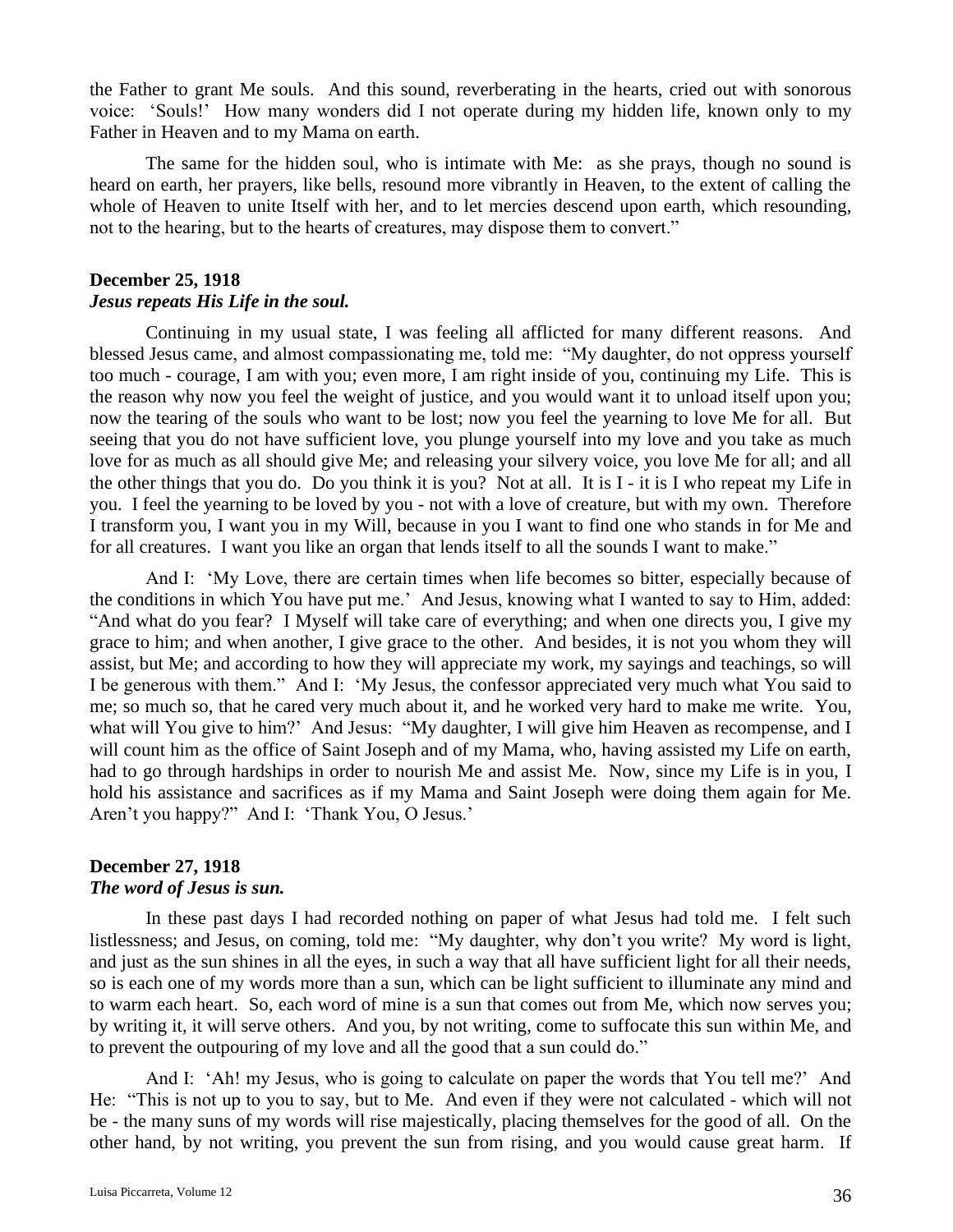the Father to grant Me souls. And this sound, reverberating in the hearts, cried out with sonorous voice: 'Souls!' How many wonders did I not operate during my hidden life, known only to my Father in Heaven and to my Mama on earth.

The same for the hidden soul, who is intimate with Me: as she prays, though no sound is heard on earth, her prayers, like bells, resound more vibrantly in Heaven, to the extent of calling the whole of Heaven to unite Itself with her, and to let mercies descend upon earth, which resounding, not to the hearing, but to the hearts of creatures, may dispose them to convert."

**December 25, 1918**
***Jesus repeats His Life in the soul.***

Continuing in my usual state, I was feeling all afflicted for many different reasons. And blessed Jesus came, and almost compassionating me, told me: "My daughter, do not oppress yourself too much - courage, I am with you; even more, I am right inside of you, continuing my Life. This is the reason why now you feel the weight of justice, and you would want it to unload itself upon you; now the tearing of the souls who want to be lost; now you feel the yearning to love Me for all. But seeing that you do not have sufficient love, you plunge yourself into my love and you take as much love for as much as all should give Me; and releasing your silvery voice, you love Me for all; and all the other things that you do. Do you think it is you? Not at all. It is I - it is I who repeat my Life in you. I feel the yearning to be loved by you - not with a love of creature, but with my own. Therefore I transform you, I want you in my Will, because in you I want to find one who stands in for Me and for all creatures. I want you like an organ that lends itself to all the sounds I want to make."

And I: 'My Love, there are certain times when life becomes so bitter, especially because of the conditions in which You have put me.' And Jesus, knowing what I wanted to say to Him, added: "And what do you fear? I Myself will take care of everything; and when one directs you, I give my grace to him; and when another, I give grace to the other. And besides, it is not you whom they will assist, but Me; and according to how they will appreciate my work, my sayings and teachings, so will I be generous with them." And I: 'My Jesus, the confessor appreciated very much what You said to me; so much so, that he cared very much about it, and he worked very hard to make me write. You, what will You give to him?' And Jesus: "My daughter, I will give him Heaven as recompense, and I will count him as the office of Saint Joseph and of my Mama, who, having assisted my Life on earth, had to go through hardships in order to nourish Me and assist Me. Now, since my Life is in you, I hold his assistance and sacrifices as if my Mama and Saint Joseph were doing them again for Me. Aren't you happy?" And I: 'Thank You, O Jesus.'

**December 27, 1918**
***The word of Jesus is sun.***

In these past days I had recorded nothing on paper of what Jesus had told me. I felt such listlessness; and Jesus, on coming, told me: "My daughter, why don't you write? My word is light, and just as the sun shines in all the eyes, in such a way that all have sufficient light for all their needs, so is each one of my words more than a sun, which can be light sufficient to illuminate any mind and to warm each heart. So, each word of mine is a sun that comes out from Me, which now serves you; by writing it, it will serve others. And you, by not writing, come to suffocate this sun within Me, and to prevent the outpouring of my love and all the good that a sun could do."

And I: 'Ah! my Jesus, who is going to calculate on paper the words that You tell me?' And He: "This is not up to you to say, but to Me. And even if they were not calculated - which will not be - the many suns of my words will rise majestically, placing themselves for the good of all. On the other hand, by not writing, you prevent the sun from rising, and you would cause great harm. If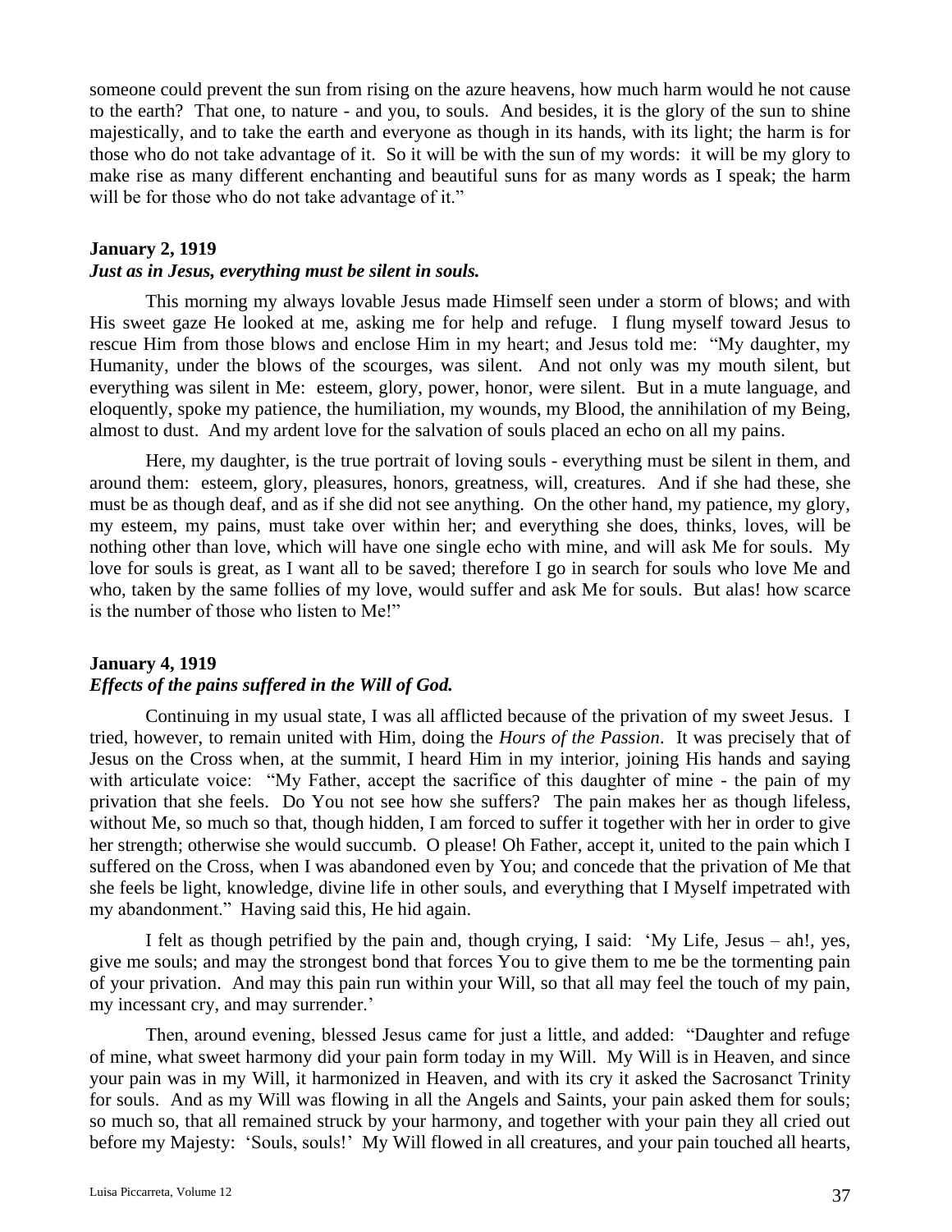someone could prevent the sun from rising on the azure heavens, how much harm would he not cause to the earth? That one, to nature - and you, to souls. And besides, it is the glory of the sun to shine majestically, and to take the earth and everyone as though in its hands, with its light; the harm is for those who do not take advantage of it. So it will be with the sun of my words: it will be my glory to make rise as many different enchanting and beautiful suns for as many words as I speak; the harm will be for those who do not take advantage of it."

**January 2, 1919**
***Just as in Jesus, everything must be silent in souls.***

This morning my always lovable Jesus made Himself seen under a storm of blows; and with His sweet gaze He looked at me, asking me for help and refuge. I flung myself toward Jesus to rescue Him from those blows and enclose Him in my heart; and Jesus told me: "My daughter, my Humanity, under the blows of the scourges, was silent. And not only was my mouth silent, but everything was silent in Me: esteem, glory, power, honor, were silent. But in a mute language, and eloquently, spoke my patience, the humiliation, my wounds, my Blood, the annihilation of my Being, almost to dust. And my ardent love for the salvation of souls placed an echo on all my pains.

Here, my daughter, is the true portrait of loving souls - everything must be silent in them, and around them: esteem, glory, pleasures, honors, greatness, will, creatures. And if she had these, she must be as though deaf, and as if she did not see anything. On the other hand, my patience, my glory, my esteem, my pains, must take over within her; and everything she does, thinks, loves, will be nothing other than love, which will have one single echo with mine, and will ask Me for souls. My love for souls is great, as I want all to be saved; therefore I go in search for souls who love Me and who, taken by the same follies of my love, would suffer and ask Me for souls. But alas! how scarce is the number of those who listen to Me!"

**January 4, 1919**
***Effects of the pains suffered in the Will of God.***

Continuing in my usual state, I was all afflicted because of the privation of my sweet Jesus. I tried, however, to remain united with Him, doing the *Hours of the Passion*. It was precisely that of Jesus on the Cross when, at the summit, I heard Him in my interior, joining His hands and saying with articulate voice: "My Father, accept the sacrifice of this daughter of mine - the pain of my privation that she feels. Do You not see how she suffers? The pain makes her as though lifeless, without Me, so much so that, though hidden, I am forced to suffer it together with her in order to give her strength; otherwise she would succumb. O please! Oh Father, accept it, united to the pain which I suffered on the Cross, when I was abandoned even by You; and concede that the privation of Me that she feels be light, knowledge, divine life in other souls, and everything that I Myself impetrated with my abandonment." Having said this, He hid again.

I felt as though petrified by the pain and, though crying, I said: 'My Life, Jesus – ah!, yes, give me souls; and may the strongest bond that forces You to give them to me be the tormenting pain of your privation. And may this pain run within your Will, so that all may feel the touch of my pain, my incessant cry, and may surrender.'

Then, around evening, blessed Jesus came for just a little, and added: "Daughter and refuge of mine, what sweet harmony did your pain form today in my Will. My Will is in Heaven, and since your pain was in my Will, it harmonized in Heaven, and with its cry it asked the Sacrosanct Trinity for souls. And as my Will was flowing in all the Angels and Saints, your pain asked them for souls; so much so, that all remained struck by your harmony, and together with your pain they all cried out before my Majesty: 'Souls, souls!' My Will flowed in all creatures, and your pain touched all hearts,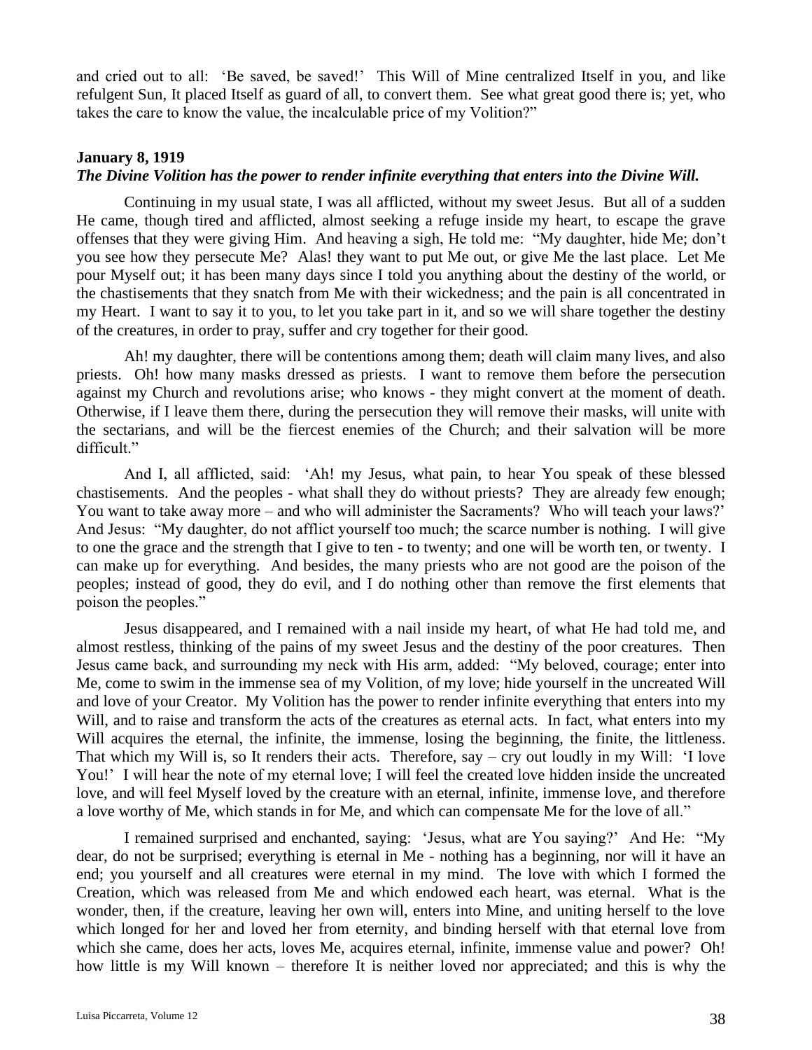and cried out to all: 'Be saved, be saved!' This Will of Mine centralized Itself in you, and like refulgent Sun, It placed Itself as guard of all, to convert them. See what great good there is; yet, who takes the care to know the value, the incalculable price of my Volition?"

**January 8, 1919**
***The Divine Volition has the power to render infinite everything that enters into the Divine Will.***

Continuing in my usual state, I was all afflicted, without my sweet Jesus. But all of a sudden He came, though tired and afflicted, almost seeking a refuge inside my heart, to escape the grave offenses that they were giving Him. And heaving a sigh, He told me: "My daughter, hide Me; don't you see how they persecute Me? Alas! they want to put Me out, or give Me the last place. Let Me pour Myself out; it has been many days since I told you anything about the destiny of the world, or the chastisements that they snatch from Me with their wickedness; and the pain is all concentrated in my Heart. I want to say it to you, to let you take part in it, and so we will share together the destiny of the creatures, in order to pray, suffer and cry together for their good.

Ah! my daughter, there will be contentions among them; death will claim many lives, and also priests. Oh! how many masks dressed as priests. I want to remove them before the persecution against my Church and revolutions arise; who knows - they might convert at the moment of death. Otherwise, if I leave them there, during the persecution they will remove their masks, will unite with the sectarians, and will be the fiercest enemies of the Church; and their salvation will be more difficult."

And I, all afflicted, said: 'Ah! my Jesus, what pain, to hear You speak of these blessed chastisements. And the peoples - what shall they do without priests? They are already few enough; You want to take away more – and who will administer the Sacraments? Who will teach your laws?' And Jesus: "My daughter, do not afflict yourself too much; the scarce number is nothing. I will give to one the grace and the strength that I give to ten - to twenty; and one will be worth ten, or twenty. I can make up for everything. And besides, the many priests who are not good are the poison of the peoples; instead of good, they do evil, and I do nothing other than remove the first elements that poison the peoples."

Jesus disappeared, and I remained with a nail inside my heart, of what He had told me, and almost restless, thinking of the pains of my sweet Jesus and the destiny of the poor creatures. Then Jesus came back, and surrounding my neck with His arm, added: "My beloved, courage; enter into Me, come to swim in the immense sea of my Volition, of my love; hide yourself in the uncreated Will and love of your Creator. My Volition has the power to render infinite everything that enters into my Will, and to raise and transform the acts of the creatures as eternal acts. In fact, what enters into my Will acquires the eternal, the infinite, the immense, losing the beginning, the finite, the littleness. That which my Will is, so It renders their acts. Therefore, say – cry out loudly in my Will: 'I love You!' I will hear the note of my eternal love; I will feel the created love hidden inside the uncreated love, and will feel Myself loved by the creature with an eternal, infinite, immense love, and therefore a love worthy of Me, which stands in for Me, and which can compensate Me for the love of all."

I remained surprised and enchanted, saying: 'Jesus, what are You saying?' And He: "My dear, do not be surprised; everything is eternal in Me - nothing has a beginning, nor will it have an end; you yourself and all creatures were eternal in my mind. The love with which I formed the Creation, which was released from Me and which endowed each heart, was eternal. What is the wonder, then, if the creature, leaving her own will, enters into Mine, and uniting herself to the love which longed for her and loved her from eternity, and binding herself with that eternal love from which she came, does her acts, loves Me, acquires eternal, infinite, immense value and power? Oh! how little is my Will known – therefore It is neither loved nor appreciated; and this is why the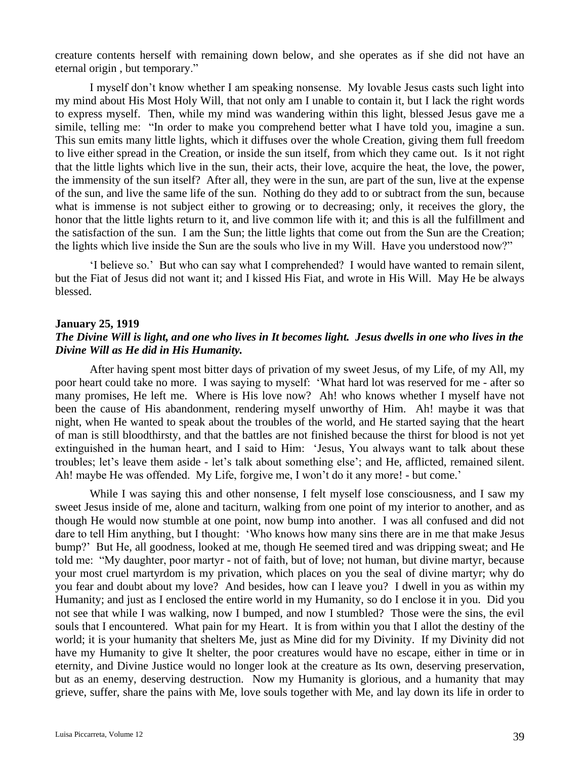creature contents herself with remaining down below, and she operates as if she did not have an eternal origin , but temporary."

I myself don't know whether I am speaking nonsense. My lovable Jesus casts such light into my mind about His Most Holy Will, that not only am I unable to contain it, but I lack the right words to express myself. Then, while my mind was wandering within this light, blessed Jesus gave me a simile, telling me: "In order to make you comprehend better what I have told you, imagine a sun. This sun emits many little lights, which it diffuses over the whole Creation, giving them full freedom to live either spread in the Creation, or inside the sun itself, from which they came out. Is it not right that the little lights which live in the sun, their acts, their love, acquire the heat, the love, the power, the immensity of the sun itself? After all, they were in the sun, are part of the sun, live at the expense of the sun, and live the same life of the sun. Nothing do they add to or subtract from the sun, because what is immense is not subject either to growing or to decreasing; only, it receives the glory, the honor that the little lights return to it, and live common life with it; and this is all the fulfillment and the satisfaction of the sun. I am the Sun; the little lights that come out from the Sun are the Creation; the lights which live inside the Sun are the souls who live in my Will. Have you understood now?"

'I believe so.' But who can say what I comprehended? I would have wanted to remain silent, but the Fiat of Jesus did not want it; and I kissed His Fiat, and wrote in His Will. May He be always blessed.

**January 25, 1919**
***The Divine Will is light, and one who lives in It becomes light. Jesus dwells in one who lives in the Divine Will as He did in His Humanity.***

After having spent most bitter days of privation of my sweet Jesus, of my Life, of my All, my poor heart could take no more. I was saying to myself: 'What hard lot was reserved for me - after so many promises, He left me. Where is His love now? Ah! who knows whether I myself have not been the cause of His abandonment, rendering myself unworthy of Him. Ah! maybe it was that night, when He wanted to speak about the troubles of the world, and He started saying that the heart of man is still bloodthirsty, and that the battles are not finished because the thirst for blood is not yet extinguished in the human heart, and I said to Him: 'Jesus, You always want to talk about these troubles; let's leave them aside - let's talk about something else'; and He, afflicted, remained silent. Ah! maybe He was offended. My Life, forgive me, I won't do it any more! - but come.'

While I was saying this and other nonsense, I felt myself lose consciousness, and I saw my sweet Jesus inside of me, alone and taciturn, walking from one point of my interior to another, and as though He would now stumble at one point, now bump into another. I was all confused and did not dare to tell Him anything, but I thought: 'Who knows how many sins there are in me that make Jesus bump?' But He, all goodness, looked at me, though He seemed tired and was dripping sweat; and He told me: "My daughter, poor martyr - not of faith, but of love; not human, but divine martyr, because your most cruel martyrdom is my privation, which places on you the seal of divine martyr; why do you fear and doubt about my love? And besides, how can I leave you? I dwell in you as within my Humanity; and just as I enclosed the entire world in my Humanity, so do I enclose it in you. Did you not see that while I was walking, now I bumped, and now I stumbled? Those were the sins, the evil souls that I encountered. What pain for my Heart. It is from within you that I allot the destiny of the world; it is your humanity that shelters Me, just as Mine did for my Divinity. If my Divinity did not have my Humanity to give It shelter, the poor creatures would have no escape, either in time or in eternity, and Divine Justice would no longer look at the creature as Its own, deserving preservation, but as an enemy, deserving destruction. Now my Humanity is glorious, and a humanity that may grieve, suffer, share the pains with Me, love souls together with Me, and lay down its life in order to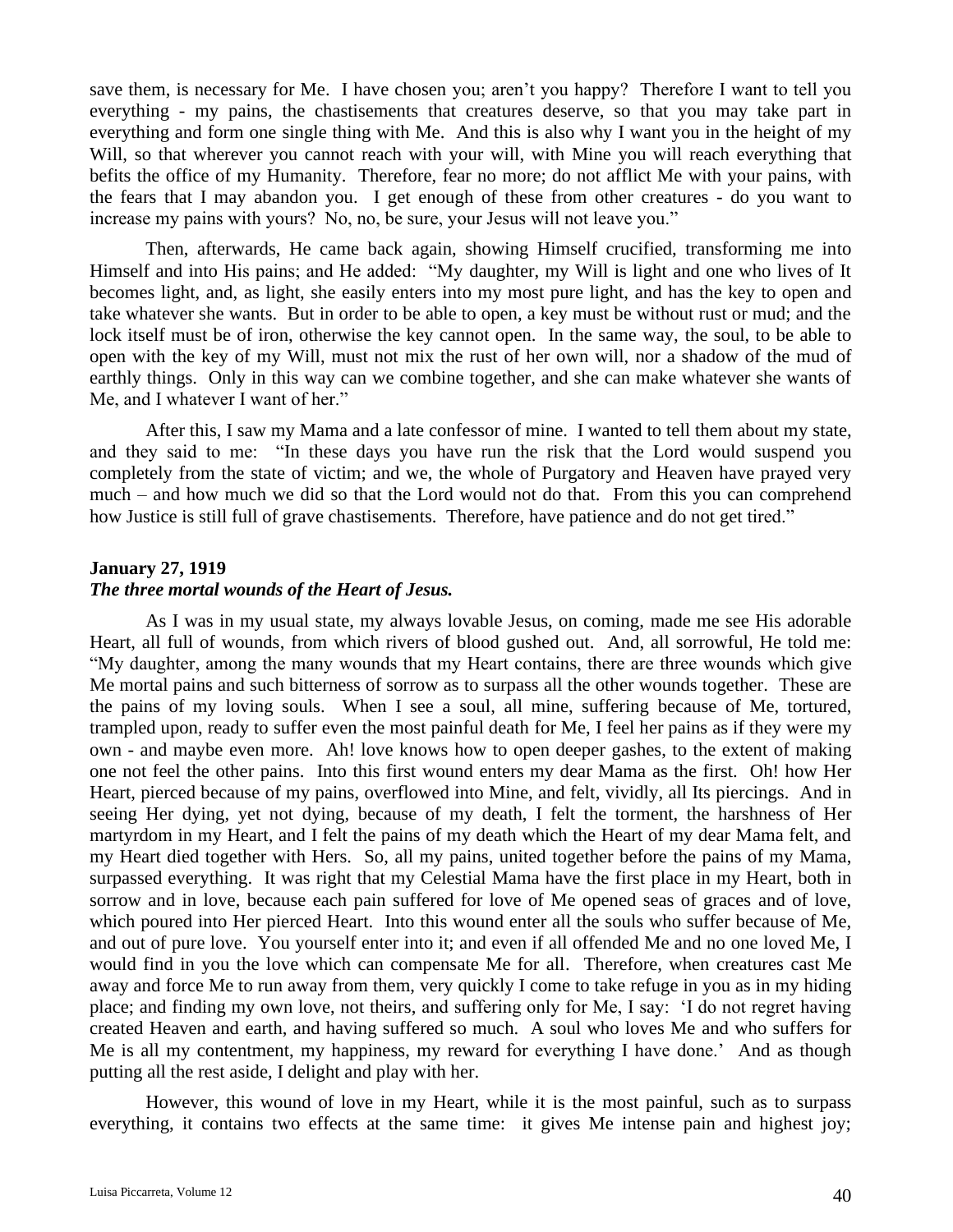save them, is necessary for Me. I have chosen you; aren't you happy? Therefore I want to tell you everything - my pains, the chastisements that creatures deserve, so that you may take part in everything and form one single thing with Me. And this is also why I want you in the height of my Will, so that wherever you cannot reach with your will, with Mine you will reach everything that befits the office of my Humanity. Therefore, fear no more; do not afflict Me with your pains, with the fears that I may abandon you. I get enough of these from other creatures - do you want to increase my pains with yours? No, no, be sure, your Jesus will not leave you."

Then, afterwards, He came back again, showing Himself crucified, transforming me into Himself and into His pains; and He added: "My daughter, my Will is light and one who lives of It becomes light, and, as light, she easily enters into my most pure light, and has the key to open and take whatever she wants. But in order to be able to open, a key must be without rust or mud; and the lock itself must be of iron, otherwise the key cannot open. In the same way, the soul, to be able to open with the key of my Will, must not mix the rust of her own will, nor a shadow of the mud of earthly things. Only in this way can we combine together, and she can make whatever she wants of Me, and I whatever I want of her."

After this, I saw my Mama and a late confessor of mine. I wanted to tell them about my state, and they said to me: "In these days you have run the risk that the Lord would suspend you completely from the state of victim; and we, the whole of Purgatory and Heaven have prayed very much – and how much we did so that the Lord would not do that. From this you can comprehend how Justice is still full of grave chastisements. Therefore, have patience and do not get tired."

**January 27, 1919**
***The three mortal wounds of the Heart of Jesus.***

As I was in my usual state, my always lovable Jesus, on coming, made me see His adorable Heart, all full of wounds, from which rivers of blood gushed out. And, all sorrowful, He told me: "My daughter, among the many wounds that my Heart contains, there are three wounds which give Me mortal pains and such bitterness of sorrow as to surpass all the other wounds together. These are the pains of my loving souls. When I see a soul, all mine, suffering because of Me, tortured, trampled upon, ready to suffer even the most painful death for Me, I feel her pains as if they were my own - and maybe even more. Ah! love knows how to open deeper gashes, to the extent of making one not feel the other pains. Into this first wound enters my dear Mama as the first. Oh! how Her Heart, pierced because of my pains, overflowed into Mine, and felt, vividly, all Its piercings. And in seeing Her dying, yet not dying, because of my death, I felt the torment, the harshness of Her martyrdom in my Heart, and I felt the pains of my death which the Heart of my dear Mama felt, and my Heart died together with Hers. So, all my pains, united together before the pains of my Mama, surpassed everything. It was right that my Celestial Mama have the first place in my Heart, both in sorrow and in love, because each pain suffered for love of Me opened seas of graces and of love, which poured into Her pierced Heart. Into this wound enter all the souls who suffer because of Me, and out of pure love. You yourself enter into it; and even if all offended Me and no one loved Me, I would find in you the love which can compensate Me for all. Therefore, when creatures cast Me away and force Me to run away from them, very quickly I come to take refuge in you as in my hiding place; and finding my own love, not theirs, and suffering only for Me, I say: 'I do not regret having created Heaven and earth, and having suffered so much. A soul who loves Me and who suffers for Me is all my contentment, my happiness, my reward for everything I have done.' And as though putting all the rest aside, I delight and play with her.

However, this wound of love in my Heart, while it is the most painful, such as to surpass everything, it contains two effects at the same time: it gives Me intense pain and highest joy;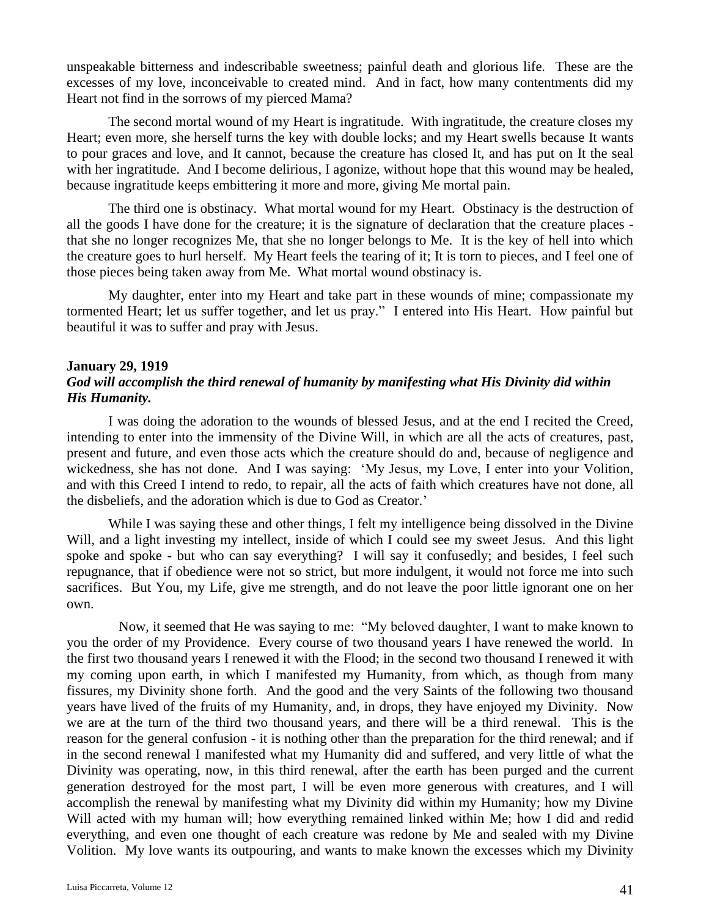unspeakable bitterness and indescribable sweetness; painful death and glorious life. These are the excesses of my love, inconceivable to created mind. And in fact, how many contentments did my Heart not find in the sorrows of my pierced Mama?

The second mortal wound of my Heart is ingratitude. With ingratitude, the creature closes my Heart; even more, she herself turns the key with double locks; and my Heart swells because It wants to pour graces and love, and It cannot, because the creature has closed It, and has put on It the seal with her ingratitude. And I become delirious, I agonize, without hope that this wound may be healed, because ingratitude keeps embittering it more and more, giving Me mortal pain.

The third one is obstinacy. What mortal wound for my Heart. Obstinacy is the destruction of all the goods I have done for the creature; it is the signature of declaration that the creature places - that she no longer recognizes Me, that she no longer belongs to Me. It is the key of hell into which the creature goes to hurl herself. My Heart feels the tearing of it; It is torn to pieces, and I feel one of those pieces being taken away from Me. What mortal wound obstinacy is.

My daughter, enter into my Heart and take part in these wounds of mine; compassionate my tormented Heart; let us suffer together, and let us pray." I entered into His Heart. How painful but beautiful it was to suffer and pray with Jesus.

**January 29, 1919**
***God will accomplish the third renewal of humanity by manifesting what His Divinity did within His Humanity.***

I was doing the adoration to the wounds of blessed Jesus, and at the end I recited the Creed, intending to enter into the immensity of the Divine Will, in which are all the acts of creatures, past, present and future, and even those acts which the creature should do and, because of negligence and wickedness, she has not done. And I was saying: 'My Jesus, my Love, I enter into your Volition, and with this Creed I intend to redo, to repair, all the acts of faith which creatures have not done, all the disbeliefs, and the adoration which is due to God as Creator.'

While I was saying these and other things, I felt my intelligence being dissolved in the Divine Will, and a light investing my intellect, inside of which I could see my sweet Jesus. And this light spoke and spoke - but who can say everything? I will say it confusedly; and besides, I feel such repugnance, that if obedience were not so strict, but more indulgent, it would not force me into such sacrifices. But You, my Life, give me strength, and do not leave the poor little ignorant one on her own.

Now, it seemed that He was saying to me: "My beloved daughter, I want to make known to you the order of my Providence. Every course of two thousand years I have renewed the world. In the first two thousand years I renewed it with the Flood; in the second two thousand I renewed it with my coming upon earth, in which I manifested my Humanity, from which, as though from many fissures, my Divinity shone forth. And the good and the very Saints of the following two thousand years have lived of the fruits of my Humanity, and, in drops, they have enjoyed my Divinity. Now we are at the turn of the third two thousand years, and there will be a third renewal. This is the reason for the general confusion - it is nothing other than the preparation for the third renewal; and if in the second renewal I manifested what my Humanity did and suffered, and very little of what the Divinity was operating, now, in this third renewal, after the earth has been purged and the current generation destroyed for the most part, I will be even more generous with creatures, and I will accomplish the renewal by manifesting what my Divinity did within my Humanity; how my Divine Will acted with my human will; how everything remained linked within Me; how I did and redid everything, and even one thought of each creature was redone by Me and sealed with my Divine Volition. My love wants its outpouring, and wants to make known the excesses which my Divinity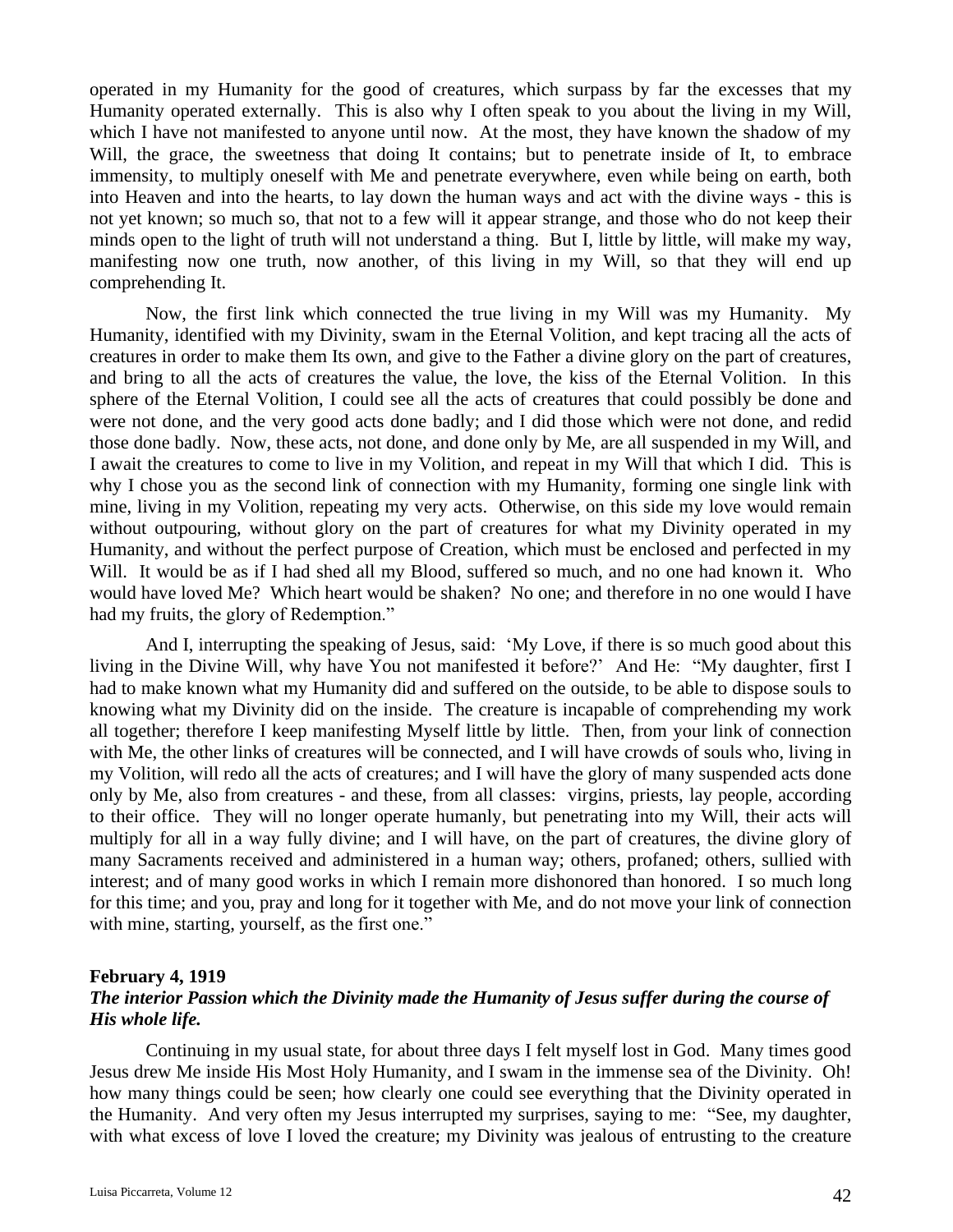operated in my Humanity for the good of creatures, which surpass by far the excesses that my Humanity operated externally. This is also why I often speak to you about the living in my Will, which I have not manifested to anyone until now. At the most, they have known the shadow of my Will, the grace, the sweetness that doing It contains; but to penetrate inside of It, to embrace immensity, to multiply oneself with Me and penetrate everywhere, even while being on earth, both into Heaven and into the hearts, to lay down the human ways and act with the divine ways - this is not yet known; so much so, that not to a few will it appear strange, and those who do not keep their minds open to the light of truth will not understand a thing. But I, little by little, will make my way, manifesting now one truth, now another, of this living in my Will, so that they will end up comprehending It.

Now, the first link which connected the true living in my Will was my Humanity. My Humanity, identified with my Divinity, swam in the Eternal Volition, and kept tracing all the acts of creatures in order to make them Its own, and give to the Father a divine glory on the part of creatures, and bring to all the acts of creatures the value, the love, the kiss of the Eternal Volition. In this sphere of the Eternal Volition, I could see all the acts of creatures that could possibly be done and were not done, and the very good acts done badly; and I did those which were not done, and redid those done badly. Now, these acts, not done, and done only by Me, are all suspended in my Will, and I await the creatures to come to live in my Volition, and repeat in my Will that which I did. This is why I chose you as the second link of connection with my Humanity, forming one single link with mine, living in my Volition, repeating my very acts. Otherwise, on this side my love would remain without outpouring, without glory on the part of creatures for what my Divinity operated in my Humanity, and without the perfect purpose of Creation, which must be enclosed and perfected in my Will. It would be as if I had shed all my Blood, suffered so much, and no one had known it. Who would have loved Me? Which heart would be shaken? No one; and therefore in no one would I have had my fruits, the glory of Redemption."

And I, interrupting the speaking of Jesus, said: 'My Love, if there is so much good about this living in the Divine Will, why have You not manifested it before?' And He: "My daughter, first I had to make known what my Humanity did and suffered on the outside, to be able to dispose souls to knowing what my Divinity did on the inside. The creature is incapable of comprehending my work all together; therefore I keep manifesting Myself little by little. Then, from your link of connection with Me, the other links of creatures will be connected, and I will have crowds of souls who, living in my Volition, will redo all the acts of creatures; and I will have the glory of many suspended acts done only by Me, also from creatures - and these, from all classes: virgins, priests, lay people, according to their office. They will no longer operate humanly, but penetrating into my Will, their acts will multiply for all in a way fully divine; and I will have, on the part of creatures, the divine glory of many Sacraments received and administered in a human way; others, profaned; others, sullied with interest; and of many good works in which I remain more dishonored than honored. I so much long for this time; and you, pray and long for it together with Me, and do not move your link of connection with mine, starting, yourself, as the first one."

**February 4, 1919**
***The interior Passion which the Divinity made the Humanity of Jesus suffer during the course of His whole life.***

Continuing in my usual state, for about three days I felt myself lost in God. Many times good Jesus drew Me inside His Most Holy Humanity, and I swam in the immense sea of the Divinity. Oh! how many things could be seen; how clearly one could see everything that the Divinity operated in the Humanity. And very often my Jesus interrupted my surprises, saying to me: "See, my daughter, with what excess of love I loved the creature; my Divinity was jealous of entrusting to the creature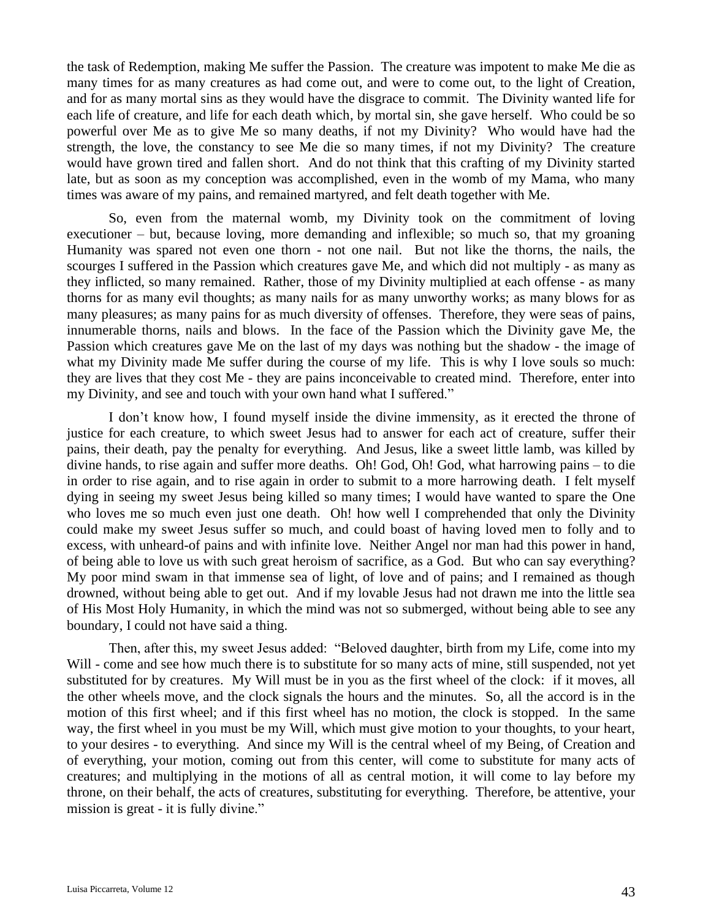the task of Redemption, making Me suffer the Passion. The creature was impotent to make Me die as many times for as many creatures as had come out, and were to come out, to the light of Creation, and for as many mortal sins as they would have the disgrace to commit. The Divinity wanted life for each life of creature, and life for each death which, by mortal sin, she gave herself. Who could be so powerful over Me as to give Me so many deaths, if not my Divinity? Who would have had the strength, the love, the constancy to see Me die so many times, if not my Divinity? The creature would have grown tired and fallen short. And do not think that this crafting of my Divinity started late, but as soon as my conception was accomplished, even in the womb of my Mama, who many times was aware of my pains, and remained martyred, and felt death together with Me.

So, even from the maternal womb, my Divinity took on the commitment of loving executioner – but, because loving, more demanding and inflexible; so much so, that my groaning Humanity was spared not even one thorn - not one nail. But not like the thorns, the nails, the scourges I suffered in the Passion which creatures gave Me, and which did not multiply - as many as they inflicted, so many remained. Rather, those of my Divinity multiplied at each offense - as many thorns for as many evil thoughts; as many nails for as many unworthy works; as many blows for as many pleasures; as many pains for as much diversity of offenses. Therefore, they were seas of pains, innumerable thorns, nails and blows. In the face of the Passion which the Divinity gave Me, the Passion which creatures gave Me on the last of my days was nothing but the shadow - the image of what my Divinity made Me suffer during the course of my life. This is why I love souls so much: they are lives that they cost Me - they are pains inconceivable to created mind. Therefore, enter into my Divinity, and see and touch with your own hand what I suffered."

I don't know how, I found myself inside the divine immensity, as it erected the throne of justice for each creature, to which sweet Jesus had to answer for each act of creature, suffer their pains, their death, pay the penalty for everything. And Jesus, like a sweet little lamb, was killed by divine hands, to rise again and suffer more deaths. Oh! God, Oh! God, what harrowing pains – to die in order to rise again, and to rise again in order to submit to a more harrowing death. I felt myself dying in seeing my sweet Jesus being killed so many times; I would have wanted to spare the One who loves me so much even just one death. Oh! how well I comprehended that only the Divinity could make my sweet Jesus suffer so much, and could boast of having loved men to folly and to excess, with unheard-of pains and with infinite love. Neither Angel nor man had this power in hand, of being able to love us with such great heroism of sacrifice, as a God. But who can say everything? My poor mind swam in that immense sea of light, of love and of pains; and I remained as though drowned, without being able to get out. And if my lovable Jesus had not drawn me into the little sea of His Most Holy Humanity, in which the mind was not so submerged, without being able to see any boundary, I could not have said a thing.

Then, after this, my sweet Jesus added: "Beloved daughter, birth from my Life, come into my Will - come and see how much there is to substitute for so many acts of mine, still suspended, not yet substituted for by creatures. My Will must be in you as the first wheel of the clock: if it moves, all the other wheels move, and the clock signals the hours and the minutes. So, all the accord is in the motion of this first wheel; and if this first wheel has no motion, the clock is stopped. In the same way, the first wheel in you must be my Will, which must give motion to your thoughts, to your heart, to your desires - to everything. And since my Will is the central wheel of my Being, of Creation and of everything, your motion, coming out from this center, will come to substitute for many acts of creatures; and multiplying in the motions of all as central motion, it will come to lay before my throne, on their behalf, the acts of creatures, substituting for everything. Therefore, be attentive, your mission is great - it is fully divine."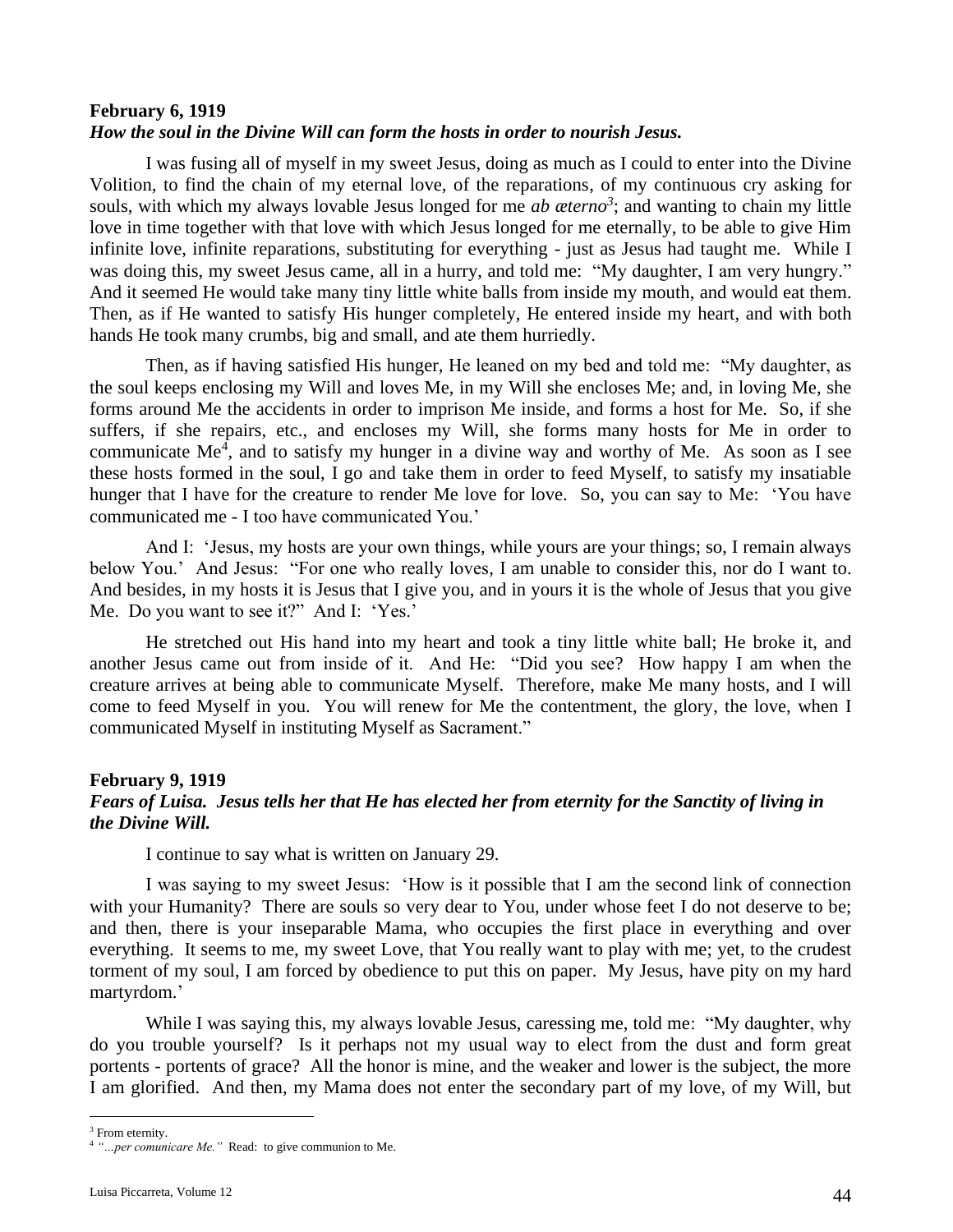**February 6, 1919**
***How the soul in the Divine Will can form the hosts in order to nourish Jesus.***

I was fusing all of myself in my sweet Jesus, doing as much as I could to enter into the Divine Volition, to find the chain of my eternal love, of the reparations, of my continuous cry asking for souls, with which my always lovable Jesus longed for me *ab æterno*[3]; and wanting to chain my little love in time together with that love with which Jesus longed for me eternally, to be able to give Him infinite love, infinite reparations, substituting for everything - just as Jesus had taught me. While I was doing this, my sweet Jesus came, all in a hurry, and told me: "My daughter, I am very hungry." And it seemed He would take many tiny little white balls from inside my mouth, and would eat them. Then, as if He wanted to satisfy His hunger completely, He entered inside my heart, and with both hands He took many crumbs, big and small, and ate them hurriedly.

Then, as if having satisfied His hunger, He leaned on my bed and told me: "My daughter, as the soul keeps enclosing my Will and loves Me, in my Will she encloses Me; and, in loving Me, she forms around Me the accidents in order to imprison Me inside, and forms a host for Me. So, if she suffers, if she repairs, etc., and encloses my Will, she forms many hosts for Me in order to communicate Me[4], and to satisfy my hunger in a divine way and worthy of Me. As soon as I see these hosts formed in the soul, I go and take them in order to feed Myself, to satisfy my insatiable hunger that I have for the creature to render Me love for love. So, you can say to Me: 'You have communicated me - I too have communicated You.'

And I: 'Jesus, my hosts are your own things, while yours are your things; so, I remain always below You.' And Jesus: "For one who really loves, I am unable to consider this, nor do I want to. And besides, in my hosts it is Jesus that I give you, and in yours it is the whole of Jesus that you give Me. Do you want to see it?" And I: 'Yes.'

He stretched out His hand into my heart and took a tiny little white ball; He broke it, and another Jesus came out from inside of it. And He: "Did you see? How happy I am when the creature arrives at being able to communicate Myself. Therefore, make Me many hosts, and I will come to feed Myself in you. You will renew for Me the contentment, the glory, the love, when I communicated Myself in instituting Myself as Sacrament."

**February 9, 1919**
***Fears of Luisa. Jesus tells her that He has elected her from eternity for the Sanctity of living in the Divine Will.***

I continue to say what is written on January 29.

I was saying to my sweet Jesus: 'How is it possible that I am the second link of connection with your Humanity? There are souls so very dear to You, under whose feet I do not deserve to be; and then, there is your inseparable Mama, who occupies the first place in everything and over everything. It seems to me, my sweet Love, that You really want to play with me; yet, to the crudest torment of my soul, I am forced by obedience to put this on paper. My Jesus, have pity on my hard martyrdom.'

While I was saying this, my always lovable Jesus, caressing me, told me: "My daughter, why do you trouble yourself? Is it perhaps not my usual way to elect from the dust and form great portents - portents of grace? All the honor is mine, and the weaker and lower is the subject, the more I am glorified. And then, my Mama does not enter the secondary part of my love, of my Will, but

---

[3] From eternity.
[4] *"...per comunicare Me."* Read: to give communion to Me.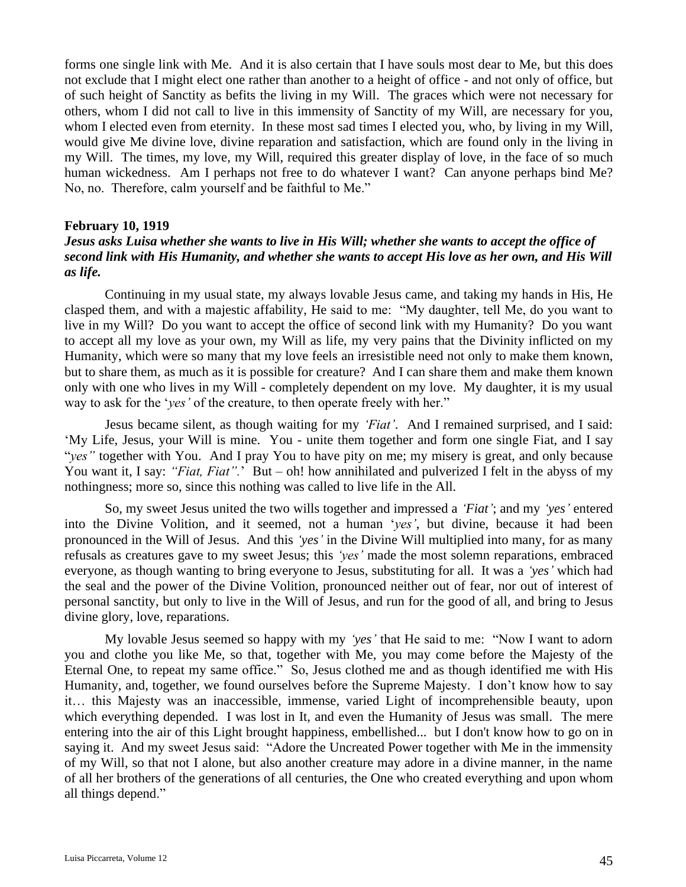forms one single link with Me. And it is also certain that I have souls most dear to Me, but this does not exclude that I might elect one rather than another to a height of office - and not only of office, but of such height of Sanctity as befits the living in my Will. The graces which were not necessary for others, whom I did not call to live in this immensity of Sanctity of my Will, are necessary for you, whom I elected even from eternity. In these most sad times I elected you, who, by living in my Will, would give Me divine love, divine reparation and satisfaction, which are found only in the living in my Will. The times, my love, my Will, required this greater display of love, in the face of so much human wickedness. Am I perhaps not free to do whatever I want? Can anyone perhaps bind Me? No, no. Therefore, calm yourself and be faithful to Me."

**February 10, 1919**

***Jesus asks Luisa whether she wants to live in His Will; whether she wants to accept the office of second link with His Humanity, and whether she wants to accept His love as her own, and His Will as life.***

Continuing in my usual state, my always lovable Jesus came, and taking my hands in His, He clasped them, and with a majestic affability, He said to me: "My daughter, tell Me, do you want to live in my Will? Do you want to accept the office of second link with my Humanity? Do you want to accept all my love as your own, my Will as life, my very pains that the Divinity inflicted on my Humanity, which were so many that my love feels an irresistible need not only to make them known, but to share them, as much as it is possible for creature? And I can share them and make them known only with one who lives in my Will - completely dependent on my love. My daughter, it is my usual way to ask for the '*yes'* of the creature, to then operate freely with her."

Jesus became silent, as though waiting for my *'Fiat'*. And I remained surprised, and I said: 'My Life, Jesus, your Will is mine. You - unite them together and form one single Fiat, and I say "*yes"* together with You. And I pray You to have pity on me; my misery is great, and only because You want it, I say: *"Fiat, Fiat".*' But – oh! how annihilated and pulverized I felt in the abyss of my nothingness; more so, since this nothing was called to live life in the All.

So, my sweet Jesus united the two wills together and impressed a *'Fiat'*; and my *'yes'* entered into the Divine Volition, and it seemed, not a human '*yes'*, but divine, because it had been pronounced in the Will of Jesus. And this *'yes'* in the Divine Will multiplied into many, for as many refusals as creatures gave to my sweet Jesus; this *'yes'* made the most solemn reparations, embraced everyone, as though wanting to bring everyone to Jesus, substituting for all. It was a *'yes'* which had the seal and the power of the Divine Volition, pronounced neither out of fear, nor out of interest of personal sanctity, but only to live in the Will of Jesus, and run for the good of all, and bring to Jesus divine glory, love, reparations.

My lovable Jesus seemed so happy with my *'yes'* that He said to me: "Now I want to adorn you and clothe you like Me, so that, together with Me, you may come before the Majesty of the Eternal One, to repeat my same office." So, Jesus clothed me and as though identified me with His Humanity, and, together, we found ourselves before the Supreme Majesty. I don't know how to say it… this Majesty was an inaccessible, immense, varied Light of incomprehensible beauty, upon which everything depended. I was lost in It, and even the Humanity of Jesus was small. The mere entering into the air of this Light brought happiness, embellished... but I don't know how to go on in saying it. And my sweet Jesus said: "Adore the Uncreated Power together with Me in the immensity of my Will, so that not I alone, but also another creature may adore in a divine manner, in the name of all her brothers of the generations of all centuries, the One who created everything and upon whom all things depend."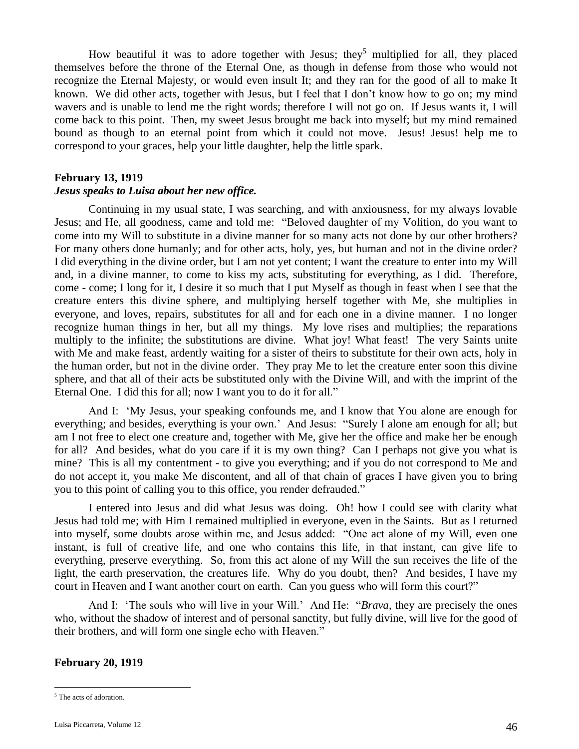How beautiful it was to adore together with Jesus; they[5] multiplied for all, they placed themselves before the throne of the Eternal One, as though in defense from those who would not recognize the Eternal Majesty, or would even insult It; and they ran for the good of all to make It known. We did other acts, together with Jesus, but I feel that I don't know how to go on; my mind wavers and is unable to lend me the right words; therefore I will not go on. If Jesus wants it, I will come back to this point. Then, my sweet Jesus brought me back into myself; but my mind remained bound as though to an eternal point from which it could not move. Jesus! Jesus! help me to correspond to your graces, help your little daughter, help the little spark.

**February 13, 1919**
***Jesus speaks to Luisa about her new office.***

Continuing in my usual state, I was searching, and with anxiousness, for my always lovable Jesus; and He, all goodness, came and told me: "Beloved daughter of my Volition, do you want to come into my Will to substitute in a divine manner for so many acts not done by our other brothers? For many others done humanly; and for other acts, holy, yes, but human and not in the divine order? I did everything in the divine order, but I am not yet content; I want the creature to enter into my Will and, in a divine manner, to come to kiss my acts, substituting for everything, as I did. Therefore, come - come; I long for it, I desire it so much that I put Myself as though in feast when I see that the creature enters this divine sphere, and multiplying herself together with Me, she multiplies in everyone, and loves, repairs, substitutes for all and for each one in a divine manner. I no longer recognize human things in her, but all my things. My love rises and multiplies; the reparations multiply to the infinite; the substitutions are divine. What joy! What feast! The very Saints unite with Me and make feast, ardently waiting for a sister of theirs to substitute for their own acts, holy in the human order, but not in the divine order. They pray Me to let the creature enter soon this divine sphere, and that all of their acts be substituted only with the Divine Will, and with the imprint of the Eternal One. I did this for all; now I want you to do it for all."

And I: 'My Jesus, your speaking confounds me, and I know that You alone are enough for everything; and besides, everything is your own.' And Jesus: "Surely I alone am enough for all; but am I not free to elect one creature and, together with Me, give her the office and make her be enough for all? And besides, what do you care if it is my own thing? Can I perhaps not give you what is mine? This is all my contentment - to give you everything; and if you do not correspond to Me and do not accept it, you make Me discontent, and all of that chain of graces I have given you to bring you to this point of calling you to this office, you render defrauded."

I entered into Jesus and did what Jesus was doing. Oh! how I could see with clarity what Jesus had told me; with Him I remained multiplied in everyone, even in the Saints. But as I returned into myself, some doubts arose within me, and Jesus added: "One act alone of my Will, even one instant, is full of creative life, and one who contains this life, in that instant, can give life to everything, preserve everything. So, from this act alone of my Will the sun receives the life of the light, the earth preservation, the creatures life. Why do you doubt, then? And besides, I have my court in Heaven and I want another court on earth. Can you guess who will form this court?"

And I: 'The souls who will live in your Will.' And He: "*Brava*, they are precisely the ones who, without the shadow of interest and of personal sanctity, but fully divine, will live for the good of their brothers, and will form one single echo with Heaven."

**February 20, 1919**

[5] The acts of adoration.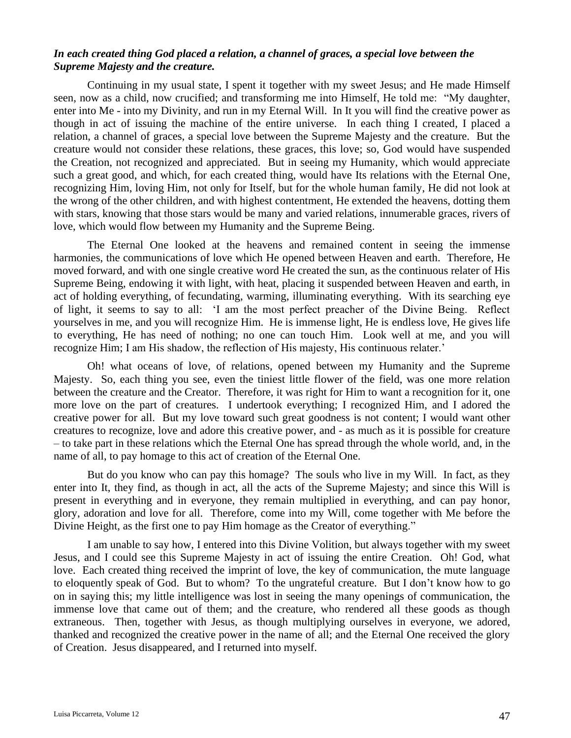***In each created thing God placed a relation, a channel of graces, a special love between the Supreme Majesty and the creature.***

Continuing in my usual state, I spent it together with my sweet Jesus; and He made Himself seen, now as a child, now crucified; and transforming me into Himself, He told me: "My daughter, enter into Me - into my Divinity, and run in my Eternal Will. In It you will find the creative power as though in act of issuing the machine of the entire universe. In each thing I created, I placed a relation, a channel of graces, a special love between the Supreme Majesty and the creature. But the creature would not consider these relations, these graces, this love; so, God would have suspended the Creation, not recognized and appreciated. But in seeing my Humanity, which would appreciate such a great good, and which, for each created thing, would have Its relations with the Eternal One, recognizing Him, loving Him, not only for Itself, but for the whole human family, He did not look at the wrong of the other children, and with highest contentment, He extended the heavens, dotting them with stars, knowing that those stars would be many and varied relations, innumerable graces, rivers of love, which would flow between my Humanity and the Supreme Being.

The Eternal One looked at the heavens and remained content in seeing the immense harmonies, the communications of love which He opened between Heaven and earth. Therefore, He moved forward, and with one single creative word He created the sun, as the continuous relater of His Supreme Being, endowing it with light, with heat, placing it suspended between Heaven and earth, in act of holding everything, of fecundating, warming, illuminating everything. With its searching eye of light, it seems to say to all: 'I am the most perfect preacher of the Divine Being. Reflect yourselves in me, and you will recognize Him. He is immense light, He is endless love, He gives life to everything, He has need of nothing; no one can touch Him. Look well at me, and you will recognize Him; I am His shadow, the reflection of His majesty, His continuous relater.'

Oh! what oceans of love, of relations, opened between my Humanity and the Supreme Majesty. So, each thing you see, even the tiniest little flower of the field, was one more relation between the creature and the Creator. Therefore, it was right for Him to want a recognition for it, one more love on the part of creatures. I undertook everything; I recognized Him, and I adored the creative power for all. But my love toward such great goodness is not content; I would want other creatures to recognize, love and adore this creative power, and - as much as it is possible for creature – to take part in these relations which the Eternal One has spread through the whole world, and, in the name of all, to pay homage to this act of creation of the Eternal One.

But do you know who can pay this homage? The souls who live in my Will. In fact, as they enter into It, they find, as though in act, all the acts of the Supreme Majesty; and since this Will is present in everything and in everyone, they remain multiplied in everything, and can pay honor, glory, adoration and love for all. Therefore, come into my Will, come together with Me before the Divine Height, as the first one to pay Him homage as the Creator of everything."

I am unable to say how, I entered into this Divine Volition, but always together with my sweet Jesus, and I could see this Supreme Majesty in act of issuing the entire Creation. Oh! God, what love. Each created thing received the imprint of love, the key of communication, the mute language to eloquently speak of God. But to whom? To the ungrateful creature. But I don't know how to go on in saying this; my little intelligence was lost in seeing the many openings of communication, the immense love that came out of them; and the creature, who rendered all these goods as though extraneous. Then, together with Jesus, as though multiplying ourselves in everyone, we adored, thanked and recognized the creative power in the name of all; and the Eternal One received the glory of Creation. Jesus disappeared, and I returned into myself.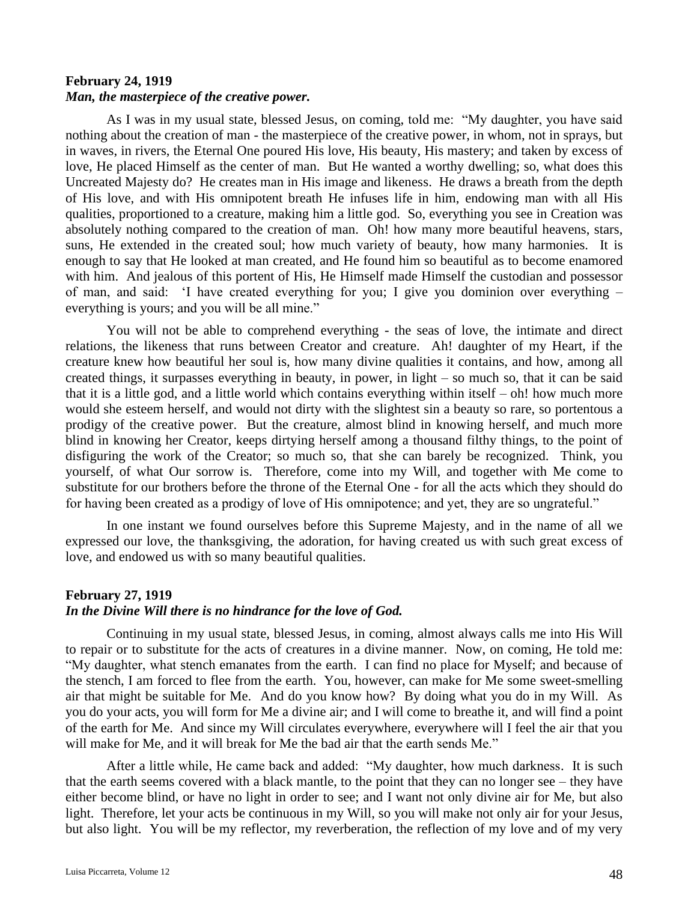**February 24, 1919**
***Man, the masterpiece of the creative power.***

As I was in my usual state, blessed Jesus, on coming, told me: "My daughter, you have said nothing about the creation of man - the masterpiece of the creative power, in whom, not in sprays, but in waves, in rivers, the Eternal One poured His love, His beauty, His mastery; and taken by excess of love, He placed Himself as the center of man. But He wanted a worthy dwelling; so, what does this Uncreated Majesty do? He creates man in His image and likeness. He draws a breath from the depth of His love, and with His omnipotent breath He infuses life in him, endowing man with all His qualities, proportioned to a creature, making him a little god. So, everything you see in Creation was absolutely nothing compared to the creation of man. Oh! how many more beautiful heavens, stars, suns, He extended in the created soul; how much variety of beauty, how many harmonies. It is enough to say that He looked at man created, and He found him so beautiful as to become enamored with him. And jealous of this portent of His, He Himself made Himself the custodian and possessor of man, and said: 'I have created everything for you; I give you dominion over everything – everything is yours; and you will be all mine."

You will not be able to comprehend everything - the seas of love, the intimate and direct relations, the likeness that runs between Creator and creature. Ah! daughter of my Heart, if the creature knew how beautiful her soul is, how many divine qualities it contains, and how, among all created things, it surpasses everything in beauty, in power, in light – so much so, that it can be said that it is a little god, and a little world which contains everything within itself – oh! how much more would she esteem herself, and would not dirty with the slightest sin a beauty so rare, so portentous a prodigy of the creative power. But the creature, almost blind in knowing herself, and much more blind in knowing her Creator, keeps dirtying herself among a thousand filthy things, to the point of disfiguring the work of the Creator; so much so, that she can barely be recognized. Think, you yourself, of what Our sorrow is. Therefore, come into my Will, and together with Me come to substitute for our brothers before the throne of the Eternal One - for all the acts which they should do for having been created as a prodigy of love of His omnipotence; and yet, they are so ungrateful."

In one instant we found ourselves before this Supreme Majesty, and in the name of all we expressed our love, the thanksgiving, the adoration, for having created us with such great excess of love, and endowed us with so many beautiful qualities.

**February 27, 1919**
***In the Divine Will there is no hindrance for the love of God.***

Continuing in my usual state, blessed Jesus, in coming, almost always calls me into His Will to repair or to substitute for the acts of creatures in a divine manner. Now, on coming, He told me: "My daughter, what stench emanates from the earth. I can find no place for Myself; and because of the stench, I am forced to flee from the earth. You, however, can make for Me some sweet-smelling air that might be suitable for Me. And do you know how? By doing what you do in my Will. As you do your acts, you will form for Me a divine air; and I will come to breathe it, and will find a point of the earth for Me. And since my Will circulates everywhere, everywhere will I feel the air that you will make for Me, and it will break for Me the bad air that the earth sends Me."

After a little while, He came back and added: "My daughter, how much darkness. It is such that the earth seems covered with a black mantle, to the point that they can no longer see – they have either become blind, or have no light in order to see; and I want not only divine air for Me, but also light. Therefore, let your acts be continuous in my Will, so you will make not only air for your Jesus, but also light. You will be my reflector, my reverberation, the reflection of my love and of my very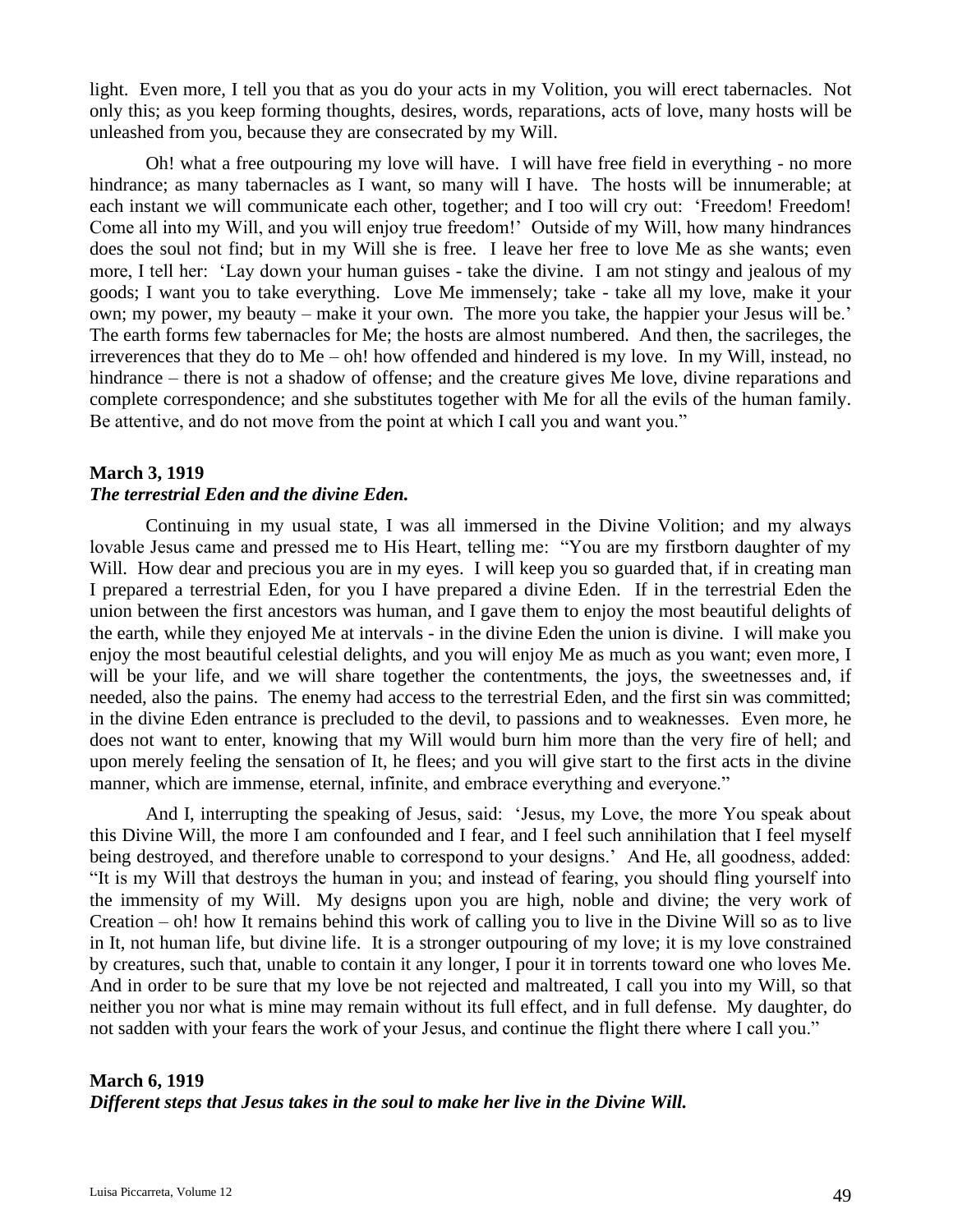light. Even more, I tell you that as you do your acts in my Volition, you will erect tabernacles. Not only this; as you keep forming thoughts, desires, words, reparations, acts of love, many hosts will be unleashed from you, because they are consecrated by my Will.

Oh! what a free outpouring my love will have. I will have free field in everything - no more hindrance; as many tabernacles as I want, so many will I have. The hosts will be innumerable; at each instant we will communicate each other, together; and I too will cry out: 'Freedom! Freedom! Come all into my Will, and you will enjoy true freedom!' Outside of my Will, how many hindrances does the soul not find; but in my Will she is free. I leave her free to love Me as she wants; even more, I tell her: 'Lay down your human guises - take the divine. I am not stingy and jealous of my goods; I want you to take everything. Love Me immensely; take - take all my love, make it your own; my power, my beauty – make it your own. The more you take, the happier your Jesus will be.' The earth forms few tabernacles for Me; the hosts are almost numbered. And then, the sacrileges, the irreverences that they do to Me – oh! how offended and hindered is my love. In my Will, instead, no hindrance – there is not a shadow of offense; and the creature gives Me love, divine reparations and complete correspondence; and she substitutes together with Me for all the evils of the human family. Be attentive, and do not move from the point at which I call you and want you."

**March 3, 1919**
***The terrestrial Eden and the divine Eden.***

Continuing in my usual state, I was all immersed in the Divine Volition; and my always lovable Jesus came and pressed me to His Heart, telling me: "You are my firstborn daughter of my Will. How dear and precious you are in my eyes. I will keep you so guarded that, if in creating man I prepared a terrestrial Eden, for you I have prepared a divine Eden. If in the terrestrial Eden the union between the first ancestors was human, and I gave them to enjoy the most beautiful delights of the earth, while they enjoyed Me at intervals - in the divine Eden the union is divine. I will make you enjoy the most beautiful celestial delights, and you will enjoy Me as much as you want; even more, I will be your life, and we will share together the contentments, the joys, the sweetnesses and, if needed, also the pains. The enemy had access to the terrestrial Eden, and the first sin was committed; in the divine Eden entrance is precluded to the devil, to passions and to weaknesses. Even more, he does not want to enter, knowing that my Will would burn him more than the very fire of hell; and upon merely feeling the sensation of It, he flees; and you will give start to the first acts in the divine manner, which are immense, eternal, infinite, and embrace everything and everyone."

And I, interrupting the speaking of Jesus, said: 'Jesus, my Love, the more You speak about this Divine Will, the more I am confounded and I fear, and I feel such annihilation that I feel myself being destroyed, and therefore unable to correspond to your designs.' And He, all goodness, added: "It is my Will that destroys the human in you; and instead of fearing, you should fling yourself into the immensity of my Will. My designs upon you are high, noble and divine; the very work of Creation – oh! how It remains behind this work of calling you to live in the Divine Will so as to live in It, not human life, but divine life. It is a stronger outpouring of my love; it is my love constrained by creatures, such that, unable to contain it any longer, I pour it in torrents toward one who loves Me. And in order to be sure that my love be not rejected and maltreated, I call you into my Will, so that neither you nor what is mine may remain without its full effect, and in full defense. My daughter, do not sadden with your fears the work of your Jesus, and continue the flight there where I call you."

**March 6, 1919**
***Different steps that Jesus takes in the soul to make her live in the Divine Will.***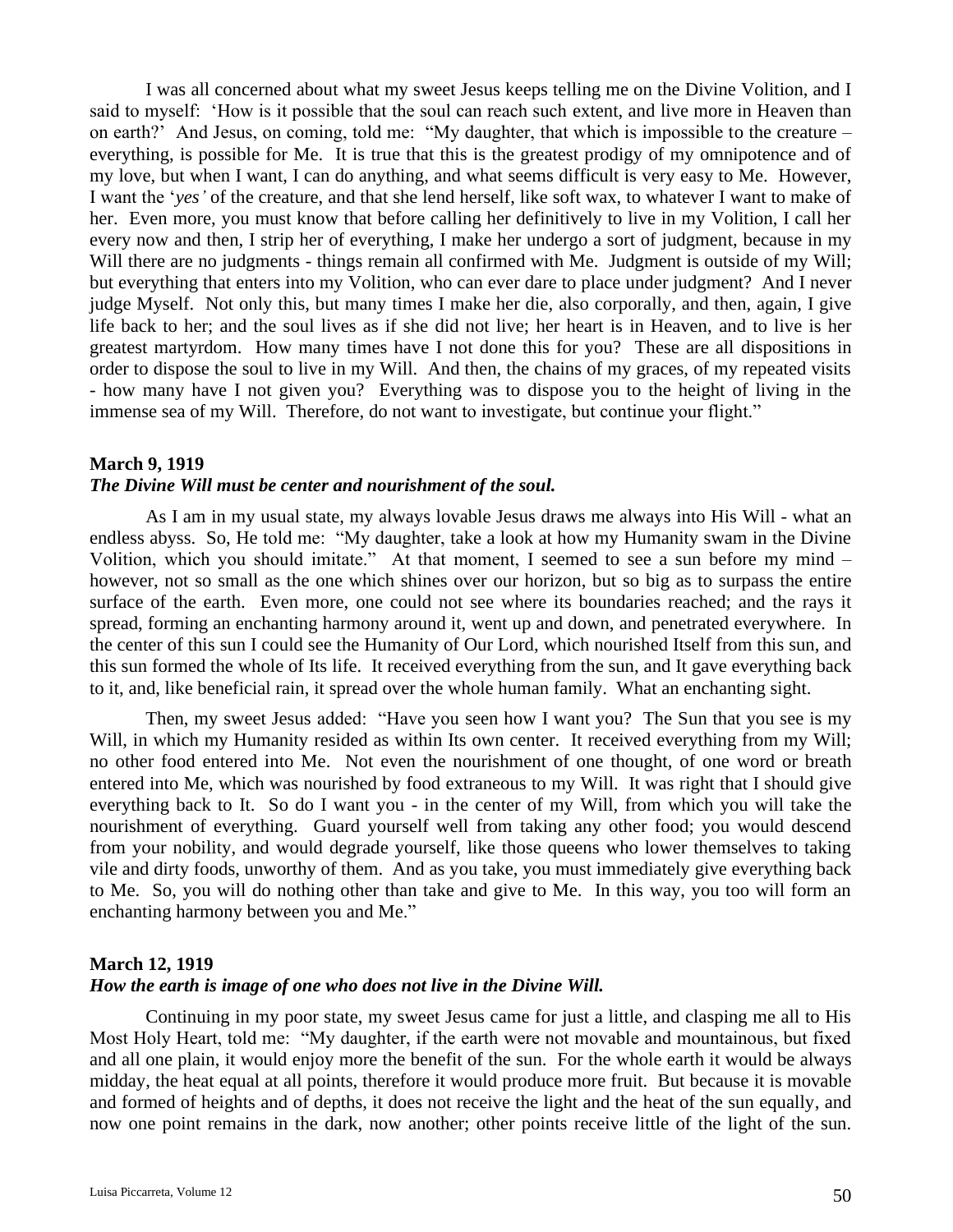I was all concerned about what my sweet Jesus keeps telling me on the Divine Volition, and I said to myself: 'How is it possible that the soul can reach such extent, and live more in Heaven than on earth?' And Jesus, on coming, told me: "My daughter, that which is impossible to the creature – everything, is possible for Me. It is true that this is the greatest prodigy of my omnipotence and of my love, but when I want, I can do anything, and what seems difficult is very easy to Me. However, I want the '*yes'* of the creature, and that she lend herself, like soft wax, to whatever I want to make of her. Even more, you must know that before calling her definitively to live in my Volition, I call her every now and then, I strip her of everything, I make her undergo a sort of judgment, because in my Will there are no judgments - things remain all confirmed with Me. Judgment is outside of my Will; but everything that enters into my Volition, who can ever dare to place under judgment? And I never judge Myself. Not only this, but many times I make her die, also corporally, and then, again, I give life back to her; and the soul lives as if she did not live; her heart is in Heaven, and to live is her greatest martyrdom. How many times have I not done this for you? These are all dispositions in order to dispose the soul to live in my Will. And then, the chains of my graces, of my repeated visits - how many have I not given you? Everything was to dispose you to the height of living in the immense sea of my Will. Therefore, do not want to investigate, but continue your flight."

### March 9, 1919

***The Divine Will must be center and nourishment of the soul.***

As I am in my usual state, my always lovable Jesus draws me always into His Will - what an endless abyss. So, He told me: "My daughter, take a look at how my Humanity swam in the Divine Volition, which you should imitate." At that moment, I seemed to see a sun before my mind – however, not so small as the one which shines over our horizon, but so big as to surpass the entire surface of the earth. Even more, one could not see where its boundaries reached; and the rays it spread, forming an enchanting harmony around it, went up and down, and penetrated everywhere. In the center of this sun I could see the Humanity of Our Lord, which nourished Itself from this sun, and this sun formed the whole of Its life. It received everything from the sun, and It gave everything back to it, and, like beneficial rain, it spread over the whole human family. What an enchanting sight.

Then, my sweet Jesus added: "Have you seen how I want you? The Sun that you see is my Will, in which my Humanity resided as within Its own center. It received everything from my Will; no other food entered into Me. Not even the nourishment of one thought, of one word or breath entered into Me, which was nourished by food extraneous to my Will. It was right that I should give everything back to It. So do I want you - in the center of my Will, from which you will take the nourishment of everything. Guard yourself well from taking any other food; you would descend from your nobility, and would degrade yourself, like those queens who lower themselves to taking vile and dirty foods, unworthy of them. And as you take, you must immediately give everything back to Me. So, you will do nothing other than take and give to Me. In this way, you too will form an enchanting harmony between you and Me."

### March 12, 1919

***How the earth is image of one who does not live in the Divine Will.***

Continuing in my poor state, my sweet Jesus came for just a little, and clasping me all to His Most Holy Heart, told me: "My daughter, if the earth were not movable and mountainous, but fixed and all one plain, it would enjoy more the benefit of the sun. For the whole earth it would be always midday, the heat equal at all points, therefore it would produce more fruit. But because it is movable and formed of heights and of depths, it does not receive the light and the heat of the sun equally, and now one point remains in the dark, now another; other points receive little of the light of the sun.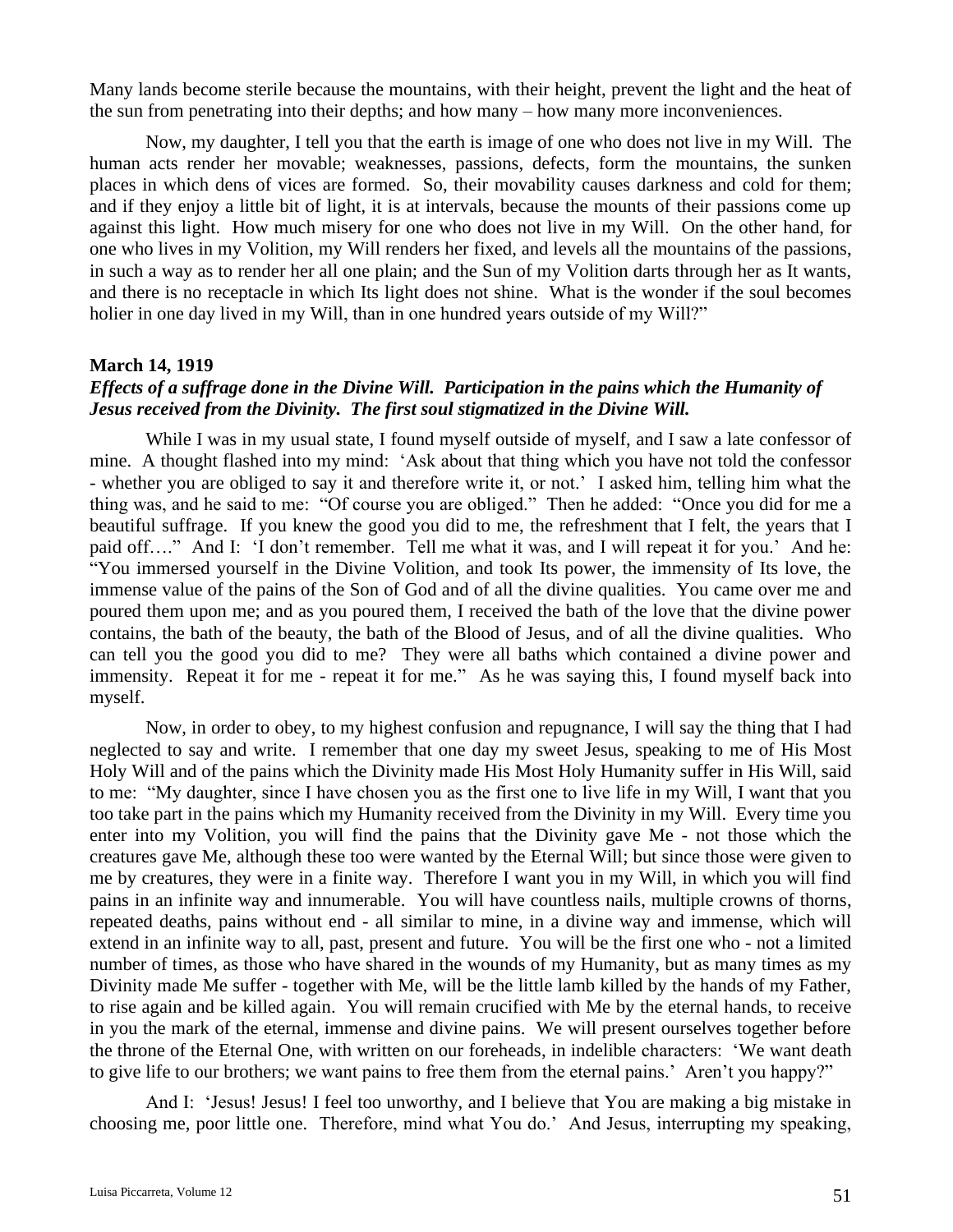Many lands become sterile because the mountains, with their height, prevent the light and the heat of the sun from penetrating into their depths; and how many – how many more inconveniences.

Now, my daughter, I tell you that the earth is image of one who does not live in my Will. The human acts render her movable; weaknesses, passions, defects, form the mountains, the sunken places in which dens of vices are formed. So, their movability causes darkness and cold for them; and if they enjoy a little bit of light, it is at intervals, because the mounts of their passions come up against this light. How much misery for one who does not live in my Will. On the other hand, for one who lives in my Volition, my Will renders her fixed, and levels all the mountains of the passions, in such a way as to render her all one plain; and the Sun of my Volition darts through her as It wants, and there is no receptacle in which Its light does not shine. What is the wonder if the soul becomes holier in one day lived in my Will, than in one hundred years outside of my Will?"

**March 14, 1919**

***Effects of a suffrage done in the Divine Will. Participation in the pains which the Humanity of Jesus received from the Divinity. The first soul stigmatized in the Divine Will.***

While I was in my usual state, I found myself outside of myself, and I saw a late confessor of mine. A thought flashed into my mind: 'Ask about that thing which you have not told the confessor - whether you are obliged to say it and therefore write it, or not.' I asked him, telling him what the thing was, and he said to me: "Of course you are obliged." Then he added: "Once you did for me a beautiful suffrage. If you knew the good you did to me, the refreshment that I felt, the years that I paid off…." And I: 'I don't remember. Tell me what it was, and I will repeat it for you.' And he: "You immersed yourself in the Divine Volition, and took Its power, the immensity of Its love, the immense value of the pains of the Son of God and of all the divine qualities. You came over me and poured them upon me; and as you poured them, I received the bath of the love that the divine power contains, the bath of the beauty, the bath of the Blood of Jesus, and of all the divine qualities. Who can tell you the good you did to me? They were all baths which contained a divine power and immensity. Repeat it for me - repeat it for me." As he was saying this, I found myself back into myself.

Now, in order to obey, to my highest confusion and repugnance, I will say the thing that I had neglected to say and write. I remember that one day my sweet Jesus, speaking to me of His Most Holy Will and of the pains which the Divinity made His Most Holy Humanity suffer in His Will, said to me: "My daughter, since I have chosen you as the first one to live life in my Will, I want that you too take part in the pains which my Humanity received from the Divinity in my Will. Every time you enter into my Volition, you will find the pains that the Divinity gave Me - not those which the creatures gave Me, although these too were wanted by the Eternal Will; but since those were given to me by creatures, they were in a finite way. Therefore I want you in my Will, in which you will find pains in an infinite way and innumerable. You will have countless nails, multiple crowns of thorns, repeated deaths, pains without end - all similar to mine, in a divine way and immense, which will extend in an infinite way to all, past, present and future. You will be the first one who - not a limited number of times, as those who have shared in the wounds of my Humanity, but as many times as my Divinity made Me suffer - together with Me, will be the little lamb killed by the hands of my Father, to rise again and be killed again. You will remain crucified with Me by the eternal hands, to receive in you the mark of the eternal, immense and divine pains. We will present ourselves together before the throne of the Eternal One, with written on our foreheads, in indelible characters: 'We want death to give life to our brothers; we want pains to free them from the eternal pains.' Aren't you happy?"

And I: 'Jesus! Jesus! I feel too unworthy, and I believe that You are making a big mistake in choosing me, poor little one. Therefore, mind what You do.' And Jesus, interrupting my speaking,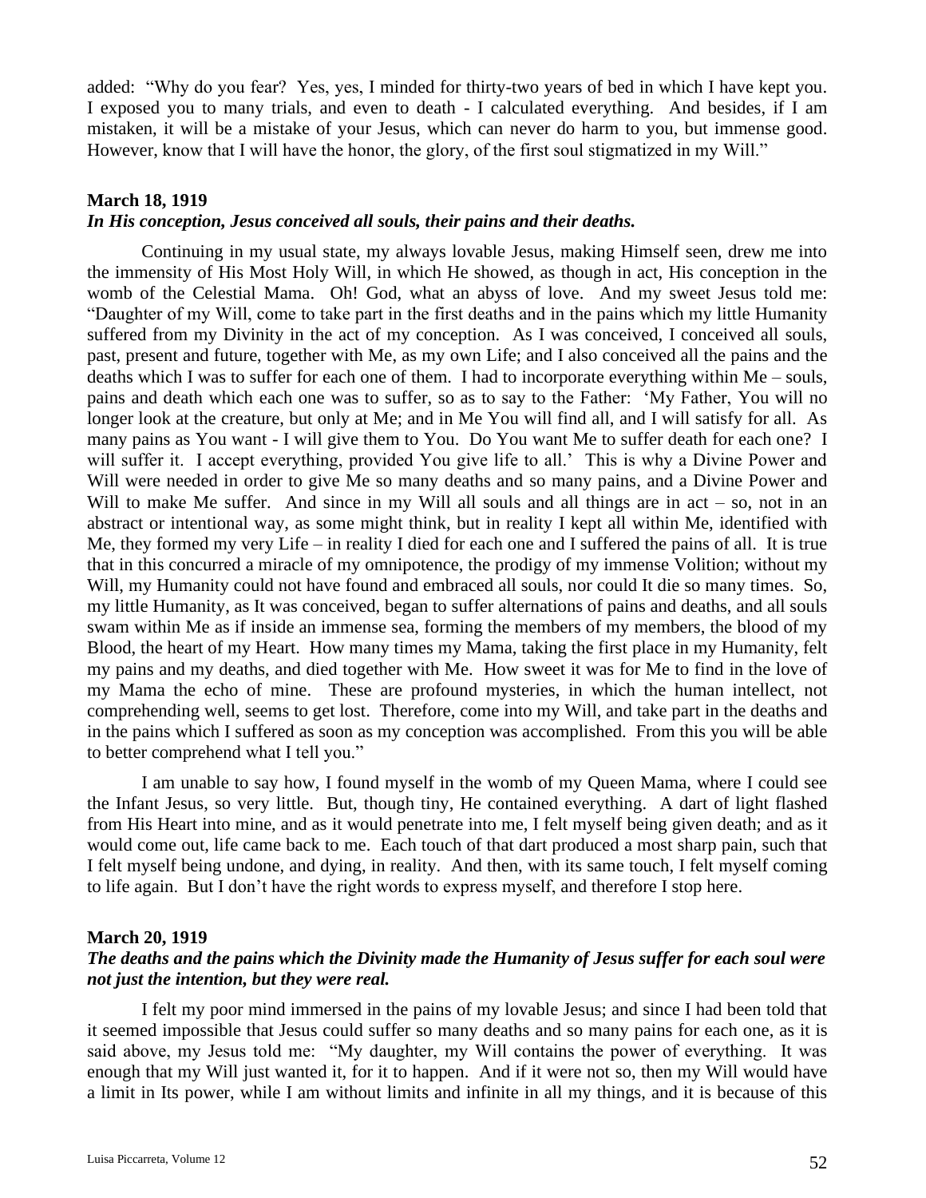added: "Why do you fear? Yes, yes, I minded for thirty-two years of bed in which I have kept you. I exposed you to many trials, and even to death - I calculated everything. And besides, if I am mistaken, it will be a mistake of your Jesus, which can never do harm to you, but immense good. However, know that I will have the honor, the glory, of the first soul stigmatized in my Will."

**March 18, 1919**
***In His conception, Jesus conceived all souls, their pains and their deaths.***

Continuing in my usual state, my always lovable Jesus, making Himself seen, drew me into the immensity of His Most Holy Will, in which He showed, as though in act, His conception in the womb of the Celestial Mama. Oh! God, what an abyss of love. And my sweet Jesus told me: "Daughter of my Will, come to take part in the first deaths and in the pains which my little Humanity suffered from my Divinity in the act of my conception. As I was conceived, I conceived all souls, past, present and future, together with Me, as my own Life; and I also conceived all the pains and the deaths which I was to suffer for each one of them. I had to incorporate everything within Me – souls, pains and death which each one was to suffer, so as to say to the Father: 'My Father, You will no longer look at the creature, but only at Me; and in Me You will find all, and I will satisfy for all. As many pains as You want - I will give them to You. Do You want Me to suffer death for each one? I will suffer it. I accept everything, provided You give life to all.' This is why a Divine Power and Will were needed in order to give Me so many deaths and so many pains, and a Divine Power and Will to make Me suffer. And since in my Will all souls and all things are in act – so, not in an abstract or intentional way, as some might think, but in reality I kept all within Me, identified with Me, they formed my very Life – in reality I died for each one and I suffered the pains of all. It is true that in this concurred a miracle of my omnipotence, the prodigy of my immense Volition; without my Will, my Humanity could not have found and embraced all souls, nor could It die so many times. So, my little Humanity, as It was conceived, began to suffer alternations of pains and deaths, and all souls swam within Me as if inside an immense sea, forming the members of my members, the blood of my Blood, the heart of my Heart. How many times my Mama, taking the first place in my Humanity, felt my pains and my deaths, and died together with Me. How sweet it was for Me to find in the love of my Mama the echo of mine. These are profound mysteries, in which the human intellect, not comprehending well, seems to get lost. Therefore, come into my Will, and take part in the deaths and in the pains which I suffered as soon as my conception was accomplished. From this you will be able to better comprehend what I tell you."

I am unable to say how, I found myself in the womb of my Queen Mama, where I could see the Infant Jesus, so very little. But, though tiny, He contained everything. A dart of light flashed from His Heart into mine, and as it would penetrate into me, I felt myself being given death; and as it would come out, life came back to me. Each touch of that dart produced a most sharp pain, such that I felt myself being undone, and dying, in reality. And then, with its same touch, I felt myself coming to life again. But I don't have the right words to express myself, and therefore I stop here.

**March 20, 1919**
***The deaths and the pains which the Divinity made the Humanity of Jesus suffer for each soul were not just the intention, but they were real.***

I felt my poor mind immersed in the pains of my lovable Jesus; and since I had been told that it seemed impossible that Jesus could suffer so many deaths and so many pains for each one, as it is said above, my Jesus told me: "My daughter, my Will contains the power of everything. It was enough that my Will just wanted it, for it to happen. And if it were not so, then my Will would have a limit in Its power, while I am without limits and infinite in all my things, and it is because of this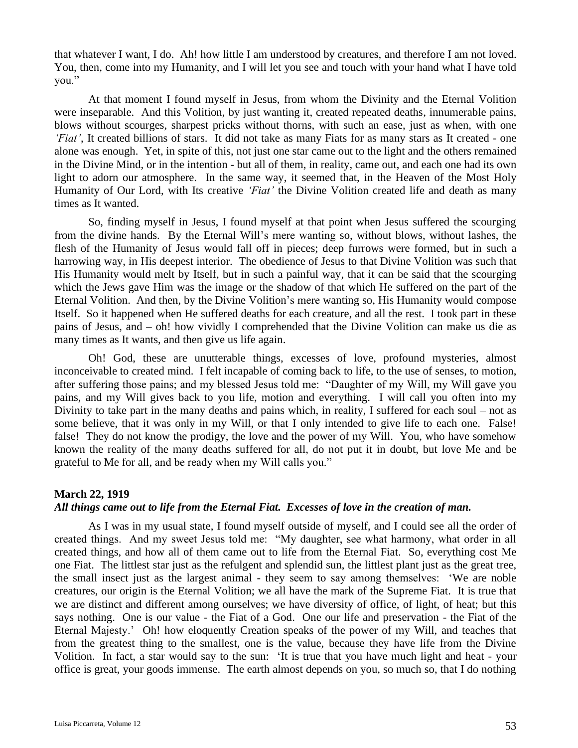that whatever I want, I do. Ah! how little I am understood by creatures, and therefore I am not loved. You, then, come into my Humanity, and I will let you see and touch with your hand what I have told you."

At that moment I found myself in Jesus, from whom the Divinity and the Eternal Volition were inseparable. And this Volition, by just wanting it, created repeated deaths, innumerable pains, blows without scourges, sharpest pricks without thorns, with such an ease, just as when, with one *'Fiat'*, It created billions of stars. It did not take as many Fiats for as many stars as It created - one alone was enough. Yet, in spite of this, not just one star came out to the light and the others remained in the Divine Mind, or in the intention - but all of them, in reality, came out, and each one had its own light to adorn our atmosphere. In the same way, it seemed that, in the Heaven of the Most Holy Humanity of Our Lord, with Its creative *'Fiat'* the Divine Volition created life and death as many times as It wanted.

So, finding myself in Jesus, I found myself at that point when Jesus suffered the scourging from the divine hands. By the Eternal Will's mere wanting so, without blows, without lashes, the flesh of the Humanity of Jesus would fall off in pieces; deep furrows were formed, but in such a harrowing way, in His deepest interior. The obedience of Jesus to that Divine Volition was such that His Humanity would melt by Itself, but in such a painful way, that it can be said that the scourging which the Jews gave Him was the image or the shadow of that which He suffered on the part of the Eternal Volition. And then, by the Divine Volition's mere wanting so, His Humanity would compose Itself. So it happened when He suffered deaths for each creature, and all the rest. I took part in these pains of Jesus, and – oh! how vividly I comprehended that the Divine Volition can make us die as many times as It wants, and then give us life again.

Oh! God, these are unutterable things, excesses of love, profound mysteries, almost inconceivable to created mind. I felt incapable of coming back to life, to the use of senses, to motion, after suffering those pains; and my blessed Jesus told me: "Daughter of my Will, my Will gave you pains, and my Will gives back to you life, motion and everything. I will call you often into my Divinity to take part in the many deaths and pains which, in reality, I suffered for each soul – not as some believe, that it was only in my Will, or that I only intended to give life to each one. False! false! They do not know the prodigy, the love and the power of my Will. You, who have somehow known the reality of the many deaths suffered for all, do not put it in doubt, but love Me and be grateful to Me for all, and be ready when my Will calls you."

**March 22, 1919**
***All things came out to life from the Eternal Fiat. Excesses of love in the creation of man.***

As I was in my usual state, I found myself outside of myself, and I could see all the order of created things. And my sweet Jesus told me: "My daughter, see what harmony, what order in all created things, and how all of them came out to life from the Eternal Fiat. So, everything cost Me one Fiat. The littlest star just as the refulgent and splendid sun, the littlest plant just as the great tree, the small insect just as the largest animal - they seem to say among themselves: 'We are noble creatures, our origin is the Eternal Volition; we all have the mark of the Supreme Fiat. It is true that we are distinct and different among ourselves; we have diversity of office, of light, of heat; but this says nothing. One is our value - the Fiat of a God. One our life and preservation - the Fiat of the Eternal Majesty.' Oh! how eloquently Creation speaks of the power of my Will, and teaches that from the greatest thing to the smallest, one is the value, because they have life from the Divine Volition. In fact, a star would say to the sun: 'It is true that you have much light and heat - your office is great, your goods immense. The earth almost depends on you, so much so, that I do nothing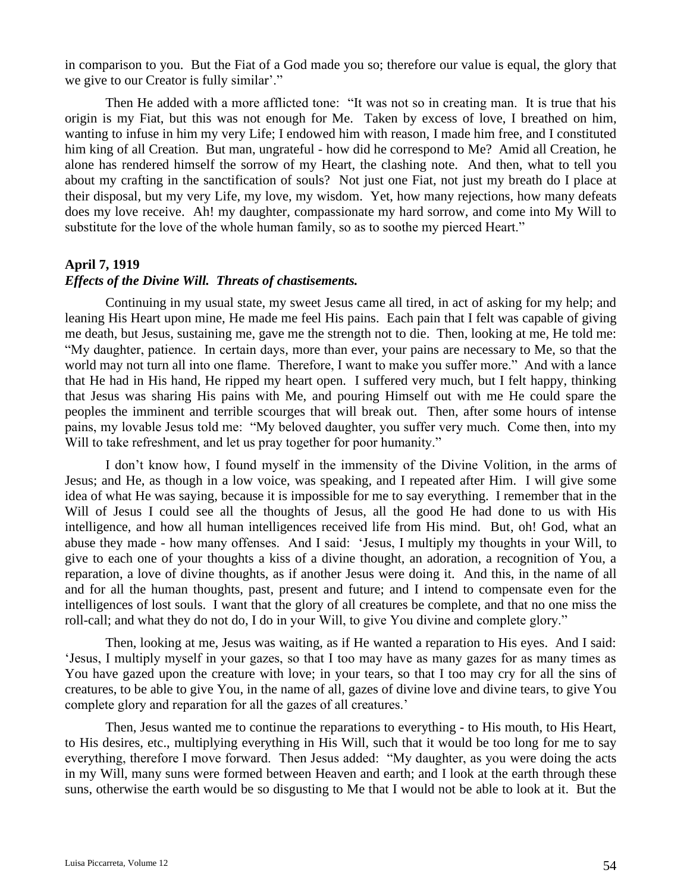in comparison to you. But the Fiat of a God made you so; therefore our value is equal, the glory that we give to our Creator is fully similar'."

Then He added with a more afflicted tone: "It was not so in creating man. It is true that his origin is my Fiat, but this was not enough for Me. Taken by excess of love, I breathed on him, wanting to infuse in him my very Life; I endowed him with reason, I made him free, and I constituted him king of all Creation. But man, ungrateful - how did he correspond to Me? Amid all Creation, he alone has rendered himself the sorrow of my Heart, the clashing note. And then, what to tell you about my crafting in the sanctification of souls? Not just one Fiat, not just my breath do I place at their disposal, but my very Life, my love, my wisdom. Yet, how many rejections, how many defeats does my love receive. Ah! my daughter, compassionate my hard sorrow, and come into My Will to substitute for the love of the whole human family, so as to soothe my pierced Heart."

**April 7, 1919**
***Effects of the Divine Will. Threats of chastisements.***

Continuing in my usual state, my sweet Jesus came all tired, in act of asking for my help; and leaning His Heart upon mine, He made me feel His pains. Each pain that I felt was capable of giving me death, but Jesus, sustaining me, gave me the strength not to die. Then, looking at me, He told me: "My daughter, patience. In certain days, more than ever, your pains are necessary to Me, so that the world may not turn all into one flame. Therefore, I want to make you suffer more." And with a lance that He had in His hand, He ripped my heart open. I suffered very much, but I felt happy, thinking that Jesus was sharing His pains with Me, and pouring Himself out with me He could spare the peoples the imminent and terrible scourges that will break out. Then, after some hours of intense pains, my lovable Jesus told me: "My beloved daughter, you suffer very much. Come then, into my Will to take refreshment, and let us pray together for poor humanity."

I don't know how, I found myself in the immensity of the Divine Volition, in the arms of Jesus; and He, as though in a low voice, was speaking, and I repeated after Him. I will give some idea of what He was saying, because it is impossible for me to say everything. I remember that in the Will of Jesus I could see all the thoughts of Jesus, all the good He had done to us with His intelligence, and how all human intelligences received life from His mind. But, oh! God, what an abuse they made - how many offenses. And I said: 'Jesus, I multiply my thoughts in your Will, to give to each one of your thoughts a kiss of a divine thought, an adoration, a recognition of You, a reparation, a love of divine thoughts, as if another Jesus were doing it. And this, in the name of all and for all the human thoughts, past, present and future; and I intend to compensate even for the intelligences of lost souls. I want that the glory of all creatures be complete, and that no one miss the roll-call; and what they do not do, I do in your Will, to give You divine and complete glory."

Then, looking at me, Jesus was waiting, as if He wanted a reparation to His eyes. And I said: 'Jesus, I multiply myself in your gazes, so that I too may have as many gazes for as many times as You have gazed upon the creature with love; in your tears, so that I too may cry for all the sins of creatures, to be able to give You, in the name of all, gazes of divine love and divine tears, to give You complete glory and reparation for all the gazes of all creatures.'

Then, Jesus wanted me to continue the reparations to everything - to His mouth, to His Heart, to His desires, etc., multiplying everything in His Will, such that it would be too long for me to say everything, therefore I move forward. Then Jesus added: "My daughter, as you were doing the acts in my Will, many suns were formed between Heaven and earth; and I look at the earth through these suns, otherwise the earth would be so disgusting to Me that I would not be able to look at it. But the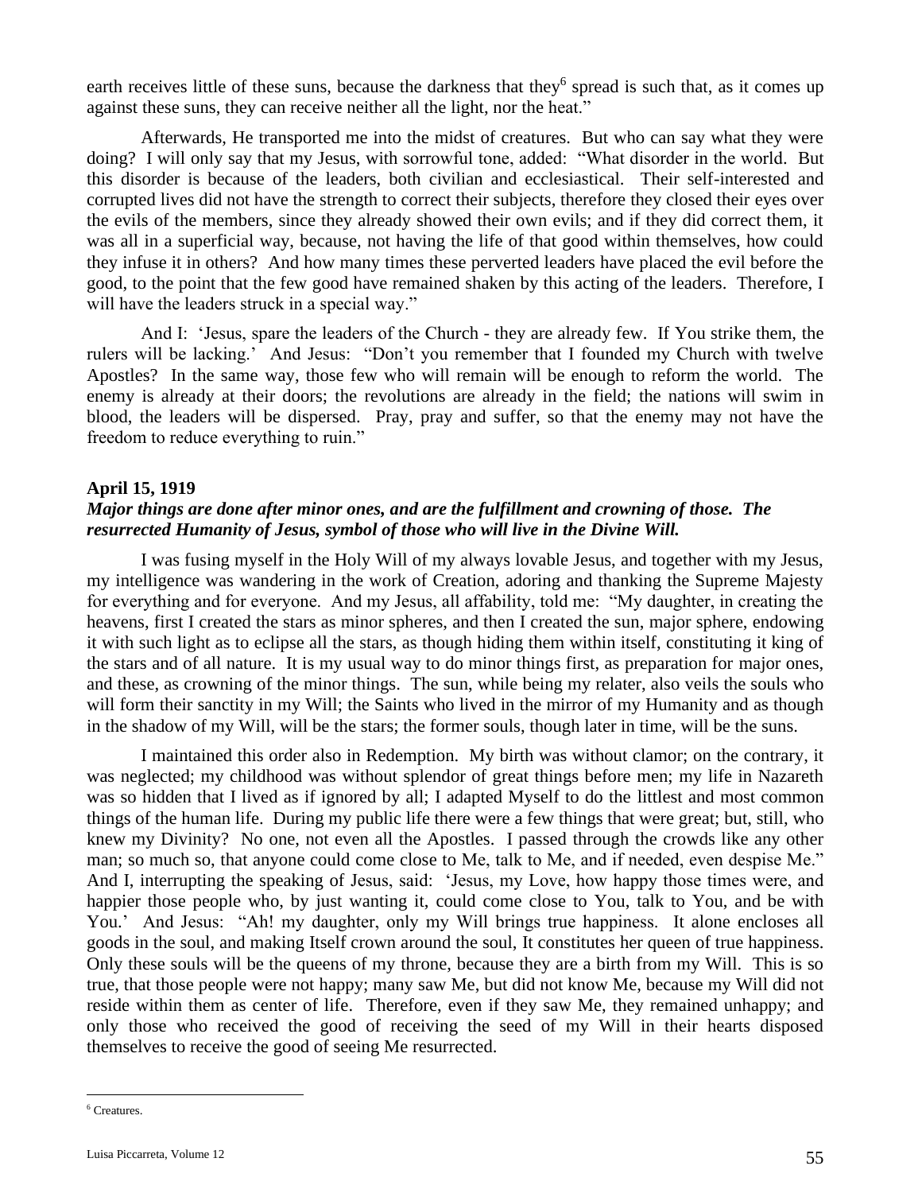earth receives little of these suns, because the darkness that they[6] spread is such that, as it comes up against these suns, they can receive neither all the light, nor the heat."

Afterwards, He transported me into the midst of creatures. But who can say what they were doing? I will only say that my Jesus, with sorrowful tone, added: "What disorder in the world. But this disorder is because of the leaders, both civilian and ecclesiastical. Their self-interested and corrupted lives did not have the strength to correct their subjects, therefore they closed their eyes over the evils of the members, since they already showed their own evils; and if they did correct them, it was all in a superficial way, because, not having the life of that good within themselves, how could they infuse it in others? And how many times these perverted leaders have placed the evil before the good, to the point that the few good have remained shaken by this acting of the leaders. Therefore, I will have the leaders struck in a special way."

And I: 'Jesus, spare the leaders of the Church - they are already few. If You strike them, the rulers will be lacking.' And Jesus: "Don't you remember that I founded my Church with twelve Apostles? In the same way, those few who will remain will be enough to reform the world. The enemy is already at their doors; the revolutions are already in the field; the nations will swim in blood, the leaders will be dispersed. Pray, pray and suffer, so that the enemy may not have the freedom to reduce everything to ruin."

**April 15, 1919**

***Major things are done after minor ones, and are the fulfillment and crowning of those. The resurrected Humanity of Jesus, symbol of those who will live in the Divine Will.***

I was fusing myself in the Holy Will of my always lovable Jesus, and together with my Jesus, my intelligence was wandering in the work of Creation, adoring and thanking the Supreme Majesty for everything and for everyone. And my Jesus, all affability, told me: "My daughter, in creating the heavens, first I created the stars as minor spheres, and then I created the sun, major sphere, endowing it with such light as to eclipse all the stars, as though hiding them within itself, constituting it king of the stars and of all nature. It is my usual way to do minor things first, as preparation for major ones, and these, as crowning of the minor things. The sun, while being my relater, also veils the souls who will form their sanctity in my Will; the Saints who lived in the mirror of my Humanity and as though in the shadow of my Will, will be the stars; the former souls, though later in time, will be the suns.

I maintained this order also in Redemption. My birth was without clamor; on the contrary, it was neglected; my childhood was without splendor of great things before men; my life in Nazareth was so hidden that I lived as if ignored by all; I adapted Myself to do the littlest and most common things of the human life. During my public life there were a few things that were great; but, still, who knew my Divinity? No one, not even all the Apostles. I passed through the crowds like any other man; so much so, that anyone could come close to Me, talk to Me, and if needed, even despise Me." And I, interrupting the speaking of Jesus, said: 'Jesus, my Love, how happy those times were, and happier those people who, by just wanting it, could come close to You, talk to You, and be with You.' And Jesus: "Ah! my daughter, only my Will brings true happiness. It alone encloses all goods in the soul, and making Itself crown around the soul, It constitutes her queen of true happiness. Only these souls will be the queens of my throne, because they are a birth from my Will. This is so true, that those people were not happy; many saw Me, but did not know Me, because my Will did not reside within them as center of life. Therefore, even if they saw Me, they remained unhappy; and only those who received the good of receiving the seed of my Will in their hearts disposed themselves to receive the good of seeing Me resurrected.

[6] Creatures.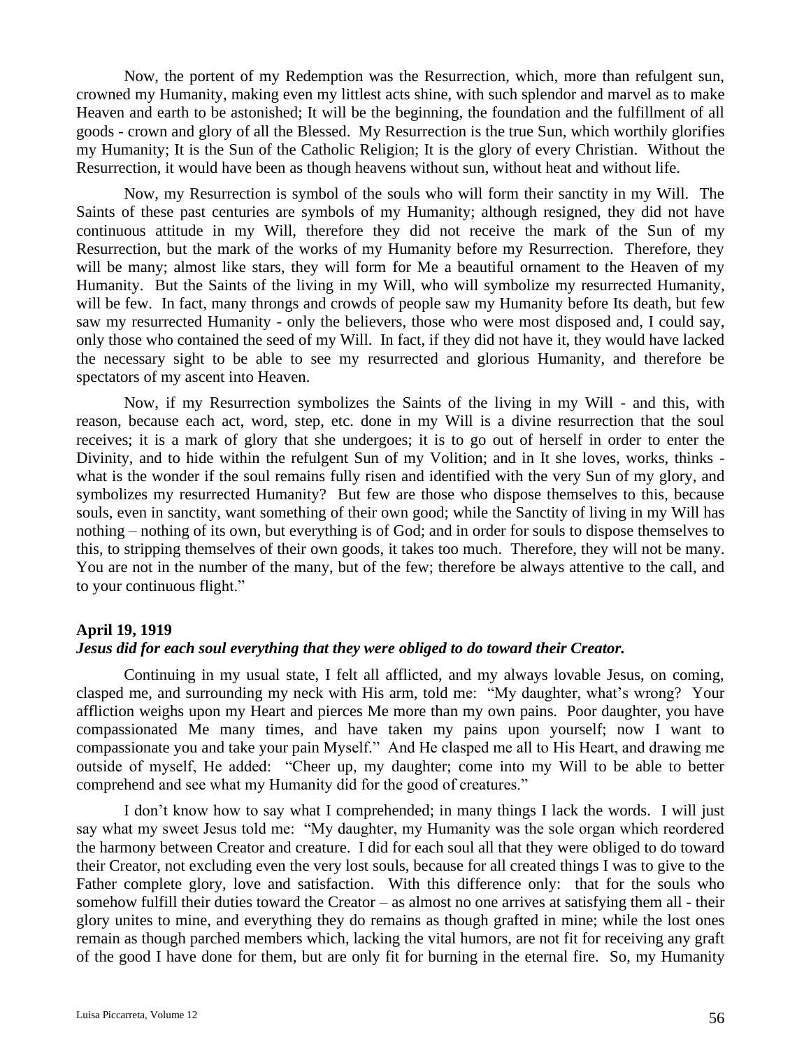Now, the portent of my Redemption was the Resurrection, which, more than refulgent sun, crowned my Humanity, making even my littlest acts shine, with such splendor and marvel as to make Heaven and earth to be astonished; It will be the beginning, the foundation and the fulfillment of all goods - crown and glory of all the Blessed. My Resurrection is the true Sun, which worthily glorifies my Humanity; It is the Sun of the Catholic Religion; It is the glory of every Christian. Without the Resurrection, it would have been as though heavens without sun, without heat and without life.

Now, my Resurrection is symbol of the souls who will form their sanctity in my Will. The Saints of these past centuries are symbols of my Humanity; although resigned, they did not have continuous attitude in my Will, therefore they did not receive the mark of the Sun of my Resurrection, but the mark of the works of my Humanity before my Resurrection. Therefore, they will be many; almost like stars, they will form for Me a beautiful ornament to the Heaven of my Humanity. But the Saints of the living in my Will, who will symbolize my resurrected Humanity, will be few. In fact, many throngs and crowds of people saw my Humanity before Its death, but few saw my resurrected Humanity - only the believers, those who were most disposed and, I could say, only those who contained the seed of my Will. In fact, if they did not have it, they would have lacked the necessary sight to be able to see my resurrected and glorious Humanity, and therefore be spectators of my ascent into Heaven.

Now, if my Resurrection symbolizes the Saints of the living in my Will - and this, with reason, because each act, word, step, etc. done in my Will is a divine resurrection that the soul receives; it is a mark of glory that she undergoes; it is to go out of herself in order to enter the Divinity, and to hide within the refulgent Sun of my Volition; and in It she loves, works, thinks - what is the wonder if the soul remains fully risen and identified with the very Sun of my glory, and symbolizes my resurrected Humanity? But few are those who dispose themselves to this, because souls, even in sanctity, want something of their own good; while the Sanctity of living in my Will has nothing – nothing of its own, but everything is of God; and in order for souls to dispose themselves to this, to stripping themselves of their own goods, it takes too much. Therefore, they will not be many. You are not in the number of the many, but of the few; therefore be always attentive to the call, and to your continuous flight."

**April 19, 1919**
***Jesus did for each soul everything that they were obliged to do toward their Creator.***

Continuing in my usual state, I felt all afflicted, and my always lovable Jesus, on coming, clasped me, and surrounding my neck with His arm, told me: "My daughter, what's wrong? Your affliction weighs upon my Heart and pierces Me more than my own pains. Poor daughter, you have compassionated Me many times, and have taken my pains upon yourself; now I want to compassionate you and take your pain Myself." And He clasped me all to His Heart, and drawing me outside of myself, He added: "Cheer up, my daughter; come into my Will to be able to better comprehend and see what my Humanity did for the good of creatures."

I don't know how to say what I comprehended; in many things I lack the words. I will just say what my sweet Jesus told me: "My daughter, my Humanity was the sole organ which reordered the harmony between Creator and creature. I did for each soul all that they were obliged to do toward their Creator, not excluding even the very lost souls, because for all created things I was to give to the Father complete glory, love and satisfaction. With this difference only: that for the souls who somehow fulfill their duties toward the Creator – as almost no one arrives at satisfying them all - their glory unites to mine, and everything they do remains as though grafted in mine; while the lost ones remain as though parched members which, lacking the vital humors, are not fit for receiving any graft of the good I have done for them, but are only fit for burning in the eternal fire. So, my Humanity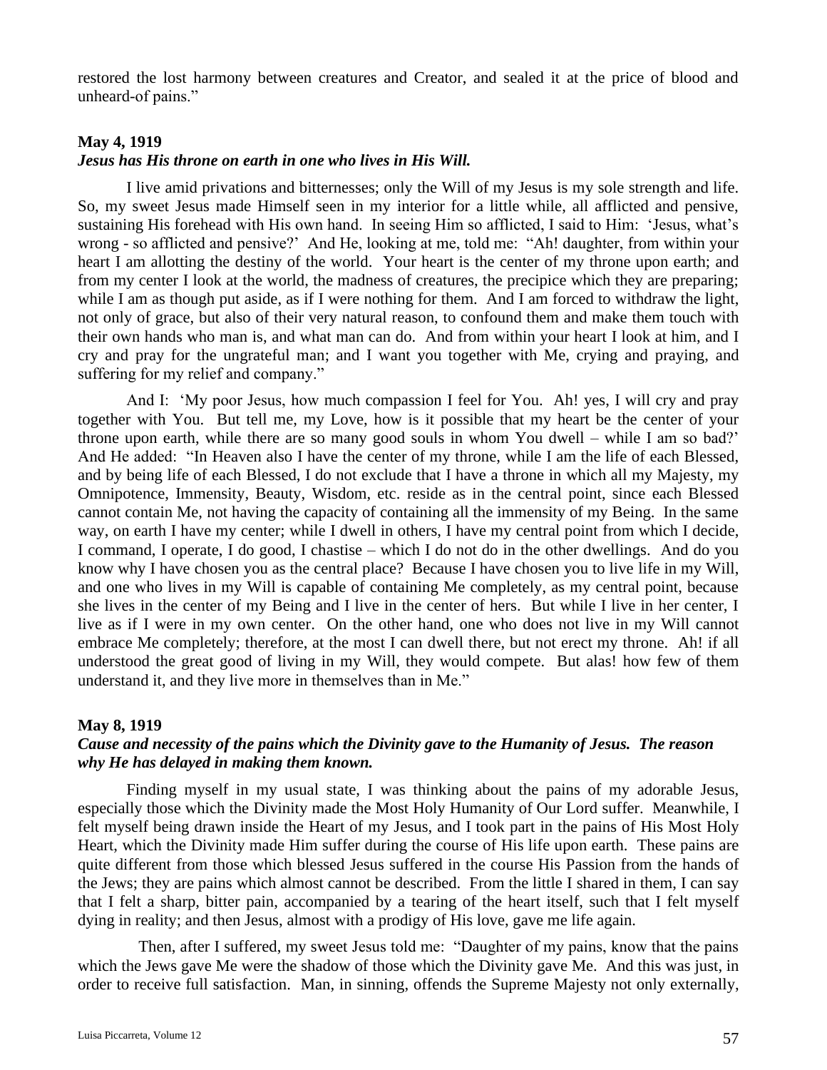restored the lost harmony between creatures and Creator, and sealed it at the price of blood and unheard-of pains."

**May 4, 1919**
***Jesus has His throne on earth in one who lives in His Will.***

I live amid privations and bitternesses; only the Will of my Jesus is my sole strength and life. So, my sweet Jesus made Himself seen in my interior for a little while, all afflicted and pensive, sustaining His forehead with His own hand. In seeing Him so afflicted, I said to Him: 'Jesus, what's wrong - so afflicted and pensive?' And He, looking at me, told me: "Ah! daughter, from within your heart I am allotting the destiny of the world. Your heart is the center of my throne upon earth; and from my center I look at the world, the madness of creatures, the precipice which they are preparing; while I am as though put aside, as if I were nothing for them. And I am forced to withdraw the light, not only of grace, but also of their very natural reason, to confound them and make them touch with their own hands who man is, and what man can do. And from within your heart I look at him, and I cry and pray for the ungrateful man; and I want you together with Me, crying and praying, and suffering for my relief and company."

And I: 'My poor Jesus, how much compassion I feel for You. Ah! yes, I will cry and pray together with You. But tell me, my Love, how is it possible that my heart be the center of your throne upon earth, while there are so many good souls in whom You dwell – while I am so bad?' And He added: "In Heaven also I have the center of my throne, while I am the life of each Blessed, and by being life of each Blessed, I do not exclude that I have a throne in which all my Majesty, my Omnipotence, Immensity, Beauty, Wisdom, etc. reside as in the central point, since each Blessed cannot contain Me, not having the capacity of containing all the immensity of my Being. In the same way, on earth I have my center; while I dwell in others, I have my central point from which I decide, I command, I operate, I do good, I chastise – which I do not do in the other dwellings. And do you know why I have chosen you as the central place? Because I have chosen you to live life in my Will, and one who lives in my Will is capable of containing Me completely, as my central point, because she lives in the center of my Being and I live in the center of hers. But while I live in her center, I live as if I were in my own center. On the other hand, one who does not live in my Will cannot embrace Me completely; therefore, at the most I can dwell there, but not erect my throne. Ah! if all understood the great good of living in my Will, they would compete. But alas! how few of them understand it, and they live more in themselves than in Me."

**May 8, 1919**
***Cause and necessity of the pains which the Divinity gave to the Humanity of Jesus. The reason why He has delayed in making them known.***

Finding myself in my usual state, I was thinking about the pains of my adorable Jesus, especially those which the Divinity made the Most Holy Humanity of Our Lord suffer. Meanwhile, I felt myself being drawn inside the Heart of my Jesus, and I took part in the pains of His Most Holy Heart, which the Divinity made Him suffer during the course of His life upon earth. These pains are quite different from those which blessed Jesus suffered in the course His Passion from the hands of the Jews; they are pains which almost cannot be described. From the little I shared in them, I can say that I felt a sharp, bitter pain, accompanied by a tearing of the heart itself, such that I felt myself dying in reality; and then Jesus, almost with a prodigy of His love, gave me life again.

Then, after I suffered, my sweet Jesus told me: "Daughter of my pains, know that the pains which the Jews gave Me were the shadow of those which the Divinity gave Me. And this was just, in order to receive full satisfaction. Man, in sinning, offends the Supreme Majesty not only externally,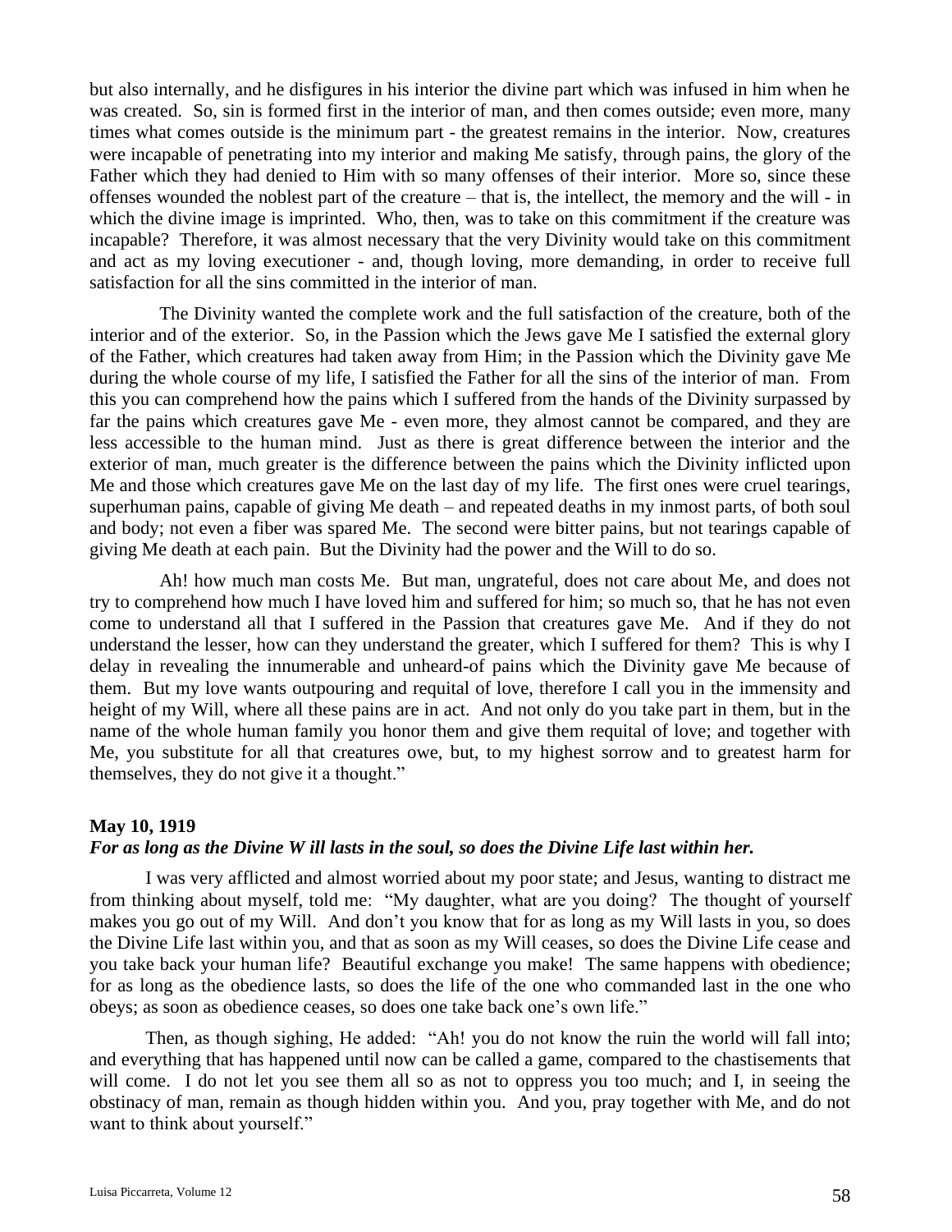but also internally, and he disfigures in his interior the divine part which was infused in him when he was created. So, sin is formed first in the interior of man, and then comes outside; even more, many times what comes outside is the minimum part - the greatest remains in the interior. Now, creatures were incapable of penetrating into my interior and making Me satisfy, through pains, the glory of the Father which they had denied to Him with so many offenses of their interior. More so, since these offenses wounded the noblest part of the creature – that is, the intellect, the memory and the will - in which the divine image is imprinted. Who, then, was to take on this commitment if the creature was incapable? Therefore, it was almost necessary that the very Divinity would take on this commitment and act as my loving executioner - and, though loving, more demanding, in order to receive full satisfaction for all the sins committed in the interior of man.

The Divinity wanted the complete work and the full satisfaction of the creature, both of the interior and of the exterior. So, in the Passion which the Jews gave Me I satisfied the external glory of the Father, which creatures had taken away from Him; in the Passion which the Divinity gave Me during the whole course of my life, I satisfied the Father for all the sins of the interior of man. From this you can comprehend how the pains which I suffered from the hands of the Divinity surpassed by far the pains which creatures gave Me - even more, they almost cannot be compared, and they are less accessible to the human mind. Just as there is great difference between the interior and the exterior of man, much greater is the difference between the pains which the Divinity inflicted upon Me and those which creatures gave Me on the last day of my life. The first ones were cruel tearings, superhuman pains, capable of giving Me death – and repeated deaths in my inmost parts, of both soul and body; not even a fiber was spared Me. The second were bitter pains, but not tearings capable of giving Me death at each pain. But the Divinity had the power and the Will to do so.

Ah! how much man costs Me. But man, ungrateful, does not care about Me, and does not try to comprehend how much I have loved him and suffered for him; so much so, that he has not even come to understand all that I suffered in the Passion that creatures gave Me. And if they do not understand the lesser, how can they understand the greater, which I suffered for them? This is why I delay in revealing the innumerable and unheard-of pains which the Divinity gave Me because of them. But my love wants outpouring and requital of love, therefore I call you in the immensity and height of my Will, where all these pains are in act. And not only do you take part in them, but in the name of the whole human family you honor them and give them requital of love; and together with Me, you substitute for all that creatures owe, but, to my highest sorrow and to greatest harm for themselves, they do not give it a thought."

**May 10, 1919**
***For as long as the Divine W ill lasts in the soul, so does the Divine Life last within her.***

I was very afflicted and almost worried about my poor state; and Jesus, wanting to distract me from thinking about myself, told me: "My daughter, what are you doing? The thought of yourself makes you go out of my Will. And don't you know that for as long as my Will lasts in you, so does the Divine Life last within you, and that as soon as my Will ceases, so does the Divine Life cease and you take back your human life? Beautiful exchange you make! The same happens with obedience; for as long as the obedience lasts, so does the life of the one who commanded last in the one who obeys; as soon as obedience ceases, so does one take back one's own life."

Then, as though sighing, He added: "Ah! you do not know the ruin the world will fall into; and everything that has happened until now can be called a game, compared to the chastisements that will come. I do not let you see them all so as not to oppress you too much; and I, in seeing the obstinacy of man, remain as though hidden within you. And you, pray together with Me, and do not want to think about yourself."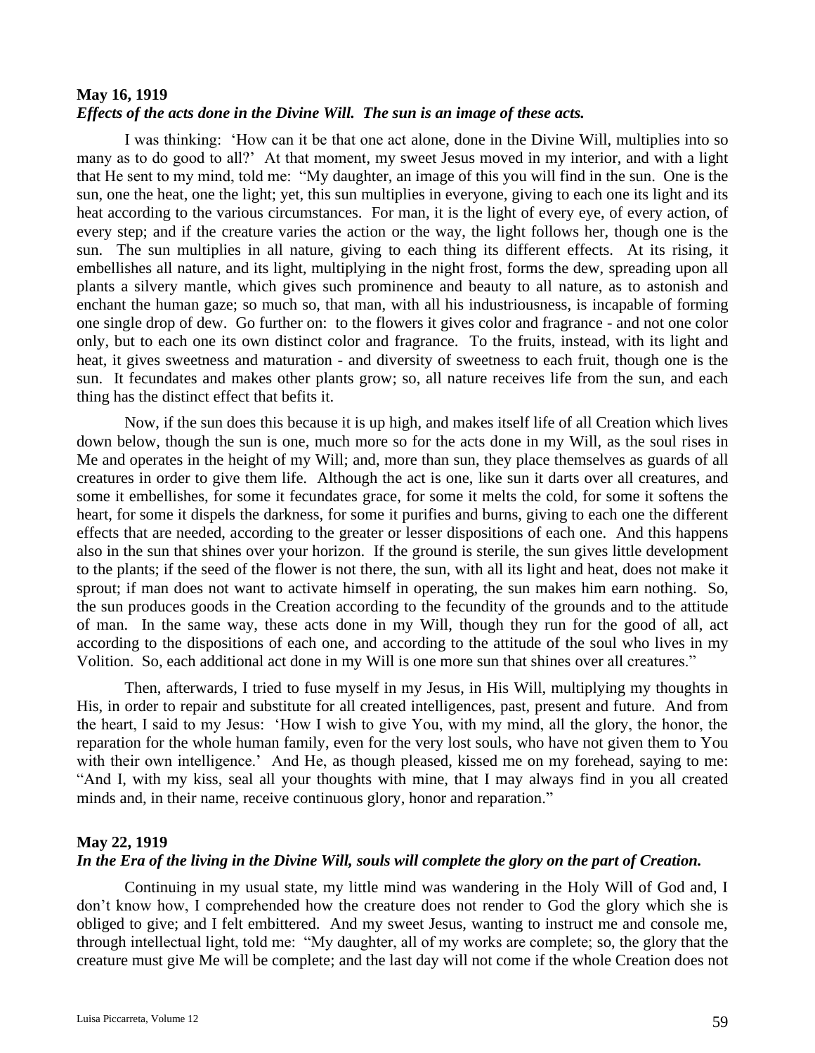**May 16, 1919**
***Effects of the acts done in the Divine Will. The sun is an image of these acts.***

I was thinking: 'How can it be that one act alone, done in the Divine Will, multiplies into so many as to do good to all?' At that moment, my sweet Jesus moved in my interior, and with a light that He sent to my mind, told me: "My daughter, an image of this you will find in the sun. One is the sun, one the heat, one the light; yet, this sun multiplies in everyone, giving to each one its light and its heat according to the various circumstances. For man, it is the light of every eye, of every action, of every step; and if the creature varies the action or the way, the light follows her, though one is the sun. The sun multiplies in all nature, giving to each thing its different effects. At its rising, it embellishes all nature, and its light, multiplying in the night frost, forms the dew, spreading upon all plants a silvery mantle, which gives such prominence and beauty to all nature, as to astonish and enchant the human gaze; so much so, that man, with all his industriousness, is incapable of forming one single drop of dew. Go further on: to the flowers it gives color and fragrance - and not one color only, but to each one its own distinct color and fragrance. To the fruits, instead, with its light and heat, it gives sweetness and maturation - and diversity of sweetness to each fruit, though one is the sun. It fecundates and makes other plants grow; so, all nature receives life from the sun, and each thing has the distinct effect that befits it.

Now, if the sun does this because it is up high, and makes itself life of all Creation which lives down below, though the sun is one, much more so for the acts done in my Will, as the soul rises in Me and operates in the height of my Will; and, more than sun, they place themselves as guards of all creatures in order to give them life. Although the act is one, like sun it darts over all creatures, and some it embellishes, for some it fecundates grace, for some it melts the cold, for some it softens the heart, for some it dispels the darkness, for some it purifies and burns, giving to each one the different effects that are needed, according to the greater or lesser dispositions of each one. And this happens also in the sun that shines over your horizon. If the ground is sterile, the sun gives little development to the plants; if the seed of the flower is not there, the sun, with all its light and heat, does not make it sprout; if man does not want to activate himself in operating, the sun makes him earn nothing. So, the sun produces goods in the Creation according to the fecundity of the grounds and to the attitude of man. In the same way, these acts done in my Will, though they run for the good of all, act according to the dispositions of each one, and according to the attitude of the soul who lives in my Volition. So, each additional act done in my Will is one more sun that shines over all creatures."

Then, afterwards, I tried to fuse myself in my Jesus, in His Will, multiplying my thoughts in His, in order to repair and substitute for all created intelligences, past, present and future. And from the heart, I said to my Jesus: 'How I wish to give You, with my mind, all the glory, the honor, the reparation for the whole human family, even for the very lost souls, who have not given them to You with their own intelligence.' And He, as though pleased, kissed me on my forehead, saying to me: "And I, with my kiss, seal all your thoughts with mine, that I may always find in you all created minds and, in their name, receive continuous glory, honor and reparation."

**May 22, 1919**
***In the Era of the living in the Divine Will, souls will complete the glory on the part of Creation.***

Continuing in my usual state, my little mind was wandering in the Holy Will of God and, I don't know how, I comprehended how the creature does not render to God the glory which she is obliged to give; and I felt embittered. And my sweet Jesus, wanting to instruct me and console me, through intellectual light, told me: "My daughter, all of my works are complete; so, the glory that the creature must give Me will be complete; and the last day will not come if the whole Creation does not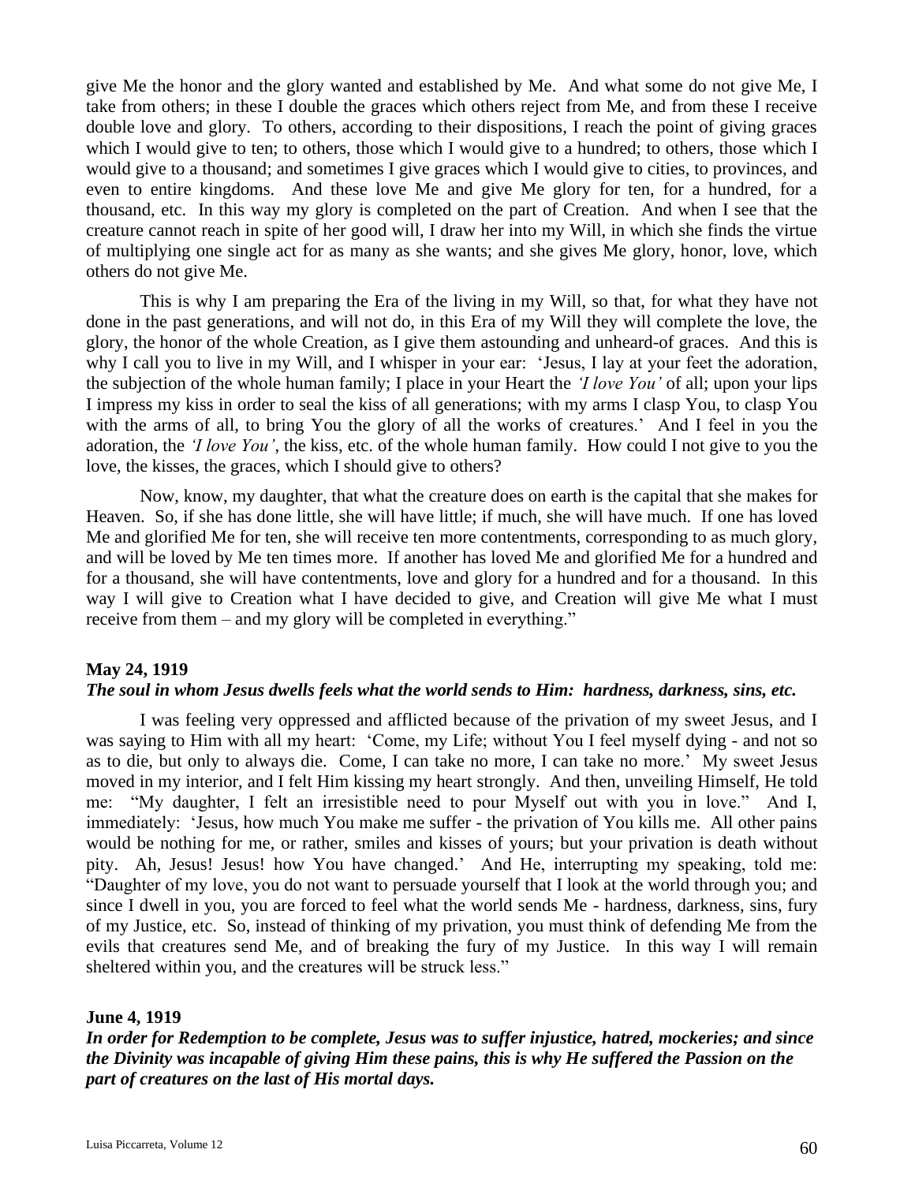give Me the honor and the glory wanted and established by Me. And what some do not give Me, I take from others; in these I double the graces which others reject from Me, and from these I receive double love and glory. To others, according to their dispositions, I reach the point of giving graces which I would give to ten; to others, those which I would give to a hundred; to others, those which I would give to a thousand; and sometimes I give graces which I would give to cities, to provinces, and even to entire kingdoms. And these love Me and give Me glory for ten, for a hundred, for a thousand, etc. In this way my glory is completed on the part of Creation. And when I see that the creature cannot reach in spite of her good will, I draw her into my Will, in which she finds the virtue of multiplying one single act for as many as she wants; and she gives Me glory, honor, love, which others do not give Me.

This is why I am preparing the Era of the living in my Will, so that, for what they have not done in the past generations, and will not do, in this Era of my Will they will complete the love, the glory, the honor of the whole Creation, as I give them astounding and unheard-of graces. And this is why I call you to live in my Will, and I whisper in your ear: 'Jesus, I lay at your feet the adoration, the subjection of the whole human family; I place in your Heart the *'I love You'* of all; upon your lips I impress my kiss in order to seal the kiss of all generations; with my arms I clasp You, to clasp You with the arms of all, to bring You the glory of all the works of creatures.' And I feel in you the adoration, the *'I love You'*, the kiss, etc. of the whole human family. How could I not give to you the love, the kisses, the graces, which I should give to others?

Now, know, my daughter, that what the creature does on earth is the capital that she makes for Heaven. So, if she has done little, she will have little; if much, she will have much. If one has loved Me and glorified Me for ten, she will receive ten more contentments, corresponding to as much glory, and will be loved by Me ten times more. If another has loved Me and glorified Me for a hundred and for a thousand, she will have contentments, love and glory for a hundred and for a thousand. In this way I will give to Creation what I have decided to give, and Creation will give Me what I must receive from them – and my glory will be completed in everything."

**May 24, 1919**

***The soul in whom Jesus dwells feels what the world sends to Him: hardness, darkness, sins, etc.***

I was feeling very oppressed and afflicted because of the privation of my sweet Jesus, and I was saying to Him with all my heart: 'Come, my Life; without You I feel myself dying - and not so as to die, but only to always die. Come, I can take no more, I can take no more.' My sweet Jesus moved in my interior, and I felt Him kissing my heart strongly. And then, unveiling Himself, He told me: "My daughter, I felt an irresistible need to pour Myself out with you in love." And I, immediately: 'Jesus, how much You make me suffer - the privation of You kills me. All other pains would be nothing for me, or rather, smiles and kisses of yours; but your privation is death without pity. Ah, Jesus! Jesus! how You have changed.' And He, interrupting my speaking, told me: "Daughter of my love, you do not want to persuade yourself that I look at the world through you; and since I dwell in you, you are forced to feel what the world sends Me - hardness, darkness, sins, fury of my Justice, etc. So, instead of thinking of my privation, you must think of defending Me from the evils that creatures send Me, and of breaking the fury of my Justice. In this way I will remain sheltered within you, and the creatures will be struck less."

**June 4, 1919**

***In order for Redemption to be complete, Jesus was to suffer injustice, hatred, mockeries; and since the Divinity was incapable of giving Him these pains, this is why He suffered the Passion on the part of creatures on the last of His mortal days.***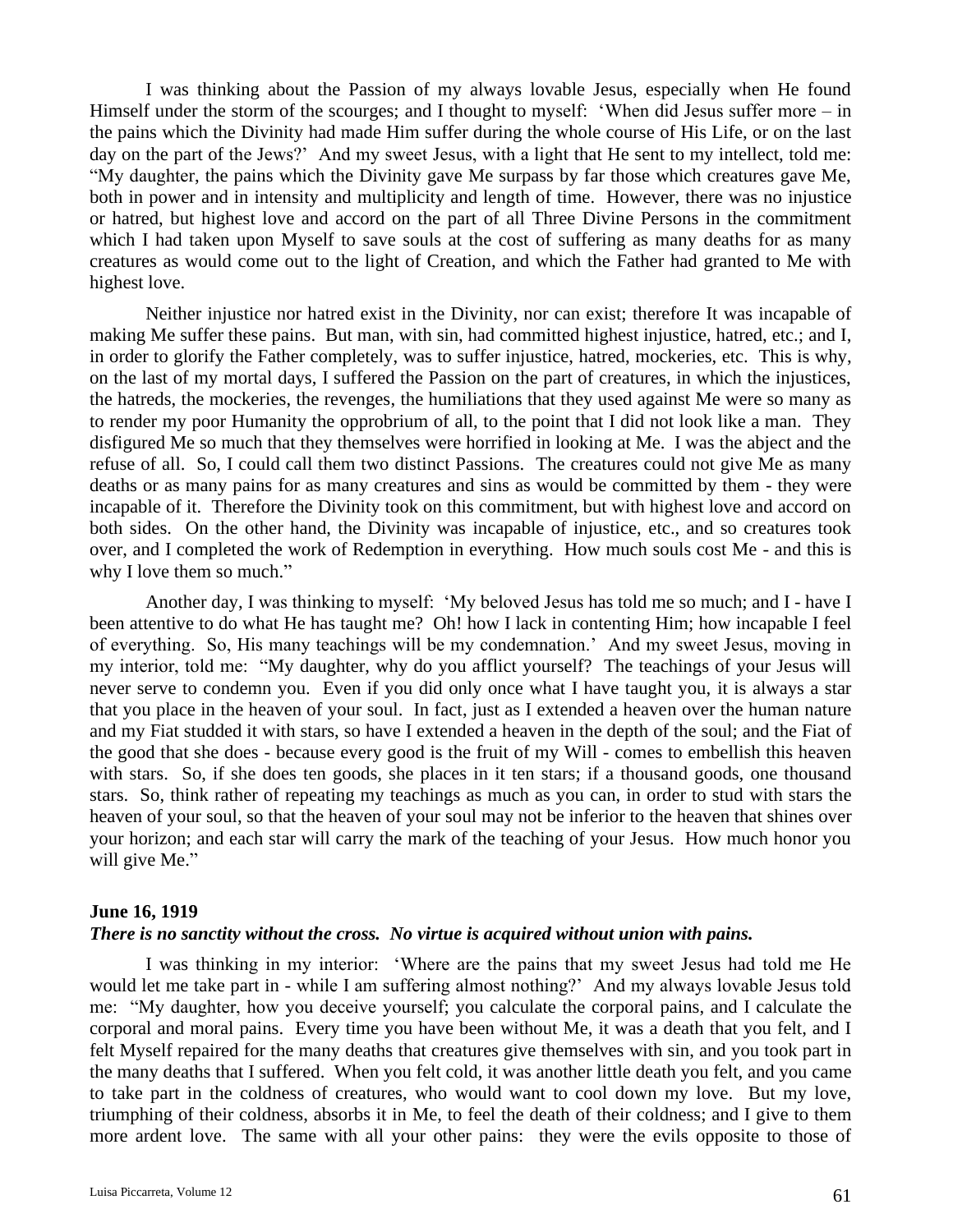I was thinking about the Passion of my always lovable Jesus, especially when He found Himself under the storm of the scourges; and I thought to myself: 'When did Jesus suffer more – in the pains which the Divinity had made Him suffer during the whole course of His Life, or on the last day on the part of the Jews?' And my sweet Jesus, with a light that He sent to my intellect, told me: "My daughter, the pains which the Divinity gave Me surpass by far those which creatures gave Me, both in power and in intensity and multiplicity and length of time. However, there was no injustice or hatred, but highest love and accord on the part of all Three Divine Persons in the commitment which I had taken upon Myself to save souls at the cost of suffering as many deaths for as many creatures as would come out to the light of Creation, and which the Father had granted to Me with highest love.

Neither injustice nor hatred exist in the Divinity, nor can exist; therefore It was incapable of making Me suffer these pains. But man, with sin, had committed highest injustice, hatred, etc.; and I, in order to glorify the Father completely, was to suffer injustice, hatred, mockeries, etc. This is why, on the last of my mortal days, I suffered the Passion on the part of creatures, in which the injustices, the hatreds, the mockeries, the revenges, the humiliations that they used against Me were so many as to render my poor Humanity the opprobrium of all, to the point that I did not look like a man. They disfigured Me so much that they themselves were horrified in looking at Me. I was the abject and the refuse of all. So, I could call them two distinct Passions. The creatures could not give Me as many deaths or as many pains for as many creatures and sins as would be committed by them - they were incapable of it. Therefore the Divinity took on this commitment, but with highest love and accord on both sides. On the other hand, the Divinity was incapable of injustice, etc., and so creatures took over, and I completed the work of Redemption in everything. How much souls cost Me - and this is why I love them so much."

Another day, I was thinking to myself: 'My beloved Jesus has told me so much; and I - have I been attentive to do what He has taught me? Oh! how I lack in contenting Him; how incapable I feel of everything. So, His many teachings will be my condemnation.' And my sweet Jesus, moving in my interior, told me: "My daughter, why do you afflict yourself? The teachings of your Jesus will never serve to condemn you. Even if you did only once what I have taught you, it is always a star that you place in the heaven of your soul. In fact, just as I extended a heaven over the human nature and my Fiat studded it with stars, so have I extended a heaven in the depth of the soul; and the Fiat of the good that she does - because every good is the fruit of my Will - comes to embellish this heaven with stars. So, if she does ten goods, she places in it ten stars; if a thousand goods, one thousand stars. So, think rather of repeating my teachings as much as you can, in order to stud with stars the heaven of your soul, so that the heaven of your soul may not be inferior to the heaven that shines over your horizon; and each star will carry the mark of the teaching of your Jesus. How much honor you will give Me."

**June 16, 1919**

***There is no sanctity without the cross. No virtue is acquired without union with pains.***

I was thinking in my interior: 'Where are the pains that my sweet Jesus had told me He would let me take part in - while I am suffering almost nothing?' And my always lovable Jesus told me: "My daughter, how you deceive yourself; you calculate the corporal pains, and I calculate the corporal and moral pains. Every time you have been without Me, it was a death that you felt, and I felt Myself repaired for the many deaths that creatures give themselves with sin, and you took part in the many deaths that I suffered. When you felt cold, it was another little death you felt, and you came to take part in the coldness of creatures, who would want to cool down my love. But my love, triumphing of their coldness, absorbs it in Me, to feel the death of their coldness; and I give to them more ardent love. The same with all your other pains: they were the evils opposite to those of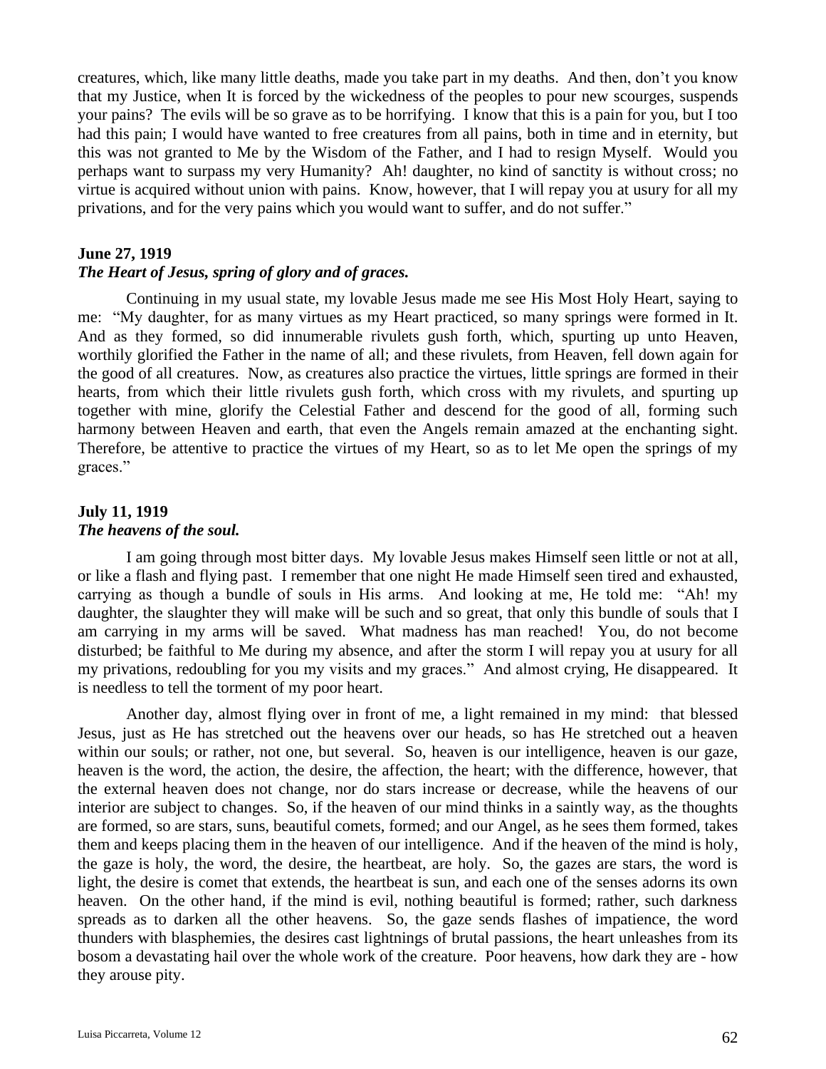creatures, which, like many little deaths, made you take part in my deaths. And then, don't you know that my Justice, when It is forced by the wickedness of the peoples to pour new scourges, suspends your pains? The evils will be so grave as to be horrifying. I know that this is a pain for you, but I too had this pain; I would have wanted to free creatures from all pains, both in time and in eternity, but this was not granted to Me by the Wisdom of the Father, and I had to resign Myself. Would you perhaps want to surpass my very Humanity? Ah! daughter, no kind of sanctity is without cross; no virtue is acquired without union with pains. Know, however, that I will repay you at usury for all my privations, and for the very pains which you would want to suffer, and do not suffer."

**June 27, 1919**
***The Heart of Jesus, spring of glory and of graces.***

Continuing in my usual state, my lovable Jesus made me see His Most Holy Heart, saying to me: "My daughter, for as many virtues as my Heart practiced, so many springs were formed in It. And as they formed, so did innumerable rivulets gush forth, which, spurting up unto Heaven, worthily glorified the Father in the name of all; and these rivulets, from Heaven, fell down again for the good of all creatures. Now, as creatures also practice the virtues, little springs are formed in their hearts, from which their little rivulets gush forth, which cross with my rivulets, and spurting up together with mine, glorify the Celestial Father and descend for the good of all, forming such harmony between Heaven and earth, that even the Angels remain amazed at the enchanting sight. Therefore, be attentive to practice the virtues of my Heart, so as to let Me open the springs of my graces."

**July 11, 1919**
***The heavens of the soul.***

I am going through most bitter days. My lovable Jesus makes Himself seen little or not at all, or like a flash and flying past. I remember that one night He made Himself seen tired and exhausted, carrying as though a bundle of souls in His arms. And looking at me, He told me: "Ah! my daughter, the slaughter they will make will be such and so great, that only this bundle of souls that I am carrying in my arms will be saved. What madness has man reached! You, do not become disturbed; be faithful to Me during my absence, and after the storm I will repay you at usury for all my privations, redoubling for you my visits and my graces." And almost crying, He disappeared. It is needless to tell the torment of my poor heart.

Another day, almost flying over in front of me, a light remained in my mind: that blessed Jesus, just as He has stretched out the heavens over our heads, so has He stretched out a heaven within our souls; or rather, not one, but several. So, heaven is our intelligence, heaven is our gaze, heaven is the word, the action, the desire, the affection, the heart; with the difference, however, that the external heaven does not change, nor do stars increase or decrease, while the heavens of our interior are subject to changes. So, if the heaven of our mind thinks in a saintly way, as the thoughts are formed, so are stars, suns, beautiful comets, formed; and our Angel, as he sees them formed, takes them and keeps placing them in the heaven of our intelligence. And if the heaven of the mind is holy, the gaze is holy, the word, the desire, the heartbeat, are holy. So, the gazes are stars, the word is light, the desire is comet that extends, the heartbeat is sun, and each one of the senses adorns its own heaven. On the other hand, if the mind is evil, nothing beautiful is formed; rather, such darkness spreads as to darken all the other heavens. So, the gaze sends flashes of impatience, the word thunders with blasphemies, the desires cast lightnings of brutal passions, the heart unleashes from its bosom a devastating hail over the whole work of the creature. Poor heavens, how dark they are - how they arouse pity.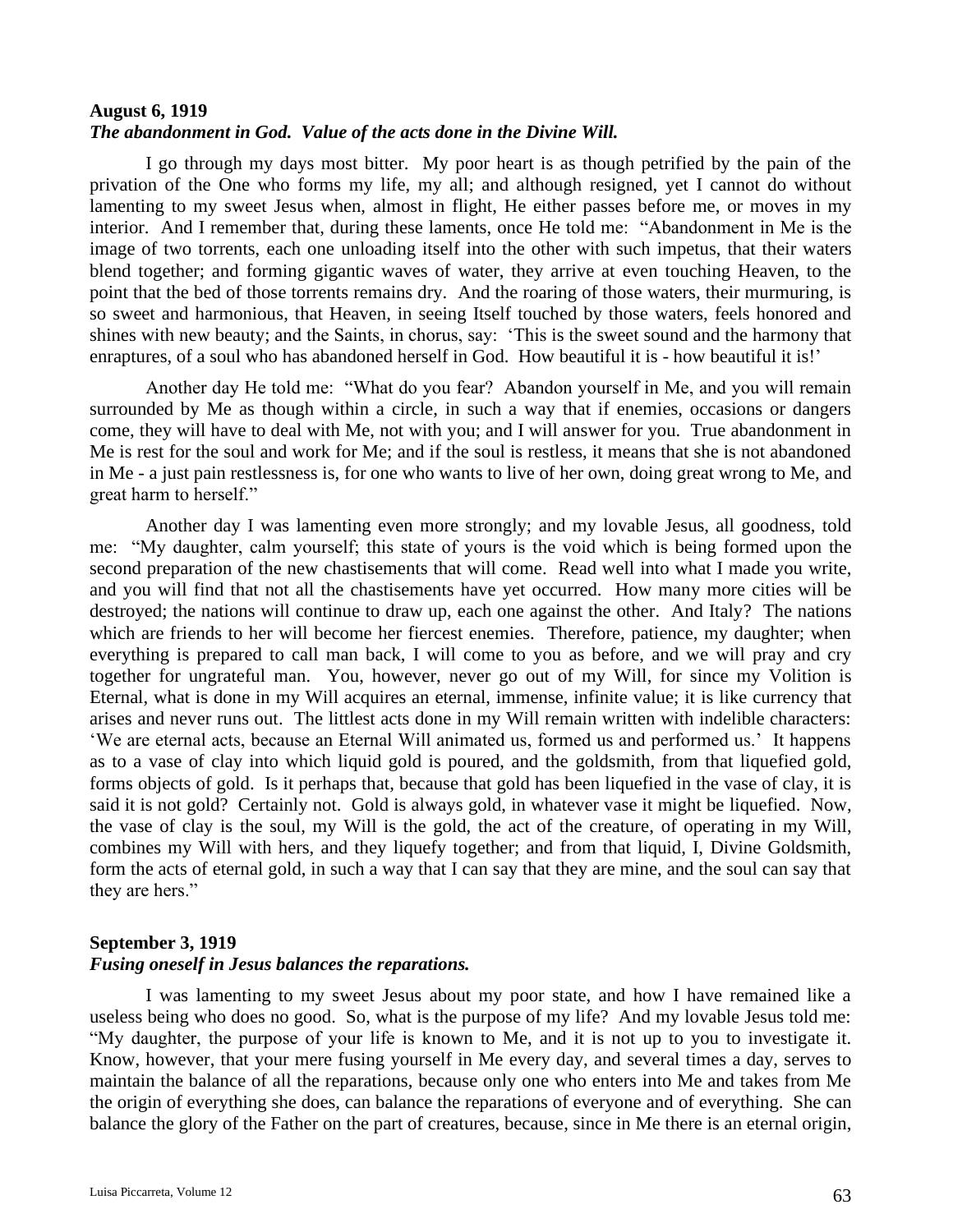**August 6, 1919**
***The abandonment in God. Value of the acts done in the Divine Will.***

I go through my days most bitter. My poor heart is as though petrified by the pain of the privation of the One who forms my life, my all; and although resigned, yet I cannot do without lamenting to my sweet Jesus when, almost in flight, He either passes before me, or moves in my interior. And I remember that, during these laments, once He told me: "Abandonment in Me is the image of two torrents, each one unloading itself into the other with such impetus, that their waters blend together; and forming gigantic waves of water, they arrive at even touching Heaven, to the point that the bed of those torrents remains dry. And the roaring of those waters, their murmuring, is so sweet and harmonious, that Heaven, in seeing Itself touched by those waters, feels honored and shines with new beauty; and the Saints, in chorus, say: 'This is the sweet sound and the harmony that enraptures, of a soul who has abandoned herself in God. How beautiful it is - how beautiful it is!'

Another day He told me: "What do you fear? Abandon yourself in Me, and you will remain surrounded by Me as though within a circle, in such a way that if enemies, occasions or dangers come, they will have to deal with Me, not with you; and I will answer for you. True abandonment in Me is rest for the soul and work for Me; and if the soul is restless, it means that she is not abandoned in Me - a just pain restlessness is, for one who wants to live of her own, doing great wrong to Me, and great harm to herself."

Another day I was lamenting even more strongly; and my lovable Jesus, all goodness, told me: "My daughter, calm yourself; this state of yours is the void which is being formed upon the second preparation of the new chastisements that will come. Read well into what I made you write, and you will find that not all the chastisements have yet occurred. How many more cities will be destroyed; the nations will continue to draw up, each one against the other. And Italy? The nations which are friends to her will become her fiercest enemies. Therefore, patience, my daughter; when everything is prepared to call man back, I will come to you as before, and we will pray and cry together for ungrateful man. You, however, never go out of my Will, for since my Volition is Eternal, what is done in my Will acquires an eternal, immense, infinite value; it is like currency that arises and never runs out. The littlest acts done in my Will remain written with indelible characters: 'We are eternal acts, because an Eternal Will animated us, formed us and performed us.' It happens as to a vase of clay into which liquid gold is poured, and the goldsmith, from that liquefied gold, forms objects of gold. Is it perhaps that, because that gold has been liquefied in the vase of clay, it is said it is not gold? Certainly not. Gold is always gold, in whatever vase it might be liquefied. Now, the vase of clay is the soul, my Will is the gold, the act of the creature, of operating in my Will, combines my Will with hers, and they liquefy together; and from that liquid, I, Divine Goldsmith, form the acts of eternal gold, in such a way that I can say that they are mine, and the soul can say that they are hers."

**September 3, 1919**
***Fusing oneself in Jesus balances the reparations.***

I was lamenting to my sweet Jesus about my poor state, and how I have remained like a useless being who does no good. So, what is the purpose of my life? And my lovable Jesus told me: "My daughter, the purpose of your life is known to Me, and it is not up to you to investigate it. Know, however, that your mere fusing yourself in Me every day, and several times a day, serves to maintain the balance of all the reparations, because only one who enters into Me and takes from Me the origin of everything she does, can balance the reparations of everyone and of everything. She can balance the glory of the Father on the part of creatures, because, since in Me there is an eternal origin,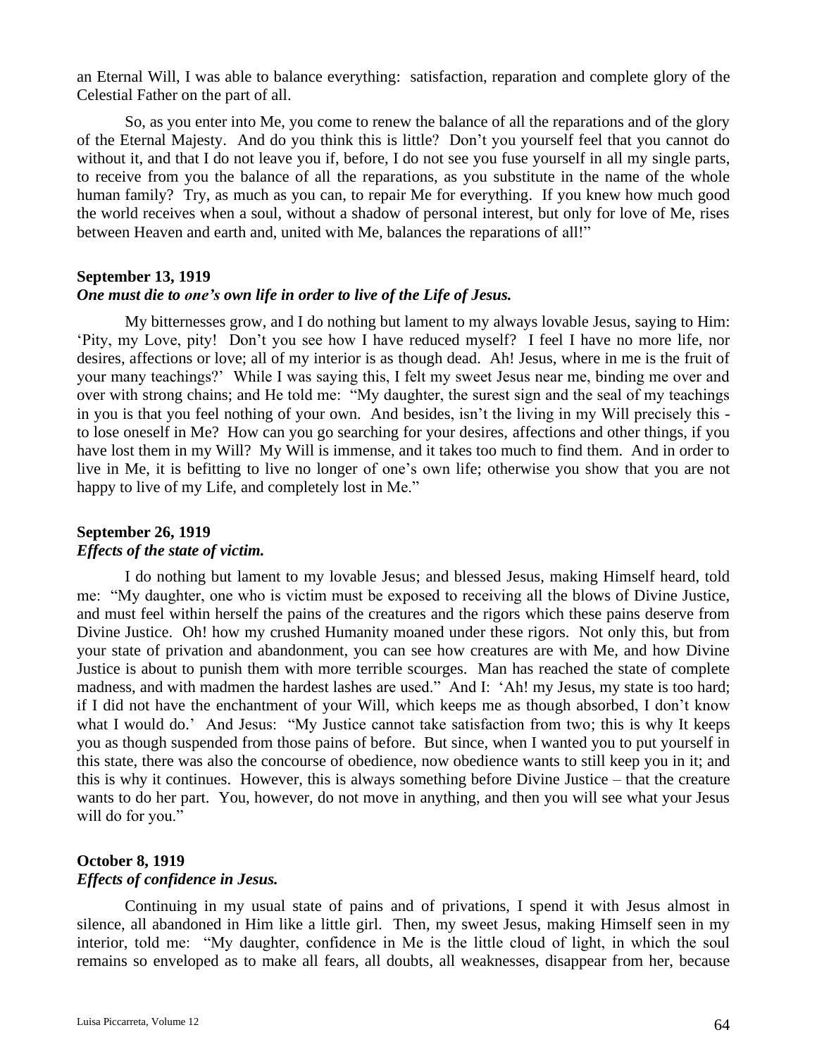an Eternal Will, I was able to balance everything:  satisfaction, reparation and complete glory of the Celestial Father on the part of all.

So, as you enter into Me, you come to renew the balance of all the reparations and of the glory of the Eternal Majesty.  And do you think this is little?  Don't you yourself feel that you cannot do without it, and that I do not leave you if, before, I do not see you fuse yourself in all my single parts, to receive from you the balance of all the reparations, as you substitute in the name of the whole human family?  Try, as much as you can, to repair Me for everything.  If you knew how much good the world receives when a soul, without a shadow of personal interest, but only for love of Me, rises between Heaven and earth and, united with Me, balances the reparations of all!"

**September 13, 1919**

***One must die to one's own life in order to live of the Life of Jesus.***

My bitternesses grow, and I do nothing but lament to my always lovable Jesus, saying to Him: 'Pity, my Love, pity!  Don't you see how I have reduced myself?  I feel I have no more life, nor desires, affections or love; all of my interior is as though dead.  Ah! Jesus, where in me is the fruit of your many teachings?'  While I was saying this, I felt my sweet Jesus near me, binding me over and over with strong chains; and He told me:  "My daughter, the surest sign and the seal of my teachings in you is that you feel nothing of your own.  And besides, isn't the living in my Will precisely this - to lose oneself in Me?  How can you go searching for your desires, affections and other things, if you have lost them in my Will?  My Will is immense, and it takes too much to find them.  And in order to live in Me, it is befitting to live no longer of one's own life; otherwise you show that you are not happy to live of my Life, and completely lost in Me."

**September 26, 1919**

***Effects of the state of victim.***

I do nothing but lament to my lovable Jesus; and blessed Jesus, making Himself heard, told me:  "My daughter, one who is victim must be exposed to receiving all the blows of Divine Justice, and must feel within herself the pains of the creatures and the rigors which these pains deserve from Divine Justice.  Oh! how my crushed Humanity moaned under these rigors.  Not only this, but from your state of privation and abandonment, you can see how creatures are with Me, and how Divine Justice is about to punish them with more terrible scourges.  Man has reached the state of complete madness, and with madmen the hardest lashes are used."  And I:  'Ah! my Jesus, my state is too hard; if I did not have the enchantment of your Will, which keeps me as though absorbed, I don't know what I would do.'  And Jesus:  "My Justice cannot take satisfaction from two; this is why It keeps you as though suspended from those pains of before.  But since, when I wanted you to put yourself in this state, there was also the concourse of obedience, now obedience wants to still keep you in it; and this is why it continues.  However, this is always something before Divine Justice – that the creature wants to do her part.  You, however, do not move in anything, and then you will see what your Jesus will do for you."

**October 8, 1919**

***Effects of confidence in Jesus.***

Continuing in my usual state of pains and of privations, I spend it with Jesus almost in silence, all abandoned in Him like a little girl.  Then, my sweet Jesus, making Himself seen in my interior, told me:  "My daughter, confidence in Me is the little cloud of light, in which the soul remains so enveloped as to make all fears, all doubts, all weaknesses, disappear from her, because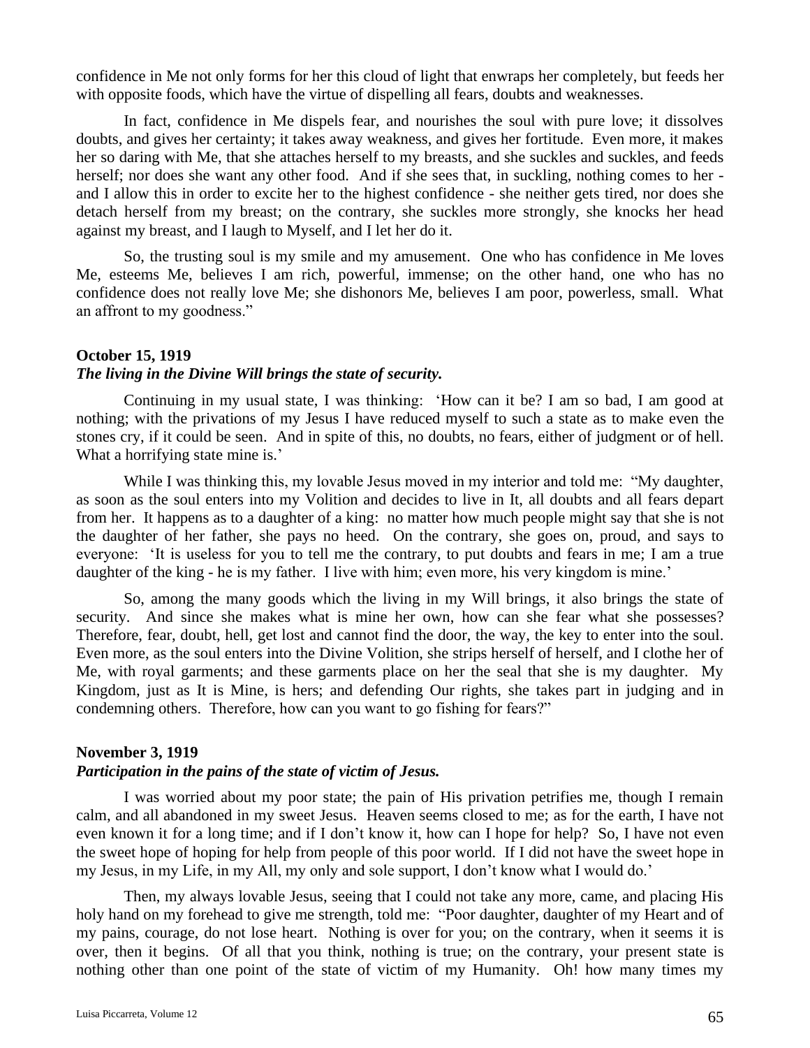confidence in Me not only forms for her this cloud of light that enwraps her completely, but feeds her with opposite foods, which have the virtue of dispelling all fears, doubts and weaknesses.

In fact, confidence in Me dispels fear, and nourishes the soul with pure love; it dissolves doubts, and gives her certainty; it takes away weakness, and gives her fortitude. Even more, it makes her so daring with Me, that she attaches herself to my breasts, and she suckles and suckles, and feeds herself; nor does she want any other food. And if she sees that, in suckling, nothing comes to her - and I allow this in order to excite her to the highest confidence - she neither gets tired, nor does she detach herself from my breast; on the contrary, she suckles more strongly, she knocks her head against my breast, and I laugh to Myself, and I let her do it.

So, the trusting soul is my smile and my amusement. One who has confidence in Me loves Me, esteems Me, believes I am rich, powerful, immense; on the other hand, one who has no confidence does not really love Me; she dishonors Me, believes I am poor, powerless, small. What an affront to my goodness."

**October 15, 1919**
***The living in the Divine Will brings the state of security.***

Continuing in my usual state, I was thinking: 'How can it be? I am so bad, I am good at nothing; with the privations of my Jesus I have reduced myself to such a state as to make even the stones cry, if it could be seen. And in spite of this, no doubts, no fears, either of judgment or of hell. What a horrifying state mine is.'

While I was thinking this, my lovable Jesus moved in my interior and told me: "My daughter, as soon as the soul enters into my Volition and decides to live in It, all doubts and all fears depart from her. It happens as to a daughter of a king: no matter how much people might say that she is not the daughter of her father, she pays no heed. On the contrary, she goes on, proud, and says to everyone: 'It is useless for you to tell me the contrary, to put doubts and fears in me; I am a true daughter of the king - he is my father. I live with him; even more, his very kingdom is mine.'

So, among the many goods which the living in my Will brings, it also brings the state of security. And since she makes what is mine her own, how can she fear what she possesses? Therefore, fear, doubt, hell, get lost and cannot find the door, the way, the key to enter into the soul. Even more, as the soul enters into the Divine Volition, she strips herself of herself, and I clothe her of Me, with royal garments; and these garments place on her the seal that she is my daughter. My Kingdom, just as It is Mine, is hers; and defending Our rights, she takes part in judging and in condemning others. Therefore, how can you want to go fishing for fears?"

**November 3, 1919**
***Participation in the pains of the state of victim of Jesus.***

I was worried about my poor state; the pain of His privation petrifies me, though I remain calm, and all abandoned in my sweet Jesus. Heaven seems closed to me; as for the earth, I have not even known it for a long time; and if I don't know it, how can I hope for help? So, I have not even the sweet hope of hoping for help from people of this poor world. If I did not have the sweet hope in my Jesus, in my Life, in my All, my only and sole support, I don't know what I would do.'

Then, my always lovable Jesus, seeing that I could not take any more, came, and placing His holy hand on my forehead to give me strength, told me: "Poor daughter, daughter of my Heart and of my pains, courage, do not lose heart. Nothing is over for you; on the contrary, when it seems it is over, then it begins. Of all that you think, nothing is true; on the contrary, your present state is nothing other than one point of the state of victim of my Humanity. Oh! how many times my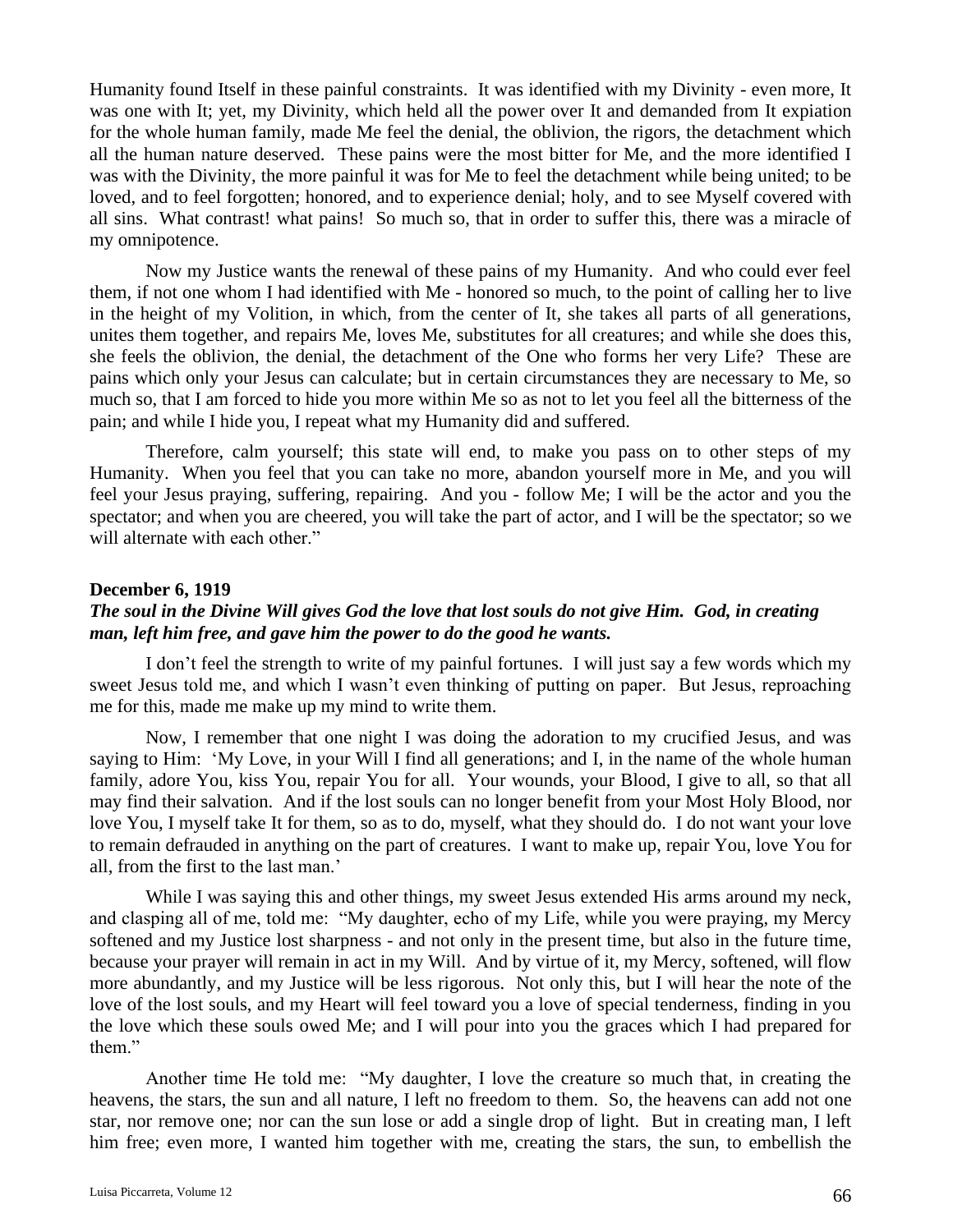Humanity found Itself in these painful constraints. It was identified with my Divinity - even more, It was one with It; yet, my Divinity, which held all the power over It and demanded from It expiation for the whole human family, made Me feel the denial, the oblivion, the rigors, the detachment which all the human nature deserved. These pains were the most bitter for Me, and the more identified I was with the Divinity, the more painful it was for Me to feel the detachment while being united; to be loved, and to feel forgotten; honored, and to experience denial; holy, and to see Myself covered with all sins. What contrast! what pains! So much so, that in order to suffer this, there was a miracle of my omnipotence.

Now my Justice wants the renewal of these pains of my Humanity. And who could ever feel them, if not one whom I had identified with Me - honored so much, to the point of calling her to live in the height of my Volition, in which, from the center of It, she takes all parts of all generations, unites them together, and repairs Me, loves Me, substitutes for all creatures; and while she does this, she feels the oblivion, the denial, the detachment of the One who forms her very Life? These are pains which only your Jesus can calculate; but in certain circumstances they are necessary to Me, so much so, that I am forced to hide you more within Me so as not to let you feel all the bitterness of the pain; and while I hide you, I repeat what my Humanity did and suffered.

Therefore, calm yourself; this state will end, to make you pass on to other steps of my Humanity. When you feel that you can take no more, abandon yourself more in Me, and you will feel your Jesus praying, suffering, repairing. And you - follow Me; I will be the actor and you the spectator; and when you are cheered, you will take the part of actor, and I will be the spectator; so we will alternate with each other."

**December 6, 1919**

***The soul in the Divine Will gives God the love that lost souls do not give Him. God, in creating man, left him free, and gave him the power to do the good he wants.***

I don't feel the strength to write of my painful fortunes. I will just say a few words which my sweet Jesus told me, and which I wasn't even thinking of putting on paper. But Jesus, reproaching me for this, made me make up my mind to write them.

Now, I remember that one night I was doing the adoration to my crucified Jesus, and was saying to Him: 'My Love, in your Will I find all generations; and I, in the name of the whole human family, adore You, kiss You, repair You for all. Your wounds, your Blood, I give to all, so that all may find their salvation. And if the lost souls can no longer benefit from your Most Holy Blood, nor love You, I myself take It for them, so as to do, myself, what they should do. I do not want your love to remain defrauded in anything on the part of creatures. I want to make up, repair You, love You for all, from the first to the last man.'

While I was saying this and other things, my sweet Jesus extended His arms around my neck, and clasping all of me, told me: "My daughter, echo of my Life, while you were praying, my Mercy softened and my Justice lost sharpness - and not only in the present time, but also in the future time, because your prayer will remain in act in my Will. And by virtue of it, my Mercy, softened, will flow more abundantly, and my Justice will be less rigorous. Not only this, but I will hear the note of the love of the lost souls, and my Heart will feel toward you a love of special tenderness, finding in you the love which these souls owed Me; and I will pour into you the graces which I had prepared for them."

Another time He told me: "My daughter, I love the creature so much that, in creating the heavens, the stars, the sun and all nature, I left no freedom to them. So, the heavens can add not one star, nor remove one; nor can the sun lose or add a single drop of light. But in creating man, I left him free; even more, I wanted him together with me, creating the stars, the sun, to embellish the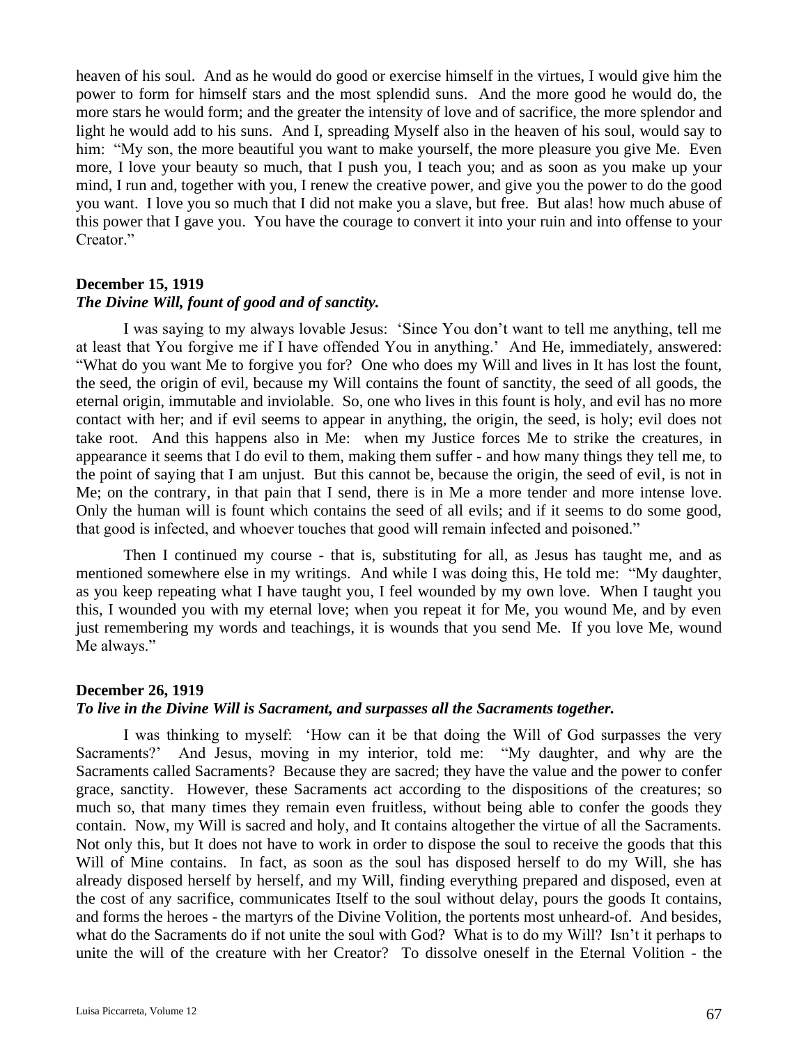heaven of his soul. And as he would do good or exercise himself in the virtues, I would give him the power to form for himself stars and the most splendid suns. And the more good he would do, the more stars he would form; and the greater the intensity of love and of sacrifice, the more splendor and light he would add to his suns. And I, spreading Myself also in the heaven of his soul, would say to him: "My son, the more beautiful you want to make yourself, the more pleasure you give Me. Even more, I love your beauty so much, that I push you, I teach you; and as soon as you make up your mind, I run and, together with you, I renew the creative power, and give you the power to do the good you want. I love you so much that I did not make you a slave, but free. But alas! how much abuse of this power that I gave you. You have the courage to convert it into your ruin and into offense to your Creator."

**December 15, 1919**
***The Divine Will, fount of good and of sanctity.***

I was saying to my always lovable Jesus: 'Since You don't want to tell me anything, tell me at least that You forgive me if I have offended You in anything.' And He, immediately, answered: "What do you want Me to forgive you for? One who does my Will and lives in It has lost the fount, the seed, the origin of evil, because my Will contains the fount of sanctity, the seed of all goods, the eternal origin, immutable and inviolable. So, one who lives in this fount is holy, and evil has no more contact with her; and if evil seems to appear in anything, the origin, the seed, is holy; evil does not take root. And this happens also in Me: when my Justice forces Me to strike the creatures, in appearance it seems that I do evil to them, making them suffer - and how many things they tell me, to the point of saying that I am unjust. But this cannot be, because the origin, the seed of evil, is not in Me; on the contrary, in that pain that I send, there is in Me a more tender and more intense love. Only the human will is fount which contains the seed of all evils; and if it seems to do some good, that good is infected, and whoever touches that good will remain infected and poisoned."

Then I continued my course - that is, substituting for all, as Jesus has taught me, and as mentioned somewhere else in my writings. And while I was doing this, He told me: "My daughter, as you keep repeating what I have taught you, I feel wounded by my own love. When I taught you this, I wounded you with my eternal love; when you repeat it for Me, you wound Me, and by even just remembering my words and teachings, it is wounds that you send Me. If you love Me, wound Me always."

**December 26, 1919**
***To live in the Divine Will is Sacrament, and surpasses all the Sacraments together.***

I was thinking to myself: 'How can it be that doing the Will of God surpasses the very Sacraments?' And Jesus, moving in my interior, told me: "My daughter, and why are the Sacraments called Sacraments? Because they are sacred; they have the value and the power to confer grace, sanctity. However, these Sacraments act according to the dispositions of the creatures; so much so, that many times they remain even fruitless, without being able to confer the goods they contain. Now, my Will is sacred and holy, and It contains altogether the virtue of all the Sacraments. Not only this, but It does not have to work in order to dispose the soul to receive the goods that this Will of Mine contains. In fact, as soon as the soul has disposed herself to do my Will, she has already disposed herself by herself, and my Will, finding everything prepared and disposed, even at the cost of any sacrifice, communicates Itself to the soul without delay, pours the goods It contains, and forms the heroes - the martyrs of the Divine Volition, the portents most unheard-of. And besides, what do the Sacraments do if not unite the soul with God? What is to do my Will? Isn't it perhaps to unite the will of the creature with her Creator? To dissolve oneself in the Eternal Volition - the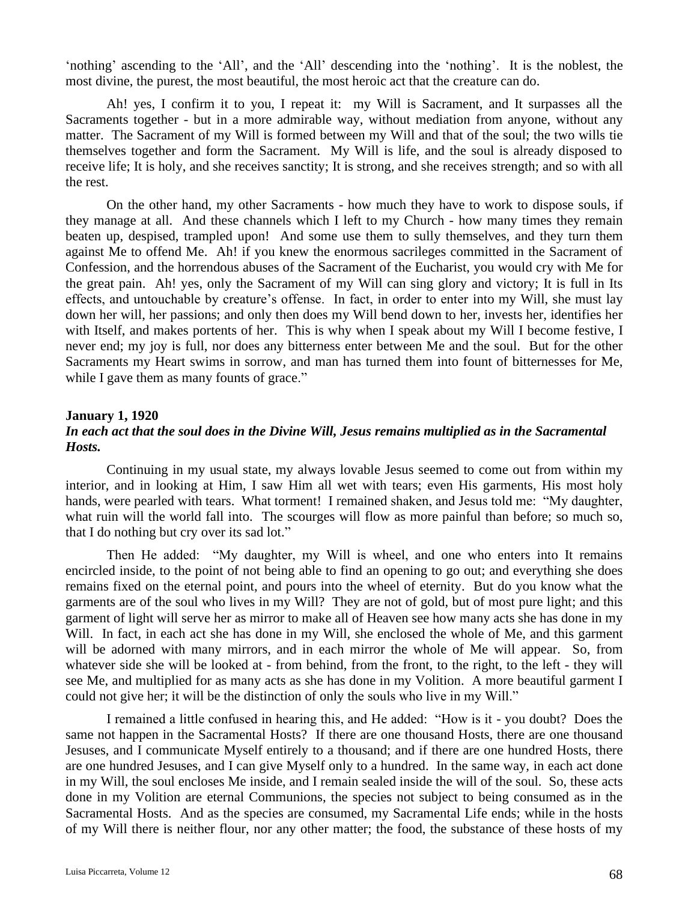'nothing' ascending to the 'All', and the 'All' descending into the 'nothing'. It is the noblest, the most divine, the purest, the most beautiful, the most heroic act that the creature can do.

Ah! yes, I confirm it to you, I repeat it: my Will is Sacrament, and It surpasses all the Sacraments together - but in a more admirable way, without mediation from anyone, without any matter. The Sacrament of my Will is formed between my Will and that of the soul; the two wills tie themselves together and form the Sacrament. My Will is life, and the soul is already disposed to receive life; It is holy, and she receives sanctity; It is strong, and she receives strength; and so with all the rest.

On the other hand, my other Sacraments - how much they have to work to dispose souls, if they manage at all. And these channels which I left to my Church - how many times they remain beaten up, despised, trampled upon! And some use them to sully themselves, and they turn them against Me to offend Me. Ah! if you knew the enormous sacrileges committed in the Sacrament of Confession, and the horrendous abuses of the Sacrament of the Eucharist, you would cry with Me for the great pain. Ah! yes, only the Sacrament of my Will can sing glory and victory; It is full in Its effects, and untouchable by creature's offense. In fact, in order to enter into my Will, she must lay down her will, her passions; and only then does my Will bend down to her, invests her, identifies her with Itself, and makes portents of her. This is why when I speak about my Will I become festive, I never end; my joy is full, nor does any bitterness enter between Me and the soul. But for the other Sacraments my Heart swims in sorrow, and man has turned them into fount of bitternesses for Me, while I gave them as many founts of grace."

**January 1, 1920**
***In each act that the soul does in the Divine Will, Jesus remains multiplied as in the Sacramental Hosts.***

Continuing in my usual state, my always lovable Jesus seemed to come out from within my interior, and in looking at Him, I saw Him all wet with tears; even His garments, His most holy hands, were pearled with tears. What torment! I remained shaken, and Jesus told me: "My daughter, what ruin will the world fall into. The scourges will flow as more painful than before; so much so, that I do nothing but cry over its sad lot."

Then He added: "My daughter, my Will is wheel, and one who enters into It remains encircled inside, to the point of not being able to find an opening to go out; and everything she does remains fixed on the eternal point, and pours into the wheel of eternity. But do you know what the garments are of the soul who lives in my Will? They are not of gold, but of most pure light; and this garment of light will serve her as mirror to make all of Heaven see how many acts she has done in my Will. In fact, in each act she has done in my Will, she enclosed the whole of Me, and this garment will be adorned with many mirrors, and in each mirror the whole of Me will appear. So, from whatever side she will be looked at - from behind, from the front, to the right, to the left - they will see Me, and multiplied for as many acts as she has done in my Volition. A more beautiful garment I could not give her; it will be the distinction of only the souls who live in my Will."

I remained a little confused in hearing this, and He added: "How is it - you doubt? Does the same not happen in the Sacramental Hosts? If there are one thousand Hosts, there are one thousand Jesuses, and I communicate Myself entirely to a thousand; and if there are one hundred Hosts, there are one hundred Jesuses, and I can give Myself only to a hundred. In the same way, in each act done in my Will, the soul encloses Me inside, and I remain sealed inside the will of the soul. So, these acts done in my Volition are eternal Communions, the species not subject to being consumed as in the Sacramental Hosts. And as the species are consumed, my Sacramental Life ends; while in the hosts of my Will there is neither flour, nor any other matter; the food, the substance of these hosts of my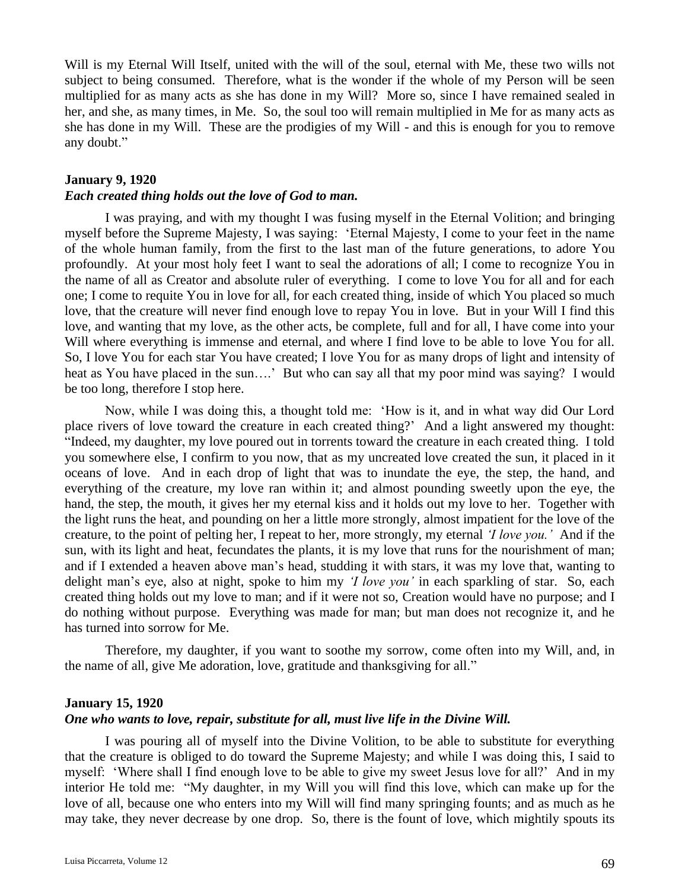Will is my Eternal Will Itself, united with the will of the soul, eternal with Me, these two wills not subject to being consumed. Therefore, what is the wonder if the whole of my Person will be seen multiplied for as many acts as she has done in my Will? More so, since I have remained sealed in her, and she, as many times, in Me. So, the soul too will remain multiplied in Me for as many acts as she has done in my Will. These are the prodigies of my Will - and this is enough for you to remove any doubt."

**January 9, 1920**

***Each created thing holds out the love of God to man.***

I was praying, and with my thought I was fusing myself in the Eternal Volition; and bringing myself before the Supreme Majesty, I was saying: 'Eternal Majesty, I come to your feet in the name of the whole human family, from the first to the last man of the future generations, to adore You profoundly. At your most holy feet I want to seal the adorations of all; I come to recognize You in the name of all as Creator and absolute ruler of everything. I come to love You for all and for each one; I come to requite You in love for all, for each created thing, inside of which You placed so much love, that the creature will never find enough love to repay You in love. But in your Will I find this love, and wanting that my love, as the other acts, be complete, full and for all, I have come into your Will where everything is immense and eternal, and where I find love to be able to love You for all. So, I love You for each star You have created; I love You for as many drops of light and intensity of heat as You have placed in the sun….' But who can say all that my poor mind was saying? I would be too long, therefore I stop here.

Now, while I was doing this, a thought told me: 'How is it, and in what way did Our Lord place rivers of love toward the creature in each created thing?' And a light answered my thought: "Indeed, my daughter, my love poured out in torrents toward the creature in each created thing. I told you somewhere else, I confirm to you now, that as my uncreated love created the sun, it placed in it oceans of love. And in each drop of light that was to inundate the eye, the step, the hand, and everything of the creature, my love ran within it; and almost pounding sweetly upon the eye, the hand, the step, the mouth, it gives her my eternal kiss and it holds out my love to her. Together with the light runs the heat, and pounding on her a little more strongly, almost impatient for the love of the creature, to the point of pelting her, I repeat to her, more strongly, my eternal *'I love you.'* And if the sun, with its light and heat, fecundates the plants, it is my love that runs for the nourishment of man; and if I extended a heaven above man's head, studding it with stars, it was my love that, wanting to delight man's eye, also at night, spoke to him my *'I love you'* in each sparkling of star. So, each created thing holds out my love to man; and if it were not so, Creation would have no purpose; and I do nothing without purpose. Everything was made for man; but man does not recognize it, and he has turned into sorrow for Me.

Therefore, my daughter, if you want to soothe my sorrow, come often into my Will, and, in the name of all, give Me adoration, love, gratitude and thanksgiving for all."

**January 15, 1920**

***One who wants to love, repair, substitute for all, must live life in the Divine Will.***

I was pouring all of myself into the Divine Volition, to be able to substitute for everything that the creature is obliged to do toward the Supreme Majesty; and while I was doing this, I said to myself: 'Where shall I find enough love to be able to give my sweet Jesus love for all?' And in my interior He told me: "My daughter, in my Will you will find this love, which can make up for the love of all, because one who enters into my Will will find many springing founts; and as much as he may take, they never decrease by one drop. So, there is the fount of love, which mightily spouts its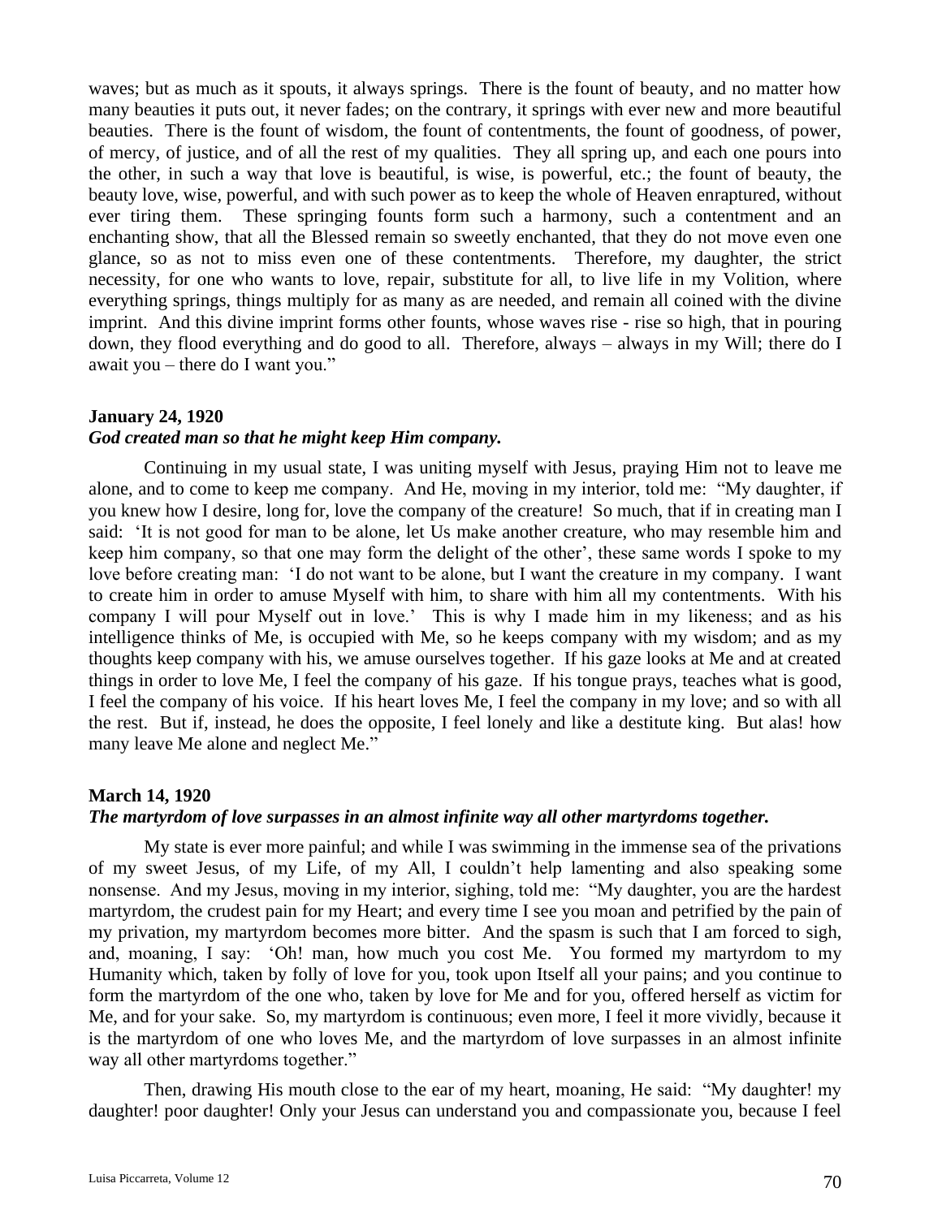waves; but as much as it spouts, it always springs. There is the fount of beauty, and no matter how many beauties it puts out, it never fades; on the contrary, it springs with ever new and more beautiful beauties. There is the fount of wisdom, the fount of contentments, the fount of goodness, of power, of mercy, of justice, and of all the rest of my qualities. They all spring up, and each one pours into the other, in such a way that love is beautiful, is wise, is powerful, etc.; the fount of beauty, the beauty love, wise, powerful, and with such power as to keep the whole of Heaven enraptured, without ever tiring them. These springing founts form such a harmony, such a contentment and an enchanting show, that all the Blessed remain so sweetly enchanted, that they do not move even one glance, so as not to miss even one of these contentments. Therefore, my daughter, the strict necessity, for one who wants to love, repair, substitute for all, to live life in my Volition, where everything springs, things multiply for as many as are needed, and remain all coined with the divine imprint. And this divine imprint forms other founts, whose waves rise - rise so high, that in pouring down, they flood everything and do good to all. Therefore, always – always in my Will; there do I await you – there do I want you."

**January 24, 1920**
***God created man so that he might keep Him company.***

Continuing in my usual state, I was uniting myself with Jesus, praying Him not to leave me alone, and to come to keep me company. And He, moving in my interior, told me: "My daughter, if you knew how I desire, long for, love the company of the creature! So much, that if in creating man I said: 'It is not good for man to be alone, let Us make another creature, who may resemble him and keep him company, so that one may form the delight of the other', these same words I spoke to my love before creating man: 'I do not want to be alone, but I want the creature in my company. I want to create him in order to amuse Myself with him, to share with him all my contentments. With his company I will pour Myself out in love.' This is why I made him in my likeness; and as his intelligence thinks of Me, is occupied with Me, so he keeps company with my wisdom; and as my thoughts keep company with his, we amuse ourselves together. If his gaze looks at Me and at created things in order to love Me, I feel the company of his gaze. If his tongue prays, teaches what is good, I feel the company of his voice. If his heart loves Me, I feel the company in my love; and so with all the rest. But if, instead, he does the opposite, I feel lonely and like a destitute king. But alas! how many leave Me alone and neglect Me."

**March 14, 1920**
***The martyrdom of love surpasses in an almost infinite way all other martyrdoms together.***

My state is ever more painful; and while I was swimming in the immense sea of the privations of my sweet Jesus, of my Life, of my All, I couldn't help lamenting and also speaking some nonsense. And my Jesus, moving in my interior, sighing, told me: "My daughter, you are the hardest martyrdom, the crudest pain for my Heart; and every time I see you moan and petrified by the pain of my privation, my martyrdom becomes more bitter. And the spasm is such that I am forced to sigh, and, moaning, I say: 'Oh! man, how much you cost Me. You formed my martyrdom to my Humanity which, taken by folly of love for you, took upon Itself all your pains; and you continue to form the martyrdom of the one who, taken by love for Me and for you, offered herself as victim for Me, and for your sake. So, my martyrdom is continuous; even more, I feel it more vividly, because it is the martyrdom of one who loves Me, and the martyrdom of love surpasses in an almost infinite way all other martyrdoms together."

Then, drawing His mouth close to the ear of my heart, moaning, He said: "My daughter! my daughter! poor daughter! Only your Jesus can understand you and compassionate you, because I feel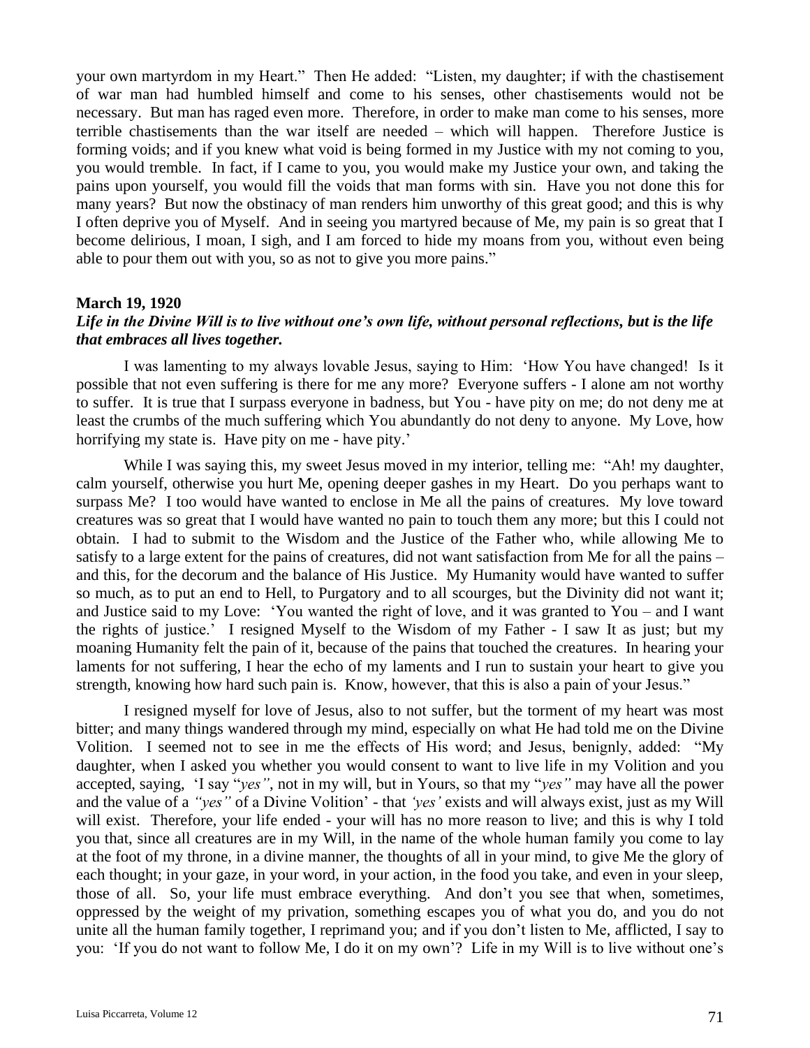your own martyrdom in my Heart." Then He added: "Listen, my daughter; if with the chastisement of war man had humbled himself and come to his senses, other chastisements would not be necessary. But man has raged even more. Therefore, in order to make man come to his senses, more terrible chastisements than the war itself are needed – which will happen. Therefore Justice is forming voids; and if you knew what void is being formed in my Justice with my not coming to you, you would tremble. In fact, if I came to you, you would make my Justice your own, and taking the pains upon yourself, you would fill the voids that man forms with sin. Have you not done this for many years? But now the obstinacy of man renders him unworthy of this great good; and this is why I often deprive you of Myself. And in seeing you martyred because of Me, my pain is so great that I become delirious, I moan, I sigh, and I am forced to hide my moans from you, without even being able to pour them out with you, so as not to give you more pains."

**March 19, 1920**

***Life in the Divine Will is to live without one's own life, without personal reflections, but is the life that embraces all lives together.***

I was lamenting to my always lovable Jesus, saying to Him: 'How You have changed! Is it possible that not even suffering is there for me any more? Everyone suffers - I alone am not worthy to suffer. It is true that I surpass everyone in badness, but You - have pity on me; do not deny me at least the crumbs of the much suffering which You abundantly do not deny to anyone. My Love, how horrifying my state is. Have pity on me - have pity.'

While I was saying this, my sweet Jesus moved in my interior, telling me: "Ah! my daughter, calm yourself, otherwise you hurt Me, opening deeper gashes in my Heart. Do you perhaps want to surpass Me? I too would have wanted to enclose in Me all the pains of creatures. My love toward creatures was so great that I would have wanted no pain to touch them any more; but this I could not obtain. I had to submit to the Wisdom and the Justice of the Father who, while allowing Me to satisfy to a large extent for the pains of creatures, did not want satisfaction from Me for all the pains – and this, for the decorum and the balance of His Justice. My Humanity would have wanted to suffer so much, as to put an end to Hell, to Purgatory and to all scourges, but the Divinity did not want it; and Justice said to my Love: 'You wanted the right of love, and it was granted to You – and I want the rights of justice.' I resigned Myself to the Wisdom of my Father - I saw It as just; but my moaning Humanity felt the pain of it, because of the pains that touched the creatures. In hearing your laments for not suffering, I hear the echo of my laments and I run to sustain your heart to give you strength, knowing how hard such pain is. Know, however, that this is also a pain of your Jesus."

I resigned myself for love of Jesus, also to not suffer, but the torment of my heart was most bitter; and many things wandered through my mind, especially on what He had told me on the Divine Volition. I seemed not to see in me the effects of His word; and Jesus, benignly, added: "My daughter, when I asked you whether you would consent to want to live life in my Volition and you accepted, saying, 'I say "*yes"*, not in my will, but in Yours, so that my "*yes"* may have all the power and the value of a *"yes"* of a Divine Volition' - that *'yes'* exists and will always exist, just as my Will will exist. Therefore, your life ended - your will has no more reason to live; and this is why I told you that, since all creatures are in my Will, in the name of the whole human family you come to lay at the foot of my throne, in a divine manner, the thoughts of all in your mind, to give Me the glory of each thought; in your gaze, in your word, in your action, in the food you take, and even in your sleep, those of all. So, your life must embrace everything. And don't you see that when, sometimes, oppressed by the weight of my privation, something escapes you of what you do, and you do not unite all the human family together, I reprimand you; and if you don't listen to Me, afflicted, I say to you: 'If you do not want to follow Me, I do it on my own'? Life in my Will is to live without one's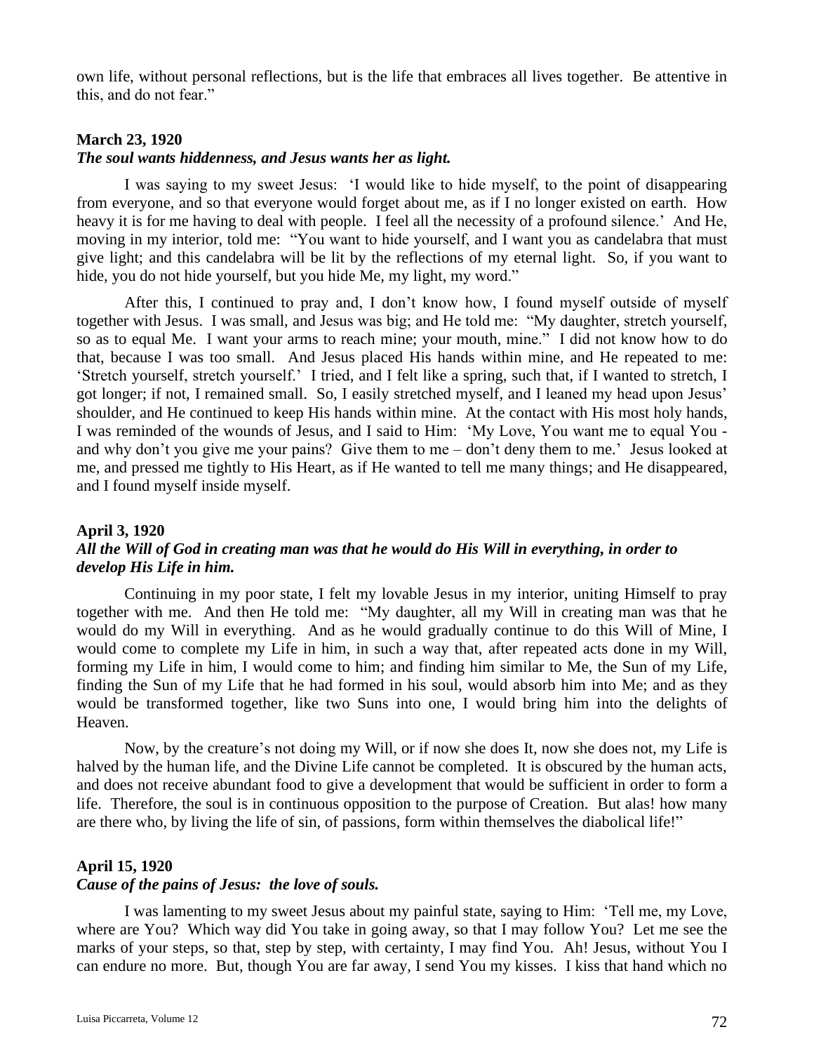own life, without personal reflections, but is the life that embraces all lives together. Be attentive in this, and do not fear."

### March 23, 1920
***The soul wants hiddenness, and Jesus wants her as light.***

I was saying to my sweet Jesus: 'I would like to hide myself, to the point of disappearing from everyone, and so that everyone would forget about me, as if I no longer existed on earth. How heavy it is for me having to deal with people. I feel all the necessity of a profound silence.' And He, moving in my interior, told me: "You want to hide yourself, and I want you as candelabra that must give light; and this candelabra will be lit by the reflections of my eternal light. So, if you want to hide, you do not hide yourself, but you hide Me, my light, my word."

After this, I continued to pray and, I don't know how, I found myself outside of myself together with Jesus. I was small, and Jesus was big; and He told me: "My daughter, stretch yourself, so as to equal Me. I want your arms to reach mine; your mouth, mine." I did not know how to do that, because I was too small. And Jesus placed His hands within mine, and He repeated to me: 'Stretch yourself, stretch yourself.' I tried, and I felt like a spring, such that, if I wanted to stretch, I got longer; if not, I remained small. So, I easily stretched myself, and I leaned my head upon Jesus' shoulder, and He continued to keep His hands within mine. At the contact with His most holy hands, I was reminded of the wounds of Jesus, and I said to Him: 'My Love, You want me to equal You - and why don't you give me your pains? Give them to me – don't deny them to me.' Jesus looked at me, and pressed me tightly to His Heart, as if He wanted to tell me many things; and He disappeared, and I found myself inside myself.

### April 3, 1920
***All the Will of God in creating man was that he would do His Will in everything, in order to develop His Life in him.***

Continuing in my poor state, I felt my lovable Jesus in my interior, uniting Himself to pray together with me. And then He told me: "My daughter, all my Will in creating man was that he would do my Will in everything. And as he would gradually continue to do this Will of Mine, I would come to complete my Life in him, in such a way that, after repeated acts done in my Will, forming my Life in him, I would come to him; and finding him similar to Me, the Sun of my Life, finding the Sun of my Life that he had formed in his soul, would absorb him into Me; and as they would be transformed together, like two Suns into one, I would bring him into the delights of Heaven.

Now, by the creature's not doing my Will, or if now she does It, now she does not, my Life is halved by the human life, and the Divine Life cannot be completed. It is obscured by the human acts, and does not receive abundant food to give a development that would be sufficient in order to form a life. Therefore, the soul is in continuous opposition to the purpose of Creation. But alas! how many are there who, by living the life of sin, of passions, form within themselves the diabolical life!"

### April 15, 1920
***Cause of the pains of Jesus: the love of souls.***

I was lamenting to my sweet Jesus about my painful state, saying to Him: 'Tell me, my Love, where are You? Which way did You take in going away, so that I may follow You? Let me see the marks of your steps, so that, step by step, with certainty, I may find You. Ah! Jesus, without You I can endure no more. But, though You are far away, I send You my kisses. I kiss that hand which no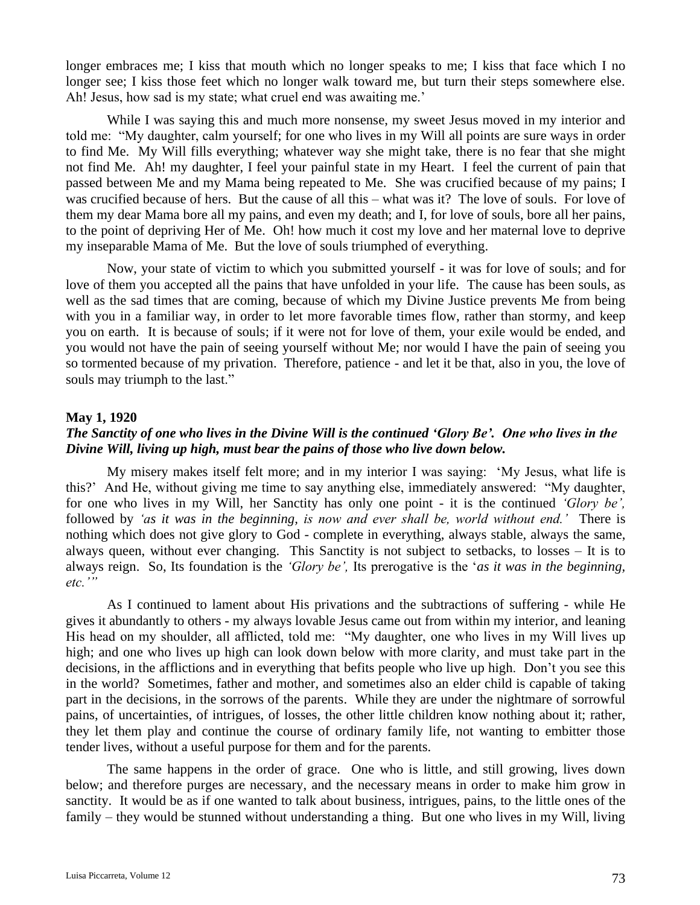longer embraces me; I kiss that mouth which no longer speaks to me; I kiss that face which I no longer see; I kiss those feet which no longer walk toward me, but turn their steps somewhere else. Ah! Jesus, how sad is my state; what cruel end was awaiting me.'

While I was saying this and much more nonsense, my sweet Jesus moved in my interior and told me: "My daughter, calm yourself; for one who lives in my Will all points are sure ways in order to find Me. My Will fills everything; whatever way she might take, there is no fear that she might not find Me. Ah! my daughter, I feel your painful state in my Heart. I feel the current of pain that passed between Me and my Mama being repeated to Me. She was crucified because of my pains; I was crucified because of hers. But the cause of all this – what was it? The love of souls. For love of them my dear Mama bore all my pains, and even my death; and I, for love of souls, bore all her pains, to the point of depriving Her of Me. Oh! how much it cost my love and her maternal love to deprive my inseparable Mama of Me. But the love of souls triumphed of everything.

Now, your state of victim to which you submitted yourself - it was for love of souls; and for love of them you accepted all the pains that have unfolded in your life. The cause has been souls, as well as the sad times that are coming, because of which my Divine Justice prevents Me from being with you in a familiar way, in order to let more favorable times flow, rather than stormy, and keep you on earth. It is because of souls; if it were not for love of them, your exile would be ended, and you would not have the pain of seeing yourself without Me; nor would I have the pain of seeing you so tormented because of my privation. Therefore, patience - and let it be that, also in you, the love of souls may triumph to the last."

**May 1, 1920**

***The Sanctity of one who lives in the Divine Will is the continued 'Glory Be'. One who lives in the Divine Will, living up high, must bear the pains of those who live down below.***

My misery makes itself felt more; and in my interior I was saying: 'My Jesus, what life is this?' And He, without giving me time to say anything else, immediately answered: "My daughter, for one who lives in my Will, her Sanctity has only one point - it is the continued *'Glory be',* followed by *'as it was in the beginning, is now and ever shall be, world without end.'* There is nothing which does not give glory to God - complete in everything, always stable, always the same, always queen, without ever changing. This Sanctity is not subject to setbacks, to losses – It is to always reign. So, Its foundation is the *'Glory be',* Its prerogative is the '*as it was in the beginning, etc.'"*

As I continued to lament about His privations and the subtractions of suffering - while He gives it abundantly to others - my always lovable Jesus came out from within my interior, and leaning His head on my shoulder, all afflicted, told me: "My daughter, one who lives in my Will lives up high; and one who lives up high can look down below with more clarity, and must take part in the decisions, in the afflictions and in everything that befits people who live up high. Don't you see this in the world? Sometimes, father and mother, and sometimes also an elder child is capable of taking part in the decisions, in the sorrows of the parents. While they are under the nightmare of sorrowful pains, of uncertainties, of intrigues, of losses, the other little children know nothing about it; rather, they let them play and continue the course of ordinary family life, not wanting to embitter those tender lives, without a useful purpose for them and for the parents.

The same happens in the order of grace. One who is little, and still growing, lives down below; and therefore purges are necessary, and the necessary means in order to make him grow in sanctity. It would be as if one wanted to talk about business, intrigues, pains, to the little ones of the family – they would be stunned without understanding a thing. But one who lives in my Will, living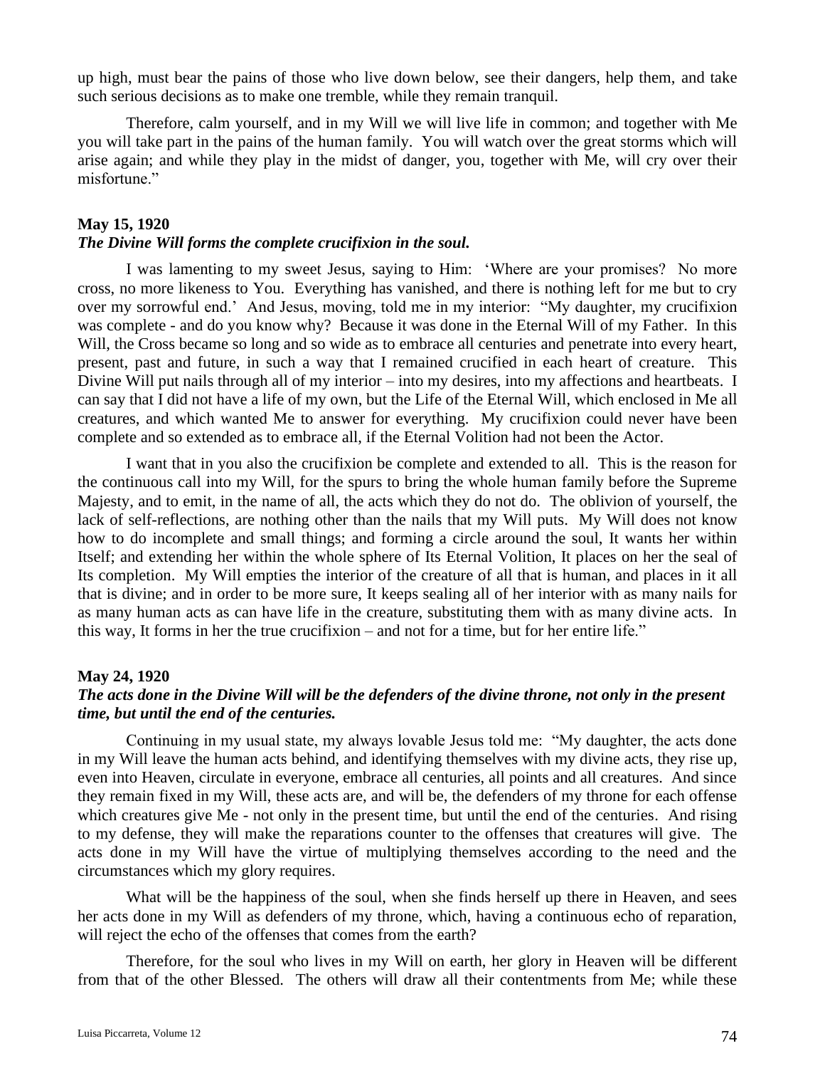up high, must bear the pains of those who live down below, see their dangers, help them, and take such serious decisions as to make one tremble, while they remain tranquil.

Therefore, calm yourself, and in my Will we will live life in common; and together with Me you will take part in the pains of the human family. You will watch over the great storms which will arise again; and while they play in the midst of danger, you, together with Me, will cry over their misfortune."

**May 15, 1920**
***The Divine Will forms the complete crucifixion in the soul.***

I was lamenting to my sweet Jesus, saying to Him: 'Where are your promises? No more cross, no more likeness to You. Everything has vanished, and there is nothing left for me but to cry over my sorrowful end.' And Jesus, moving, told me in my interior: "My daughter, my crucifixion was complete - and do you know why? Because it was done in the Eternal Will of my Father. In this Will, the Cross became so long and so wide as to embrace all centuries and penetrate into every heart, present, past and future, in such a way that I remained crucified in each heart of creature. This Divine Will put nails through all of my interior – into my desires, into my affections and heartbeats. I can say that I did not have a life of my own, but the Life of the Eternal Will, which enclosed in Me all creatures, and which wanted Me to answer for everything. My crucifixion could never have been complete and so extended as to embrace all, if the Eternal Volition had not been the Actor.

I want that in you also the crucifixion be complete and extended to all. This is the reason for the continuous call into my Will, for the spurs to bring the whole human family before the Supreme Majesty, and to emit, in the name of all, the acts which they do not do. The oblivion of yourself, the lack of self-reflections, are nothing other than the nails that my Will puts. My Will does not know how to do incomplete and small things; and forming a circle around the soul, It wants her within Itself; and extending her within the whole sphere of Its Eternal Volition, It places on her the seal of Its completion. My Will empties the interior of the creature of all that is human, and places in it all that is divine; and in order to be more sure, It keeps sealing all of her interior with as many nails for as many human acts as can have life in the creature, substituting them with as many divine acts. In this way, It forms in her the true crucifixion – and not for a time, but for her entire life."

**May 24, 1920**
***The acts done in the Divine Will will be the defenders of the divine throne, not only in the present time, but until the end of the centuries.***

Continuing in my usual state, my always lovable Jesus told me: "My daughter, the acts done in my Will leave the human acts behind, and identifying themselves with my divine acts, they rise up, even into Heaven, circulate in everyone, embrace all centuries, all points and all creatures. And since they remain fixed in my Will, these acts are, and will be, the defenders of my throne for each offense which creatures give Me - not only in the present time, but until the end of the centuries. And rising to my defense, they will make the reparations counter to the offenses that creatures will give. The acts done in my Will have the virtue of multiplying themselves according to the need and the circumstances which my glory requires.

What will be the happiness of the soul, when she finds herself up there in Heaven, and sees her acts done in my Will as defenders of my throne, which, having a continuous echo of reparation, will reject the echo of the offenses that comes from the earth?

Therefore, for the soul who lives in my Will on earth, her glory in Heaven will be different from that of the other Blessed. The others will draw all their contentments from Me; while these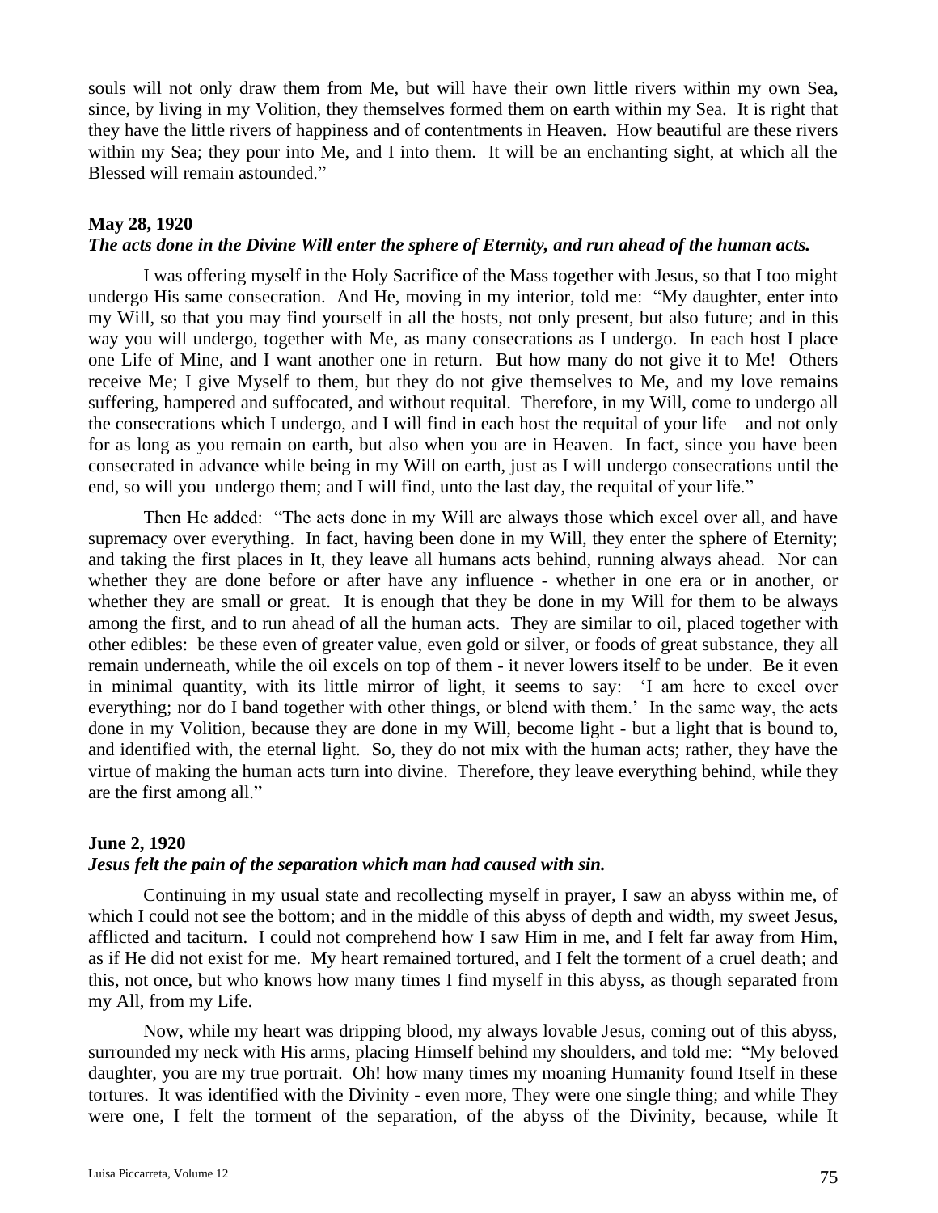souls will not only draw them from Me, but will have their own little rivers within my own Sea, since, by living in my Volition, they themselves formed them on earth within my Sea. It is right that they have the little rivers of happiness and of contentments in Heaven. How beautiful are these rivers within my Sea; they pour into Me, and I into them. It will be an enchanting sight, at which all the Blessed will remain astounded."

**May 28, 1920**
***The acts done in the Divine Will enter the sphere of Eternity, and run ahead of the human acts.***

I was offering myself in the Holy Sacrifice of the Mass together with Jesus, so that I too might undergo His same consecration. And He, moving in my interior, told me: "My daughter, enter into my Will, so that you may find yourself in all the hosts, not only present, but also future; and in this way you will undergo, together with Me, as many consecrations as I undergo. In each host I place one Life of Mine, and I want another one in return. But how many do not give it to Me! Others receive Me; I give Myself to them, but they do not give themselves to Me, and my love remains suffering, hampered and suffocated, and without requital. Therefore, in my Will, come to undergo all the consecrations which I undergo, and I will find in each host the requital of your life – and not only for as long as you remain on earth, but also when you are in Heaven. In fact, since you have been consecrated in advance while being in my Will on earth, just as I will undergo consecrations until the end, so will you undergo them; and I will find, unto the last day, the requital of your life."

Then He added: "The acts done in my Will are always those which excel over all, and have supremacy over everything. In fact, having been done in my Will, they enter the sphere of Eternity; and taking the first places in It, they leave all humans acts behind, running always ahead. Nor can whether they are done before or after have any influence - whether in one era or in another, or whether they are small or great. It is enough that they be done in my Will for them to be always among the first, and to run ahead of all the human acts. They are similar to oil, placed together with other edibles: be these even of greater value, even gold or silver, or foods of great substance, they all remain underneath, while the oil excels on top of them - it never lowers itself to be under. Be it even in minimal quantity, with its little mirror of light, it seems to say: 'I am here to excel over everything; nor do I band together with other things, or blend with them.' In the same way, the acts done in my Volition, because they are done in my Will, become light - but a light that is bound to, and identified with, the eternal light. So, they do not mix with the human acts; rather, they have the virtue of making the human acts turn into divine. Therefore, they leave everything behind, while they are the first among all."

**June 2, 1920**
***Jesus felt the pain of the separation which man had caused with sin.***

Continuing in my usual state and recollecting myself in prayer, I saw an abyss within me, of which I could not see the bottom; and in the middle of this abyss of depth and width, my sweet Jesus, afflicted and taciturn. I could not comprehend how I saw Him in me, and I felt far away from Him, as if He did not exist for me. My heart remained tortured, and I felt the torment of a cruel death; and this, not once, but who knows how many times I find myself in this abyss, as though separated from my All, from my Life.

Now, while my heart was dripping blood, my always lovable Jesus, coming out of this abyss, surrounded my neck with His arms, placing Himself behind my shoulders, and told me: "My beloved daughter, you are my true portrait. Oh! how many times my moaning Humanity found Itself in these tortures. It was identified with the Divinity - even more, They were one single thing; and while They were one, I felt the torment of the separation, of the abyss of the Divinity, because, while It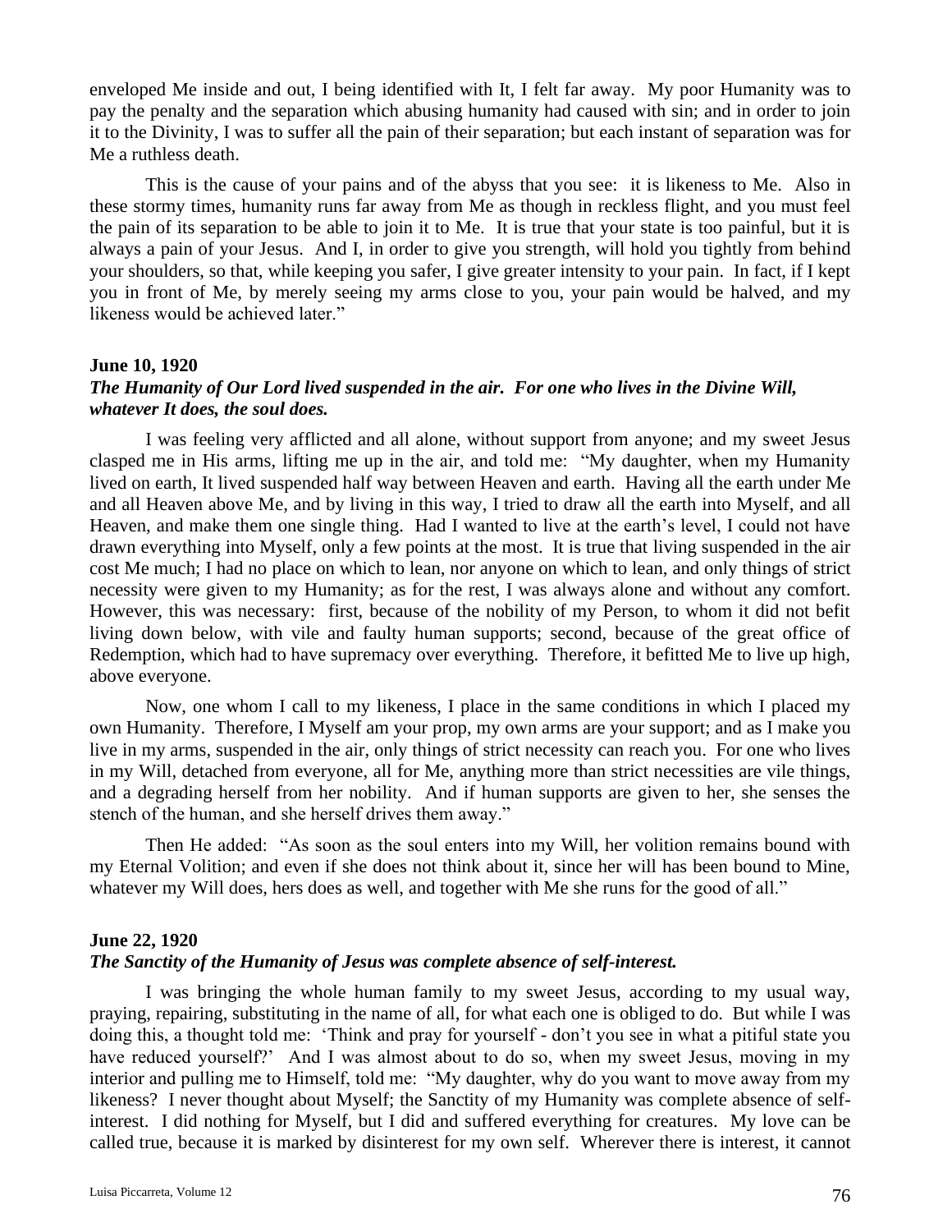enveloped Me inside and out, I being identified with It, I felt far away. My poor Humanity was to pay the penalty and the separation which abusing humanity had caused with sin; and in order to join it to the Divinity, I was to suffer all the pain of their separation; but each instant of separation was for Me a ruthless death.

This is the cause of your pains and of the abyss that you see: it is likeness to Me. Also in these stormy times, humanity runs far away from Me as though in reckless flight, and you must feel the pain of its separation to be able to join it to Me. It is true that your state is too painful, but it is always a pain of your Jesus. And I, in order to give you strength, will hold you tightly from behind your shoulders, so that, while keeping you safer, I give greater intensity to your pain. In fact, if I kept you in front of Me, by merely seeing my arms close to you, your pain would be halved, and my likeness would be achieved later."

**June 10, 1920**
***The Humanity of Our Lord lived suspended in the air. For one who lives in the Divine Will, whatever It does, the soul does.***

I was feeling very afflicted and all alone, without support from anyone; and my sweet Jesus clasped me in His arms, lifting me up in the air, and told me: "My daughter, when my Humanity lived on earth, It lived suspended half way between Heaven and earth. Having all the earth under Me and all Heaven above Me, and by living in this way, I tried to draw all the earth into Myself, and all Heaven, and make them one single thing. Had I wanted to live at the earth's level, I could not have drawn everything into Myself, only a few points at the most. It is true that living suspended in the air cost Me much; I had no place on which to lean, nor anyone on which to lean, and only things of strict necessity were given to my Humanity; as for the rest, I was always alone and without any comfort. However, this was necessary: first, because of the nobility of my Person, to whom it did not befit living down below, with vile and faulty human supports; second, because of the great office of Redemption, which had to have supremacy over everything. Therefore, it befitted Me to live up high, above everyone.

Now, one whom I call to my likeness, I place in the same conditions in which I placed my own Humanity. Therefore, I Myself am your prop, my own arms are your support; and as I make you live in my arms, suspended in the air, only things of strict necessity can reach you. For one who lives in my Will, detached from everyone, all for Me, anything more than strict necessities are vile things, and a degrading herself from her nobility. And if human supports are given to her, she senses the stench of the human, and she herself drives them away."

Then He added: "As soon as the soul enters into my Will, her volition remains bound with my Eternal Volition; and even if she does not think about it, since her will has been bound to Mine, whatever my Will does, hers does as well, and together with Me she runs for the good of all."

**June 22, 1920**
***The Sanctity of the Humanity of Jesus was complete absence of self-interest.***

I was bringing the whole human family to my sweet Jesus, according to my usual way, praying, repairing, substituting in the name of all, for what each one is obliged to do. But while I was doing this, a thought told me: 'Think and pray for yourself - don't you see in what a pitiful state you have reduced yourself?' And I was almost about to do so, when my sweet Jesus, moving in my interior and pulling me to Himself, told me: "My daughter, why do you want to move away from my likeness? I never thought about Myself; the Sanctity of my Humanity was complete absence of self-interest. I did nothing for Myself, but I did and suffered everything for creatures. My love can be called true, because it is marked by disinterest for my own self. Wherever there is interest, it cannot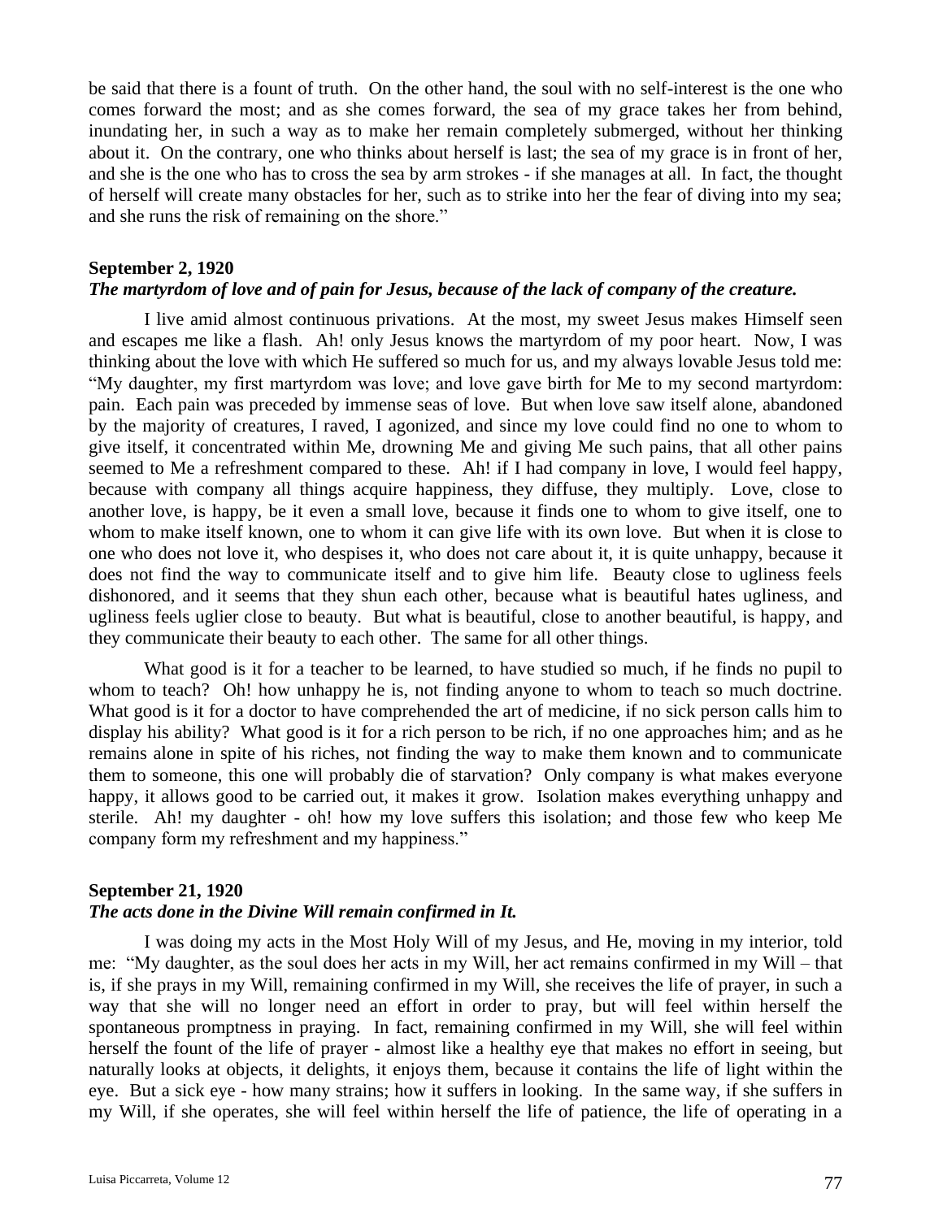be said that there is a fount of truth. On the other hand, the soul with no self-interest is the one who comes forward the most; and as she comes forward, the sea of my grace takes her from behind, inundating her, in such a way as to make her remain completely submerged, without her thinking about it. On the contrary, one who thinks about herself is last; the sea of my grace is in front of her, and she is the one who has to cross the sea by arm strokes - if she manages at all. In fact, the thought of herself will create many obstacles for her, such as to strike into her the fear of diving into my sea; and she runs the risk of remaining on the shore."

**September 2, 1920**
***The martyrdom of love and of pain for Jesus, because of the lack of company of the creature.***

I live amid almost continuous privations. At the most, my sweet Jesus makes Himself seen and escapes me like a flash. Ah! only Jesus knows the martyrdom of my poor heart. Now, I was thinking about the love with which He suffered so much for us, and my always lovable Jesus told me: "My daughter, my first martyrdom was love; and love gave birth for Me to my second martyrdom: pain. Each pain was preceded by immense seas of love. But when love saw itself alone, abandoned by the majority of creatures, I raved, I agonized, and since my love could find no one to whom to give itself, it concentrated within Me, drowning Me and giving Me such pains, that all other pains seemed to Me a refreshment compared to these. Ah! if I had company in love, I would feel happy, because with company all things acquire happiness, they diffuse, they multiply. Love, close to another love, is happy, be it even a small love, because it finds one to whom to give itself, one to whom to make itself known, one to whom it can give life with its own love. But when it is close to one who does not love it, who despises it, who does not care about it, it is quite unhappy, because it does not find the way to communicate itself and to give him life. Beauty close to ugliness feels dishonored, and it seems that they shun each other, because what is beautiful hates ugliness, and ugliness feels uglier close to beauty. But what is beautiful, close to another beautiful, is happy, and they communicate their beauty to each other. The same for all other things.

What good is it for a teacher to be learned, to have studied so much, if he finds no pupil to whom to teach? Oh! how unhappy he is, not finding anyone to whom to teach so much doctrine. What good is it for a doctor to have comprehended the art of medicine, if no sick person calls him to display his ability? What good is it for a rich person to be rich, if no one approaches him; and as he remains alone in spite of his riches, not finding the way to make them known and to communicate them to someone, this one will probably die of starvation? Only company is what makes everyone happy, it allows good to be carried out, it makes it grow. Isolation makes everything unhappy and sterile. Ah! my daughter - oh! how my love suffers this isolation; and those few who keep Me company form my refreshment and my happiness."

**September 21, 1920**
***The acts done in the Divine Will remain confirmed in It.***

I was doing my acts in the Most Holy Will of my Jesus, and He, moving in my interior, told me: "My daughter, as the soul does her acts in my Will, her act remains confirmed in my Will – that is, if she prays in my Will, remaining confirmed in my Will, she receives the life of prayer, in such a way that she will no longer need an effort in order to pray, but will feel within herself the spontaneous promptness in praying. In fact, remaining confirmed in my Will, she will feel within herself the fount of the life of prayer - almost like a healthy eye that makes no effort in seeing, but naturally looks at objects, it delights, it enjoys them, because it contains the life of light within the eye. But a sick eye - how many strains; how it suffers in looking. In the same way, if she suffers in my Will, if she operates, she will feel within herself the life of patience, the life of operating in a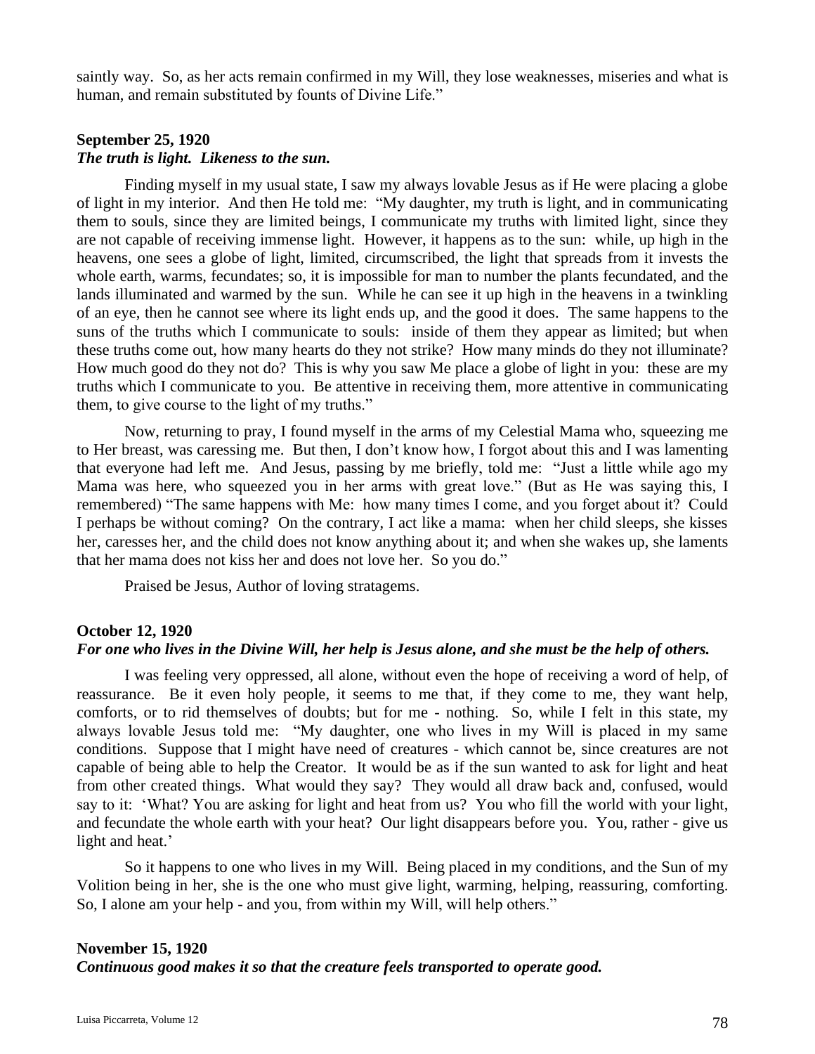saintly way. So, as her acts remain confirmed in my Will, they lose weaknesses, miseries and what is human, and remain substituted by founts of Divine Life."

**September 25, 1920**
***The truth is light. Likeness to the sun.***

Finding myself in my usual state, I saw my always lovable Jesus as if He were placing a globe of light in my interior. And then He told me: "My daughter, my truth is light, and in communicating them to souls, since they are limited beings, I communicate my truths with limited light, since they are not capable of receiving immense light. However, it happens as to the sun: while, up high in the heavens, one sees a globe of light, limited, circumscribed, the light that spreads from it invests the whole earth, warms, fecundates; so, it is impossible for man to number the plants fecundated, and the lands illuminated and warmed by the sun. While he can see it up high in the heavens in a twinkling of an eye, then he cannot see where its light ends up, and the good it does. The same happens to the suns of the truths which I communicate to souls: inside of them they appear as limited; but when these truths come out, how many hearts do they not strike? How many minds do they not illuminate? How much good do they not do? This is why you saw Me place a globe of light in you: these are my truths which I communicate to you. Be attentive in receiving them, more attentive in communicating them, to give course to the light of my truths."

Now, returning to pray, I found myself in the arms of my Celestial Mama who, squeezing me to Her breast, was caressing me. But then, I don't know how, I forgot about this and I was lamenting that everyone had left me. And Jesus, passing by me briefly, told me: "Just a little while ago my Mama was here, who squeezed you in her arms with great love." (But as He was saying this, I remembered) "The same happens with Me: how many times I come, and you forget about it? Could I perhaps be without coming? On the contrary, I act like a mama: when her child sleeps, she kisses her, caresses her, and the child does not know anything about it; and when she wakes up, she laments that her mama does not kiss her and does not love her. So you do."

Praised be Jesus, Author of loving stratagems.

**October 12, 1920**
***For one who lives in the Divine Will, her help is Jesus alone, and she must be the help of others.***

I was feeling very oppressed, all alone, without even the hope of receiving a word of help, of reassurance. Be it even holy people, it seems to me that, if they come to me, they want help, comforts, or to rid themselves of doubts; but for me - nothing. So, while I felt in this state, my always lovable Jesus told me: "My daughter, one who lives in my Will is placed in my same conditions. Suppose that I might have need of creatures - which cannot be, since creatures are not capable of being able to help the Creator. It would be as if the sun wanted to ask for light and heat from other created things. What would they say? They would all draw back and, confused, would say to it: 'What? You are asking for light and heat from us? You who fill the world with your light, and fecundate the whole earth with your heat? Our light disappears before you. You, rather - give us light and heat.'

So it happens to one who lives in my Will. Being placed in my conditions, and the Sun of my Volition being in her, she is the one who must give light, warming, helping, reassuring, comforting. So, I alone am your help - and you, from within my Will, will help others."

**November 15, 1920**
***Continuous good makes it so that the creature feels transported to operate good.***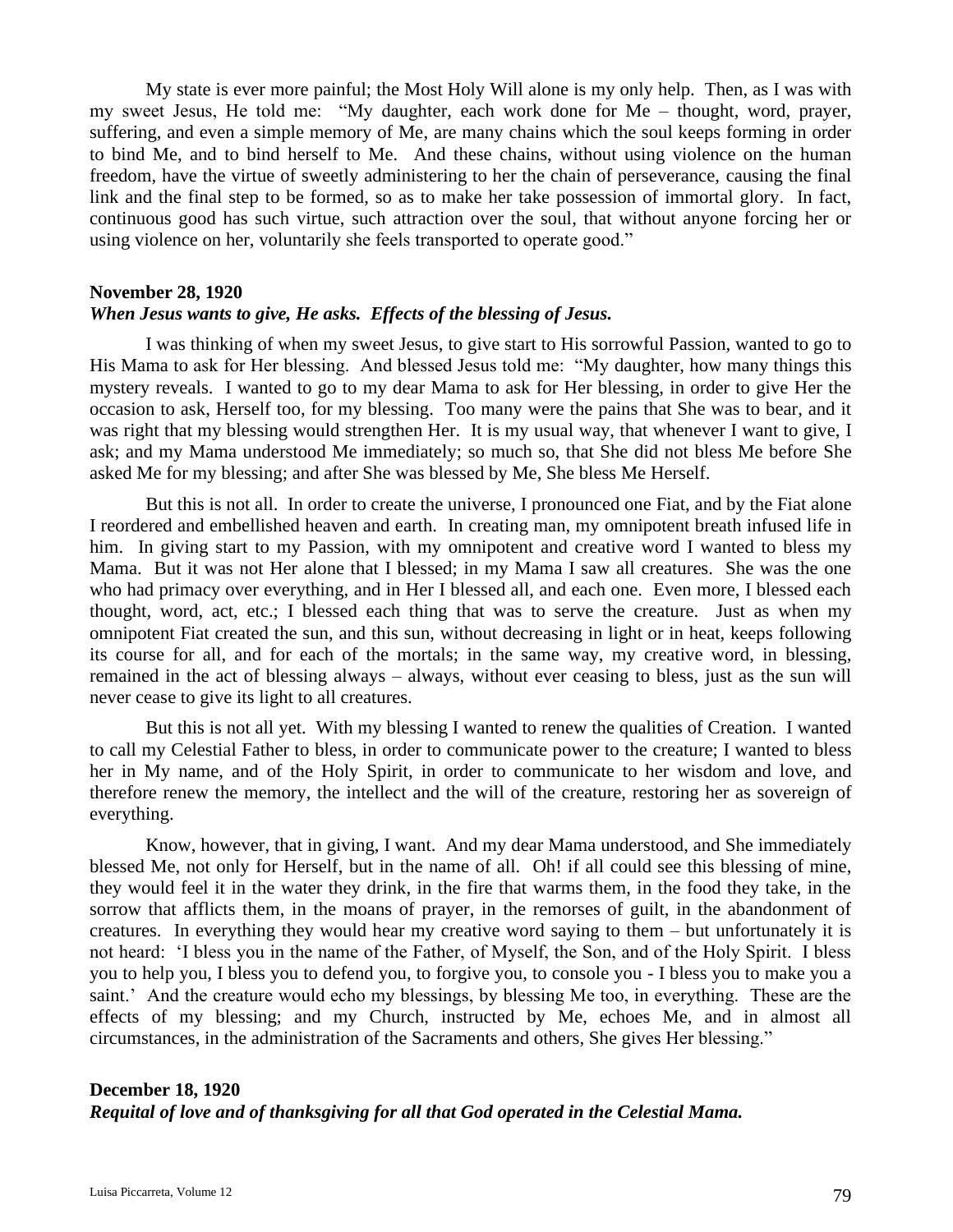My state is ever more painful; the Most Holy Will alone is my only help. Then, as I was with my sweet Jesus, He told me: "My daughter, each work done for Me – thought, word, prayer, suffering, and even a simple memory of Me, are many chains which the soul keeps forming in order to bind Me, and to bind herself to Me. And these chains, without using violence on the human freedom, have the virtue of sweetly administering to her the chain of perseverance, causing the final link and the final step to be formed, so as to make her take possession of immortal glory. In fact, continuous good has such virtue, such attraction over the soul, that without anyone forcing her or using violence on her, voluntarily she feels transported to operate good."

**November 28, 1920**
***When Jesus wants to give, He asks. Effects of the blessing of Jesus.***

I was thinking of when my sweet Jesus, to give start to His sorrowful Passion, wanted to go to His Mama to ask for Her blessing. And blessed Jesus told me: "My daughter, how many things this mystery reveals. I wanted to go to my dear Mama to ask for Her blessing, in order to give Her the occasion to ask, Herself too, for my blessing. Too many were the pains that She was to bear, and it was right that my blessing would strengthen Her. It is my usual way, that whenever I want to give, I ask; and my Mama understood Me immediately; so much so, that She did not bless Me before She asked Me for my blessing; and after She was blessed by Me, She bless Me Herself.

But this is not all. In order to create the universe, I pronounced one Fiat, and by the Fiat alone I reordered and embellished heaven and earth. In creating man, my omnipotent breath infused life in him. In giving start to my Passion, with my omnipotent and creative word I wanted to bless my Mama. But it was not Her alone that I blessed; in my Mama I saw all creatures. She was the one who had primacy over everything, and in Her I blessed all, and each one. Even more, I blessed each thought, word, act, etc.; I blessed each thing that was to serve the creature. Just as when my omnipotent Fiat created the sun, and this sun, without decreasing in light or in heat, keeps following its course for all, and for each of the mortals; in the same way, my creative word, in blessing, remained in the act of blessing always – always, without ever ceasing to bless, just as the sun will never cease to give its light to all creatures.

But this is not all yet. With my blessing I wanted to renew the qualities of Creation. I wanted to call my Celestial Father to bless, in order to communicate power to the creature; I wanted to bless her in My name, and of the Holy Spirit, in order to communicate to her wisdom and love, and therefore renew the memory, the intellect and the will of the creature, restoring her as sovereign of everything.

Know, however, that in giving, I want. And my dear Mama understood, and She immediately blessed Me, not only for Herself, but in the name of all. Oh! if all could see this blessing of mine, they would feel it in the water they drink, in the fire that warms them, in the food they take, in the sorrow that afflicts them, in the moans of prayer, in the remorses of guilt, in the abandonment of creatures. In everything they would hear my creative word saying to them – but unfortunately it is not heard: 'I bless you in the name of the Father, of Myself, the Son, and of the Holy Spirit. I bless you to help you, I bless you to defend you, to forgive you, to console you - I bless you to make you a saint.' And the creature would echo my blessings, by blessing Me too, in everything. These are the effects of my blessing; and my Church, instructed by Me, echoes Me, and in almost all circumstances, in the administration of the Sacraments and others, She gives Her blessing."

**December 18, 1920**
***Requital of love and of thanksgiving for all that God operated in the Celestial Mama.***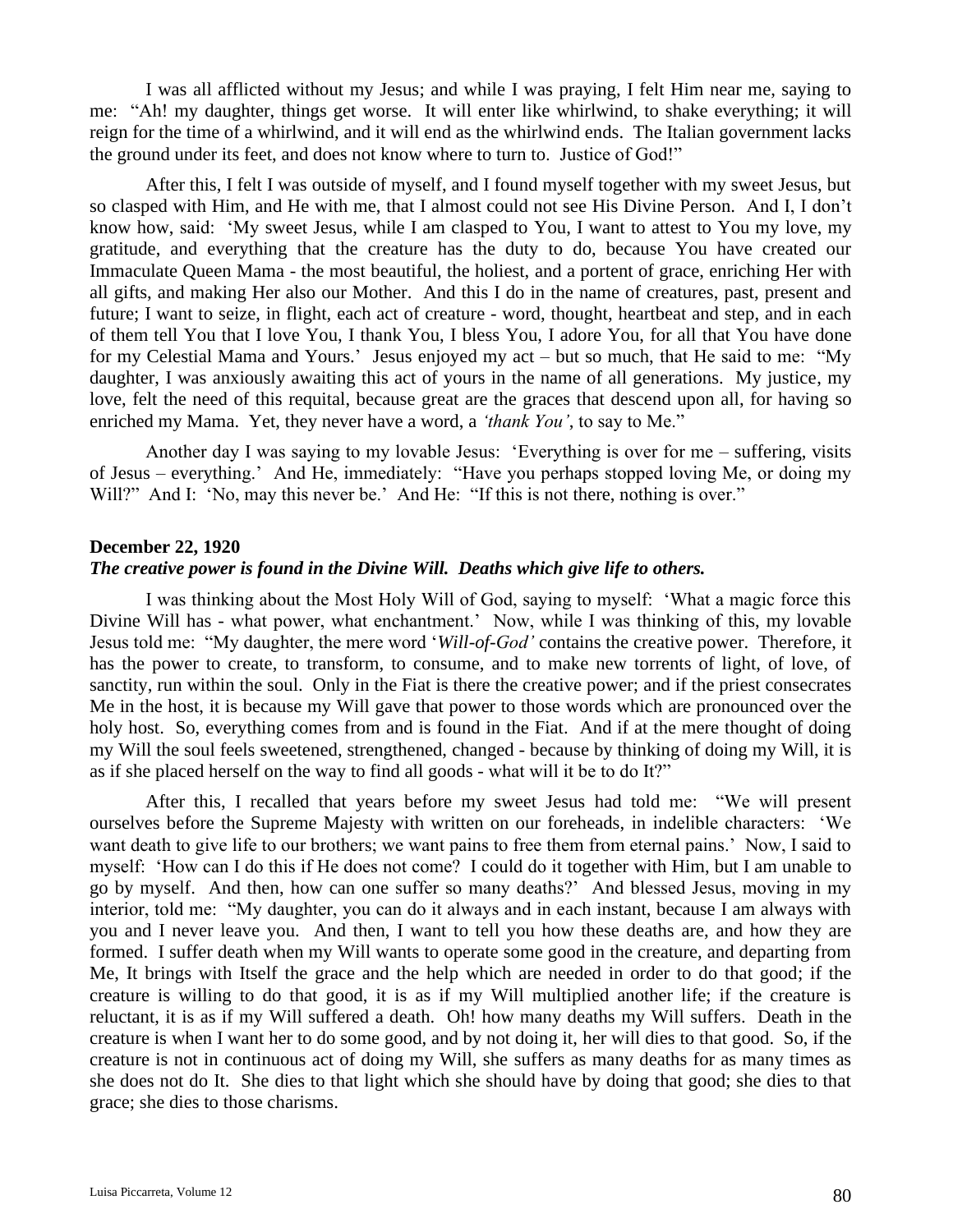I was all afflicted without my Jesus; and while I was praying, I felt Him near me, saying to me: "Ah! my daughter, things get worse. It will enter like whirlwind, to shake everything; it will reign for the time of a whirlwind, and it will end as the whirlwind ends. The Italian government lacks the ground under its feet, and does not know where to turn to. Justice of God!"

After this, I felt I was outside of myself, and I found myself together with my sweet Jesus, but so clasped with Him, and He with me, that I almost could not see His Divine Person. And I, I don't know how, said: 'My sweet Jesus, while I am clasped to You, I want to attest to You my love, my gratitude, and everything that the creature has the duty to do, because You have created our Immaculate Queen Mama - the most beautiful, the holiest, and a portent of grace, enriching Her with all gifts, and making Her also our Mother. And this I do in the name of creatures, past, present and future; I want to seize, in flight, each act of creature - word, thought, heartbeat and step, and in each of them tell You that I love You, I thank You, I bless You, I adore You, for all that You have done for my Celestial Mama and Yours.' Jesus enjoyed my act – but so much, that He said to me: "My daughter, I was anxiously awaiting this act of yours in the name of all generations. My justice, my love, felt the need of this requital, because great are the graces that descend upon all, for having so enriched my Mama. Yet, they never have a word, a *'thank You'*, to say to Me."

Another day I was saying to my lovable Jesus: 'Everything is over for me – suffering, visits of Jesus – everything.' And He, immediately: "Have you perhaps stopped loving Me, or doing my Will?" And I: 'No, may this never be.' And He: "If this is not there, nothing is over."

**December 22, 1920**
***The creative power is found in the Divine Will. Deaths which give life to others.***

I was thinking about the Most Holy Will of God, saying to myself: 'What a magic force this Divine Will has - what power, what enchantment.' Now, while I was thinking of this, my lovable Jesus told me: "My daughter, the mere word '*Will-of-God'* contains the creative power. Therefore, it has the power to create, to transform, to consume, and to make new torrents of light, of love, of sanctity, run within the soul. Only in the Fiat is there the creative power; and if the priest consecrates Me in the host, it is because my Will gave that power to those words which are pronounced over the holy host. So, everything comes from and is found in the Fiat. And if at the mere thought of doing my Will the soul feels sweetened, strengthened, changed - because by thinking of doing my Will, it is as if she placed herself on the way to find all goods - what will it be to do It?"

After this, I recalled that years before my sweet Jesus had told me: "We will present ourselves before the Supreme Majesty with written on our foreheads, in indelible characters: 'We want death to give life to our brothers; we want pains to free them from eternal pains.' Now, I said to myself: 'How can I do this if He does not come? I could do it together with Him, but I am unable to go by myself. And then, how can one suffer so many deaths?' And blessed Jesus, moving in my interior, told me: "My daughter, you can do it always and in each instant, because I am always with you and I never leave you. And then, I want to tell you how these deaths are, and how they are formed. I suffer death when my Will wants to operate some good in the creature, and departing from Me, It brings with Itself the grace and the help which are needed in order to do that good; if the creature is willing to do that good, it is as if my Will multiplied another life; if the creature is reluctant, it is as if my Will suffered a death. Oh! how many deaths my Will suffers. Death in the creature is when I want her to do some good, and by not doing it, her will dies to that good. So, if the creature is not in continuous act of doing my Will, she suffers as many deaths for as many times as she does not do It. She dies to that light which she should have by doing that good; she dies to that grace; she dies to those charisms.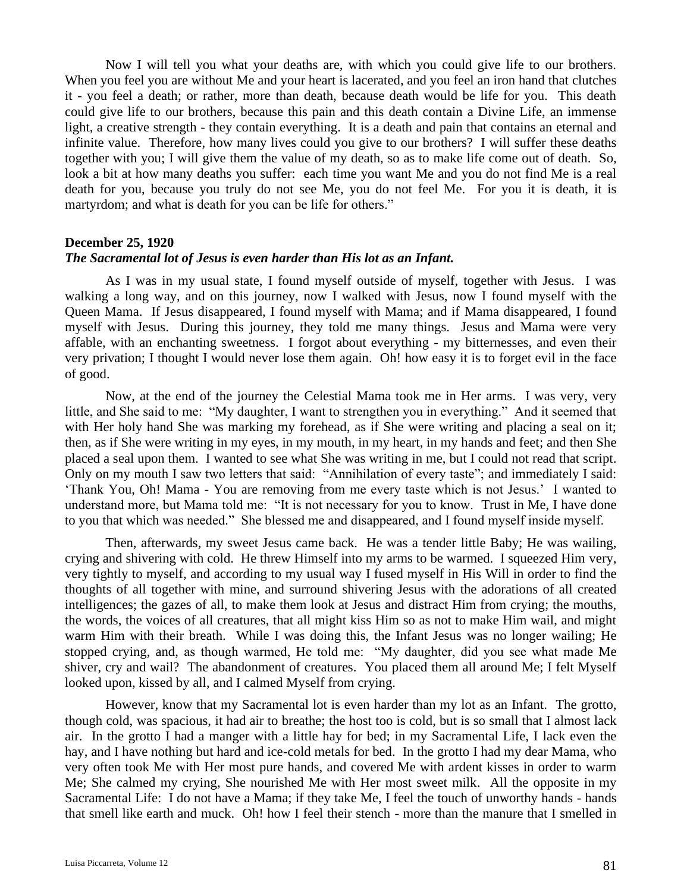Now I will tell you what your deaths are, with which you could give life to our brothers. When you feel you are without Me and your heart is lacerated, and you feel an iron hand that clutches it - you feel a death; or rather, more than death, because death would be life for you. This death could give life to our brothers, because this pain and this death contain a Divine Life, an immense light, a creative strength - they contain everything. It is a death and pain that contains an eternal and infinite value. Therefore, how many lives could you give to our brothers? I will suffer these deaths together with you; I will give them the value of my death, so as to make life come out of death. So, look a bit at how many deaths you suffer: each time you want Me and you do not find Me is a real death for you, because you truly do not see Me, you do not feel Me. For you it is death, it is martyrdom; and what is death for you can be life for others."

**December 25, 1920**
***The Sacramental lot of Jesus is even harder than His lot as an Infant.***

As I was in my usual state, I found myself outside of myself, together with Jesus. I was walking a long way, and on this journey, now I walked with Jesus, now I found myself with the Queen Mama. If Jesus disappeared, I found myself with Mama; and if Mama disappeared, I found myself with Jesus. During this journey, they told me many things. Jesus and Mama were very affable, with an enchanting sweetness. I forgot about everything - my bitternesses, and even their very privation; I thought I would never lose them again. Oh! how easy it is to forget evil in the face of good.

Now, at the end of the journey the Celestial Mama took me in Her arms. I was very, very little, and She said to me: "My daughter, I want to strengthen you in everything." And it seemed that with Her holy hand She was marking my forehead, as if She were writing and placing a seal on it; then, as if She were writing in my eyes, in my mouth, in my heart, in my hands and feet; and then She placed a seal upon them. I wanted to see what She was writing in me, but I could not read that script. Only on my mouth I saw two letters that said: "Annihilation of every taste"; and immediately I said: 'Thank You, Oh! Mama - You are removing from me every taste which is not Jesus.' I wanted to understand more, but Mama told me: "It is not necessary for you to know. Trust in Me, I have done to you that which was needed." She blessed me and disappeared, and I found myself inside myself.

Then, afterwards, my sweet Jesus came back. He was a tender little Baby; He was wailing, crying and shivering with cold. He threw Himself into my arms to be warmed. I squeezed Him very, very tightly to myself, and according to my usual way I fused myself in His Will in order to find the thoughts of all together with mine, and surround shivering Jesus with the adorations of all created intelligences; the gazes of all, to make them look at Jesus and distract Him from crying; the mouths, the words, the voices of all creatures, that all might kiss Him so as not to make Him wail, and might warm Him with their breath. While I was doing this, the Infant Jesus was no longer wailing; He stopped crying, and, as though warmed, He told me: "My daughter, did you see what made Me shiver, cry and wail? The abandonment of creatures. You placed them all around Me; I felt Myself looked upon, kissed by all, and I calmed Myself from crying.

However, know that my Sacramental lot is even harder than my lot as an Infant. The grotto, though cold, was spacious, it had air to breathe; the host too is cold, but is so small that I almost lack air. In the grotto I had a manger with a little hay for bed; in my Sacramental Life, I lack even the hay, and I have nothing but hard and ice-cold metals for bed. In the grotto I had my dear Mama, who very often took Me with Her most pure hands, and covered Me with ardent kisses in order to warm Me; She calmed my crying, She nourished Me with Her most sweet milk. All the opposite in my Sacramental Life: I do not have a Mama; if they take Me, I feel the touch of unworthy hands - hands that smell like earth and muck. Oh! how I feel their stench - more than the manure that I smelled in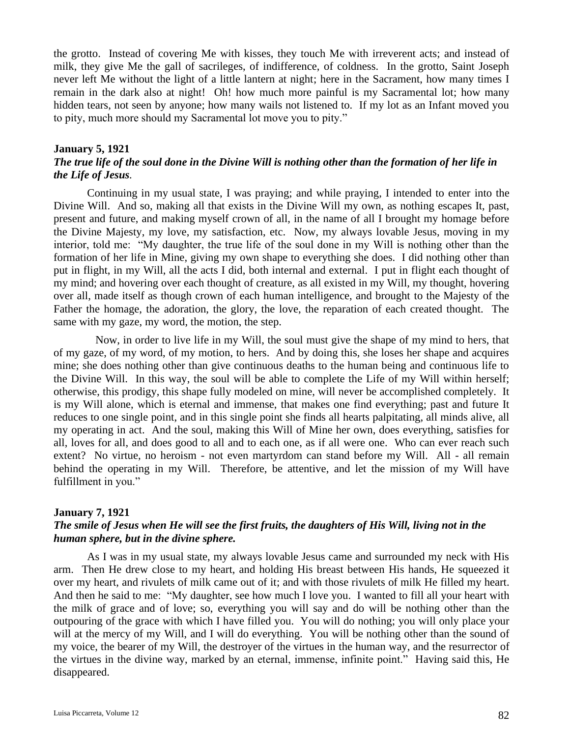the grotto. Instead of covering Me with kisses, they touch Me with irreverent acts; and instead of milk, they give Me the gall of sacrileges, of indifference, of coldness. In the grotto, Saint Joseph never left Me without the light of a little lantern at night; here in the Sacrament, how many times I remain in the dark also at night! Oh! how much more painful is my Sacramental lot; how many hidden tears, not seen by anyone; how many wails not listened to. If my lot as an Infant moved you to pity, much more should my Sacramental lot move you to pity."

**January 5, 1921**

***The true life of the soul done in the Divine Will is nothing other than the formation of her life in the Life of Jesus*.**

Continuing in my usual state, I was praying; and while praying, I intended to enter into the Divine Will. And so, making all that exists in the Divine Will my own, as nothing escapes It, past, present and future, and making myself crown of all, in the name of all I brought my homage before the Divine Majesty, my love, my satisfaction, etc. Now, my always lovable Jesus, moving in my interior, told me: "My daughter, the true life of the soul done in my Will is nothing other than the formation of her life in Mine, giving my own shape to everything she does. I did nothing other than put in flight, in my Will, all the acts I did, both internal and external. I put in flight each thought of my mind; and hovering over each thought of creature, as all existed in my Will, my thought, hovering over all, made itself as though crown of each human intelligence, and brought to the Majesty of the Father the homage, the adoration, the glory, the love, the reparation of each created thought. The same with my gaze, my word, the motion, the step.

Now, in order to live life in my Will, the soul must give the shape of my mind to hers, that of my gaze, of my word, of my motion, to hers. And by doing this, she loses her shape and acquires mine; she does nothing other than give continuous deaths to the human being and continuous life to the Divine Will. In this way, the soul will be able to complete the Life of my Will within herself; otherwise, this prodigy, this shape fully modeled on mine, will never be accomplished completely. It is my Will alone, which is eternal and immense, that makes one find everything; past and future It reduces to one single point, and in this single point she finds all hearts palpitating, all minds alive, all my operating in act. And the soul, making this Will of Mine her own, does everything, satisfies for all, loves for all, and does good to all and to each one, as if all were one. Who can ever reach such extent? No virtue, no heroism - not even martyrdom can stand before my Will. All - all remain behind the operating in my Will. Therefore, be attentive, and let the mission of my Will have fulfillment in you."

**January 7, 1921**

***The smile of Jesus when He will see the first fruits, the daughters of His Will, living not in the human sphere, but in the divine sphere.***

As I was in my usual state, my always lovable Jesus came and surrounded my neck with His arm. Then He drew close to my heart, and holding His breast between His hands, He squeezed it over my heart, and rivulets of milk came out of it; and with those rivulets of milk He filled my heart. And then he said to me: "My daughter, see how much I love you. I wanted to fill all your heart with the milk of grace and of love; so, everything you will say and do will be nothing other than the outpouring of the grace with which I have filled you. You will do nothing; you will only place your will at the mercy of my Will, and I will do everything. You will be nothing other than the sound of my voice, the bearer of my Will, the destroyer of the virtues in the human way, and the resurrector of the virtues in the divine way, marked by an eternal, immense, infinite point." Having said this, He disappeared.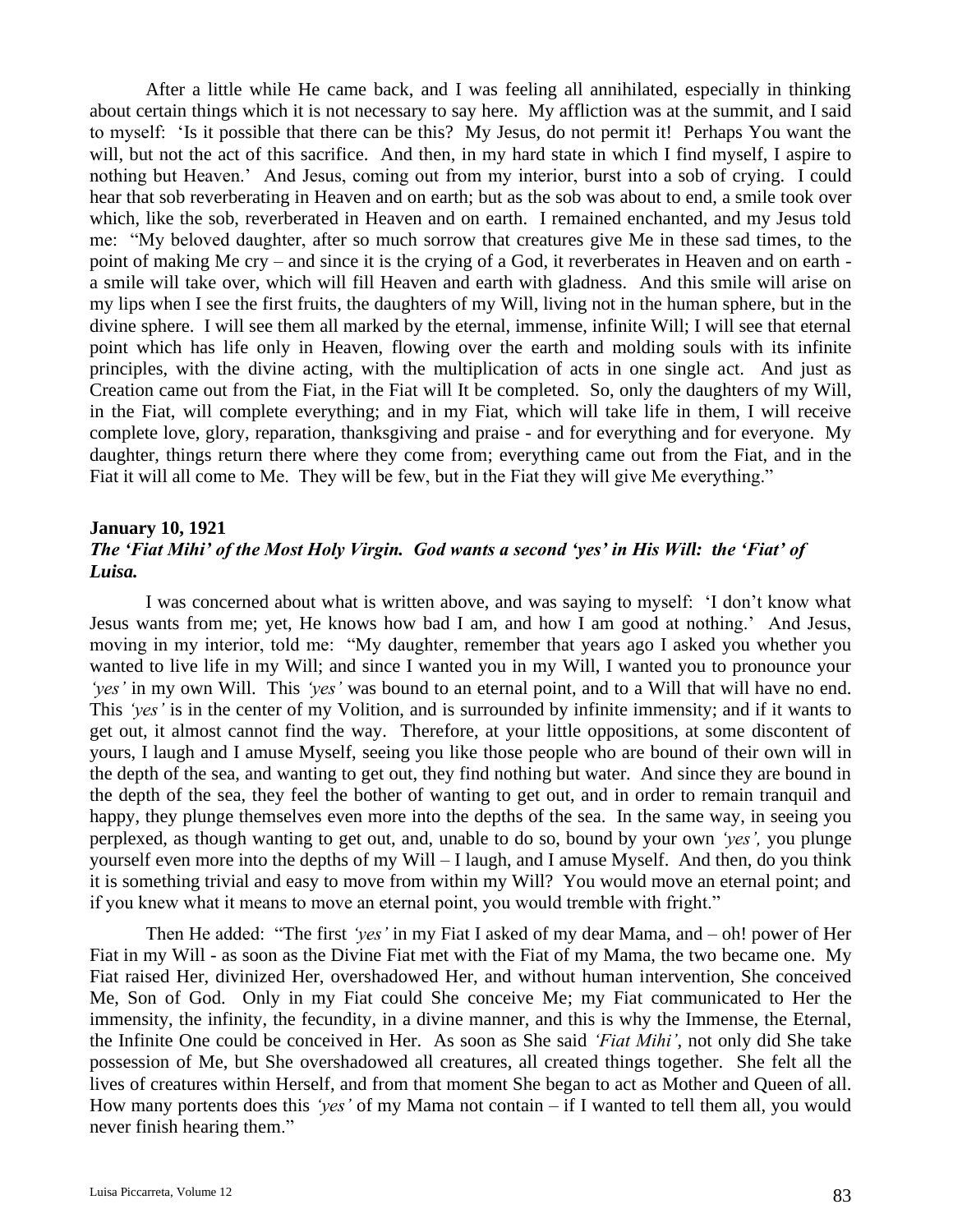After a little while He came back, and I was feeling all annihilated, especially in thinking about certain things which it is not necessary to say here. My affliction was at the summit, and I said to myself: 'Is it possible that there can be this? My Jesus, do not permit it! Perhaps You want the will, but not the act of this sacrifice. And then, in my hard state in which I find myself, I aspire to nothing but Heaven.' And Jesus, coming out from my interior, burst into a sob of crying. I could hear that sob reverberating in Heaven and on earth; but as the sob was about to end, a smile took over which, like the sob, reverberated in Heaven and on earth. I remained enchanted, and my Jesus told me: "My beloved daughter, after so much sorrow that creatures give Me in these sad times, to the point of making Me cry – and since it is the crying of a God, it reverberates in Heaven and on earth - a smile will take over, which will fill Heaven and earth with gladness. And this smile will arise on my lips when I see the first fruits, the daughters of my Will, living not in the human sphere, but in the divine sphere. I will see them all marked by the eternal, immense, infinite Will; I will see that eternal point which has life only in Heaven, flowing over the earth and molding souls with its infinite principles, with the divine acting, with the multiplication of acts in one single act. And just as Creation came out from the Fiat, in the Fiat will It be completed. So, only the daughters of my Will, in the Fiat, will complete everything; and in my Fiat, which will take life in them, I will receive complete love, glory, reparation, thanksgiving and praise - and for everything and for everyone. My daughter, things return there where they come from; everything came out from the Fiat, and in the Fiat it will all come to Me. They will be few, but in the Fiat they will give Me everything."

**January 10, 1921**

***The 'Fiat Mihi' of the Most Holy Virgin. God wants a second 'yes' in His Will: the 'Fiat' of Luisa.***

I was concerned about what is written above, and was saying to myself: 'I don't know what Jesus wants from me; yet, He knows how bad I am, and how I am good at nothing.' And Jesus, moving in my interior, told me: "My daughter, remember that years ago I asked you whether you wanted to live life in my Will; and since I wanted you in my Will, I wanted you to pronounce your *'yes'* in my own Will. This *'yes'* was bound to an eternal point, and to a Will that will have no end. This *'yes'* is in the center of my Volition, and is surrounded by infinite immensity; and if it wants to get out, it almost cannot find the way. Therefore, at your little oppositions, at some discontent of yours, I laugh and I amuse Myself, seeing you like those people who are bound of their own will in the depth of the sea, and wanting to get out, they find nothing but water. And since they are bound in the depth of the sea, they feel the bother of wanting to get out, and in order to remain tranquil and happy, they plunge themselves even more into the depths of the sea. In the same way, in seeing you perplexed, as though wanting to get out, and, unable to do so, bound by your own *'yes',* you plunge yourself even more into the depths of my Will – I laugh, and I amuse Myself. And then, do you think it is something trivial and easy to move from within my Will? You would move an eternal point; and if you knew what it means to move an eternal point, you would tremble with fright."

Then He added: "The first *'yes'* in my Fiat I asked of my dear Mama, and – oh! power of Her Fiat in my Will - as soon as the Divine Fiat met with the Fiat of my Mama, the two became one. My Fiat raised Her, divinized Her, overshadowed Her, and without human intervention, She conceived Me, Son of God. Only in my Fiat could She conceive Me; my Fiat communicated to Her the immensity, the infinity, the fecundity, in a divine manner, and this is why the Immense, the Eternal, the Infinite One could be conceived in Her. As soon as She said *'Fiat Mihi'*, not only did She take possession of Me, but She overshadowed all creatures, all created things together. She felt all the lives of creatures within Herself, and from that moment She began to act as Mother and Queen of all. How many portents does this *'yes'* of my Mama not contain – if I wanted to tell them all, you would never finish hearing them."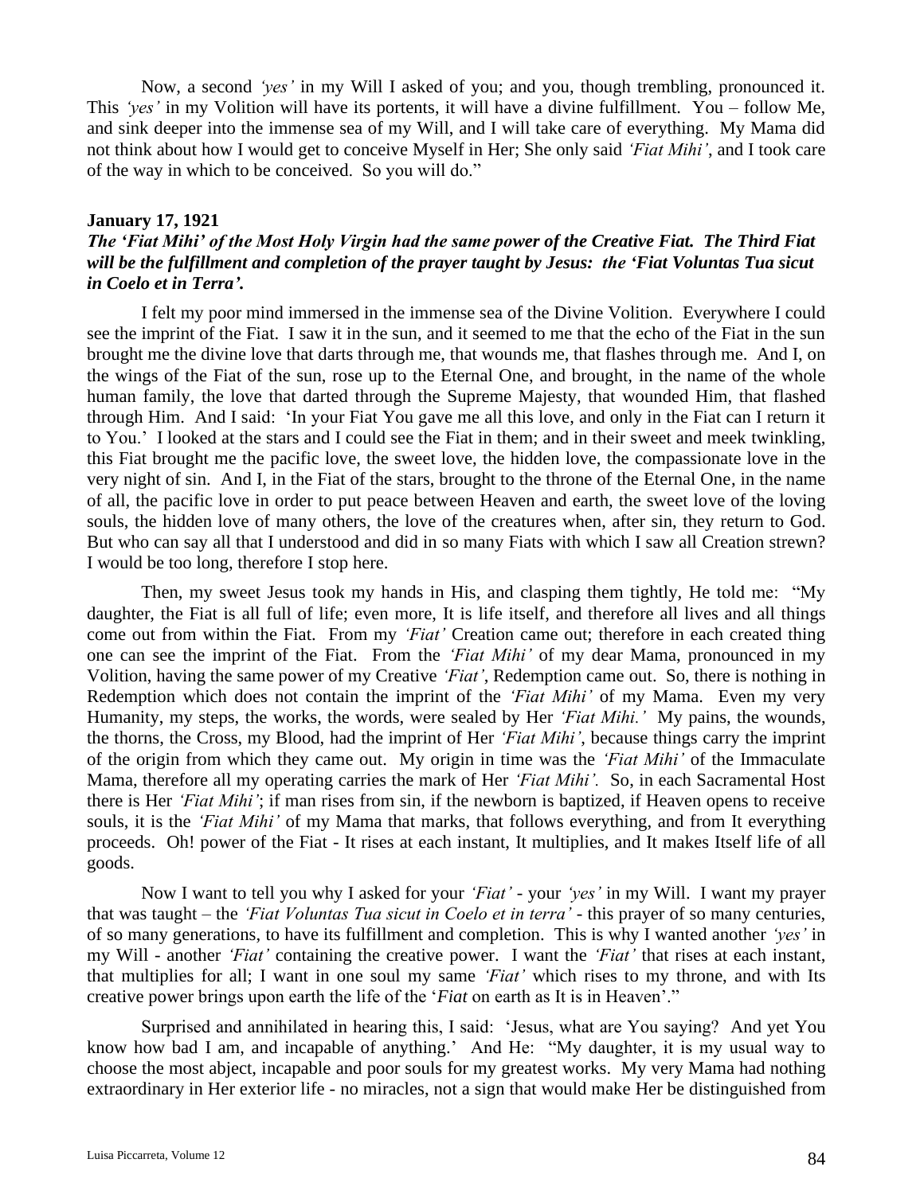Now, a second *'yes'* in my Will I asked of you; and you, though trembling, pronounced it. This *'yes'* in my Volition will have its portents, it will have a divine fulfillment. You – follow Me, and sink deeper into the immense sea of my Will, and I will take care of everything. My Mama did not think about how I would get to conceive Myself in Her; She only said *'Fiat Mihi'*, and I took care of the way in which to be conceived. So you will do."

**January 17, 1921**

***The 'Fiat Mihi' of the Most Holy Virgin had the same power of the Creative Fiat. The Third Fiat will be the fulfillment and completion of the prayer taught by Jesus: the 'Fiat Voluntas Tua sicut in Coelo et in Terra'.***

I felt my poor mind immersed in the immense sea of the Divine Volition. Everywhere I could see the imprint of the Fiat. I saw it in the sun, and it seemed to me that the echo of the Fiat in the sun brought me the divine love that darts through me, that wounds me, that flashes through me. And I, on the wings of the Fiat of the sun, rose up to the Eternal One, and brought, in the name of the whole human family, the love that darted through the Supreme Majesty, that wounded Him, that flashed through Him. And I said: 'In your Fiat You gave me all this love, and only in the Fiat can I return it to You.' I looked at the stars and I could see the Fiat in them; and in their sweet and meek twinkling, this Fiat brought me the pacific love, the sweet love, the hidden love, the compassionate love in the very night of sin. And I, in the Fiat of the stars, brought to the throne of the Eternal One, in the name of all, the pacific love in order to put peace between Heaven and earth, the sweet love of the loving souls, the hidden love of many others, the love of the creatures when, after sin, they return to God. But who can say all that I understood and did in so many Fiats with which I saw all Creation strewn? I would be too long, therefore I stop here.

Then, my sweet Jesus took my hands in His, and clasping them tightly, He told me: "My daughter, the Fiat is all full of life; even more, It is life itself, and therefore all lives and all things come out from within the Fiat. From my *'Fiat'* Creation came out; therefore in each created thing one can see the imprint of the Fiat. From the *'Fiat Mihi'* of my dear Mama, pronounced in my Volition, having the same power of my Creative *'Fiat'*, Redemption came out. So, there is nothing in Redemption which does not contain the imprint of the *'Fiat Mihi'* of my Mama. Even my very Humanity, my steps, the works, the words, were sealed by Her *'Fiat Mihi.'* My pains, the wounds, the thorns, the Cross, my Blood, had the imprint of Her *'Fiat Mihi'*, because things carry the imprint of the origin from which they came out. My origin in time was the *'Fiat Mihi'* of the Immaculate Mama, therefore all my operating carries the mark of Her *'Fiat Mihi'.* So, in each Sacramental Host there is Her *'Fiat Mihi'*; if man rises from sin, if the newborn is baptized, if Heaven opens to receive souls, it is the *'Fiat Mihi'* of my Mama that marks, that follows everything, and from It everything proceeds. Oh! power of the Fiat - It rises at each instant, It multiplies, and It makes Itself life of all goods.

Now I want to tell you why I asked for your *'Fiat'* - your *'yes'* in my Will. I want my prayer that was taught – the *'Fiat Voluntas Tua sicut in Coelo et in terra'* - this prayer of so many centuries, of so many generations, to have its fulfillment and completion. This is why I wanted another *'yes'* in my Will - another *'Fiat'* containing the creative power. I want the *'Fiat'* that rises at each instant, that multiplies for all; I want in one soul my same *'Fiat'* which rises to my throne, and with Its creative power brings upon earth the life of the '*Fiat* on earth as It is in Heaven'."

Surprised and annihilated in hearing this, I said: 'Jesus, what are You saying? And yet You know how bad I am, and incapable of anything.' And He: "My daughter, it is my usual way to choose the most abject, incapable and poor souls for my greatest works. My very Mama had nothing extraordinary in Her exterior life - no miracles, not a sign that would make Her be distinguished from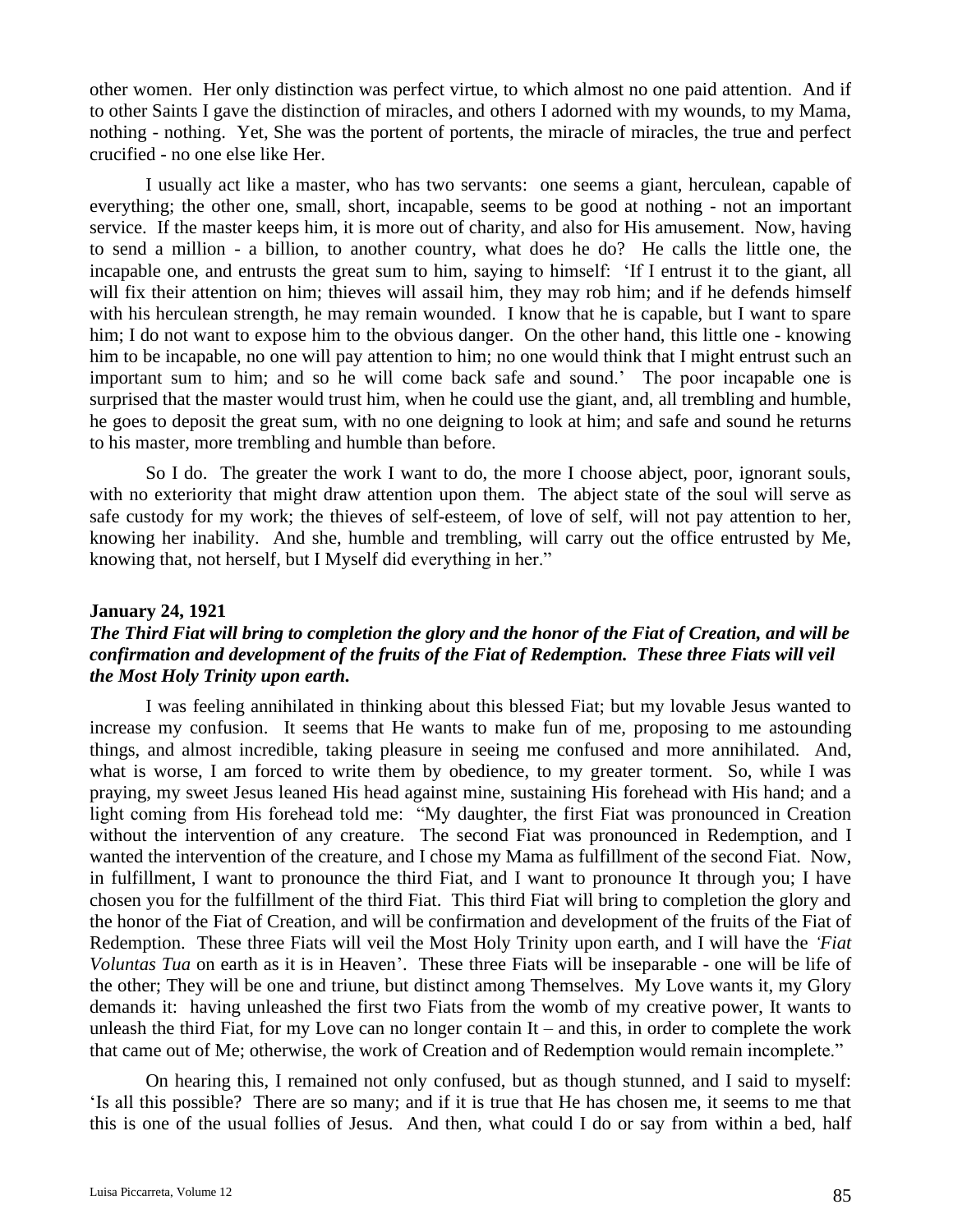other women. Her only distinction was perfect virtue, to which almost no one paid attention. And if to other Saints I gave the distinction of miracles, and others I adorned with my wounds, to my Mama, nothing - nothing. Yet, She was the portent of portents, the miracle of miracles, the true and perfect crucified - no one else like Her.

I usually act like a master, who has two servants: one seems a giant, herculean, capable of everything; the other one, small, short, incapable, seems to be good at nothing - not an important service. If the master keeps him, it is more out of charity, and also for His amusement. Now, having to send a million - a billion, to another country, what does he do? He calls the little one, the incapable one, and entrusts the great sum to him, saying to himself: 'If I entrust it to the giant, all will fix their attention on him; thieves will assail him, they may rob him; and if he defends himself with his herculean strength, he may remain wounded. I know that he is capable, but I want to spare him; I do not want to expose him to the obvious danger. On the other hand, this little one - knowing him to be incapable, no one will pay attention to him; no one would think that I might entrust such an important sum to him; and so he will come back safe and sound.' The poor incapable one is surprised that the master would trust him, when he could use the giant, and, all trembling and humble, he goes to deposit the great sum, with no one deigning to look at him; and safe and sound he returns to his master, more trembling and humble than before.

So I do. The greater the work I want to do, the more I choose abject, poor, ignorant souls, with no exteriority that might draw attention upon them. The abject state of the soul will serve as safe custody for my work; the thieves of self-esteem, of love of self, will not pay attention to her, knowing her inability. And she, humble and trembling, will carry out the office entrusted by Me, knowing that, not herself, but I Myself did everything in her."

**January 24, 1921**

***The Third Fiat will bring to completion the glory and the honor of the Fiat of Creation, and will be confirmation and development of the fruits of the Fiat of Redemption. These three Fiats will veil the Most Holy Trinity upon earth.***

I was feeling annihilated in thinking about this blessed Fiat; but my lovable Jesus wanted to increase my confusion. It seems that He wants to make fun of me, proposing to me astounding things, and almost incredible, taking pleasure in seeing me confused and more annihilated. And, what is worse, I am forced to write them by obedience, to my greater torment. So, while I was praying, my sweet Jesus leaned His head against mine, sustaining His forehead with His hand; and a light coming from His forehead told me: "My daughter, the first Fiat was pronounced in Creation without the intervention of any creature. The second Fiat was pronounced in Redemption, and I wanted the intervention of the creature, and I chose my Mama as fulfillment of the second Fiat. Now, in fulfillment, I want to pronounce the third Fiat, and I want to pronounce It through you; I have chosen you for the fulfillment of the third Fiat. This third Fiat will bring to completion the glory and the honor of the Fiat of Creation, and will be confirmation and development of the fruits of the Fiat of Redemption. These three Fiats will veil the Most Holy Trinity upon earth, and I will have the *'Fiat Voluntas Tua* on earth as it is in Heaven'. These three Fiats will be inseparable - one will be life of the other; They will be one and triune, but distinct among Themselves. My Love wants it, my Glory demands it: having unleashed the first two Fiats from the womb of my creative power, It wants to unleash the third Fiat, for my Love can no longer contain It – and this, in order to complete the work that came out of Me; otherwise, the work of Creation and of Redemption would remain incomplete."

On hearing this, I remained not only confused, but as though stunned, and I said to myself: 'Is all this possible? There are so many; and if it is true that He has chosen me, it seems to me that this is one of the usual follies of Jesus. And then, what could I do or say from within a bed, half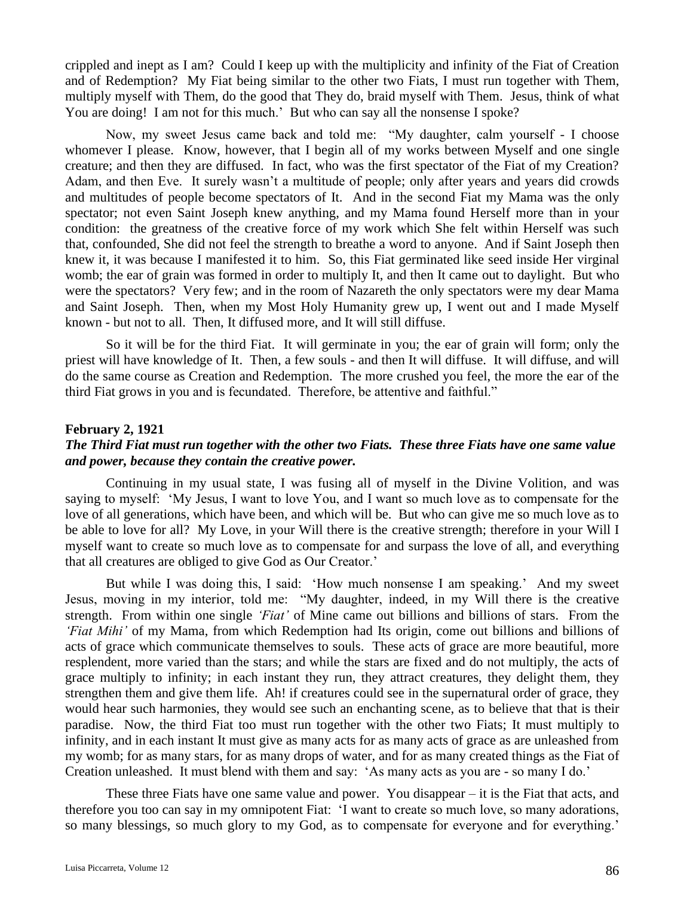crippled and inept as I am? Could I keep up with the multiplicity and infinity of the Fiat of Creation and of Redemption? My Fiat being similar to the other two Fiats, I must run together with Them, multiply myself with Them, do the good that They do, braid myself with Them. Jesus, think of what You are doing! I am not for this much.' But who can say all the nonsense I spoke?

Now, my sweet Jesus came back and told me: "My daughter, calm yourself - I choose whomever I please. Know, however, that I begin all of my works between Myself and one single creature; and then they are diffused. In fact, who was the first spectator of the Fiat of my Creation? Adam, and then Eve. It surely wasn't a multitude of people; only after years and years did crowds and multitudes of people become spectators of It. And in the second Fiat my Mama was the only spectator; not even Saint Joseph knew anything, and my Mama found Herself more than in your condition: the greatness of the creative force of my work which She felt within Herself was such that, confounded, She did not feel the strength to breathe a word to anyone. And if Saint Joseph then knew it, it was because I manifested it to him. So, this Fiat germinated like seed inside Her virginal womb; the ear of grain was formed in order to multiply It, and then It came out to daylight. But who were the spectators? Very few; and in the room of Nazareth the only spectators were my dear Mama and Saint Joseph. Then, when my Most Holy Humanity grew up, I went out and I made Myself known - but not to all. Then, It diffused more, and It will still diffuse.

So it will be for the third Fiat. It will germinate in you; the ear of grain will form; only the priest will have knowledge of It. Then, a few souls - and then It will diffuse. It will diffuse, and will do the same course as Creation and Redemption. The more crushed you feel, the more the ear of the third Fiat grows in you and is fecundated. Therefore, be attentive and faithful."

**February 2, 1921**

***The Third Fiat must run together with the other two Fiats. These three Fiats have one same value and power, because they contain the creative power.***

Continuing in my usual state, I was fusing all of myself in the Divine Volition, and was saying to myself: 'My Jesus, I want to love You, and I want so much love as to compensate for the love of all generations, which have been, and which will be. But who can give me so much love as to be able to love for all? My Love, in your Will there is the creative strength; therefore in your Will I myself want to create so much love as to compensate for and surpass the love of all, and everything that all creatures are obliged to give God as Our Creator.'

But while I was doing this, I said: 'How much nonsense I am speaking.' And my sweet Jesus, moving in my interior, told me: "My daughter, indeed, in my Will there is the creative strength. From within one single *'Fiat'* of Mine came out billions and billions of stars. From the *'Fiat Mihi'* of my Mama, from which Redemption had Its origin, come out billions and billions of acts of grace which communicate themselves to souls. These acts of grace are more beautiful, more resplendent, more varied than the stars; and while the stars are fixed and do not multiply, the acts of grace multiply to infinity; in each instant they run, they attract creatures, they delight them, they strengthen them and give them life. Ah! if creatures could see in the supernatural order of grace, they would hear such harmonies, they would see such an enchanting scene, as to believe that that is their paradise. Now, the third Fiat too must run together with the other two Fiats; It must multiply to infinity, and in each instant It must give as many acts for as many acts of grace as are unleashed from my womb; for as many stars, for as many drops of water, and for as many created things as the Fiat of Creation unleashed. It must blend with them and say: 'As many acts as you are - so many I do.'

These three Fiats have one same value and power. You disappear – it is the Fiat that acts, and therefore you too can say in my omnipotent Fiat: 'I want to create so much love, so many adorations, so many blessings, so much glory to my God, as to compensate for everyone and for everything.'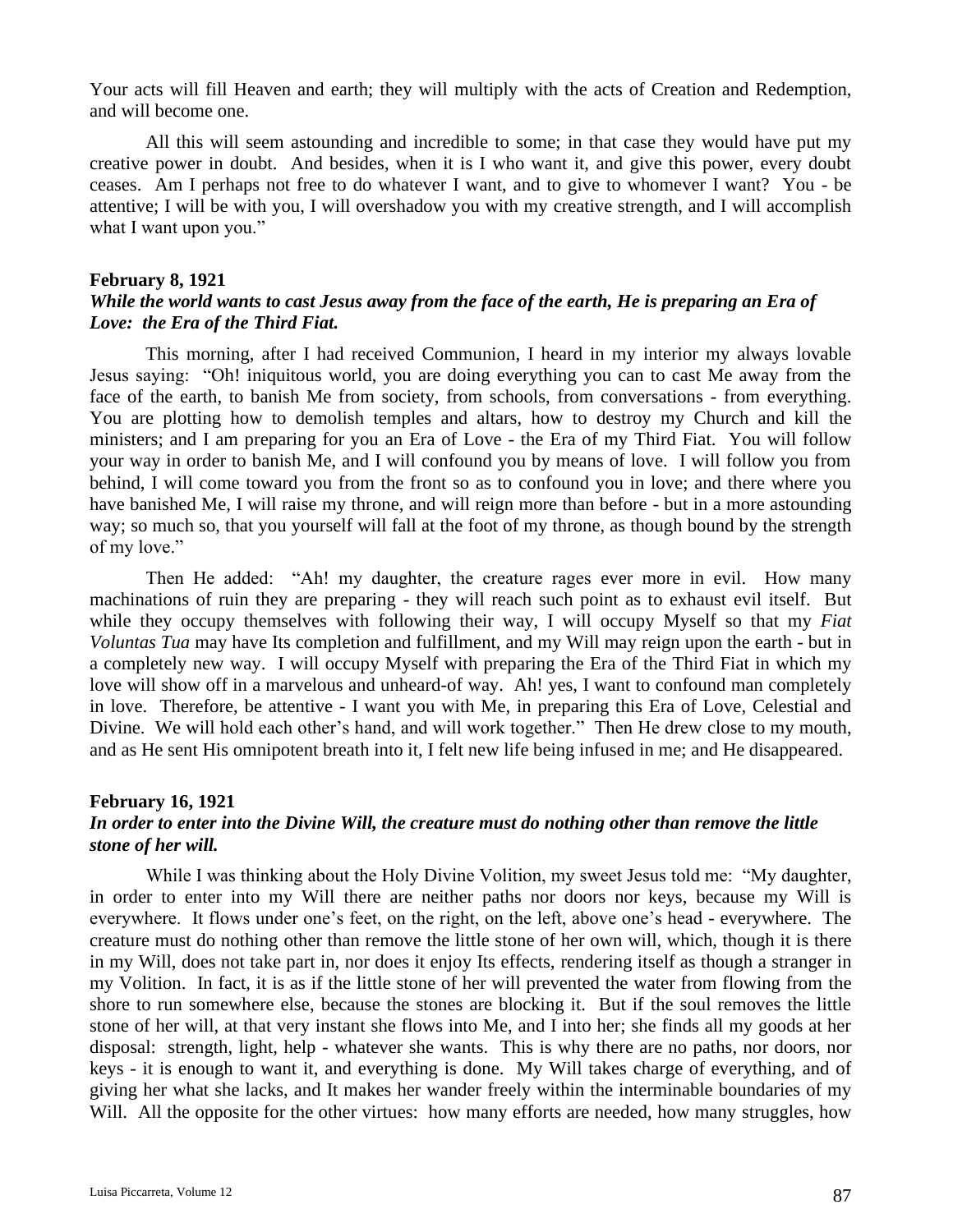Your acts will fill Heaven and earth; they will multiply with the acts of Creation and Redemption, and will become one.

All this will seem astounding and incredible to some; in that case they would have put my creative power in doubt. And besides, when it is I who want it, and give this power, every doubt ceases. Am I perhaps not free to do whatever I want, and to give to whomever I want? You - be attentive; I will be with you, I will overshadow you with my creative strength, and I will accomplish what I want upon you."

**February 8, 1921**

***While the world wants to cast Jesus away from the face of the earth, He is preparing an Era of Love: the Era of the Third Fiat.***

This morning, after I had received Communion, I heard in my interior my always lovable Jesus saying: "Oh! iniquitous world, you are doing everything you can to cast Me away from the face of the earth, to banish Me from society, from schools, from conversations - from everything. You are plotting how to demolish temples and altars, how to destroy my Church and kill the ministers; and I am preparing for you an Era of Love - the Era of my Third Fiat. You will follow your way in order to banish Me, and I will confound you by means of love. I will follow you from behind, I will come toward you from the front so as to confound you in love; and there where you have banished Me, I will raise my throne, and will reign more than before - but in a more astounding way; so much so, that you yourself will fall at the foot of my throne, as though bound by the strength of my love."

Then He added: "Ah! my daughter, the creature rages ever more in evil. How many machinations of ruin they are preparing - they will reach such point as to exhaust evil itself. But while they occupy themselves with following their way, I will occupy Myself so that my *Fiat Voluntas Tua* may have Its completion and fulfillment, and my Will may reign upon the earth - but in a completely new way. I will occupy Myself with preparing the Era of the Third Fiat in which my love will show off in a marvelous and unheard-of way. Ah! yes, I want to confound man completely in love. Therefore, be attentive - I want you with Me, in preparing this Era of Love, Celestial and Divine. We will hold each other's hand, and will work together." Then He drew close to my mouth, and as He sent His omnipotent breath into it, I felt new life being infused in me; and He disappeared.

**February 16, 1921**

***In order to enter into the Divine Will, the creature must do nothing other than remove the little stone of her will.***

While I was thinking about the Holy Divine Volition, my sweet Jesus told me: "My daughter, in order to enter into my Will there are neither paths nor doors nor keys, because my Will is everywhere. It flows under one's feet, on the right, on the left, above one's head - everywhere. The creature must do nothing other than remove the little stone of her own will, which, though it is there in my Will, does not take part in, nor does it enjoy Its effects, rendering itself as though a stranger in my Volition. In fact, it is as if the little stone of her will prevented the water from flowing from the shore to run somewhere else, because the stones are blocking it. But if the soul removes the little stone of her will, at that very instant she flows into Me, and I into her; she finds all my goods at her disposal: strength, light, help - whatever she wants. This is why there are no paths, nor doors, nor keys - it is enough to want it, and everything is done. My Will takes charge of everything, and of giving her what she lacks, and It makes her wander freely within the interminable boundaries of my Will. All the opposite for the other virtues: how many efforts are needed, how many struggles, how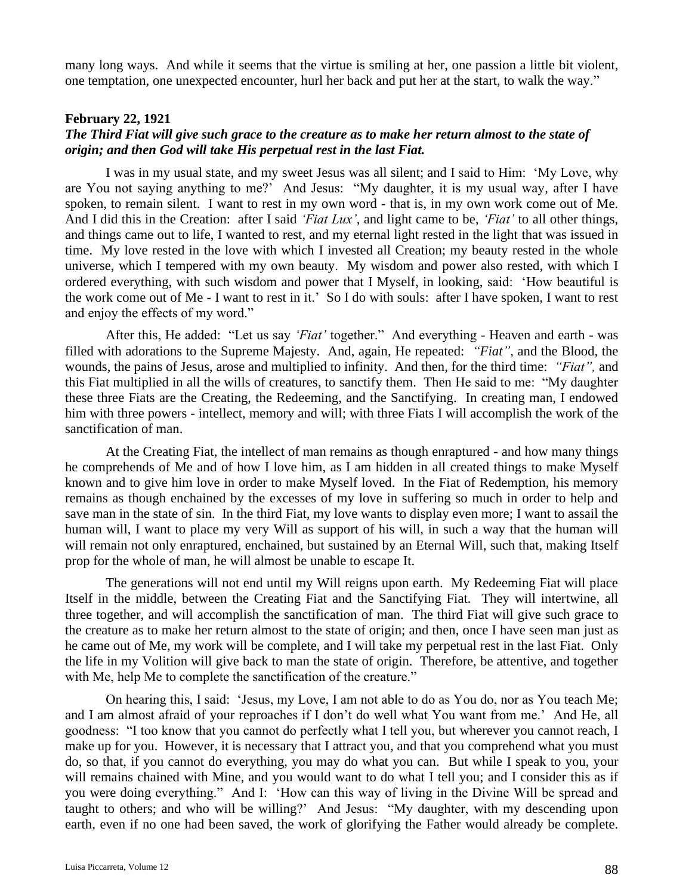many long ways. And while it seems that the virtue is smiling at her, one passion a little bit violent, one temptation, one unexpected encounter, hurl her back and put her at the start, to walk the way."

**February 22, 1921**

***The Third Fiat will give such grace to the creature as to make her return almost to the state of origin; and then God will take His perpetual rest in the last Fiat.***

I was in my usual state, and my sweet Jesus was all silent; and I said to Him: 'My Love, why are You not saying anything to me?' And Jesus: "My daughter, it is my usual way, after I have spoken, to remain silent. I want to rest in my own word - that is, in my own work come out of Me. And I did this in the Creation: after I said *'Fiat Lux'*, and light came to be, *'Fiat'* to all other things, and things came out to life, I wanted to rest, and my eternal light rested in the light that was issued in time. My love rested in the love with which I invested all Creation; my beauty rested in the whole universe, which I tempered with my own beauty. My wisdom and power also rested, with which I ordered everything, with such wisdom and power that I Myself, in looking, said: 'How beautiful is the work come out of Me - I want to rest in it.' So I do with souls: after I have spoken, I want to rest and enjoy the effects of my word."

After this, He added: "Let us say *'Fiat'* together." And everything - Heaven and earth - was filled with adorations to the Supreme Majesty. And, again, He repeated: *"Fiat"*, and the Blood, the wounds, the pains of Jesus, arose and multiplied to infinity. And then, for the third time: *"Fiat",* and this Fiat multiplied in all the wills of creatures, to sanctify them. Then He said to me: "My daughter these three Fiats are the Creating, the Redeeming, and the Sanctifying. In creating man, I endowed him with three powers - intellect, memory and will; with three Fiats I will accomplish the work of the sanctification of man.

At the Creating Fiat, the intellect of man remains as though enraptured - and how many things he comprehends of Me and of how I love him, as I am hidden in all created things to make Myself known and to give him love in order to make Myself loved. In the Fiat of Redemption, his memory remains as though enchained by the excesses of my love in suffering so much in order to help and save man in the state of sin. In the third Fiat, my love wants to display even more; I want to assail the human will, I want to place my very Will as support of his will, in such a way that the human will will remain not only enraptured, enchained, but sustained by an Eternal Will, such that, making Itself prop for the whole of man, he will almost be unable to escape It.

The generations will not end until my Will reigns upon earth. My Redeeming Fiat will place Itself in the middle, between the Creating Fiat and the Sanctifying Fiat. They will intertwine, all three together, and will accomplish the sanctification of man. The third Fiat will give such grace to the creature as to make her return almost to the state of origin; and then, once I have seen man just as he came out of Me, my work will be complete, and I will take my perpetual rest in the last Fiat. Only the life in my Volition will give back to man the state of origin. Therefore, be attentive, and together with Me, help Me to complete the sanctification of the creature."

On hearing this, I said: 'Jesus, my Love, I am not able to do as You do, nor as You teach Me; and I am almost afraid of your reproaches if I don't do well what You want from me.' And He, all goodness: "I too know that you cannot do perfectly what I tell you, but wherever you cannot reach, I make up for you. However, it is necessary that I attract you, and that you comprehend what you must do, so that, if you cannot do everything, you may do what you can. But while I speak to you, your will remains chained with Mine, and you would want to do what I tell you; and I consider this as if you were doing everything." And I: 'How can this way of living in the Divine Will be spread and taught to others; and who will be willing?' And Jesus: "My daughter, with my descending upon earth, even if no one had been saved, the work of glorifying the Father would already be complete.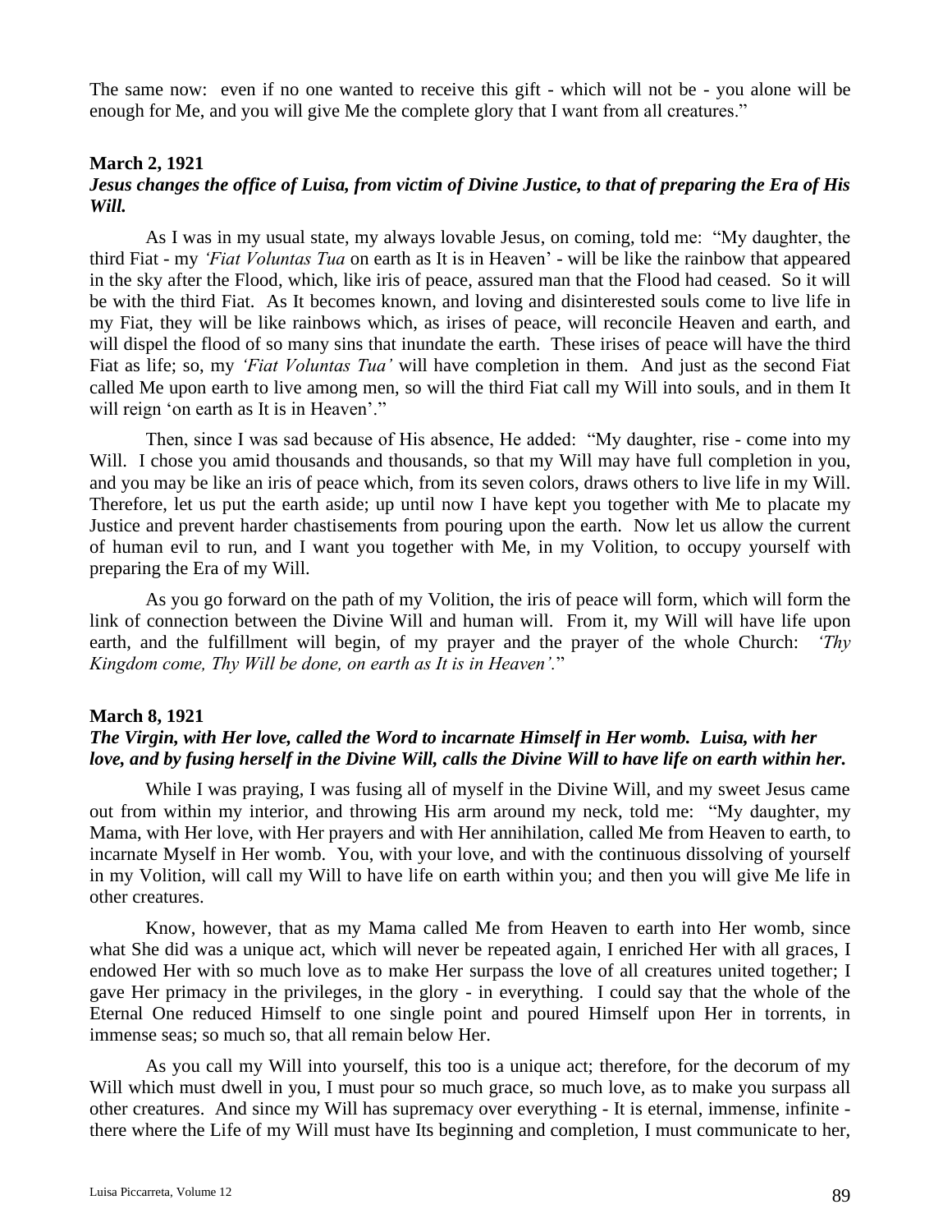The same now: even if no one wanted to receive this gift - which will not be - you alone will be enough for Me, and you will give Me the complete glory that I want from all creatures."

**March 2, 1921**
***Jesus changes the office of Luisa, from victim of Divine Justice, to that of preparing the Era of His Will.***

As I was in my usual state, my always lovable Jesus, on coming, told me: "My daughter, the third Fiat - my *'Fiat Voluntas Tua* on earth as It is in Heaven' - will be like the rainbow that appeared in the sky after the Flood, which, like iris of peace, assured man that the Flood had ceased. So it will be with the third Fiat. As It becomes known, and loving and disinterested souls come to live life in my Fiat, they will be like rainbows which, as irises of peace, will reconcile Heaven and earth, and will dispel the flood of so many sins that inundate the earth. These irises of peace will have the third Fiat as life; so, my *'Fiat Voluntas Tua'* will have completion in them. And just as the second Fiat called Me upon earth to live among men, so will the third Fiat call my Will into souls, and in them It will reign 'on earth as It is in Heaven'."

Then, since I was sad because of His absence, He added: "My daughter, rise - come into my Will. I chose you amid thousands and thousands, so that my Will may have full completion in you, and you may be like an iris of peace which, from its seven colors, draws others to live life in my Will. Therefore, let us put the earth aside; up until now I have kept you together with Me to placate my Justice and prevent harder chastisements from pouring upon the earth. Now let us allow the current of human evil to run, and I want you together with Me, in my Volition, to occupy yourself with preparing the Era of my Will.

As you go forward on the path of my Volition, the iris of peace will form, which will form the link of connection between the Divine Will and human will. From it, my Will will have life upon earth, and the fulfillment will begin, of my prayer and the prayer of the whole Church: *'Thy Kingdom come, Thy Will be done, on earth as It is in Heaven'.*"

**March 8, 1921**
***The Virgin, with Her love, called the Word to incarnate Himself in Her womb. Luisa, with her love, and by fusing herself in the Divine Will, calls the Divine Will to have life on earth within her.***

While I was praying, I was fusing all of myself in the Divine Will, and my sweet Jesus came out from within my interior, and throwing His arm around my neck, told me: "My daughter, my Mama, with Her love, with Her prayers and with Her annihilation, called Me from Heaven to earth, to incarnate Myself in Her womb. You, with your love, and with the continuous dissolving of yourself in my Volition, will call my Will to have life on earth within you; and then you will give Me life in other creatures.

Know, however, that as my Mama called Me from Heaven to earth into Her womb, since what She did was a unique act, which will never be repeated again, I enriched Her with all graces, I endowed Her with so much love as to make Her surpass the love of all creatures united together; I gave Her primacy in the privileges, in the glory - in everything. I could say that the whole of the Eternal One reduced Himself to one single point and poured Himself upon Her in torrents, in immense seas; so much so, that all remain below Her.

As you call my Will into yourself, this too is a unique act; therefore, for the decorum of my Will which must dwell in you, I must pour so much grace, so much love, as to make you surpass all other creatures. And since my Will has supremacy over everything - It is eternal, immense, infinite - there where the Life of my Will must have Its beginning and completion, I must communicate to her,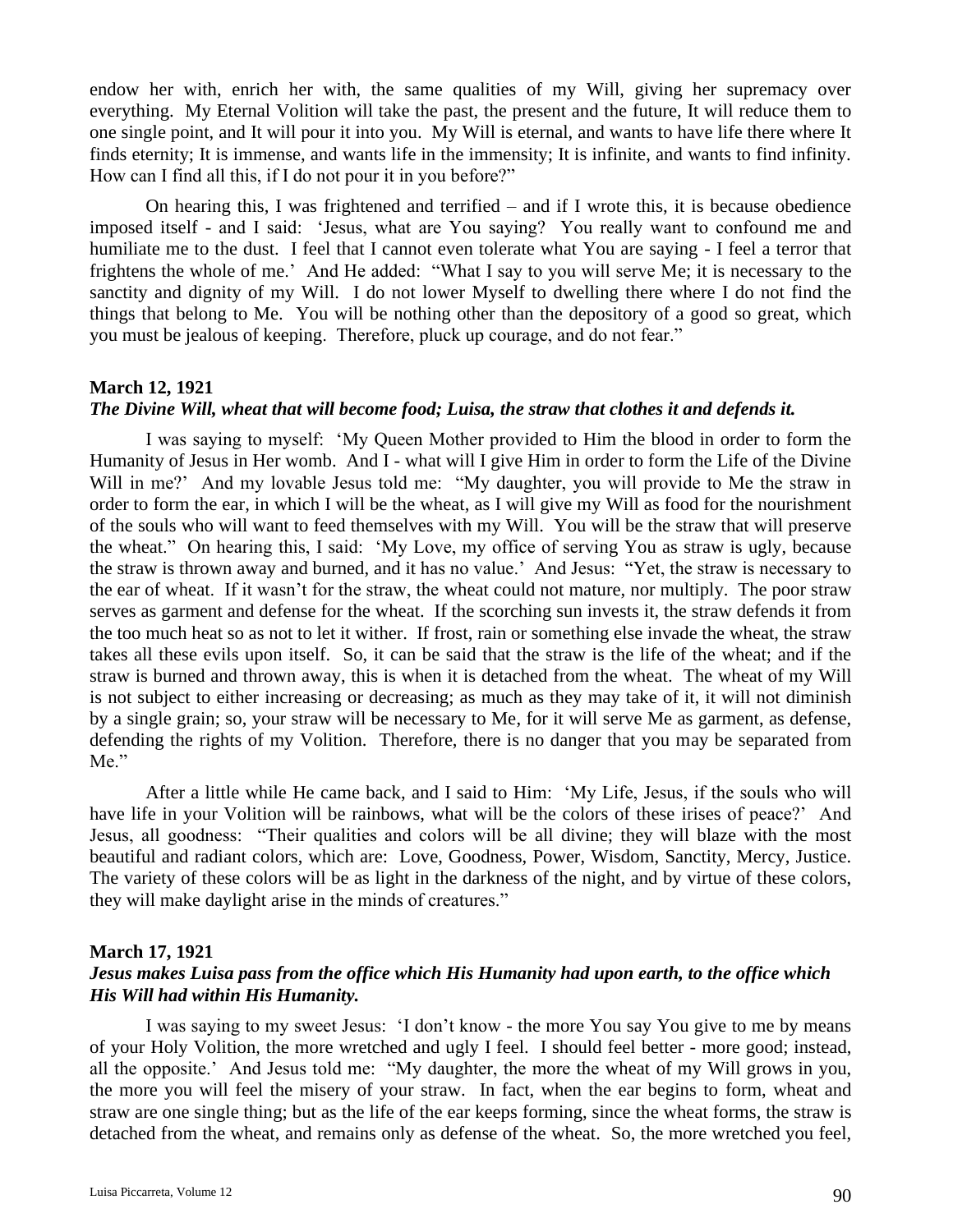endow her with, enrich her with, the same qualities of my Will, giving her supremacy over everything. My Eternal Volition will take the past, the present and the future, It will reduce them to one single point, and It will pour it into you. My Will is eternal, and wants to have life there where It finds eternity; It is immense, and wants life in the immensity; It is infinite, and wants to find infinity. How can I find all this, if I do not pour it in you before?"

On hearing this, I was frightened and terrified – and if I wrote this, it is because obedience imposed itself - and I said: 'Jesus, what are You saying? You really want to confound me and humiliate me to the dust. I feel that I cannot even tolerate what You are saying - I feel a terror that frightens the whole of me.' And He added: "What I say to you will serve Me; it is necessary to the sanctity and dignity of my Will. I do not lower Myself to dwelling there where I do not find the things that belong to Me. You will be nothing other than the depository of a good so great, which you must be jealous of keeping. Therefore, pluck up courage, and do not fear."

**March 12, 1921**
***The Divine Will, wheat that will become food; Luisa, the straw that clothes it and defends it.***

I was saying to myself: 'My Queen Mother provided to Him the blood in order to form the Humanity of Jesus in Her womb. And I - what will I give Him in order to form the Life of the Divine Will in me?' And my lovable Jesus told me: "My daughter, you will provide to Me the straw in order to form the ear, in which I will be the wheat, as I will give my Will as food for the nourishment of the souls who will want to feed themselves with my Will. You will be the straw that will preserve the wheat." On hearing this, I said: 'My Love, my office of serving You as straw is ugly, because the straw is thrown away and burned, and it has no value.' And Jesus: "Yet, the straw is necessary to the ear of wheat. If it wasn't for the straw, the wheat could not mature, nor multiply. The poor straw serves as garment and defense for the wheat. If the scorching sun invests it, the straw defends it from the too much heat so as not to let it wither. If frost, rain or something else invade the wheat, the straw takes all these evils upon itself. So, it can be said that the straw is the life of the wheat; and if the straw is burned and thrown away, this is when it is detached from the wheat. The wheat of my Will is not subject to either increasing or decreasing; as much as they may take of it, it will not diminish by a single grain; so, your straw will be necessary to Me, for it will serve Me as garment, as defense, defending the rights of my Volition. Therefore, there is no danger that you may be separated from Me."

After a little while He came back, and I said to Him: 'My Life, Jesus, if the souls who will have life in your Volition will be rainbows, what will be the colors of these irises of peace?' And Jesus, all goodness: "Their qualities and colors will be all divine; they will blaze with the most beautiful and radiant colors, which are: Love, Goodness, Power, Wisdom, Sanctity, Mercy, Justice. The variety of these colors will be as light in the darkness of the night, and by virtue of these colors, they will make daylight arise in the minds of creatures."

**March 17, 1921**
***Jesus makes Luisa pass from the office which His Humanity had upon earth, to the office which His Will had within His Humanity.***

I was saying to my sweet Jesus: 'I don't know - the more You say You give to me by means of your Holy Volition, the more wretched and ugly I feel. I should feel better - more good; instead, all the opposite.' And Jesus told me: "My daughter, the more the wheat of my Will grows in you, the more you will feel the misery of your straw. In fact, when the ear begins to form, wheat and straw are one single thing; but as the life of the ear keeps forming, since the wheat forms, the straw is detached from the wheat, and remains only as defense of the wheat. So, the more wretched you feel,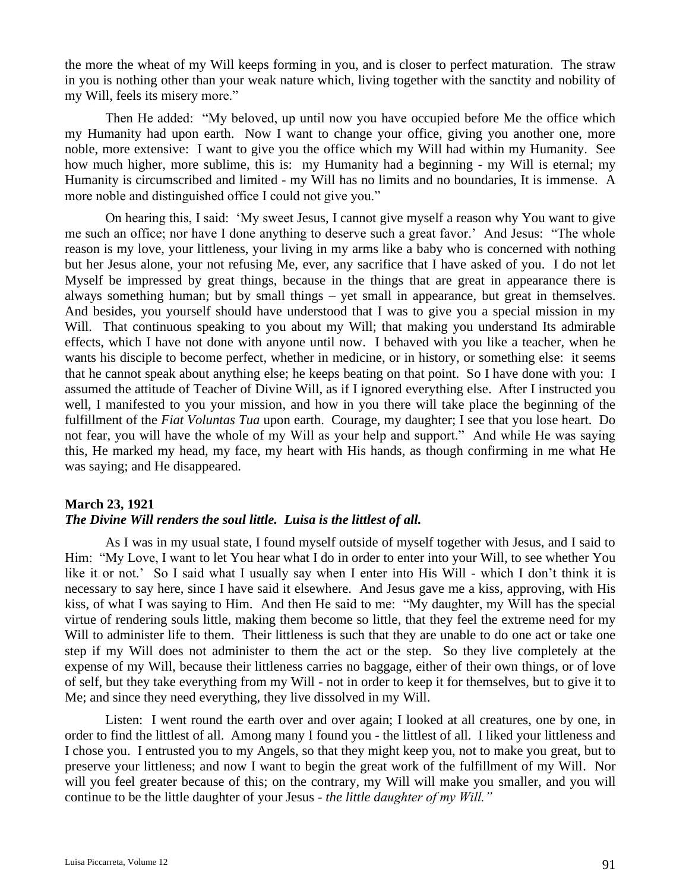the more the wheat of my Will keeps forming in you, and is closer to perfect maturation. The straw in you is nothing other than your weak nature which, living together with the sanctity and nobility of my Will, feels its misery more."

Then He added: "My beloved, up until now you have occupied before Me the office which my Humanity had upon earth. Now I want to change your office, giving you another one, more noble, more extensive: I want to give you the office which my Will had within my Humanity. See how much higher, more sublime, this is: my Humanity had a beginning - my Will is eternal; my Humanity is circumscribed and limited - my Will has no limits and no boundaries, It is immense. A more noble and distinguished office I could not give you."

On hearing this, I said: 'My sweet Jesus, I cannot give myself a reason why You want to give me such an office; nor have I done anything to deserve such a great favor.' And Jesus: "The whole reason is my love, your littleness, your living in my arms like a baby who is concerned with nothing but her Jesus alone, your not refusing Me, ever, any sacrifice that I have asked of you. I do not let Myself be impressed by great things, because in the things that are great in appearance there is always something human; but by small things – yet small in appearance, but great in themselves. And besides, you yourself should have understood that I was to give you a special mission in my Will. That continuous speaking to you about my Will; that making you understand Its admirable effects, which I have not done with anyone until now. I behaved with you like a teacher, when he wants his disciple to become perfect, whether in medicine, or in history, or something else: it seems that he cannot speak about anything else; he keeps beating on that point. So I have done with you: I assumed the attitude of Teacher of Divine Will, as if I ignored everything else. After I instructed you well, I manifested to you your mission, and how in you there will take place the beginning of the fulfillment of the *Fiat Voluntas Tua* upon earth. Courage, my daughter; I see that you lose heart. Do not fear, you will have the whole of my Will as your help and support." And while He was saying this, He marked my head, my face, my heart with His hands, as though confirming in me what He was saying; and He disappeared.

**March 23, 1921**
***The Divine Will renders the soul little. Luisa is the littlest of all.***

As I was in my usual state, I found myself outside of myself together with Jesus, and I said to Him: "My Love, I want to let You hear what I do in order to enter into your Will, to see whether You like it or not.' So I said what I usually say when I enter into His Will - which I don't think it is necessary to say here, since I have said it elsewhere. And Jesus gave me a kiss, approving, with His kiss, of what I was saying to Him. And then He said to me: "My daughter, my Will has the special virtue of rendering souls little, making them become so little, that they feel the extreme need for my Will to administer life to them. Their littleness is such that they are unable to do one act or take one step if my Will does not administer to them the act or the step. So they live completely at the expense of my Will, because their littleness carries no baggage, either of their own things, or of love of self, but they take everything from my Will - not in order to keep it for themselves, but to give it to Me; and since they need everything, they live dissolved in my Will.

Listen: I went round the earth over and over again; I looked at all creatures, one by one, in order to find the littlest of all. Among many I found you - the littlest of all. I liked your littleness and I chose you. I entrusted you to my Angels, so that they might keep you, not to make you great, but to preserve your littleness; and now I want to begin the great work of the fulfillment of my Will. Nor will you feel greater because of this; on the contrary, my Will will make you smaller, and you will continue to be the little daughter of your Jesus - *the little daughter of my Will."*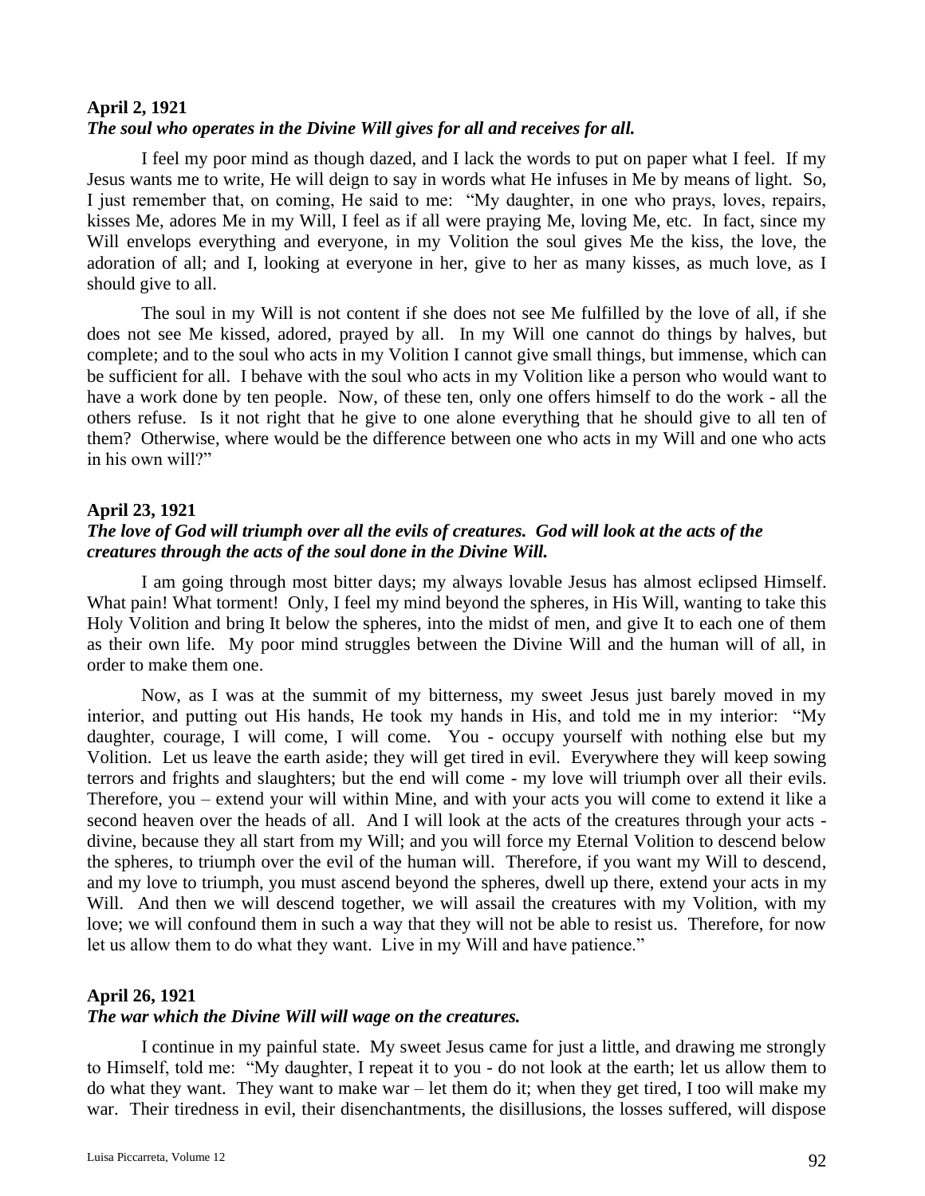**April 2, 1921**
***The soul who operates in the Divine Will gives for all and receives for all.***

I feel my poor mind as though dazed, and I lack the words to put on paper what I feel. If my Jesus wants me to write, He will deign to say in words what He infuses in Me by means of light. So, I just remember that, on coming, He said to me: "My daughter, in one who prays, loves, repairs, kisses Me, adores Me in my Will, I feel as if all were praying Me, loving Me, etc. In fact, since my Will envelops everything and everyone, in my Volition the soul gives Me the kiss, the love, the adoration of all; and I, looking at everyone in her, give to her as many kisses, as much love, as I should give to all.

The soul in my Will is not content if she does not see Me fulfilled by the love of all, if she does not see Me kissed, adored, prayed by all. In my Will one cannot do things by halves, but complete; and to the soul who acts in my Volition I cannot give small things, but immense, which can be sufficient for all. I behave with the soul who acts in my Volition like a person who would want to have a work done by ten people. Now, of these ten, only one offers himself to do the work - all the others refuse. Is it not right that he give to one alone everything that he should give to all ten of them? Otherwise, where would be the difference between one who acts in my Will and one who acts in his own will?"

**April 23, 1921**
***The love of God will triumph over all the evils of creatures. God will look at the acts of the creatures through the acts of the soul done in the Divine Will.***

I am going through most bitter days; my always lovable Jesus has almost eclipsed Himself. What pain! What torment! Only, I feel my mind beyond the spheres, in His Will, wanting to take this Holy Volition and bring It below the spheres, into the midst of men, and give It to each one of them as their own life. My poor mind struggles between the Divine Will and the human will of all, in order to make them one.

Now, as I was at the summit of my bitterness, my sweet Jesus just barely moved in my interior, and putting out His hands, He took my hands in His, and told me in my interior: "My daughter, courage, I will come, I will come. You - occupy yourself with nothing else but my Volition. Let us leave the earth aside; they will get tired in evil. Everywhere they will keep sowing terrors and frights and slaughters; but the end will come - my love will triumph over all their evils. Therefore, you – extend your will within Mine, and with your acts you will come to extend it like a second heaven over the heads of all. And I will look at the acts of the creatures through your acts - divine, because they all start from my Will; and you will force my Eternal Volition to descend below the spheres, to triumph over the evil of the human will. Therefore, if you want my Will to descend, and my love to triumph, you must ascend beyond the spheres, dwell up there, extend your acts in my Will. And then we will descend together, we will assail the creatures with my Volition, with my love; we will confound them in such a way that they will not be able to resist us. Therefore, for now let us allow them to do what they want. Live in my Will and have patience."

**April 26, 1921**
***The war which the Divine Will will wage on the creatures.***

I continue in my painful state. My sweet Jesus came for just a little, and drawing me strongly to Himself, told me: "My daughter, I repeat it to you - do not look at the earth; let us allow them to do what they want. They want to make war – let them do it; when they get tired, I too will make my war. Their tiredness in evil, their disenchantments, the disillusions, the losses suffered, will dispose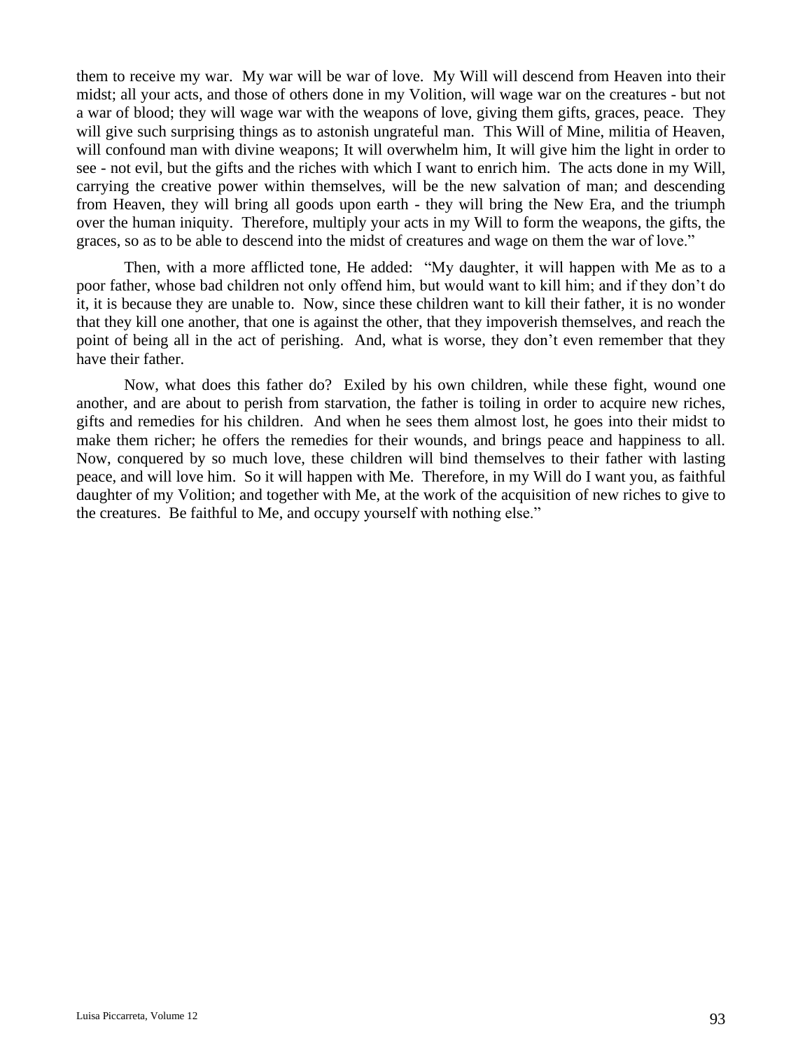them to receive my war. My war will be war of love. My Will will descend from Heaven into their midst; all your acts, and those of others done in my Volition, will wage war on the creatures - but not a war of blood; they will wage war with the weapons of love, giving them gifts, graces, peace. They will give such surprising things as to astonish ungrateful man. This Will of Mine, militia of Heaven, will confound man with divine weapons; It will overwhelm him, It will give him the light in order to see - not evil, but the gifts and the riches with which I want to enrich him. The acts done in my Will, carrying the creative power within themselves, will be the new salvation of man; and descending from Heaven, they will bring all goods upon earth - they will bring the New Era, and the triumph over the human iniquity. Therefore, multiply your acts in my Will to form the weapons, the gifts, the graces, so as to be able to descend into the midst of creatures and wage on them the war of love."

Then, with a more afflicted tone, He added: "My daughter, it will happen with Me as to a poor father, whose bad children not only offend him, but would want to kill him; and if they don't do it, it is because they are unable to. Now, since these children want to kill their father, it is no wonder that they kill one another, that one is against the other, that they impoverish themselves, and reach the point of being all in the act of perishing. And, what is worse, they don't even remember that they have their father.

Now, what does this father do? Exiled by his own children, while these fight, wound one another, and are about to perish from starvation, the father is toiling in order to acquire new riches, gifts and remedies for his children. And when he sees them almost lost, he goes into their midst to make them richer; he offers the remedies for their wounds, and brings peace and happiness to all. Now, conquered by so much love, these children will bind themselves to their father with lasting peace, and will love him. So it will happen with Me. Therefore, in my Will do I want you, as faithful daughter of my Volition; and together with Me, at the work of the acquisition of new riches to give to the creatures. Be faithful to Me, and occupy yourself with nothing else."